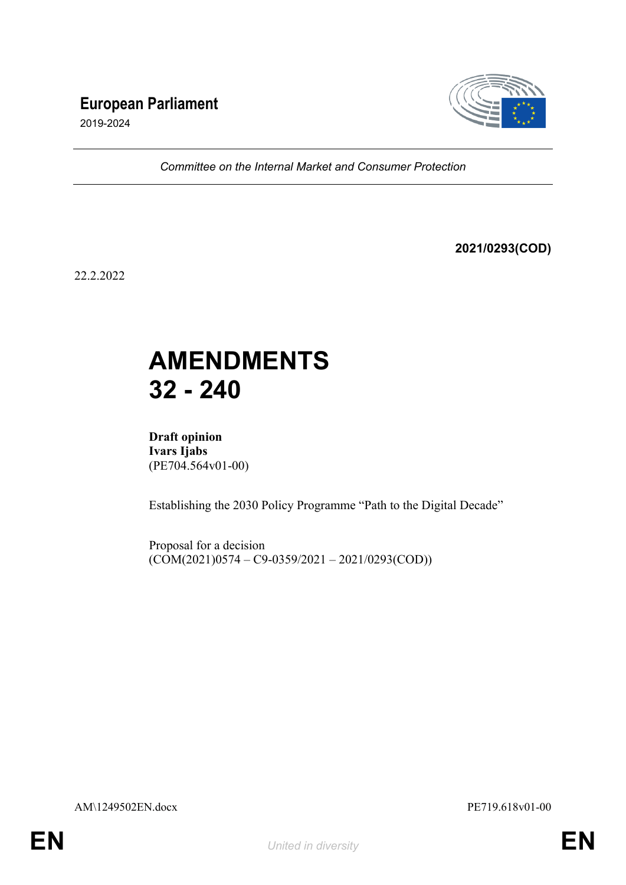**European Parliament**

2019-2024

*Committee on the Internal Market and Consumer Protection*

**2021/0293(COD)**

22.2.2022

# AMENDMENTS 32 - 240

**Draft opinion**
**Ivars Ijabs**
(PE704.564v01-00)

Establishing the 2030 Policy Programme "Path to the Digital Decade"

Proposal for a decision
(COM(2021)0574 – C9-0359/2021 – 2021/0293(COD))

AM\1249502EN.docx PE719.618v01-00

EN *United in diversity* EN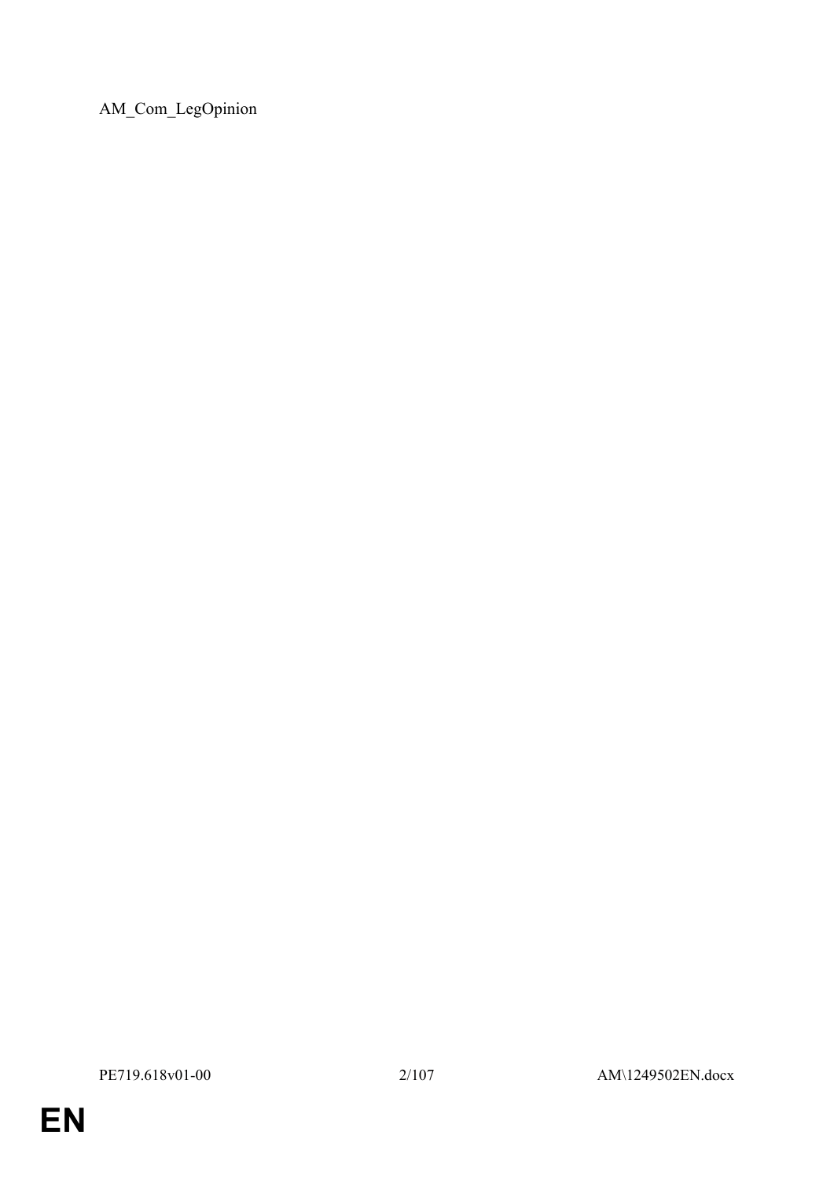AM_Com_LegOpinion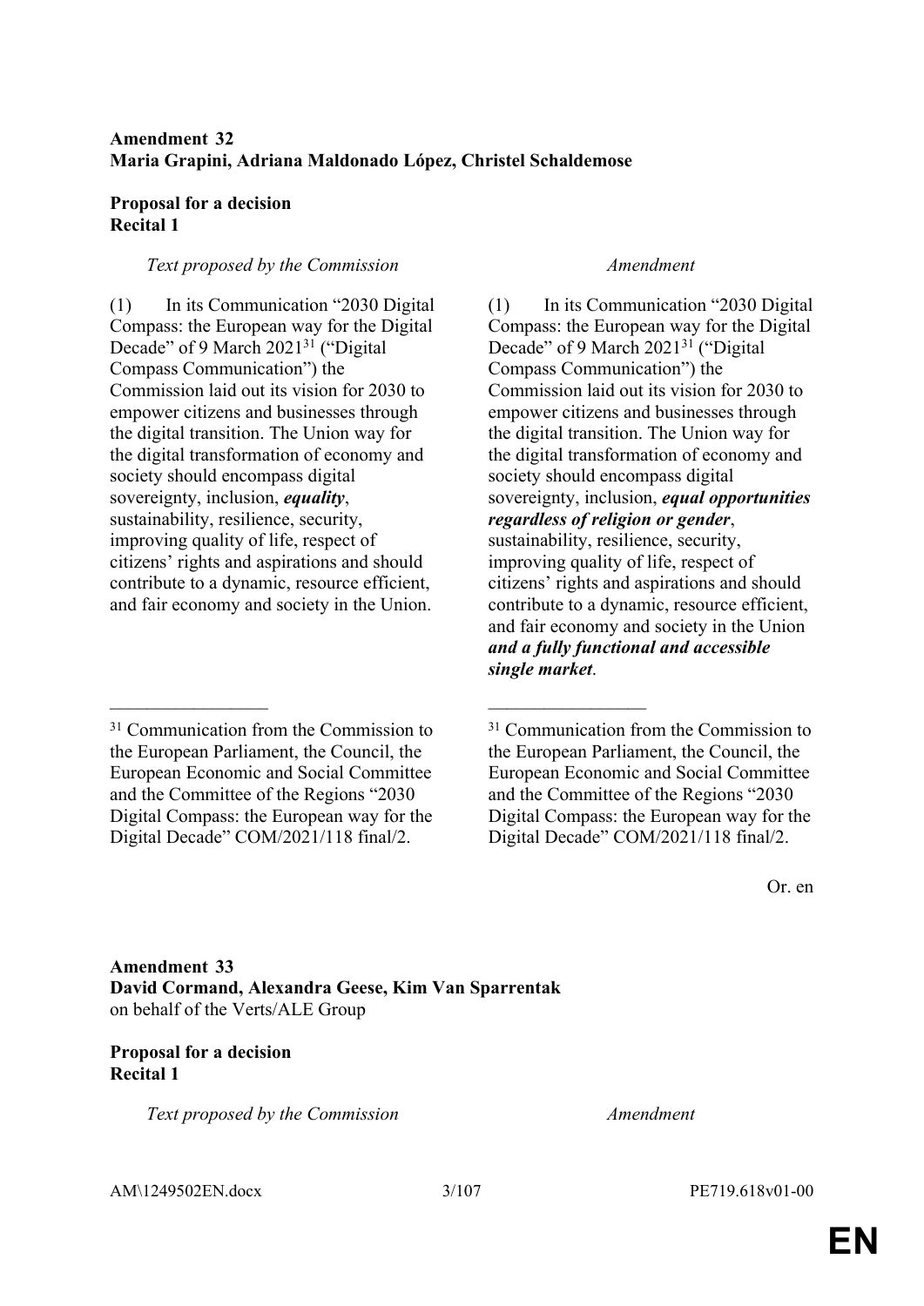**Amendment 32**
**Maria Grapini, Adriana Maldonado López, Christel Schaldemose**

**Proposal for a decision**
**Recital 1**

| *Text proposed by the Commission* | *Amendment* |
|---|---|
| (1) In its Communication "2030 Digital Compass: the European way for the Digital Decade" of 9 March 2021[31] ("Digital Compass Communication") the Commission laid out its vision for 2030 to empower citizens and businesses through the digital transition. The Union way for the digital transformation of economy and society should encompass digital sovereignty, inclusion, ***equality***, sustainability, resilience, security, improving quality of life, respect of citizens' rights and aspirations and should contribute to a dynamic, resource efficient, and fair economy and society in the Union. | (1) In its Communication "2030 Digital Compass: the European way for the Digital Decade" of 9 March 2021[31] ("Digital Compass Communication") the Commission laid out its vision for 2030 to empower citizens and businesses through the digital transition. The Union way for the digital transformation of economy and society should encompass digital sovereignty, inclusion, ***equal opportunities regardless of religion or gender***, sustainability, resilience, security, improving quality of life, respect of citizens' rights and aspirations and should contribute to a dynamic, resource efficient, and fair economy and society in the Union ***and a fully functional and accessible single market***. |
| [31] Communication from the Commission to the European Parliament, the Council, the European Economic and Social Committee and the Committee of the Regions "2030 Digital Compass: the European way for the Digital Decade" COM/2021/118 final/2. | [31] Communication from the Commission to the European Parliament, the Council, the European Economic and Social Committee and the Committee of the Regions "2030 Digital Compass: the European way for the Digital Decade" COM/2021/118 final/2. |

Or. en

**Amendment 33**
**David Cormand, Alexandra Geese, Kim Van Sparrentak**
on behalf of the Verts/ALE Group

**Proposal for a decision**
**Recital 1**

| *Text proposed by the Commission* | *Amendment* |
|---|---|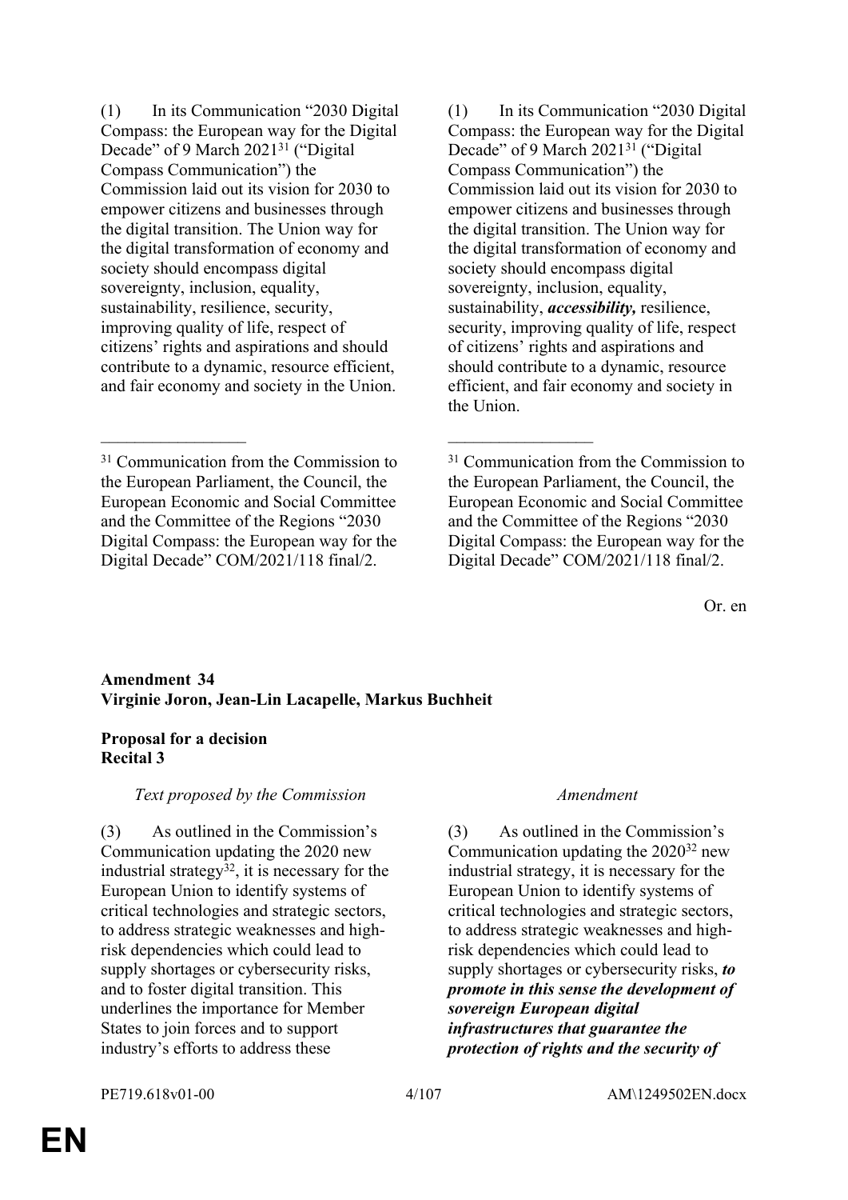| | |
|---|---|
| (1) In its Communication "2030 Digital Compass: the European way for the Digital Decade" of 9 March 2021[31] ("Digital Compass Communication") the Commission laid out its vision for 2030 to empower citizens and businesses through the digital transition. The Union way for the digital transformation of economy and society should encompass digital sovereignty, inclusion, equality, sustainability, resilience, security, improving quality of life, respect of citizens' rights and aspirations and should contribute to a dynamic, resource efficient, and fair economy and society in the Union. | (1) In its Communication "2030 Digital Compass: the European way for the Digital Decade" of 9 March 2021[31] ("Digital Compass Communication") the Commission laid out its vision for 2030 to empower citizens and businesses through the digital transition. The Union way for the digital transformation of economy and society should encompass digital sovereignty, inclusion, equality, sustainability, ***accessibility,*** resilience, security, improving quality of life, respect of citizens' rights and aspirations and should contribute to a dynamic, resource efficient, and fair economy and society in the Union. |
| _________________ | _________________ |
| [31] Communication from the Commission to the European Parliament, the Council, the European Economic and Social Committee and the Committee of the Regions "2030 Digital Compass: the European way for the Digital Decade" COM/2021/118 final/2. | [31] Communication from the Commission to the European Parliament, the Council, the European Economic and Social Committee and the Committee of the Regions "2030 Digital Compass: the European way for the Digital Decade" COM/2021/118 final/2. |

Or. en

**Amendment 34**
**Virginie Joron, Jean-Lin Lacapelle, Markus Buchheit**

**Proposal for a decision**
**Recital 3**

| *Text proposed by the Commission* | *Amendment* |
|---|---|
| (3) As outlined in the Commission's Communication updating the 2020 new industrial strategy[32], it is necessary for the European Union to identify systems of critical technologies and strategic sectors, to address strategic weaknesses and high-risk dependencies which could lead to supply shortages or cybersecurity risks, and to foster digital transition. This underlines the importance for Member States to join forces and to support industry's efforts to address these | (3) As outlined in the Commission's Communication updating the 2020[32] new industrial strategy, it is necessary for the European Union to identify systems of critical technologies and strategic sectors, to address strategic weaknesses and high-risk dependencies which could lead to supply shortages or cybersecurity risks, ***to promote in this sense the development of sovereign European digital infrastructures that guarantee the protection of rights and the security of*** |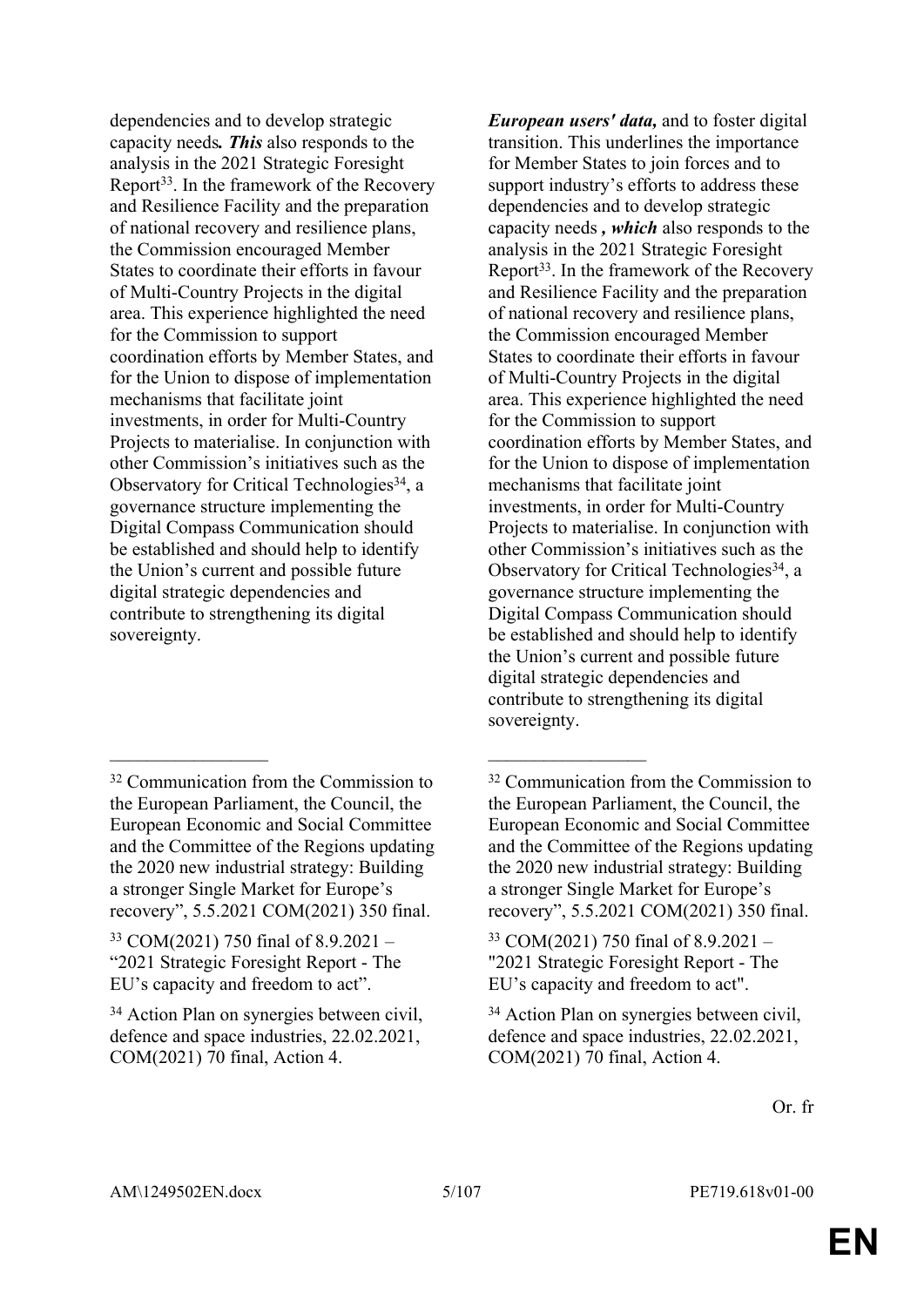| | |
|---|---|
| dependencies and to develop strategic capacity needs***. This*** also responds to the analysis in the 2021 Strategic Foresight Report[33]. In the framework of the Recovery and Resilience Facility and the preparation of national recovery and resilience plans, the Commission encouraged Member States to coordinate their efforts in favour of Multi-Country Projects in the digital area. This experience highlighted the need for the Commission to support coordination efforts by Member States, and for the Union to dispose of implementation mechanisms that facilitate joint investments, in order for Multi-Country Projects to materialise. In conjunction with other Commission's initiatives such as the Observatory for Critical Technologies[34], a governance structure implementing the Digital Compass Communication should be established and should help to identify the Union's current and possible future digital strategic dependencies and contribute to strengthening its digital sovereignty. | ***European users' data,*** and to foster digital transition. This underlines the importance for Member States to join forces and to support industry's efforts to address these dependencies and to develop strategic capacity needs ***, which*** also responds to the analysis in the 2021 Strategic Foresight Report[33]. In the framework of the Recovery and Resilience Facility and the preparation of national recovery and resilience plans, the Commission encouraged Member States to coordinate their efforts in favour of Multi-Country Projects in the digital area. This experience highlighted the need for the Commission to support coordination efforts by Member States, and for the Union to dispose of implementation mechanisms that facilitate joint investments, in order for Multi-Country Projects to materialise. In conjunction with other Commission's initiatives such as the Observatory for Critical Technologies[34], a governance structure implementing the Digital Compass Communication should be established and should help to identify the Union's current and possible future digital strategic dependencies and contribute to strengthening its digital sovereignty. |
| _________________ | _________________ |
| [32] Communication from the Commission to the European Parliament, the Council, the European Economic and Social Committee and the Committee of the Regions updating the 2020 new industrial strategy: Building a stronger Single Market for Europe's recovery", 5.5.2021 COM(2021) 350 final. | [32] Communication from the Commission to the European Parliament, the Council, the European Economic and Social Committee and the Committee of the Regions updating the 2020 new industrial strategy: Building a stronger Single Market for Europe's recovery", 5.5.2021 COM(2021) 350 final. |
| [33] COM(2021) 750 final of 8.9.2021 – "2021 Strategic Foresight Report - The EU's capacity and freedom to act". | [33] COM(2021) 750 final of 8.9.2021 – "2021 Strategic Foresight Report - The EU's capacity and freedom to act". |
| [34] Action Plan on synergies between civil, defence and space industries, 22.02.2021, COM(2021) 70 final, Action 4. | [34] Action Plan on synergies between civil, defence and space industries, 22.02.2021, COM(2021) 70 final, Action 4. |

Or. fr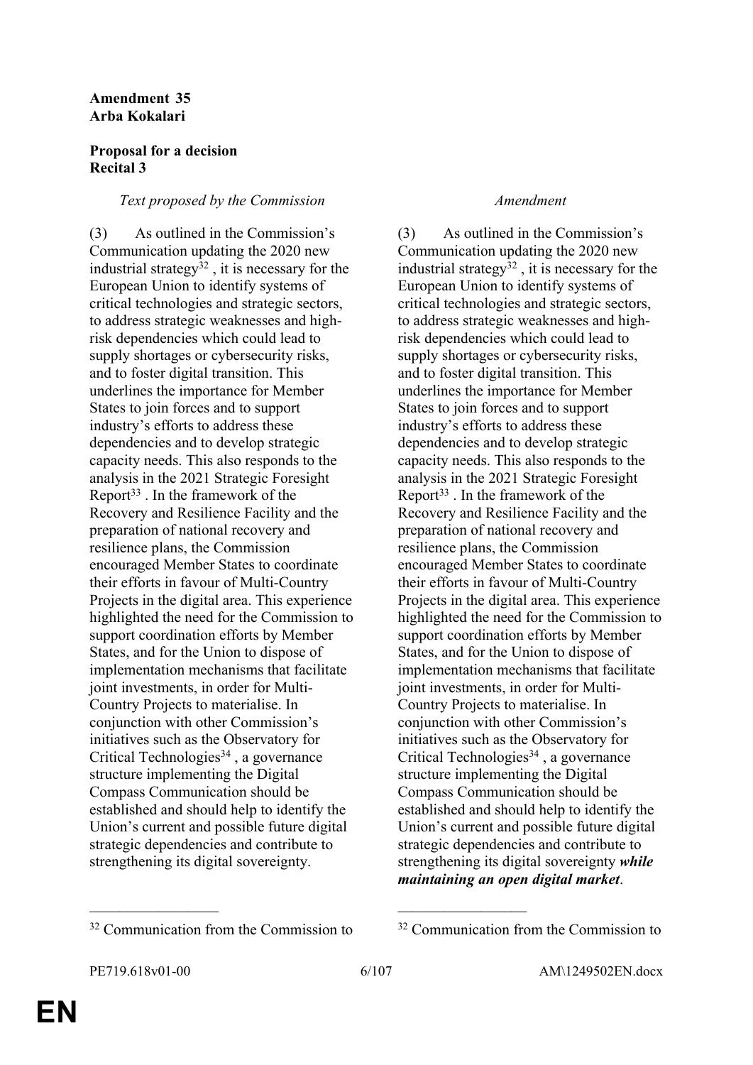**Amendment 35**
**Arba Kokalari**

**Proposal for a decision**
**Recital 3**

| *Text proposed by the Commission* | *Amendment* |
|---|---|
| (3) As outlined in the Commission's Communication updating the 2020 new industrial strategy[32] , it is necessary for the European Union to identify systems of critical technologies and strategic sectors, to address strategic weaknesses and high-risk dependencies which could lead to supply shortages or cybersecurity risks, and to foster digital transition. This underlines the importance for Member States to join forces and to support industry's efforts to address these dependencies and to develop strategic capacity needs. This also responds to the analysis in the 2021 Strategic Foresight Report[33] . In the framework of the Recovery and Resilience Facility and the preparation of national recovery and resilience plans, the Commission encouraged Member States to coordinate their efforts in favour of Multi-Country Projects in the digital area. This experience highlighted the need for the Commission to support coordination efforts by Member States, and for the Union to dispose of implementation mechanisms that facilitate joint investments, in order for Multi-Country Projects to materialise. In conjunction with other Commission's initiatives such as the Observatory for Critical Technologies[34] , a governance structure implementing the Digital Compass Communication should be established and should help to identify the Union's current and possible future digital strategic dependencies and contribute to strengthening its digital sovereignty. | (3) As outlined in the Commission's Communication updating the 2020 new industrial strategy[32] , it is necessary for the European Union to identify systems of critical technologies and strategic sectors, to address strategic weaknesses and high-risk dependencies which could lead to supply shortages or cybersecurity risks, and to foster digital transition. This underlines the importance for Member States to join forces and to support industry's efforts to address these dependencies and to develop strategic capacity needs. This also responds to the analysis in the 2021 Strategic Foresight Report[33] . In the framework of the Recovery and Resilience Facility and the preparation of national recovery and resilience plans, the Commission encouraged Member States to coordinate their efforts in favour of Multi-Country Projects in the digital area. This experience highlighted the need for the Commission to support coordination efforts by Member States, and for the Union to dispose of implementation mechanisms that facilitate joint investments, in order for Multi-Country Projects to materialise. In conjunction with other Commission's initiatives such as the Observatory for Critical Technologies[34] , a governance structure implementing the Digital Compass Communication should be established and should help to identify the Union's current and possible future digital strategic dependencies and contribute to strengthening its digital sovereignty ***while maintaining an open digital market***. |

---

[32] Communication from the Commission to

[32] Communication from the Commission to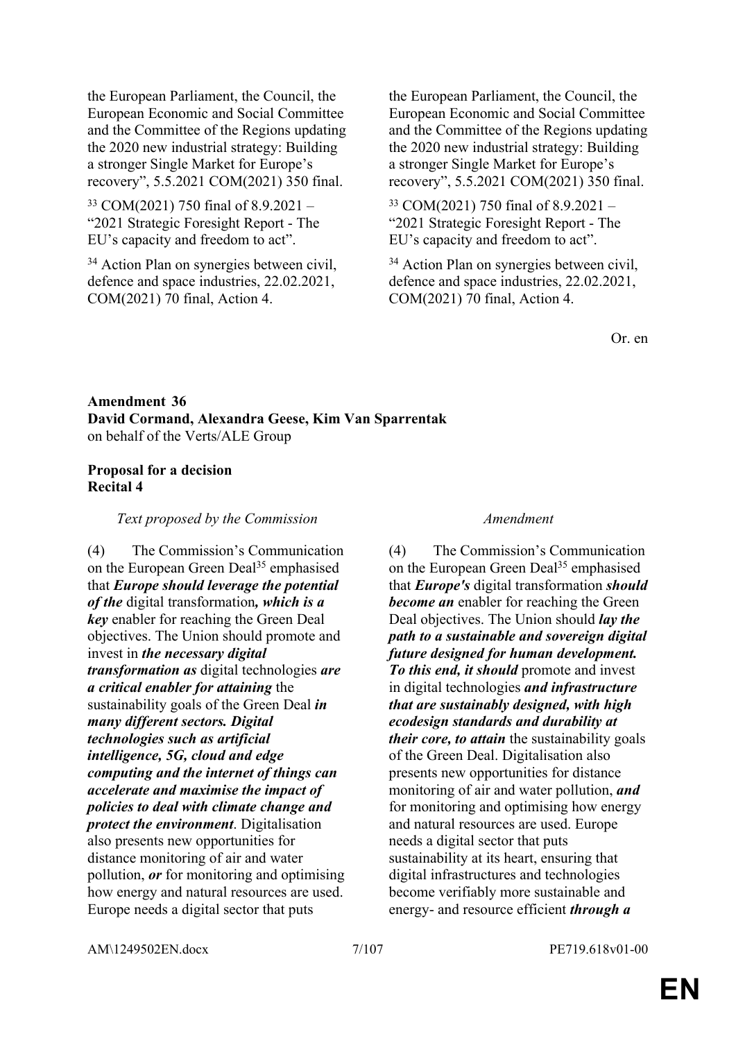the European Parliament, the Council, the European Economic and Social Committee and the Committee of the Regions updating the 2020 new industrial strategy: Building a stronger Single Market for Europe's recovery", 5.5.2021 COM(2021) 350 final.

[33] COM(2021) 750 final of 8.9.2021 – "2021 Strategic Foresight Report - The EU's capacity and freedom to act".

[34] Action Plan on synergies between civil, defence and space industries, 22.02.2021, COM(2021) 70 final, Action 4.

Or. en

**Amendment 36**
**David Cormand, Alexandra Geese, Kim Van Sparrentak**
on behalf of the Verts/ALE Group

**Proposal for a decision**
**Recital 4**

| *Text proposed by the Commission* | *Amendment* |
|---|---|
| (4) The Commission's Communication on the European Green Deal[35] emphasised that ***Europe should leverage the potential of the*** digital transformation***, which is a key*** enabler for reaching the Green Deal objectives. The Union should promote and invest in ***the necessary digital transformation as*** digital technologies ***are a critical enabler for attaining*** the sustainability goals of the Green Deal ***in many different sectors. Digital technologies such as artificial intelligence, 5G, cloud and edge computing and the internet of things can accelerate and maximise the impact of policies to deal with climate change and protect the environment***. Digitalisation also presents new opportunities for distance monitoring of air and water pollution, ***or*** for monitoring and optimising how energy and natural resources are used. Europe needs a digital sector that puts | (4) The Commission's Communication on the European Green Deal[35] emphasised that ***Europe's*** digital transformation ***should become an*** enabler for reaching the Green Deal objectives. The Union should ***lay the path to a sustainable and sovereign digital future designed for human development. To this end, it should*** promote and invest in digital technologies ***and infrastructure that are sustainably designed, with high ecodesign standards and durability at their core, to attain*** the sustainability goals of the Green Deal. Digitalisation also presents new opportunities for distance monitoring of air and water pollution, ***and*** for monitoring and optimising how energy and natural resources are used. Europe needs a digital sector that puts sustainability at its heart, ensuring that digital infrastructures and technologies become verifiably more sustainable and energy- and resource efficient ***through a*** |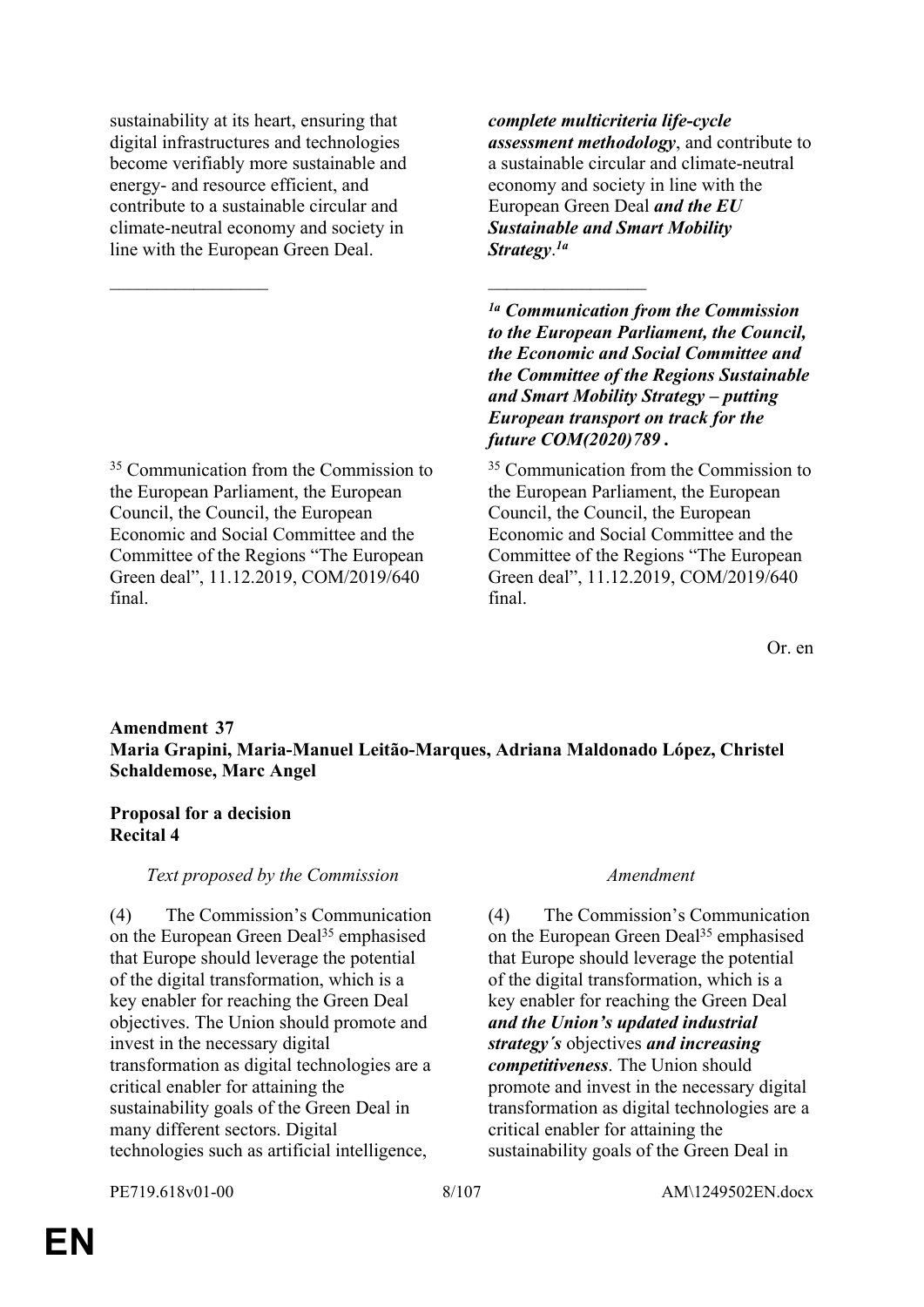| | |
|---|---|
| sustainability at its heart, ensuring that digital infrastructures and technologies become verifiably more sustainable and energy- and resource efficient, and contribute to a sustainable circular and climate-neutral economy and society in line with the European Green Deal. | ***complete multicriteria life-cycle assessment methodology***, and contribute to a sustainable circular and climate-neutral economy and society in line with the European Green Deal ***and the EU Sustainable and Smart Mobility Strategy***.[1a] |
| _________________ | _________________ |
| | [1a] ***Communication from the Commission to the European Parliament, the Council, the Economic and Social Committee and the Committee of the Regions Sustainable and Smart Mobility Strategy – putting European transport on track for the future COM(2020)789 .*** |
| [35] Communication from the Commission to the European Parliament, the European Council, the Council, the European Economic and Social Committee and the Committee of the Regions "The European Green deal", 11.12.2019, COM/2019/640 final. | [35] Communication from the Commission to the European Parliament, the European Council, the Council, the European Economic and Social Committee and the Committee of the Regions "The European Green deal", 11.12.2019, COM/2019/640 final. |

Or. en

**Amendment 37**
**Maria Grapini, Maria-Manuel Leitão-Marques, Adriana Maldonado López, Christel Schaldemose, Marc Angel**

**Proposal for a decision**
**Recital 4**

| *Text proposed by the Commission* | *Amendment* |
|---|---|
| (4) The Commission's Communication on the European Green Deal[35] emphasised that Europe should leverage the potential of the digital transformation, which is a key enabler for reaching the Green Deal objectives. The Union should promote and invest in the necessary digital transformation as digital technologies are a critical enabler for attaining the sustainability goals of the Green Deal in many different sectors. Digital technologies such as artificial intelligence, | (4) The Commission's Communication on the European Green Deal[35] emphasised that Europe should leverage the potential of the digital transformation, which is a key enabler for reaching the Green Deal ***and the Union's updated industrial strategy´s*** objectives ***and increasing competitiveness***. The Union should promote and invest in the necessary digital transformation as digital technologies are a critical enabler for attaining the sustainability goals of the Green Deal in |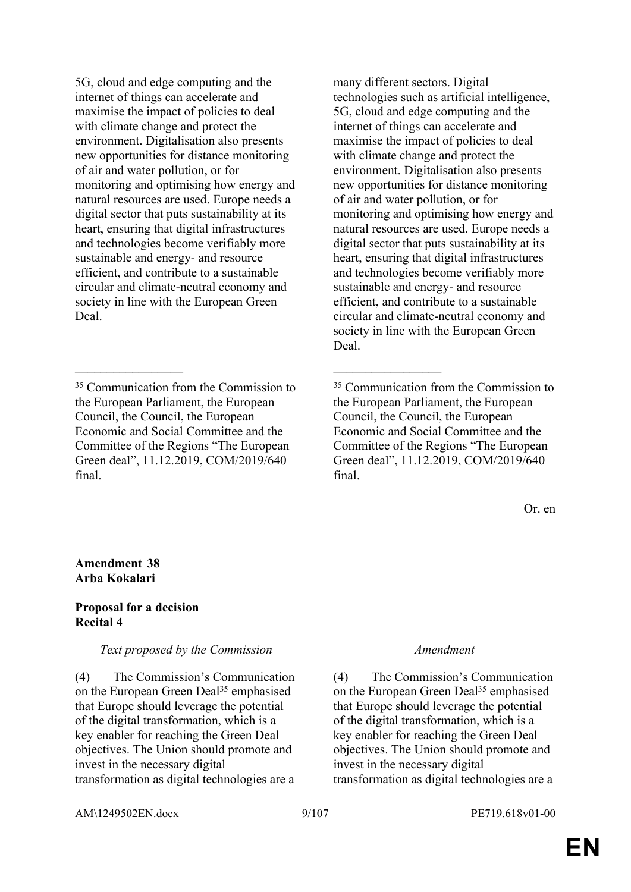| | |
|---|---|
| 5G, cloud and edge computing and the internet of things can accelerate and maximise the impact of policies to deal with climate change and protect the environment. Digitalisation also presents new opportunities for distance monitoring of air and water pollution, or for monitoring and optimising how energy and natural resources are used. Europe needs a digital sector that puts sustainability at its heart, ensuring that digital infrastructures and technologies become verifiably more sustainable and energy- and resource efficient, and contribute to a sustainable circular and climate-neutral economy and society in line with the European Green Deal. | many different sectors. Digital technologies such as artificial intelligence, 5G, cloud and edge computing and the internet of things can accelerate and maximise the impact of policies to deal with climate change and protect the environment. Digitalisation also presents new opportunities for distance monitoring of air and water pollution, or for monitoring and optimising how energy and natural resources are used. Europe needs a digital sector that puts sustainability at its heart, ensuring that digital infrastructures and technologies become verifiably more sustainable and energy- and resource efficient, and contribute to a sustainable circular and climate-neutral economy and society in line with the European Green Deal. |
| [35] Communication from the Commission to the European Parliament, the European Council, the Council, the European Economic and Social Committee and the Committee of the Regions "The European Green deal", 11.12.2019, COM/2019/640 final. | [35] Communication from the Commission to the European Parliament, the European Council, the Council, the European Economic and Social Committee and the Committee of the Regions "The European Green deal", 11.12.2019, COM/2019/640 final. |

Or. en

**Amendment 38**
**Arba Kokalari**

**Proposal for a decision**
**Recital 4**

| *Text proposed by the Commission* | *Amendment* |
|---|---|
| (4) The Commission's Communication on the European Green Deal[35] emphasised that Europe should leverage the potential of the digital transformation, which is a key enabler for reaching the Green Deal objectives. The Union should promote and invest in the necessary digital transformation as digital technologies are a | (4) The Commission's Communication on the European Green Deal[35] emphasised that Europe should leverage the potential of the digital transformation, which is a key enabler for reaching the Green Deal objectives. The Union should promote and invest in the necessary digital transformation as digital technologies are a |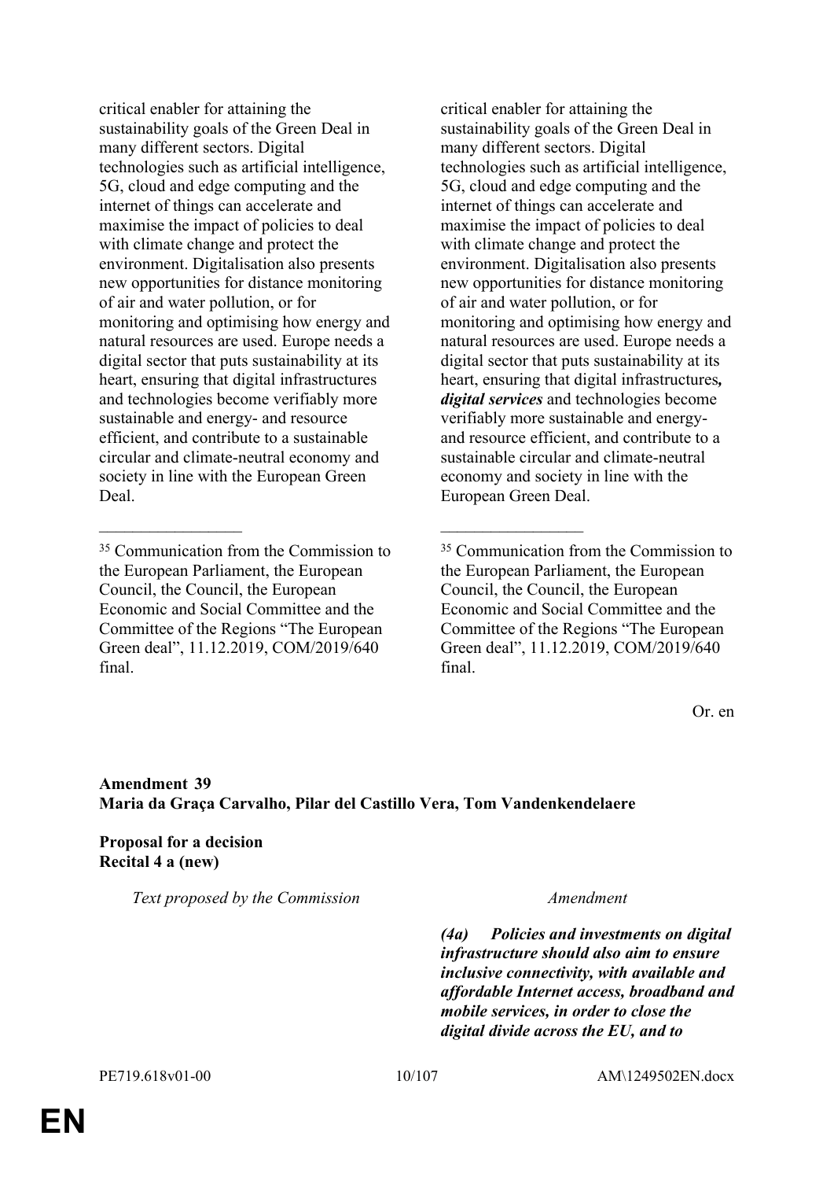| | |
|---|---|
| critical enabler for attaining the sustainability goals of the Green Deal in many different sectors. Digital technologies such as artificial intelligence, 5G, cloud and edge computing and the internet of things can accelerate and maximise the impact of policies to deal with climate change and protect the environment. Digitalisation also presents new opportunities for distance monitoring of air and water pollution, or for monitoring and optimising how energy and natural resources are used. Europe needs a digital sector that puts sustainability at its heart, ensuring that digital infrastructures and technologies become verifiably more sustainable and energy- and resource efficient, and contribute to a sustainable circular and climate-neutral economy and society in line with the European Green Deal. | critical enabler for attaining the sustainability goals of the Green Deal in many different sectors. Digital technologies such as artificial intelligence, 5G, cloud and edge computing and the internet of things can accelerate and maximise the impact of policies to deal with climate change and protect the environment. Digitalisation also presents new opportunities for distance monitoring of air and water pollution, or for monitoring and optimising how energy and natural resources are used. Europe needs a digital sector that puts sustainability at its heart, ensuring that digital infrastructures***, digital services*** and technologies become verifiably more sustainable and energy- and resource efficient, and contribute to a sustainable circular and climate-neutral economy and society in line with the European Green Deal. |
| __________________ | __________________ |
| [35] Communication from the Commission to the European Parliament, the European Council, the Council, the European Economic and Social Committee and the Committee of the Regions "The European Green deal", 11.12.2019, COM/2019/640 final. | [35] Communication from the Commission to the European Parliament, the European Council, the Council, the European Economic and Social Committee and the Committee of the Regions "The European Green deal", 11.12.2019, COM/2019/640 final. |

Or. en

**Amendment 39**
**Maria da Graça Carvalho, Pilar del Castillo Vera, Tom Vandenkendelaere**

**Proposal for a decision**
**Recital 4 a (new)**

| *Text proposed by the Commission* | *Amendment* |
|---|---|
| | ***(4a) Policies and investments on digital infrastructure should also aim to ensure inclusive connectivity, with available and affordable Internet access, broadband and mobile services, in order to close the digital divide across the EU, and to*** |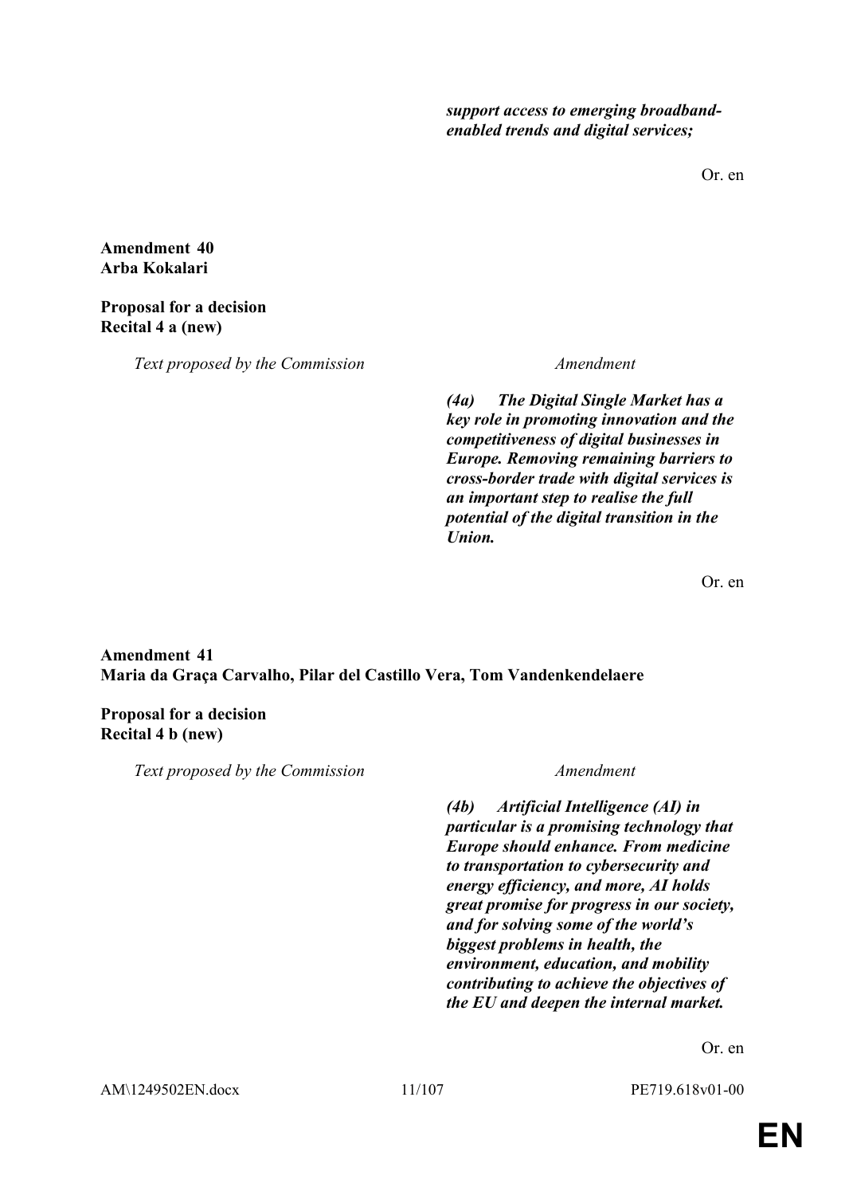***support access to emerging broadband-enabled trends and digital services;***

Or. en

**Amendment 40**
**Arba Kokalari**

**Proposal for a decision**
**Recital 4 a (new)**

| *Text proposed by the Commission* | *Amendment* |
|---|---|
| | ***(4a) The Digital Single Market has a key role in promoting innovation and the competitiveness of digital businesses in Europe. Removing remaining barriers to cross-border trade with digital services is an important step to realise the full potential of the digital transition in the Union.*** |

Or. en

**Amendment 41**
**Maria da Graça Carvalho, Pilar del Castillo Vera, Tom Vandenkendelaere**

**Proposal for a decision**
**Recital 4 b (new)**

| *Text proposed by the Commission* | *Amendment* |
|---|---|
| | ***(4b) Artificial Intelligence (AI) in particular is a promising technology that Europe should enhance. From medicine to transportation to cybersecurity and energy efficiency, and more, AI holds great promise for progress in our society, and for solving some of the world's biggest problems in health, the environment, education, and mobility contributing to achieve the objectives of the EU and deepen the internal market.*** |

Or. en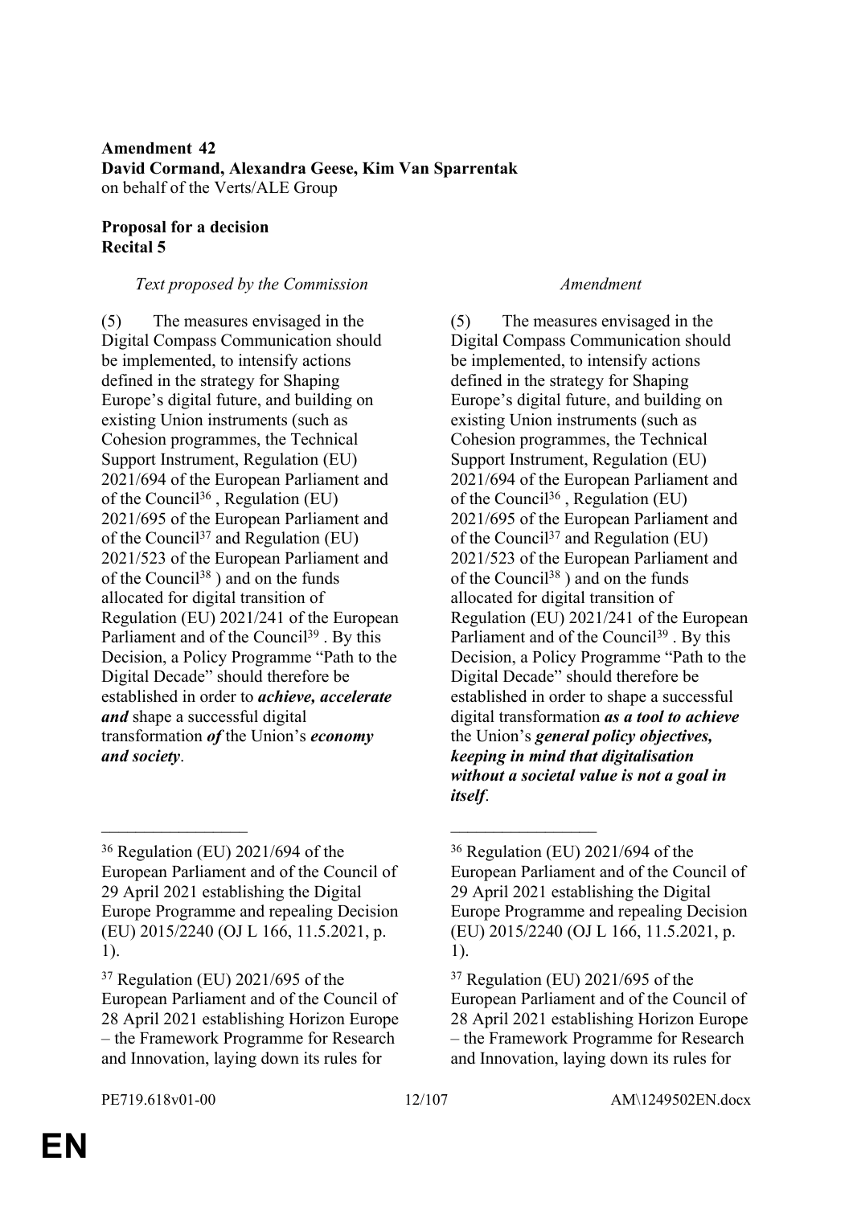**Amendment 42**
**David Cormand, Alexandra Geese, Kim Van Sparrentak**
on behalf of the Verts/ALE Group

**Proposal for a decision**
**Recital 5**

| *Text proposed by the Commission* | *Amendment* |
|---|---|
| (5) The measures envisaged in the Digital Compass Communication should be implemented, to intensify actions defined in the strategy for Shaping Europe's digital future, and building on existing Union instruments (such as Cohesion programmes, the Technical Support Instrument, Regulation (EU) 2021/694 of the European Parliament and of the Council[36] , Regulation (EU) 2021/695 of the European Parliament and of the Council[37] and Regulation (EU) 2021/523 of the European Parliament and of the Council[38] ) and on the funds allocated for digital transition of Regulation (EU) 2021/241 of the European Parliament and of the Council[39] . By this Decision, a Policy Programme "Path to the Digital Decade" should therefore be established in order to ***achieve, accelerate and*** shape a successful digital transformation ***of*** the Union's ***economy and society***. | (5) The measures envisaged in the Digital Compass Communication should be implemented, to intensify actions defined in the strategy for Shaping Europe's digital future, and building on existing Union instruments (such as Cohesion programmes, the Technical Support Instrument, Regulation (EU) 2021/694 of the European Parliament and of the Council[36] , Regulation (EU) 2021/695 of the European Parliament and of the Council[37] and Regulation (EU) 2021/523 of the European Parliament and of the Council[38] ) and on the funds allocated for digital transition of Regulation (EU) 2021/241 of the European Parliament and of the Council[39] . By this Decision, a Policy Programme "Path to the Digital Decade" should therefore be established in order to shape a successful digital transformation ***as a tool to achieve*** the Union's ***general policy objectives, keeping in mind that digitalisation without a societal value is not a goal in itself***. |
| ________________ | ________________ |
| [36] Regulation (EU) 2021/694 of the European Parliament and of the Council of 29 April 2021 establishing the Digital Europe Programme and repealing Decision (EU) 2015/2240 (OJ L 166, 11.5.2021, p. 1). | [36] Regulation (EU) 2021/694 of the European Parliament and of the Council of 29 April 2021 establishing the Digital Europe Programme and repealing Decision (EU) 2015/2240 (OJ L 166, 11.5.2021, p. 1). |
| [37] Regulation (EU) 2021/695 of the European Parliament and of the Council of 28 April 2021 establishing Horizon Europe – the Framework Programme for Research and Innovation, laying down its rules for | [37] Regulation (EU) 2021/695 of the European Parliament and of the Council of 28 April 2021 establishing Horizon Europe – the Framework Programme for Research and Innovation, laying down its rules for |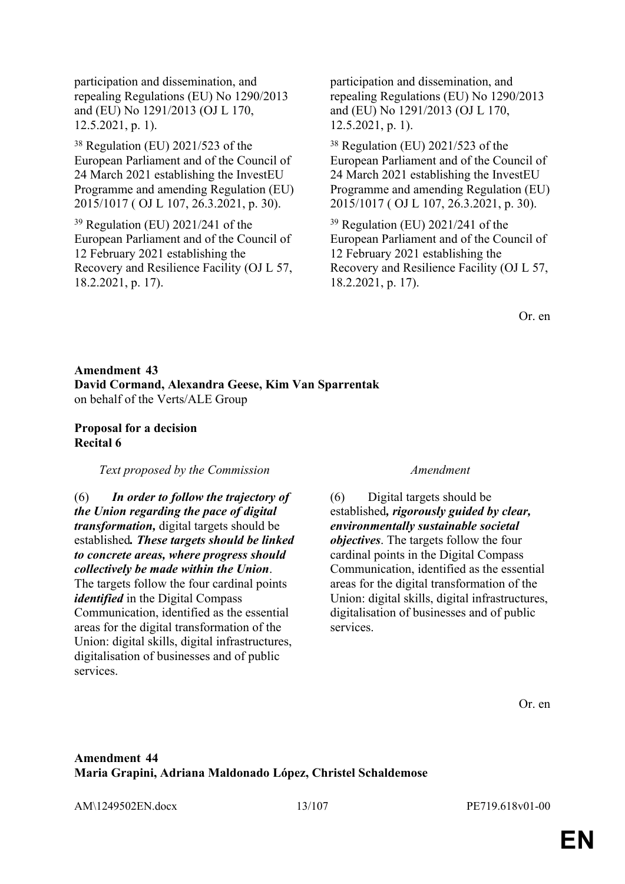| | |
|---|---|
| participation and dissemination, and repealing Regulations (EU) No 1290/2013 and (EU) No 1291/2013 (OJ L 170, 12.5.2021, p. 1). | participation and dissemination, and repealing Regulations (EU) No 1290/2013 and (EU) No 1291/2013 (OJ L 170, 12.5.2021, p. 1). |
| [38] Regulation (EU) 2021/523 of the European Parliament and of the Council of 24 March 2021 establishing the InvestEU Programme and amending Regulation (EU) 2015/1017 ( OJ L 107, 26.3.2021, p. 30). | [38] Regulation (EU) 2021/523 of the European Parliament and of the Council of 24 March 2021 establishing the InvestEU Programme and amending Regulation (EU) 2015/1017 ( OJ L 107, 26.3.2021, p. 30). |
| [39] Regulation (EU) 2021/241 of the European Parliament and of the Council of 12 February 2021 establishing the Recovery and Resilience Facility (OJ L 57, 18.2.2021, p. 17). | [39] Regulation (EU) 2021/241 of the European Parliament and of the Council of 12 February 2021 establishing the Recovery and Resilience Facility (OJ L 57, 18.2.2021, p. 17). |

Or. en

**Amendment 43**
**David Cormand, Alexandra Geese, Kim Van Sparrentak**
on behalf of the Verts/ALE Group

**Proposal for a decision**
**Recital 6**

| *Text proposed by the Commission* | *Amendment* |
|---|---|
| (6) ***In order to follow the trajectory of the Union regarding the pace of digital transformation,*** digital targets should be established***. These targets should be linked to concrete areas, where progress should collectively be made within the Union***. The targets follow the four cardinal points ***identified*** in the Digital Compass Communication, identified as the essential areas for the digital transformation of the Union: digital skills, digital infrastructures, digitalisation of businesses and of public services. | (6) Digital targets should be established***, rigorously guided by clear, environmentally sustainable societal objectives***. The targets follow the four cardinal points in the Digital Compass Communication, identified as the essential areas for the digital transformation of the Union: digital skills, digital infrastructures, digitalisation of businesses and of public services. |

Or. en

**Amendment 44**
**Maria Grapini, Adriana Maldonado López, Christel Schaldemose**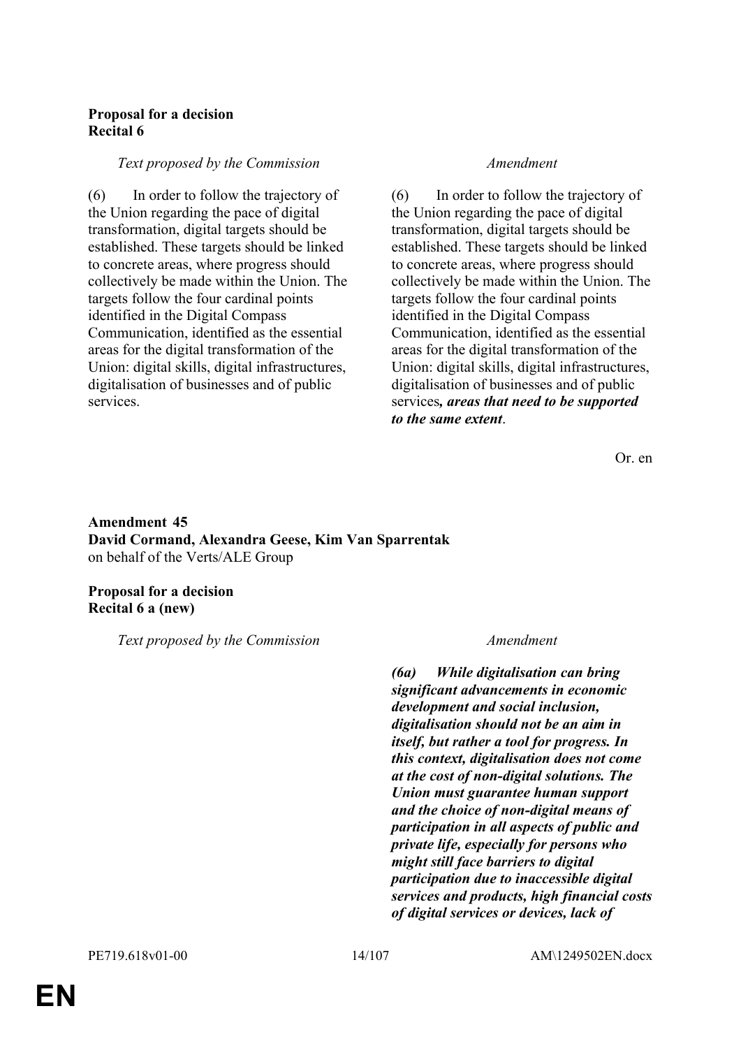**Proposal for a decision**
**Recital 6**

| *Text proposed by the Commission* | *Amendment* |
|---|---|
| (6) In order to follow the trajectory of the Union regarding the pace of digital transformation, digital targets should be established. These targets should be linked to concrete areas, where progress should collectively be made within the Union. The targets follow the four cardinal points identified in the Digital Compass Communication, identified as the essential areas for the digital transformation of the Union: digital skills, digital infrastructures, digitalisation of businesses and of public services. | (6) In order to follow the trajectory of the Union regarding the pace of digital transformation, digital targets should be established. These targets should be linked to concrete areas, where progress should collectively be made within the Union. The targets follow the four cardinal points identified in the Digital Compass Communication, identified as the essential areas for the digital transformation of the Union: digital skills, digital infrastructures, digitalisation of businesses and of public services***, areas that need to be supported to the same extent***. |

Or. en

**Amendment 45**
**David Cormand, Alexandra Geese, Kim Van Sparrentak**
on behalf of the Verts/ALE Group

**Proposal for a decision**
**Recital 6 a (new)**

| *Text proposed by the Commission* | *Amendment* |
|---|---|
| | ***(6a) While digitalisation can bring significant advancements in economic development and social inclusion, digitalisation should not be an aim in itself, but rather a tool for progress. In this context, digitalisation does not come at the cost of non-digital solutions. The Union must guarantee human support and the choice of non-digital means of participation in all aspects of public and private life, especially for persons who might still face barriers to digital participation due to inaccessible digital services and products, high financial costs of digital services or devices, lack of*** |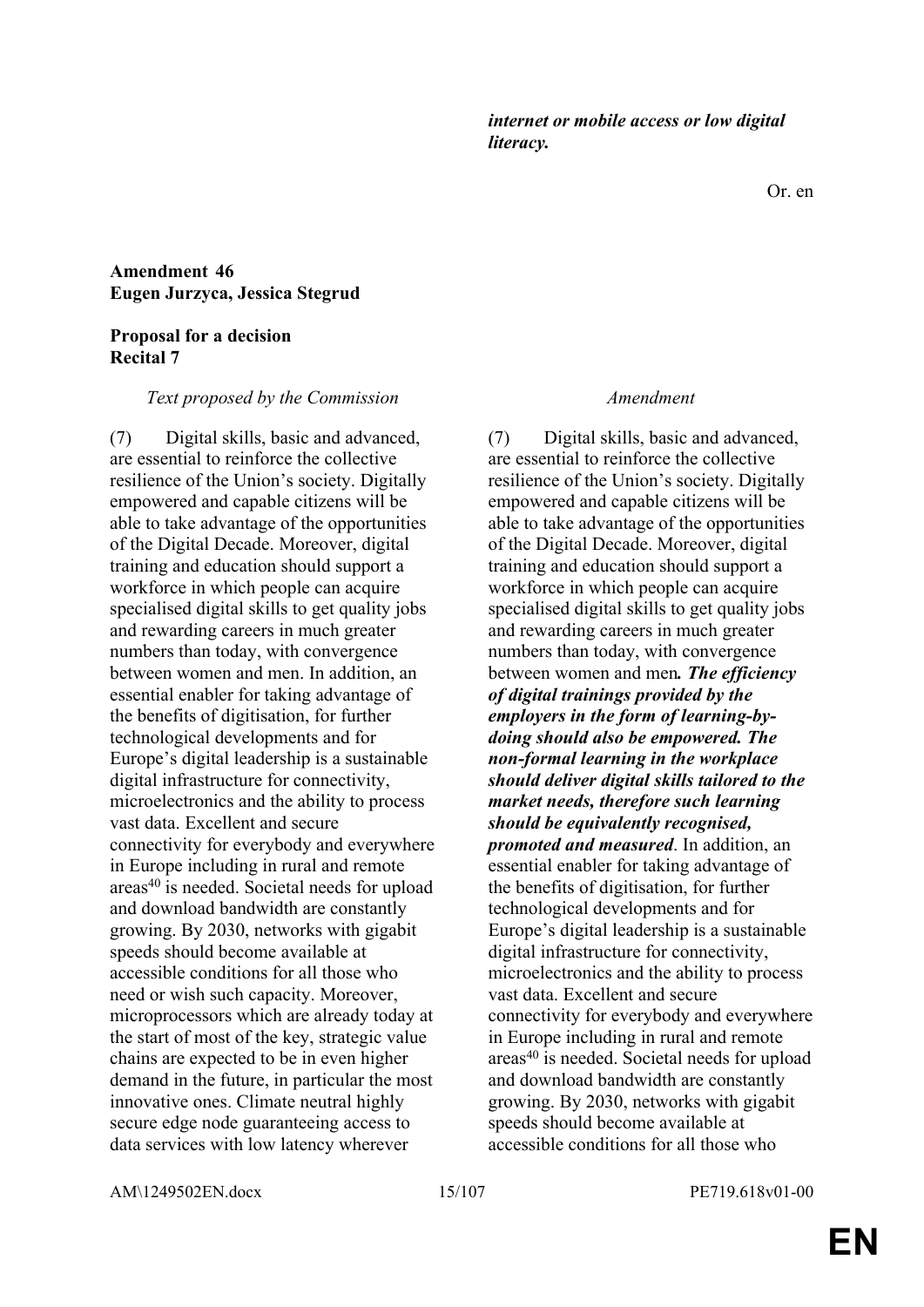***internet or mobile access or low digital literacy.***

Or. en

**Amendment 46**
**Eugen Jurzyca, Jessica Stegrud**

**Proposal for a decision**
**Recital 7**

| *Text proposed by the Commission* | *Amendment* |
|---|---|
| (7) Digital skills, basic and advanced, are essential to reinforce the collective resilience of the Union's society. Digitally empowered and capable citizens will be able to take advantage of the opportunities of the Digital Decade. Moreover, digital training and education should support a workforce in which people can acquire specialised digital skills to get quality jobs and rewarding careers in much greater numbers than today, with convergence between women and men. In addition, an essential enabler for taking advantage of the benefits of digitisation, for further technological developments and for Europe's digital leadership is a sustainable digital infrastructure for connectivity, microelectronics and the ability to process vast data. Excellent and secure connectivity for everybody and everywhere in Europe including in rural and remote areas[40] is needed. Societal needs for upload and download bandwidth are constantly growing. By 2030, networks with gigabit speeds should become available at accessible conditions for all those who need or wish such capacity. Moreover, microprocessors which are already today at the start of most of the key, strategic value chains are expected to be in even higher demand in the future, in particular the most innovative ones. Climate neutral highly secure edge node guaranteeing access to data services with low latency wherever | (7) Digital skills, basic and advanced, are essential to reinforce the collective resilience of the Union's society. Digitally empowered and capable citizens will be able to take advantage of the opportunities of the Digital Decade. Moreover, digital training and education should support a workforce in which people can acquire specialised digital skills to get quality jobs and rewarding careers in much greater numbers than today, with convergence between women and men***. The efficiency of digital trainings provided by the employers in the form of learning-by-doing should also be empowered. The non-formal learning in the workplace should deliver digital skills tailored to the market needs, therefore such learning should be equivalently recognised, promoted and measured***. In addition, an essential enabler for taking advantage of the benefits of digitisation, for further technological developments and for Europe's digital leadership is a sustainable digital infrastructure for connectivity, microelectronics and the ability to process vast data. Excellent and secure connectivity for everybody and everywhere in Europe including in rural and remote areas[40] is needed. Societal needs for upload and download bandwidth are constantly growing. By 2030, networks with gigabit speeds should become available at accessible conditions for all those who |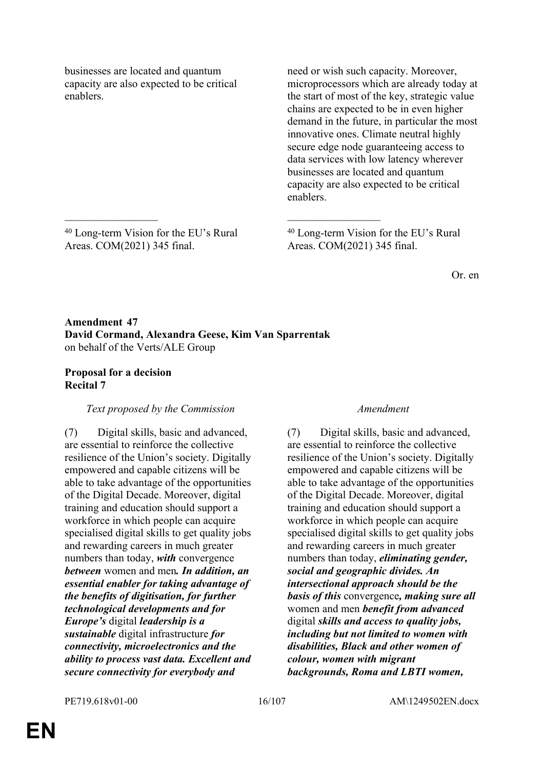| | |
|---|---|
| businesses are located and quantum capacity are also expected to be critical enablers. | need or wish such capacity. Moreover, microprocessors which are already today at the start of most of the key, strategic value chains are expected to be in even higher demand in the future, in particular the most innovative ones. Climate neutral highly secure edge node guaranteeing access to data services with low latency wherever businesses are located and quantum capacity are also expected to be critical enablers. |
| _________________ | _________________ |
| [40] Long-term Vision for the EU's Rural Areas. COM(2021) 345 final. | [40] Long-term Vision for the EU's Rural Areas. COM(2021) 345 final. |

Or. en

**Amendment 47**
**David Cormand, Alexandra Geese, Kim Van Sparrentak**
on behalf of the Verts/ALE Group

**Proposal for a decision**
**Recital 7**

| *Text proposed by the Commission* | *Amendment* |
|---|---|
| (7) Digital skills, basic and advanced, are essential to reinforce the collective resilience of the Union's society. Digitally empowered and capable citizens will be able to take advantage of the opportunities of the Digital Decade. Moreover, digital training and education should support a workforce in which people can acquire specialised digital skills to get quality jobs and rewarding careers in much greater numbers than today, ***with*** convergence ***between*** women and men***. In addition, an essential enabler for taking advantage of the benefits of digitisation, for further technological developments and for Europe's*** digital ***leadership is a sustainable*** digital infrastructure ***for connectivity, microelectronics and the ability to process vast data. Excellent and secure connectivity for everybody and*** | (7) Digital skills, basic and advanced, are essential to reinforce the collective resilience of the Union's society. Digitally empowered and capable citizens will be able to take advantage of the opportunities of the Digital Decade. Moreover, digital training and education should support a workforce in which people can acquire specialised digital skills to get quality jobs and rewarding careers in much greater numbers than today, ***eliminating gender, social and geographic divides. An intersectional approach should be the basis of this*** convergence***, making sure all*** women and men ***benefit from advanced*** digital ***skills and access to quality jobs, including but not limited to women with disabilities, Black and other women of colour, women with migrant backgrounds, Roma and LBTI women,*** |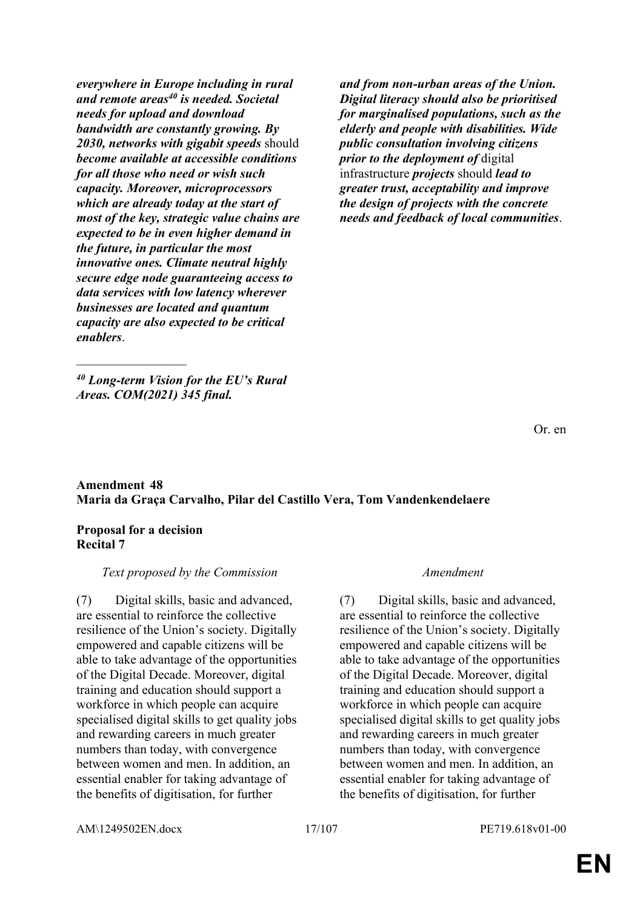| | |
|---|---|
| ***everywhere in Europe including in rural and remote areas[40] is needed. Societal needs for upload and download bandwidth are constantly growing. By 2030, networks with gigabit speeds*** should ***become available at accessible conditions for all those who need or wish such capacity. Moreover, microprocessors which are already today at the start of most of the key, strategic value chains are expected to be in even higher demand in the future, in particular the most innovative ones. Climate neutral highly secure edge node guaranteeing access to data services with low latency wherever businesses are located and quantum capacity are also expected to be critical enablers***.<br><br>________________<br><br>***[40] Long-term Vision for the EU's Rural Areas. COM(2021) 345 final.*** | ***and from non-urban areas of the Union. Digital literacy should also be prioritised for marginalised populations, such as the elderly and people with disabilities. Wide public consultation involving citizens prior to the deployment of*** digital infrastructure ***projects*** should ***lead to greater trust, acceptability and improve the design of projects with the concrete needs and feedback of local communities***. |

Or. en

**Amendment 48**
**Maria da Graça Carvalho, Pilar del Castillo Vera, Tom Vandenkendelaere**

**Proposal for a decision**
**Recital 7**

| *Text proposed by the Commission* | *Amendment* |
|---|---|
| (7) Digital skills, basic and advanced, are essential to reinforce the collective resilience of the Union's society. Digitally empowered and capable citizens will be able to take advantage of the opportunities of the Digital Decade. Moreover, digital training and education should support a workforce in which people can acquire specialised digital skills to get quality jobs and rewarding careers in much greater numbers than today, with convergence between women and men. In addition, an essential enabler for taking advantage of the benefits of digitisation, for further | (7) Digital skills, basic and advanced, are essential to reinforce the collective resilience of the Union's society. Digitally empowered and capable citizens will be able to take advantage of the opportunities of the Digital Decade. Moreover, digital training and education should support a workforce in which people can acquire specialised digital skills to get quality jobs and rewarding careers in much greater numbers than today, with convergence between women and men. In addition, an essential enabler for taking advantage of the benefits of digitisation, for further |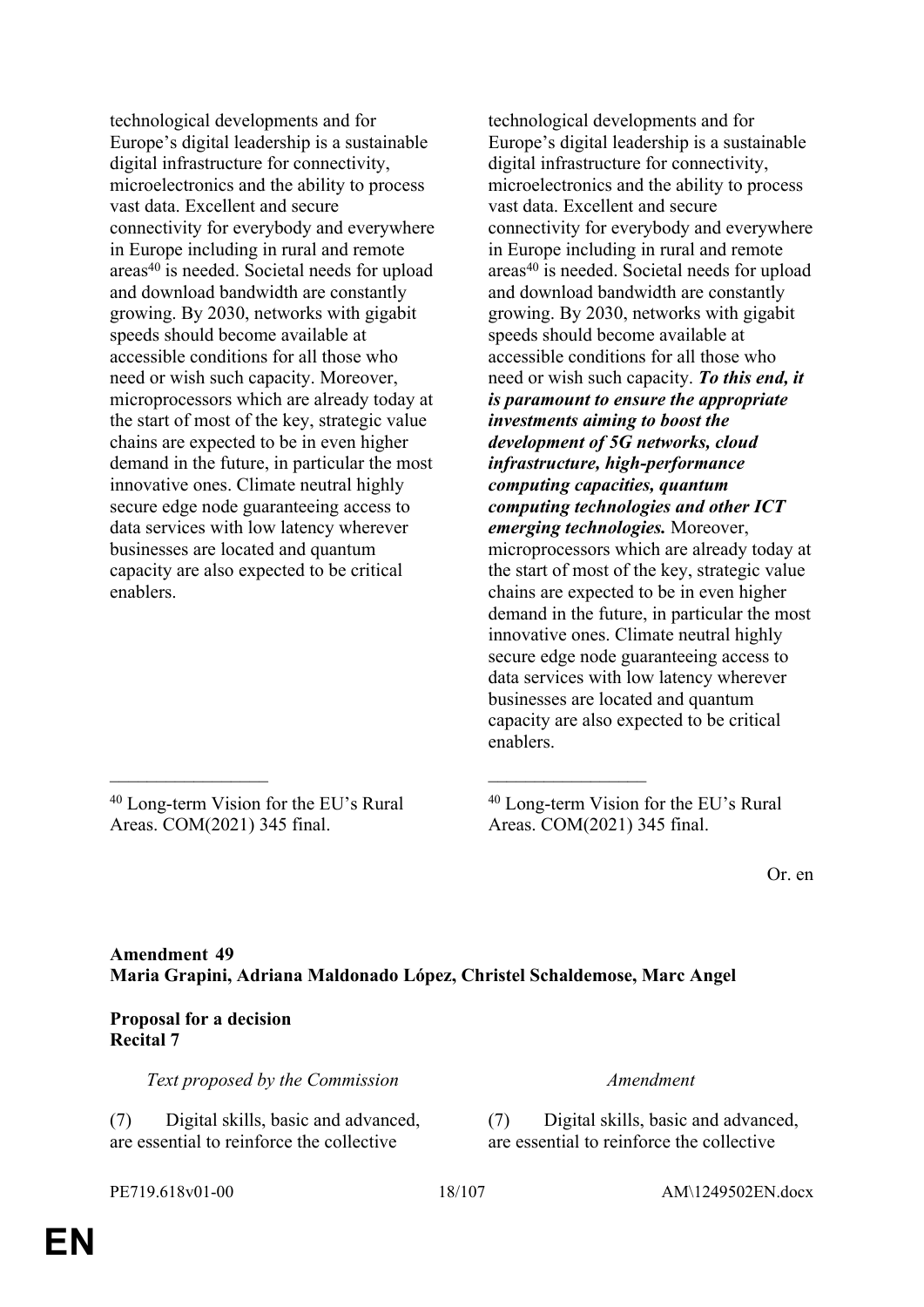| | |
|---|---|
| technological developments and for Europe's digital leadership is a sustainable digital infrastructure for connectivity, microelectronics and the ability to process vast data. Excellent and secure connectivity for everybody and everywhere in Europe including in rural and remote areas[40] is needed. Societal needs for upload and download bandwidth are constantly growing. By 2030, networks with gigabit speeds should become available at accessible conditions for all those who need or wish such capacity. Moreover, microprocessors which are already today at the start of most of the key, strategic value chains are expected to be in even higher demand in the future, in particular the most innovative ones. Climate neutral highly secure edge node guaranteeing access to data services with low latency wherever businesses are located and quantum capacity are also expected to be critical enablers. | technological developments and for Europe's digital leadership is a sustainable digital infrastructure for connectivity, microelectronics and the ability to process vast data. Excellent and secure connectivity for everybody and everywhere in Europe including in rural and remote areas[40] is needed. Societal needs for upload and download bandwidth are constantly growing. By 2030, networks with gigabit speeds should become available at accessible conditions for all those who need or wish such capacity. ***To this end, it is paramount to ensure the appropriate investments aiming to boost the development of 5G networks, cloud infrastructure, high-performance computing capacities, quantum computing technologies and other ICT emerging technologies.*** Moreover, microprocessors which are already today at the start of most of the key, strategic value chains are expected to be in even higher demand in the future, in particular the most innovative ones. Climate neutral highly secure edge node guaranteeing access to data services with low latency wherever businesses are located and quantum capacity are also expected to be critical enablers. |
| [40] Long-term Vision for the EU's Rural Areas. COM(2021) 345 final. | [40] Long-term Vision for the EU's Rural Areas. COM(2021) 345 final. |

Or. en

**Amendment 49**
**Maria Grapini, Adriana Maldonado López, Christel Schaldemose, Marc Angel**

**Proposal for a decision**
**Recital 7**

| *Text proposed by the Commission* | *Amendment* |
|---|---|
| (7) Digital skills, basic and advanced, are essential to reinforce the collective | (7) Digital skills, basic and advanced, are essential to reinforce the collective |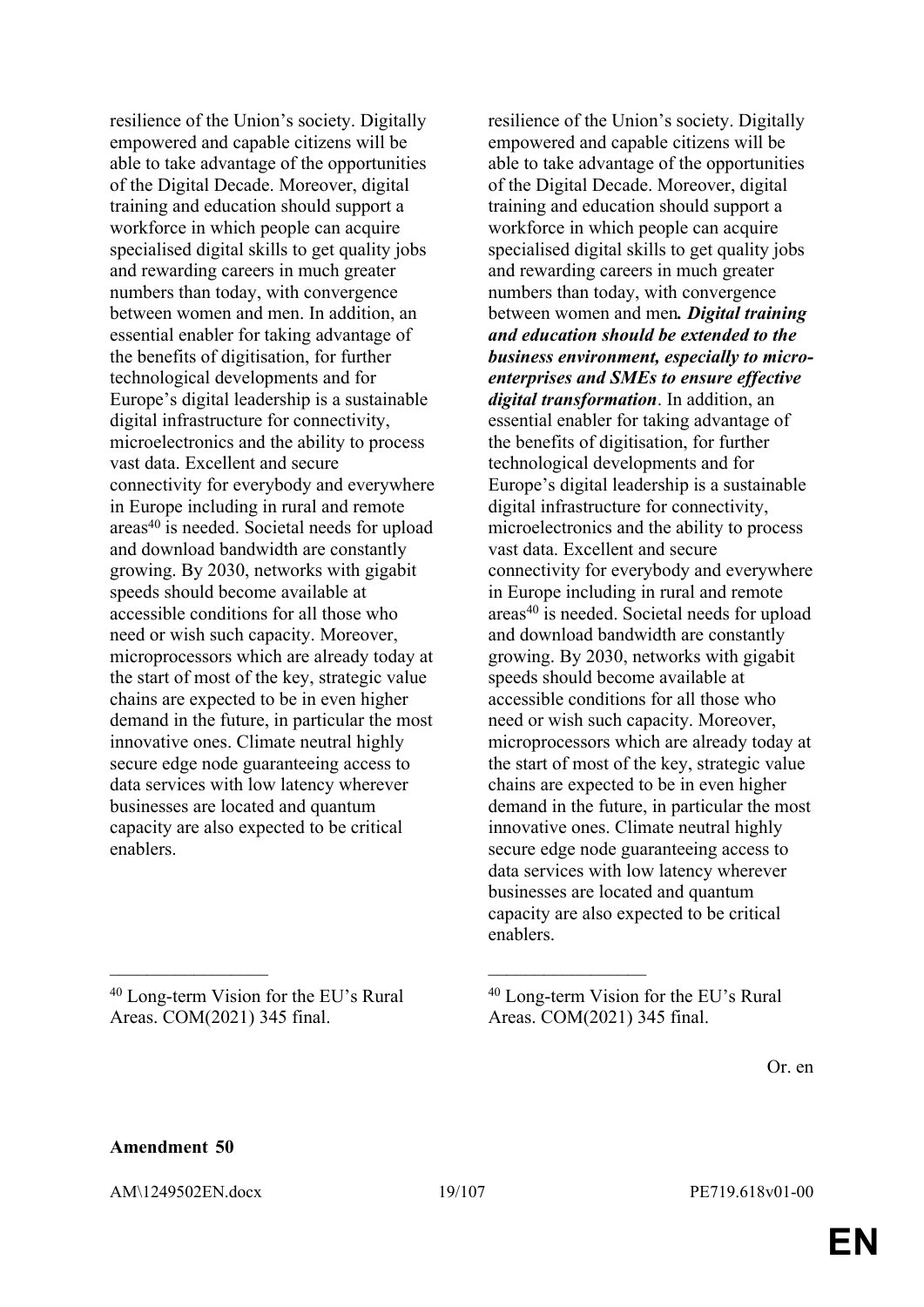| | |
|---|---|
| resilience of the Union's society. Digitally empowered and capable citizens will be able to take advantage of the opportunities of the Digital Decade. Moreover, digital training and education should support a workforce in which people can acquire specialised digital skills to get quality jobs and rewarding careers in much greater numbers than today, with convergence between women and men. In addition, an essential enabler for taking advantage of the benefits of digitisation, for further technological developments and for Europe's digital leadership is a sustainable digital infrastructure for connectivity, microelectronics and the ability to process vast data. Excellent and secure connectivity for everybody and everywhere in Europe including in rural and remote areas[40] is needed. Societal needs for upload and download bandwidth are constantly growing. By 2030, networks with gigabit speeds should become available at accessible conditions for all those who need or wish such capacity. Moreover, microprocessors which are already today at the start of most of the key, strategic value chains are expected to be in even higher demand in the future, in particular the most innovative ones. Climate neutral highly secure edge node guaranteeing access to data services with low latency wherever businesses are located and quantum capacity are also expected to be critical enablers. | resilience of the Union's society. Digitally empowered and capable citizens will be able to take advantage of the opportunities of the Digital Decade. Moreover, digital training and education should support a workforce in which people can acquire specialised digital skills to get quality jobs and rewarding careers in much greater numbers than today, with convergence between women and men***. Digital training and education should be extended to the business environment, especially to micro-enterprises and SMEs to ensure effective digital transformation***. In addition, an essential enabler for taking advantage of the benefits of digitisation, for further technological developments and for Europe's digital leadership is a sustainable digital infrastructure for connectivity, microelectronics and the ability to process vast data. Excellent and secure connectivity for everybody and everywhere in Europe including in rural and remote areas[40] is needed. Societal needs for upload and download bandwidth are constantly growing. By 2030, networks with gigabit speeds should become available at accessible conditions for all those who need or wish such capacity. Moreover, microprocessors which are already today at the start of most of the key, strategic value chains are expected to be in even higher demand in the future, in particular the most innovative ones. Climate neutral highly secure edge node guaranteeing access to data services with low latency wherever businesses are located and quantum capacity are also expected to be critical enablers. |
| _________________ | _________________ |
| [40] Long-term Vision for the EU's Rural Areas. COM(2021) 345 final. | [40] Long-term Vision for the EU's Rural Areas. COM(2021) 345 final. |

Or. en

**Amendment 50**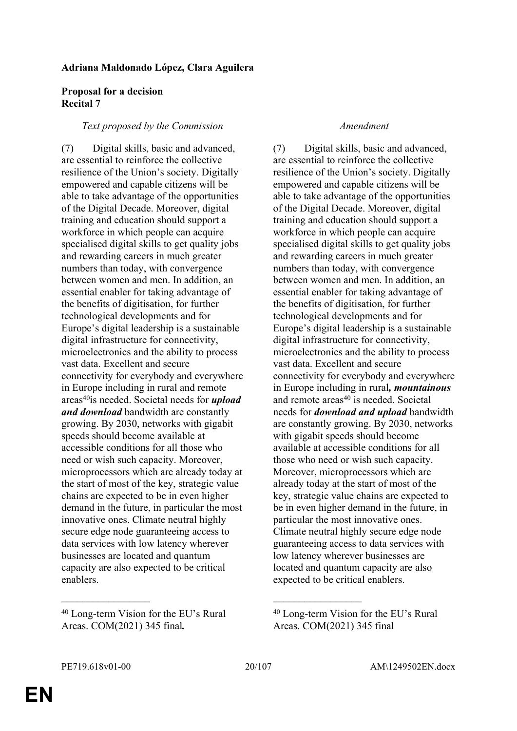**Adriana Maldonado López, Clara Aguilera**

**Proposal for a decision**
**Recital 7**

| *Text proposed by the Commission* | *Amendment* |
|---|---|
| (7) Digital skills, basic and advanced, are essential to reinforce the collective resilience of the Union's society. Digitally empowered and capable citizens will be able to take advantage of the opportunities of the Digital Decade. Moreover, digital training and education should support a workforce in which people can acquire specialised digital skills to get quality jobs and rewarding careers in much greater numbers than today, with convergence between women and men. In addition, an essential enabler for taking advantage of the benefits of digitisation, for further technological developments and for Europe's digital leadership is a sustainable digital infrastructure for connectivity, microelectronics and the ability to process vast data. Excellent and secure connectivity for everybody and everywhere in Europe including in rural and remote areas[40]is needed. Societal needs for ***upload and download*** bandwidth are constantly growing. By 2030, networks with gigabit speeds should become available at accessible conditions for all those who need or wish such capacity. Moreover, microprocessors which are already today at the start of most of the key, strategic value chains are expected to be in even higher demand in the future, in particular the most innovative ones. Climate neutral highly secure edge node guaranteeing access to data services with low latency wherever businesses are located and quantum capacity are also expected to be critical enablers. | (7) Digital skills, basic and advanced, are essential to reinforce the collective resilience of the Union's society. Digitally empowered and capable citizens will be able to take advantage of the opportunities of the Digital Decade. Moreover, digital training and education should support a workforce in which people can acquire specialised digital skills to get quality jobs and rewarding careers in much greater numbers than today, with convergence between women and men. In addition, an essential enabler for taking advantage of the benefits of digitisation, for further technological developments and for Europe's digital leadership is a sustainable digital infrastructure for connectivity, microelectronics and the ability to process vast data. Excellent and secure connectivity for everybody and everywhere in Europe including in rural***, mountainous*** and remote areas[40] is needed. Societal needs for ***download and upload*** bandwidth are constantly growing. By 2030, networks with gigabit speeds should become available at accessible conditions for all those who need or wish such capacity. Moreover, microprocessors which are already today at the start of most of the key, strategic value chains are expected to be in even higher demand in the future, in particular the most innovative ones. Climate neutral highly secure edge node guaranteeing access to data services with low latency wherever businesses are located and quantum capacity are also expected to be critical enablers. |
| [40] Long-term Vision for the EU's Rural Areas. COM(2021) 345 final***.*** | [40] Long-term Vision for the EU's Rural Areas. COM(2021) 345 final |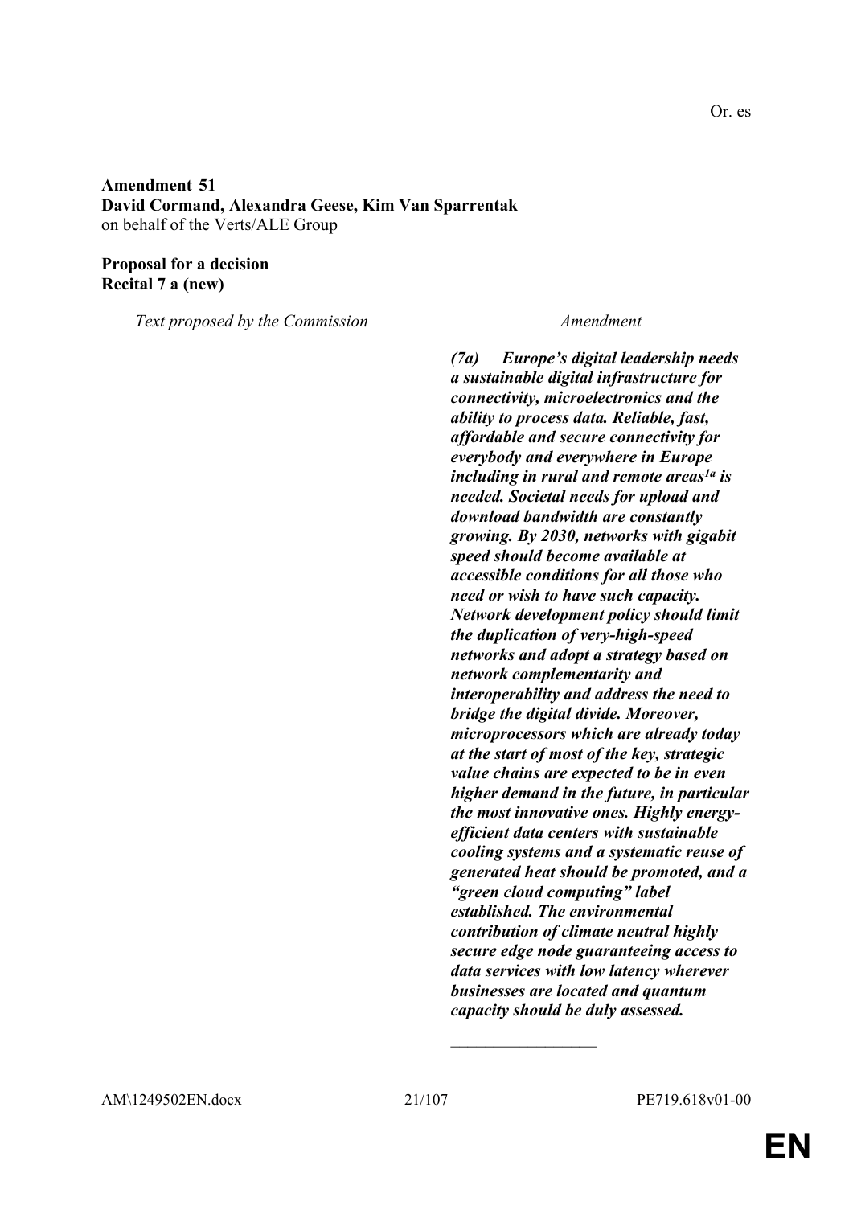Or. es

**Amendment 51**
**David Cormand, Alexandra Geese, Kim Van Sparrentak**
on behalf of the Verts/ALE Group

**Proposal for a decision**
**Recital 7 a (new)**

| *Text proposed by the Commission* | *Amendment* |
|---|---|
| | ***(7a) Europe's digital leadership needs a sustainable digital infrastructure for connectivity, microelectronics and the ability to process data. Reliable, fast, affordable and secure connectivity for everybody and everywhere in Europe including in rural and remote areas[1a] is needed. Societal needs for upload and download bandwidth are constantly growing. By 2030, networks with gigabit speed should become available at accessible conditions for all those who need or wish to have such capacity. Network development policy should limit the duplication of very-high-speed networks and adopt a strategy based on network complementarity and interoperability and address the need to bridge the digital divide. Moreover, microprocessors which are already today at the start of most of the key, strategic value chains are expected to be in even higher demand in the future, in particular the most innovative ones. Highly energy-efficient data centers with sustainable cooling systems and a systematic reuse of generated heat should be promoted, and a "green cloud computing" label established. The environmental contribution of climate neutral highly secure edge node guaranteeing access to data services with low latency wherever businesses are located and quantum capacity should be duly assessed.*** |

\_\_\_\_\_\_\_\_\_\_\_\_\_\_\_\_\_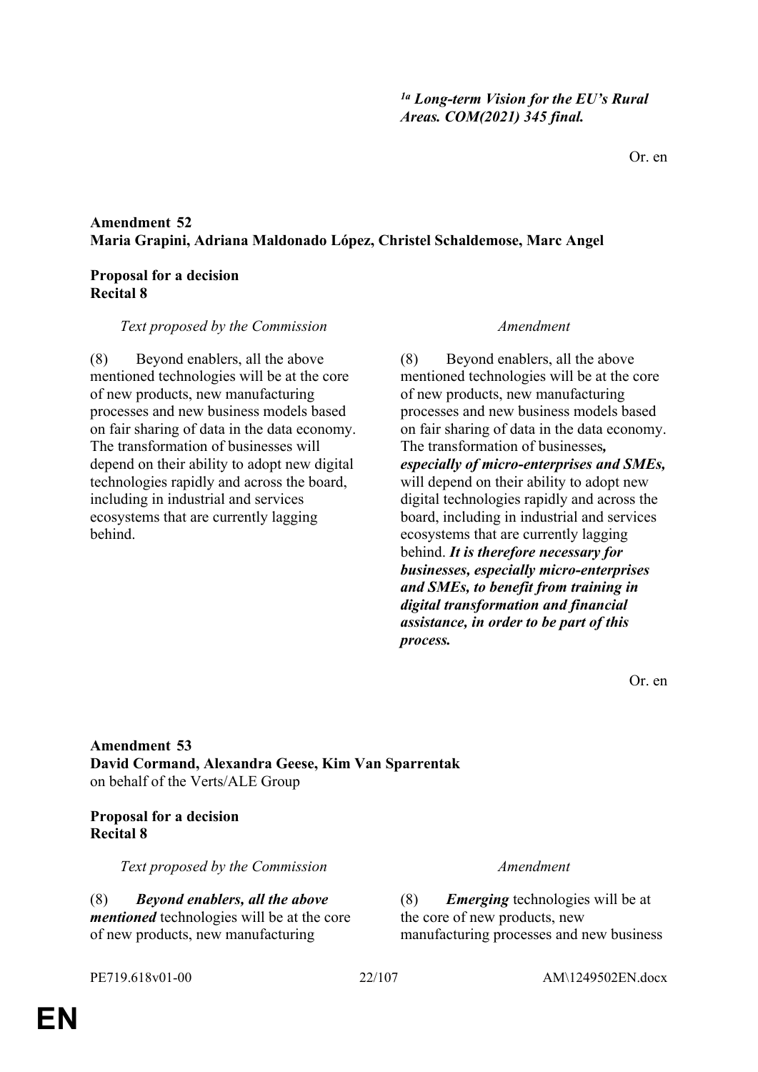[1a] ***Long-term Vision for the EU's Rural Areas. COM(2021) 345 final.***

Or. en

**Amendment 52**
**Maria Grapini, Adriana Maldonado López, Christel Schaldemose, Marc Angel**

**Proposal for a decision**
**Recital 8**

| *Text proposed by the Commission* | *Amendment* |
|---|---|
| (8) Beyond enablers, all the above mentioned technologies will be at the core of new products, new manufacturing processes and new business models based on fair sharing of data in the data economy. The transformation of businesses will depend on their ability to adopt new digital technologies rapidly and across the board, including in industrial and services ecosystems that are currently lagging behind. | (8) Beyond enablers, all the above mentioned technologies will be at the core of new products, new manufacturing processes and new business models based on fair sharing of data in the data economy. The transformation of businesses***, especially of micro-enterprises and SMEs,*** will depend on their ability to adopt new digital technologies rapidly and across the board, including in industrial and services ecosystems that are currently lagging behind. ***It is therefore necessary for businesses, especially micro-enterprises and SMEs, to benefit from training in digital transformation and financial assistance, in order to be part of this process.*** |

Or. en

**Amendment 53**
**David Cormand, Alexandra Geese, Kim Van Sparrentak**
on behalf of the Verts/ALE Group

**Proposal for a decision**
**Recital 8**

| *Text proposed by the Commission* | *Amendment* |
|---|---|
| (8) ***Beyond enablers, all the above mentioned*** technologies will be at the core of new products, new manufacturing | (8) ***Emerging*** technologies will be at the core of new products, new manufacturing processes and new business |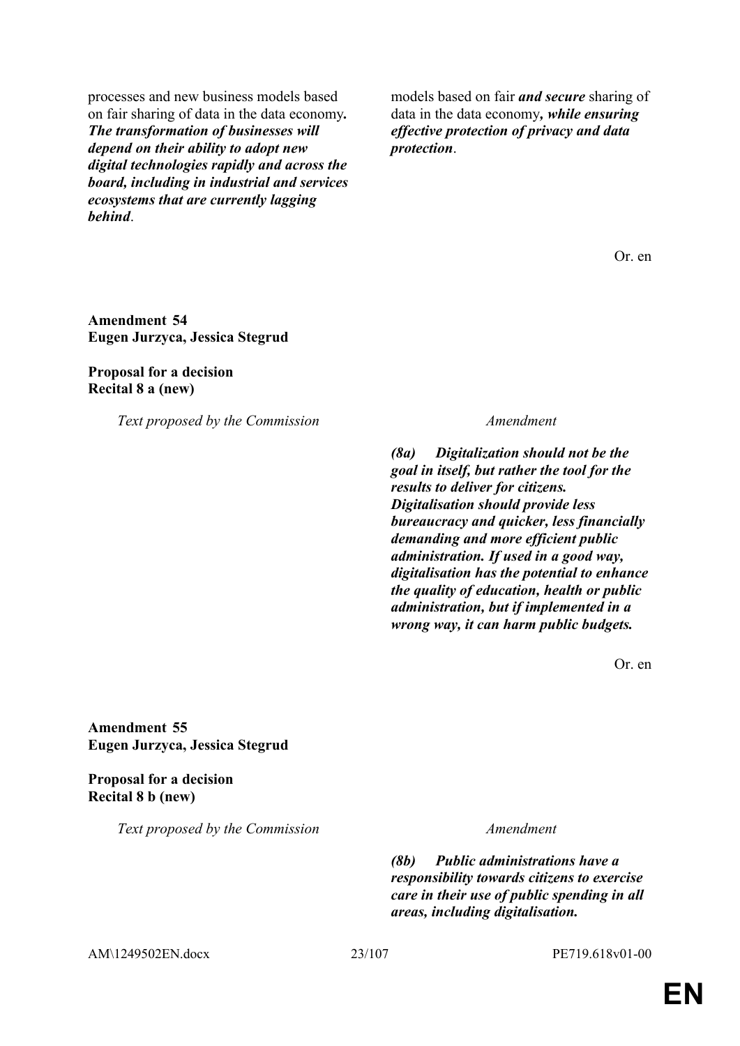| Text proposed by the Commission | Amendment |
|---|---|
| processes and new business models based on fair sharing of data in the data economy***. The transformation of businesses will depend on their ability to adopt new digital technologies rapidly and across the board, including in industrial and services ecosystems that are currently lagging behind***. | models based on fair ***and secure*** sharing of data in the data economy***, while ensuring effective protection of privacy and data protection***. |

Or. en

**Amendment 54**
**Eugen Jurzyca, Jessica Stegrud**

**Proposal for a decision**
**Recital 8 a (new)**

| Text proposed by the Commission | Amendment |
|---|---|
| | ***(8a) Digitalization should not be the goal in itself, but rather the tool for the results to deliver for citizens. Digitalisation should provide less bureaucracy and quicker, less financially demanding and more efficient public administration. If used in a good way, digitalisation has the potential to enhance the quality of education, health or public administration, but if implemented in a wrong way, it can harm public budgets.*** |

Or. en

**Amendment 55**
**Eugen Jurzyca, Jessica Stegrud**

**Proposal for a decision**
**Recital 8 b (new)**

| Text proposed by the Commission | Amendment |
|---|---|
| | ***(8b) Public administrations have a responsibility towards citizens to exercise care in their use of public spending in all areas, including digitalisation.*** |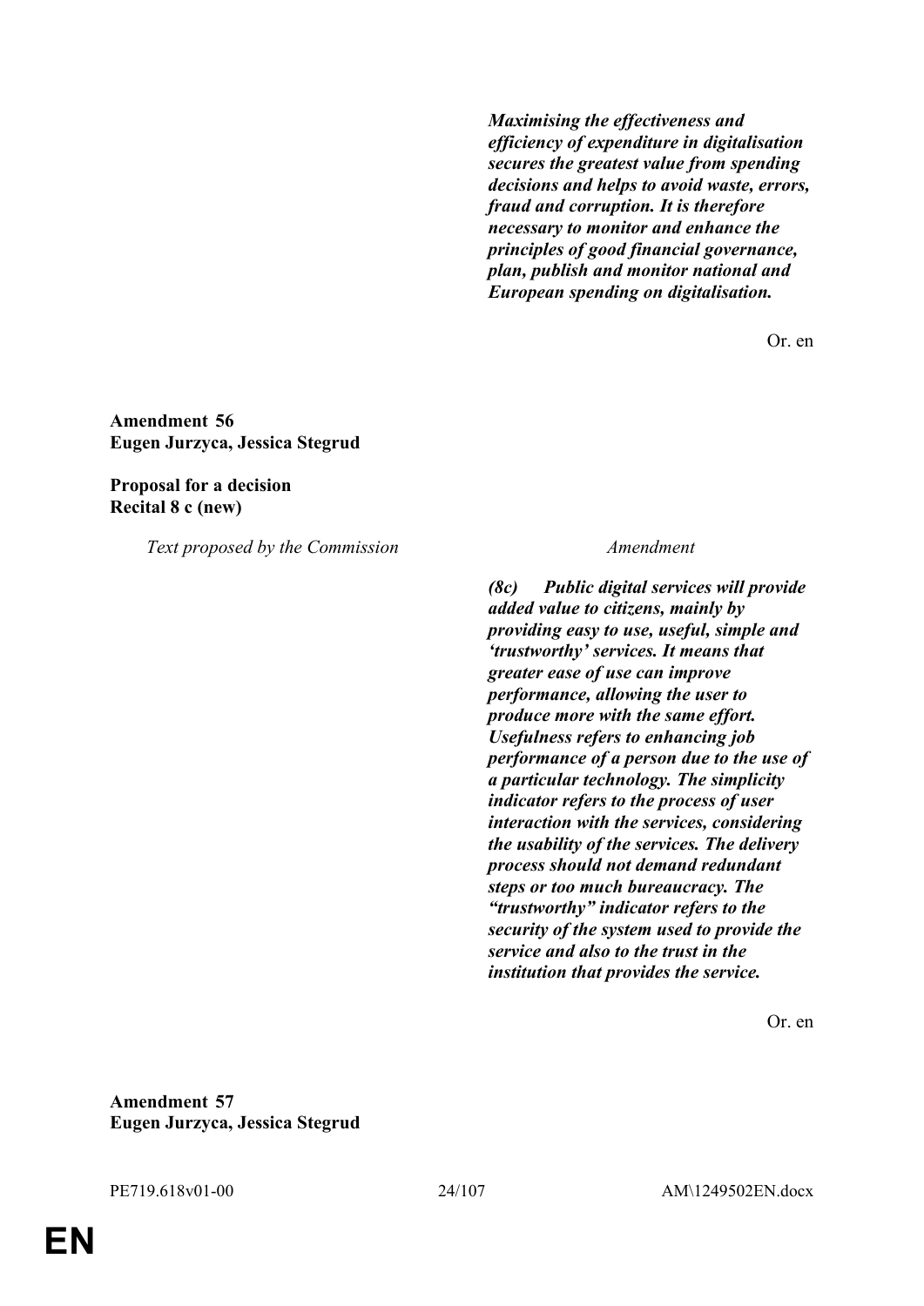| | |
|---|---|
| | ***Maximising the effectiveness and efficiency of expenditure in digitalisation secures the greatest value from spending decisions and helps to avoid waste, errors, fraud and corruption. It is therefore necessary to monitor and enhance the principles of good financial governance, plan, publish and monitor national and European spending on digitalisation.*** |

Or. en

**Amendment 56**
**Eugen Jurzyca, Jessica Stegrud**

**Proposal for a decision**
**Recital 8 c (new)**

| *Text proposed by the Commission* | *Amendment* |
|---|---|
| | ***(8c) Public digital services will provide added value to citizens, mainly by providing easy to use, useful, simple and 'trustworthy' services. It means that greater ease of use can improve performance, allowing the user to produce more with the same effort. Usefulness refers to enhancing job performance of a person due to the use of a particular technology. The simplicity indicator refers to the process of user interaction with the services, considering the usability of the services. The delivery process should not demand redundant steps or too much bureaucracy. The "trustworthy" indicator refers to the security of the system used to provide the service and also to the trust in the institution that provides the service.*** |

Or. en

**Amendment 57**
**Eugen Jurzyca, Jessica Stegrud**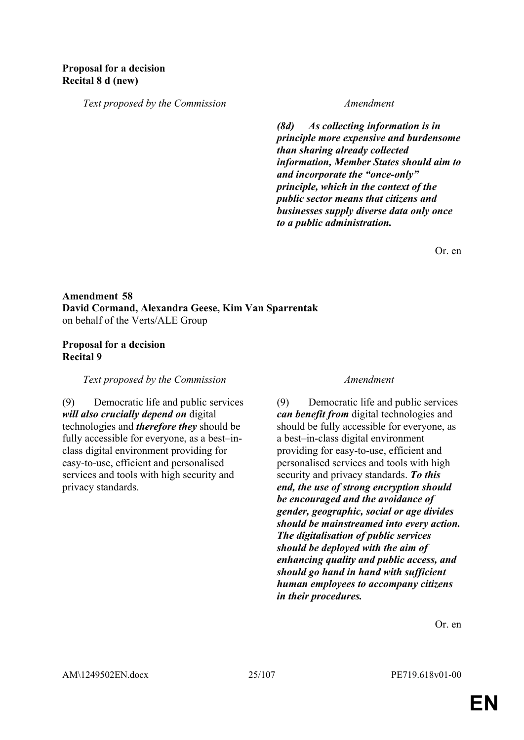**Proposal for a decision**
**Recital 8 d (new)**

| Text proposed by the Commission | Amendment |
| --- | --- |
| | ***(8d) As collecting information is in principle more expensive and burdensome than sharing already collected information, Member States should aim to and incorporate the "once-only" principle, which in the context of the public sector means that citizens and businesses supply diverse data only once to a public administration.*** |

Or. en

**Amendment 58**
**David Cormand, Alexandra Geese, Kim Van Sparrentak**
on behalf of the Verts/ALE Group

**Proposal for a decision**
**Recital 9**

| Text proposed by the Commission | Amendment |
| --- | --- |
| (9) Democratic life and public services ***will also crucially depend on*** digital technologies and ***therefore they*** should be fully accessible for everyone, as a best–in-class digital environment providing for easy-to-use, efficient and personalised services and tools with high security and privacy standards. | (9) Democratic life and public services ***can benefit from*** digital technologies and should be fully accessible for everyone, as a best–in-class digital environment providing for easy-to-use, efficient and personalised services and tools with high security and privacy standards. ***To this end, the use of strong encryption should be encouraged and the avoidance of gender, geographic, social or age divides should be mainstreamed into every action. The digitalisation of public services should be deployed with the aim of enhancing quality and public access, and should go hand in hand with sufficient human employees to accompany citizens in their procedures.*** |

Or. en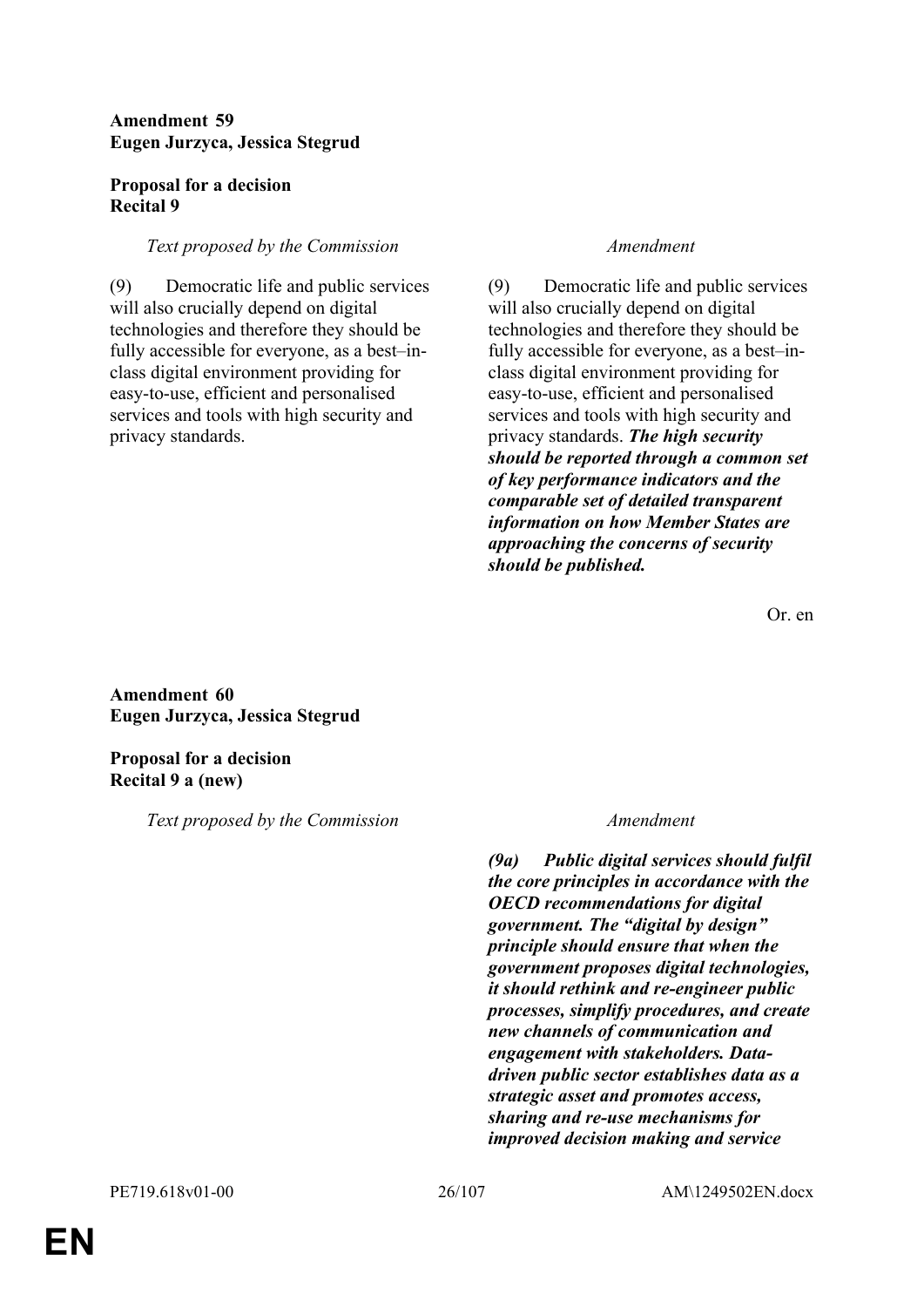**Amendment 59**
**Eugen Jurzyca, Jessica Stegrud**

**Proposal for a decision**
**Recital 9**

| *Text proposed by the Commission* | *Amendment* |
|---|---|
| (9) Democratic life and public services will also crucially depend on digital technologies and therefore they should be fully accessible for everyone, as a best–in-class digital environment providing for easy-to-use, efficient and personalised services and tools with high security and privacy standards. | (9) Democratic life and public services will also crucially depend on digital technologies and therefore they should be fully accessible for everyone, as a best–in-class digital environment providing for easy-to-use, efficient and personalised services and tools with high security and privacy standards. ***The high security should be reported through a common set of key performance indicators and the comparable set of detailed transparent information on how Member States are approaching the concerns of security should be published.*** |

Or. en

**Amendment 60**
**Eugen Jurzyca, Jessica Stegrud**

**Proposal for a decision**
**Recital 9 a (new)**

| *Text proposed by the Commission* | *Amendment* |
|---|---|
| | ***(9a) Public digital services should fulfil the core principles in accordance with the OECD recommendations for digital government. The "digital by design" principle should ensure that when the government proposes digital technologies, it should rethink and re-engineer public processes, simplify procedures, and create new channels of communication and engagement with stakeholders. Data-driven public sector establishes data as a strategic asset and promotes access, sharing and re-use mechanisms for improved decision making and service*** |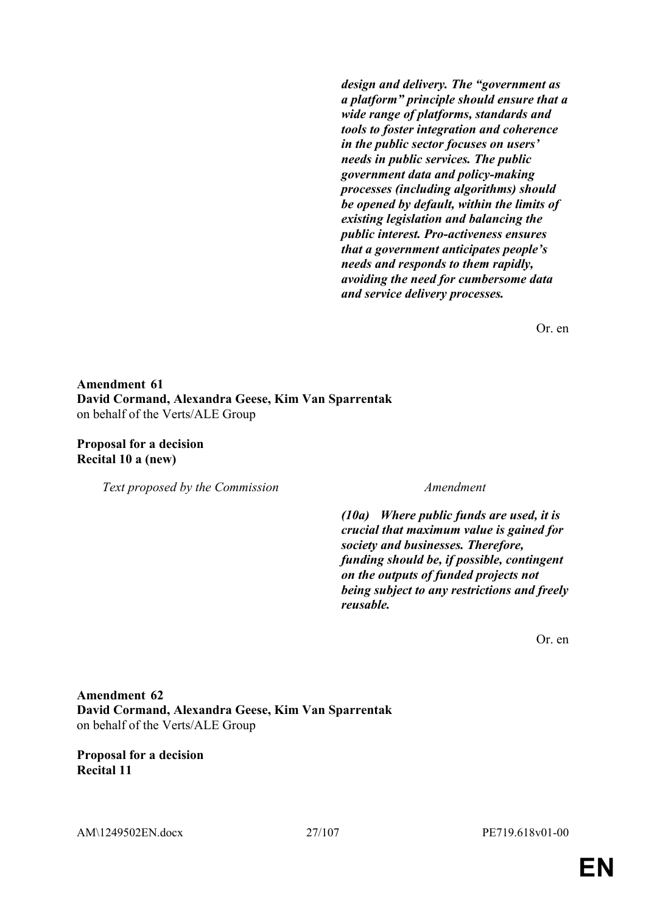***design and delivery. The "government as a platform" principle should ensure that a wide range of platforms, standards and tools to foster integration and coherence in the public sector focuses on users' needs in public services. The public government data and policy-making processes (including algorithms) should be opened by default, within the limits of existing legislation and balancing the public interest. Pro-activeness ensures that a government anticipates people's needs and responds to them rapidly, avoiding the need for cumbersome data and service delivery processes.***

Or. en

**Amendment 61**
**David Cormand, Alexandra Geese, Kim Van Sparrentak**
on behalf of the Verts/ALE Group

**Proposal for a decision**
**Recital 10 a (new)**

| *Text proposed by the Commission* | *Amendment* |
|---|---|
| | ***(10a) Where public funds are used, it is crucial that maximum value is gained for society and businesses. Therefore, funding should be, if possible, contingent on the outputs of funded projects not being subject to any restrictions and freely reusable.*** |

Or. en

**Amendment 62**
**David Cormand, Alexandra Geese, Kim Van Sparrentak**
on behalf of the Verts/ALE Group

**Proposal for a decision**
**Recital 11**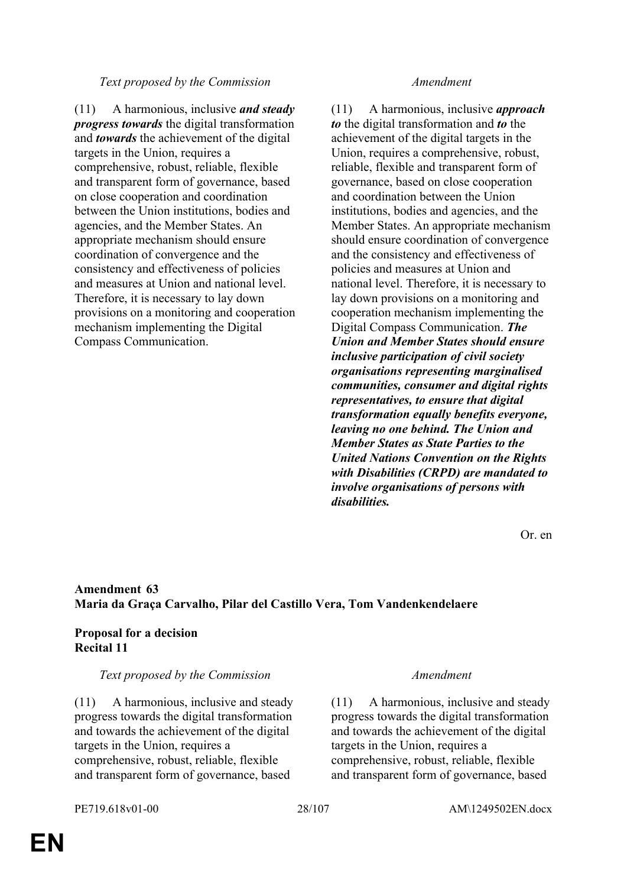| *Text proposed by the Commission* | *Amendment* |
|---|---|
| (11) A harmonious, inclusive ***and steady progress towards*** the digital transformation and ***towards*** the achievement of the digital targets in the Union, requires a comprehensive, robust, reliable, flexible and transparent form of governance, based on close cooperation and coordination between the Union institutions, bodies and agencies, and the Member States. An appropriate mechanism should ensure coordination of convergence and the consistency and effectiveness of policies and measures at Union and national level. Therefore, it is necessary to lay down provisions on a monitoring and cooperation mechanism implementing the Digital Compass Communication. | (11) A harmonious, inclusive ***approach to*** the digital transformation and ***to*** the achievement of the digital targets in the Union, requires a comprehensive, robust, reliable, flexible and transparent form of governance, based on close cooperation and coordination between the Union institutions, bodies and agencies, and the Member States. An appropriate mechanism should ensure coordination of convergence and the consistency and effectiveness of policies and measures at Union and national level. Therefore, it is necessary to lay down provisions on a monitoring and cooperation mechanism implementing the Digital Compass Communication. ***The Union and Member States should ensure inclusive participation of civil society organisations representing marginalised communities, consumer and digital rights representatives, to ensure that digital transformation equally benefits everyone, leaving no one behind. The Union and Member States as State Parties to the United Nations Convention on the Rights with Disabilities (CRPD) are mandated to involve organisations of persons with disabilities.*** |

Or. en

**Amendment 63**
**Maria da Graça Carvalho, Pilar del Castillo Vera, Tom Vandenkendelaere**

**Proposal for a decision**
**Recital 11**

| *Text proposed by the Commission* | *Amendment* |
|---|---|
| (11) A harmonious, inclusive and steady progress towards the digital transformation and towards the achievement of the digital targets in the Union, requires a comprehensive, robust, reliable, flexible and transparent form of governance, based | (11) A harmonious, inclusive and steady progress towards the digital transformation and towards the achievement of the digital targets in the Union, requires a comprehensive, robust, reliable, flexible and transparent form of governance, based |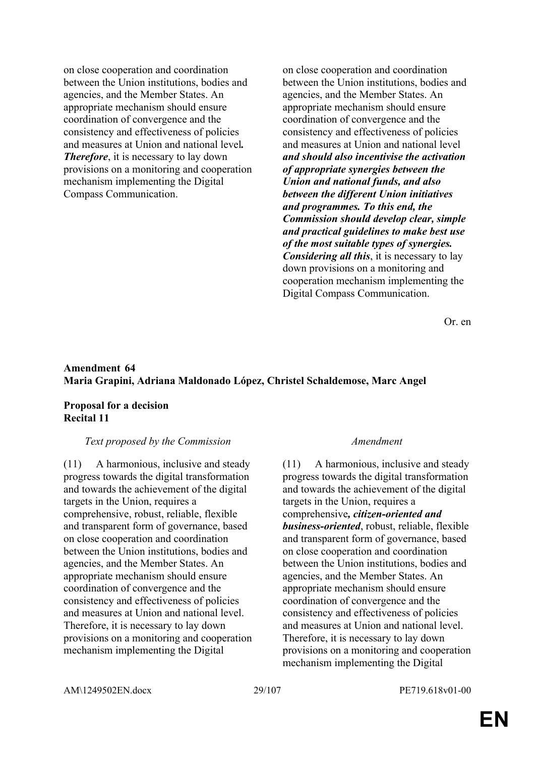| | |
|---|---|
| on close cooperation and coordination between the Union institutions, bodies and agencies, and the Member States. An appropriate mechanism should ensure coordination of convergence and the consistency and effectiveness of policies and measures at Union and national level***.*** ***Therefore***, it is necessary to lay down provisions on a monitoring and cooperation mechanism implementing the Digital Compass Communication. | on close cooperation and coordination between the Union institutions, bodies and agencies, and the Member States. An appropriate mechanism should ensure coordination of convergence and the consistency and effectiveness of policies and measures at Union and national level ***and should also incentivise the activation of appropriate synergies between the Union and national funds, and also between the different Union initiatives and programmes. To this end, the Commission should develop clear, simple and practical guidelines to make best use of the most suitable types of synergies. Considering all this***, it is necessary to lay down provisions on a monitoring and cooperation mechanism implementing the Digital Compass Communication. |

Or. en

**Amendment 64**
**Maria Grapini, Adriana Maldonado López, Christel Schaldemose, Marc Angel**

**Proposal for a decision**
**Recital 11**

| *Text proposed by the Commission* | *Amendment* |
|---|---|
| (11) A harmonious, inclusive and steady progress towards the digital transformation and towards the achievement of the digital targets in the Union, requires a comprehensive, robust, reliable, flexible and transparent form of governance, based on close cooperation and coordination between the Union institutions, bodies and agencies, and the Member States. An appropriate mechanism should ensure coordination of convergence and the consistency and effectiveness of policies and measures at Union and national level. Therefore, it is necessary to lay down provisions on a monitoring and cooperation mechanism implementing the Digital | (11) A harmonious, inclusive and steady progress towards the digital transformation and towards the achievement of the digital targets in the Union, requires a comprehensive***, citizen-oriented and business-oriented***, robust, reliable, flexible and transparent form of governance, based on close cooperation and coordination between the Union institutions, bodies and agencies, and the Member States. An appropriate mechanism should ensure coordination of convergence and the consistency and effectiveness of policies and measures at Union and national level. Therefore, it is necessary to lay down provisions on a monitoring and cooperation mechanism implementing the Digital |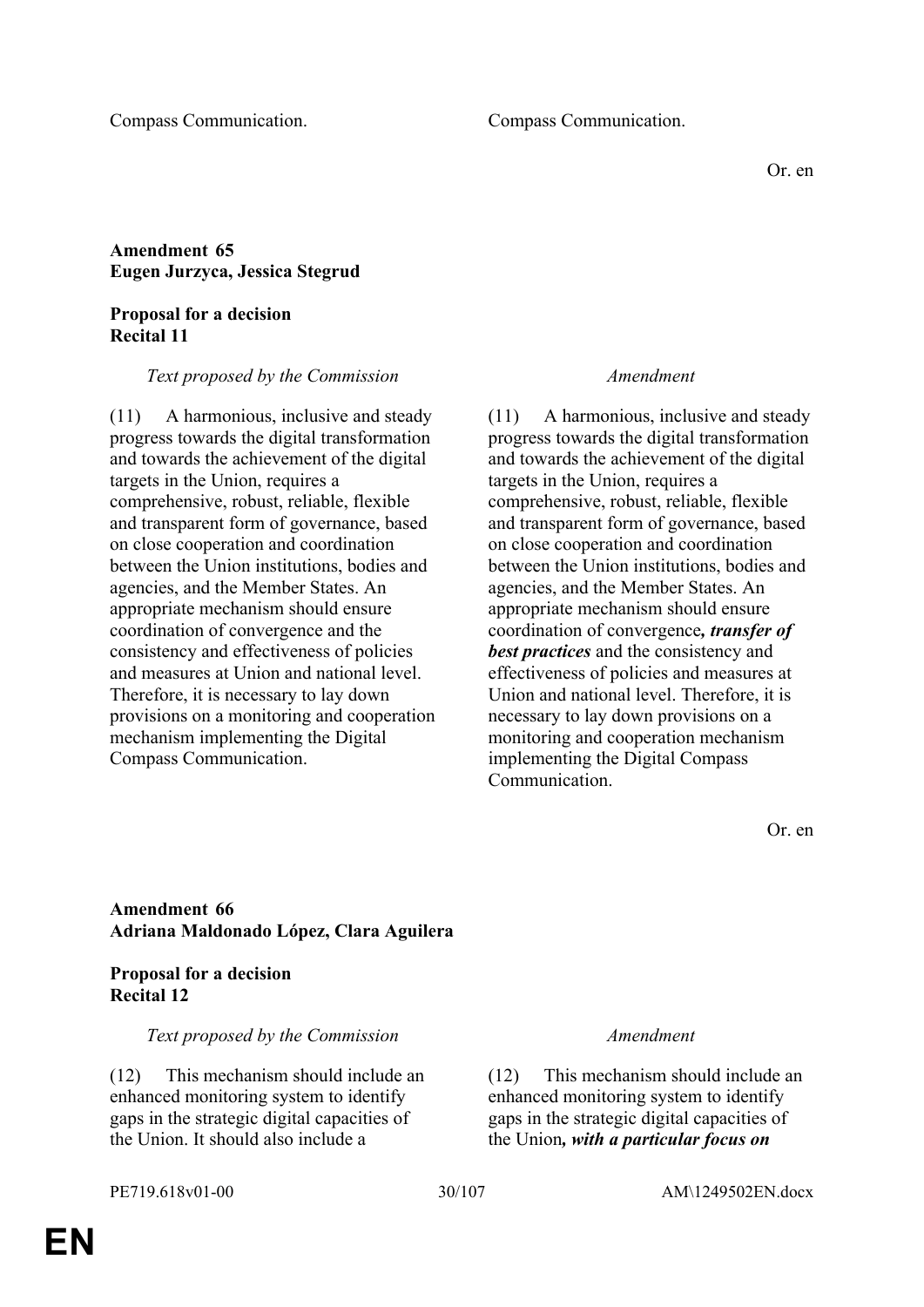| | |
|---|---|
| Compass Communication. | Compass Communication. |

Or. en

**Amendment 65**
**Eugen Jurzyca, Jessica Stegrud**

**Proposal for a decision**
**Recital 11**

| *Text proposed by the Commission* | *Amendment* |
|---|---|
| (11) A harmonious, inclusive and steady progress towards the digital transformation and towards the achievement of the digital targets in the Union, requires a comprehensive, robust, reliable, flexible and transparent form of governance, based on close cooperation and coordination between the Union institutions, bodies and agencies, and the Member States. An appropriate mechanism should ensure coordination of convergence and the consistency and effectiveness of policies and measures at Union and national level. Therefore, it is necessary to lay down provisions on a monitoring and cooperation mechanism implementing the Digital Compass Communication. | (11) A harmonious, inclusive and steady progress towards the digital transformation and towards the achievement of the digital targets in the Union, requires a comprehensive, robust, reliable, flexible and transparent form of governance, based on close cooperation and coordination between the Union institutions, bodies and agencies, and the Member States. An appropriate mechanism should ensure coordination of convergence***, transfer of best practices*** and the consistency and effectiveness of policies and measures at Union and national level. Therefore, it is necessary to lay down provisions on a monitoring and cooperation mechanism implementing the Digital Compass Communication. |

Or. en

**Amendment 66**
**Adriana Maldonado López, Clara Aguilera**

**Proposal for a decision**
**Recital 12**

| *Text proposed by the Commission* | *Amendment* |
|---|---|
| (12) This mechanism should include an enhanced monitoring system to identify gaps in the strategic digital capacities of the Union. It should also include a | (12) This mechanism should include an enhanced monitoring system to identify gaps in the strategic digital capacities of the Union***, with a particular focus on*** |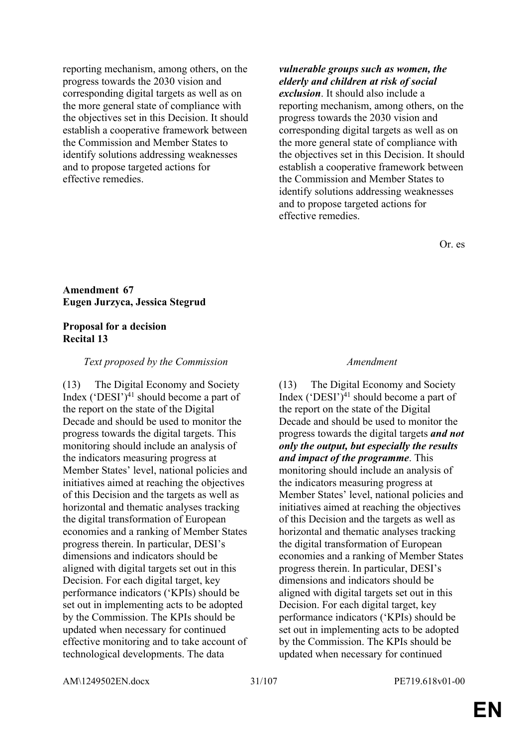| | |
|---|---|
| reporting mechanism, among others, on the progress towards the 2030 vision and corresponding digital targets as well as on the more general state of compliance with the objectives set in this Decision. It should establish a cooperative framework between the Commission and Member States to identify solutions addressing weaknesses and to propose targeted actions for effective remedies. | ***vulnerable groups such as women, the elderly and children at risk of social exclusion***. It should also include a reporting mechanism, among others, on the progress towards the 2030 vision and corresponding digital targets as well as on the more general state of compliance with the objectives set in this Decision. It should establish a cooperative framework between the Commission and Member States to identify solutions addressing weaknesses and to propose targeted actions for effective remedies. |

Or. es

**Amendment 67**
**Eugen Jurzyca, Jessica Stegrud**

**Proposal for a decision**
**Recital 13**

| *Text proposed by the Commission* | *Amendment* |
|---|---|
| (13) The Digital Economy and Society Index ('DESI')[41] should become a part of the report on the state of the Digital Decade and should be used to monitor the progress towards the digital targets. This monitoring should include an analysis of the indicators measuring progress at Member States' level, national policies and initiatives aimed at reaching the objectives of this Decision and the targets as well as horizontal and thematic analyses tracking the digital transformation of European economies and a ranking of Member States progress therein. In particular, DESI's dimensions and indicators should be aligned with digital targets set out in this Decision. For each digital target, key performance indicators ('KPIs) should be set out in implementing acts to be adopted by the Commission. The KPIs should be updated when necessary for continued effective monitoring and to take account of technological developments. The data | (13) The Digital Economy and Society Index ('DESI')[41] should become a part of the report on the state of the Digital Decade and should be used to monitor the progress towards the digital targets ***and not only the output, but especially the results and impact of the programme***. This monitoring should include an analysis of the indicators measuring progress at Member States' level, national policies and initiatives aimed at reaching the objectives of this Decision and the targets as well as horizontal and thematic analyses tracking the digital transformation of European economies and a ranking of Member States progress therein. In particular, DESI's dimensions and indicators should be aligned with digital targets set out in this Decision. For each digital target, key performance indicators ('KPIs) should be set out in implementing acts to be adopted by the Commission. The KPIs should be updated when necessary for continued |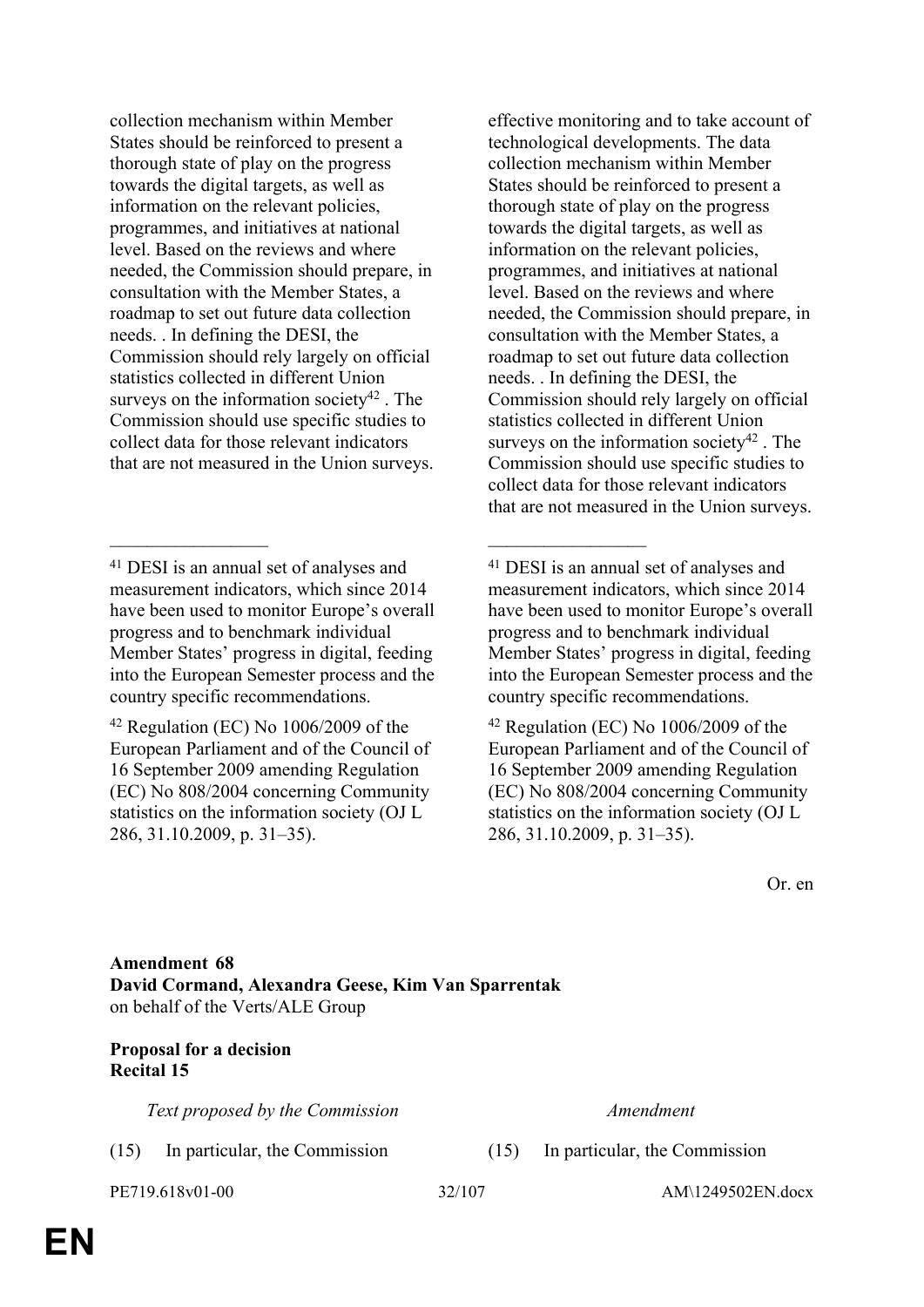| | |
|---|---|
| collection mechanism within Member States should be reinforced to present a thorough state of play on the progress towards the digital targets, as well as information on the relevant policies, programmes, and initiatives at national level. Based on the reviews and where needed, the Commission should prepare, in consultation with the Member States, a roadmap to set out future data collection needs. . In defining the DESI, the Commission should rely largely on official statistics collected in different Union surveys on the information society[42] . The Commission should use specific studies to collect data for those relevant indicators that are not measured in the Union surveys. | effective monitoring and to take account of technological developments. The data collection mechanism within Member States should be reinforced to present a thorough state of play on the progress towards the digital targets, as well as information on the relevant policies, programmes, and initiatives at national level. Based on the reviews and where needed, the Commission should prepare, in consultation with the Member States, a roadmap to set out future data collection needs. . In defining the DESI, the Commission should rely largely on official statistics collected in different Union surveys on the information society[42] . The Commission should use specific studies to collect data for those relevant indicators that are not measured in the Union surveys. |
| __________________ | __________________ |
| [41] DESI is an annual set of analyses and measurement indicators, which since 2014 have been used to monitor Europe's overall progress and to benchmark individual Member States' progress in digital, feeding into the European Semester process and the country specific recommendations. | [41] DESI is an annual set of analyses and measurement indicators, which since 2014 have been used to monitor Europe's overall progress and to benchmark individual Member States' progress in digital, feeding into the European Semester process and the country specific recommendations. |
| [42] Regulation (EC) No 1006/2009 of the European Parliament and of the Council of 16 September 2009 amending Regulation (EC) No 808/2004 concerning Community statistics on the information society (OJ L 286, 31.10.2009, p. 31–35). | [42] Regulation (EC) No 1006/2009 of the European Parliament and of the Council of 16 September 2009 amending Regulation (EC) No 808/2004 concerning Community statistics on the information society (OJ L 286, 31.10.2009, p. 31–35). |

Or. en

**Amendment 68**
**David Cormand, Alexandra Geese, Kim Van Sparrentak**
on behalf of the Verts/ALE Group

**Proposal for a decision**
**Recital 15**

| *Text proposed by the Commission* | *Amendment* |
|---|---|
| (15) In particular, the Commission | (15) In particular, the Commission |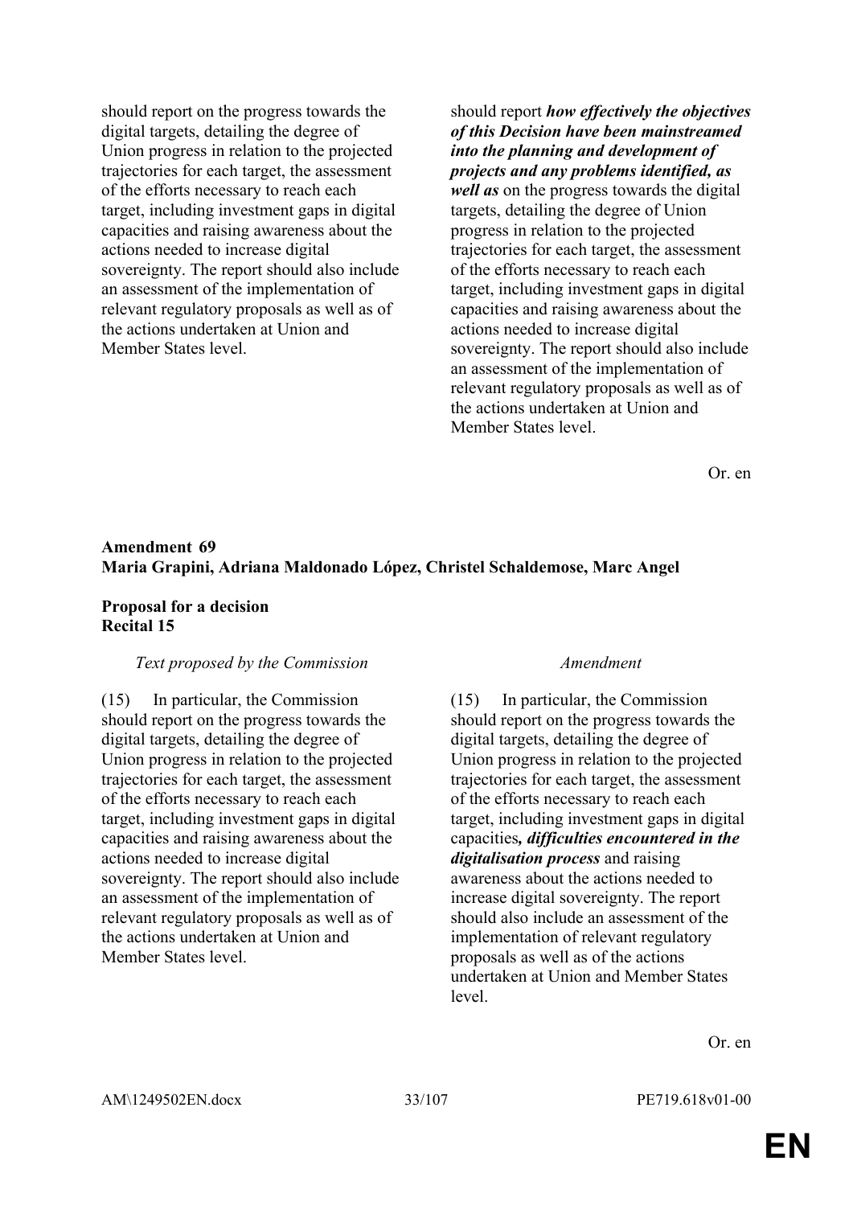| | |
|---|---|
| should report on the progress towards the digital targets, detailing the degree of Union progress in relation to the projected trajectories for each target, the assessment of the efforts necessary to reach each target, including investment gaps in digital capacities and raising awareness about the actions needed to increase digital sovereignty. The report should also include an assessment of the implementation of relevant regulatory proposals as well as of the actions undertaken at Union and Member States level. | should report ***how effectively the objectives of this Decision have been mainstreamed into the planning and development of projects and any problems identified, as well as*** on the progress towards the digital targets, detailing the degree of Union progress in relation to the projected trajectories for each target, the assessment of the efforts necessary to reach each target, including investment gaps in digital capacities and raising awareness about the actions needed to increase digital sovereignty. The report should also include an assessment of the implementation of relevant regulatory proposals as well as of the actions undertaken at Union and Member States level. |

Or. en

**Amendment 69**
**Maria Grapini, Adriana Maldonado López, Christel Schaldemose, Marc Angel**

**Proposal for a decision**
**Recital 15**

| *Text proposed by the Commission* | *Amendment* |
|---|---|
| (15) In particular, the Commission should report on the progress towards the digital targets, detailing the degree of Union progress in relation to the projected trajectories for each target, the assessment of the efforts necessary to reach each target, including investment gaps in digital capacities and raising awareness about the actions needed to increase digital sovereignty. The report should also include an assessment of the implementation of relevant regulatory proposals as well as of the actions undertaken at Union and Member States level. | (15) In particular, the Commission should report on the progress towards the digital targets, detailing the degree of Union progress in relation to the projected trajectories for each target, the assessment of the efforts necessary to reach each target, including investment gaps in digital capacities***, difficulties encountered in the digitalisation process*** and raising awareness about the actions needed to increase digital sovereignty. The report should also include an assessment of the implementation of relevant regulatory proposals as well as of the actions undertaken at Union and Member States level. |

Or. en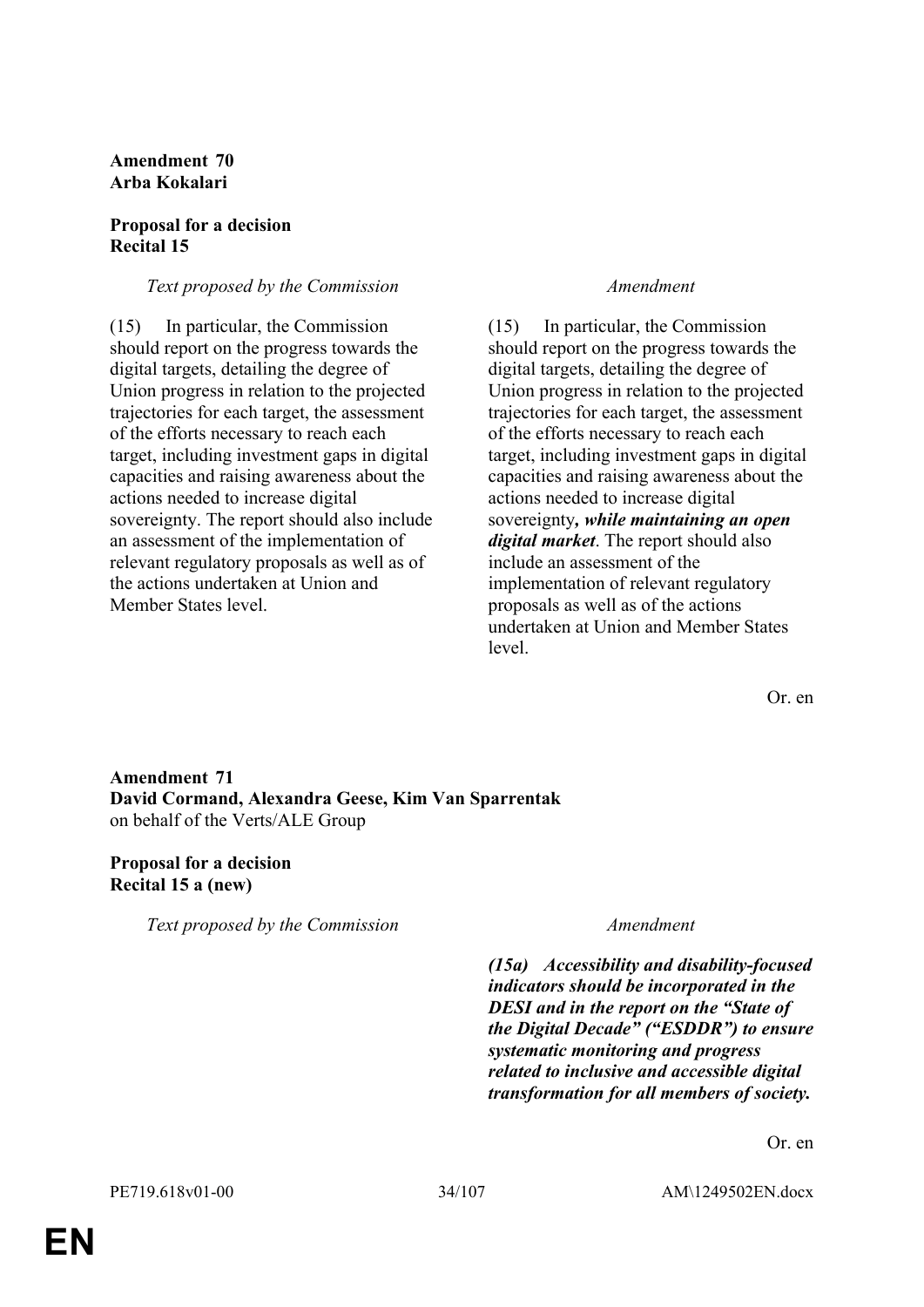**Amendment 70**
**Arba Kokalari**

**Proposal for a decision**
**Recital 15**

| *Text proposed by the Commission* | *Amendment* |
|---|---|
| (15) In particular, the Commission should report on the progress towards the digital targets, detailing the degree of Union progress in relation to the projected trajectories for each target, the assessment of the efforts necessary to reach each target, including investment gaps in digital capacities and raising awareness about the actions needed to increase digital sovereignty. The report should also include an assessment of the implementation of relevant regulatory proposals as well as of the actions undertaken at Union and Member States level. | (15) In particular, the Commission should report on the progress towards the digital targets, detailing the degree of Union progress in relation to the projected trajectories for each target, the assessment of the efforts necessary to reach each target, including investment gaps in digital capacities and raising awareness about the actions needed to increase digital sovereignty***, while maintaining an open digital market***. The report should also include an assessment of the implementation of relevant regulatory proposals as well as of the actions undertaken at Union and Member States level. |

Or. en

**Amendment 71**
**David Cormand, Alexandra Geese, Kim Van Sparrentak**
on behalf of the Verts/ALE Group

**Proposal for a decision**
**Recital 15 a (new)**

| *Text proposed by the Commission* | *Amendment* |
|---|---|
| | ***(15a) Accessibility and disability-focused indicators should be incorporated in the DESI and in the report on the "State of the Digital Decade" ("ESDDR") to ensure systematic monitoring and progress related to inclusive and accessible digital transformation for all members of society.*** |

Or. en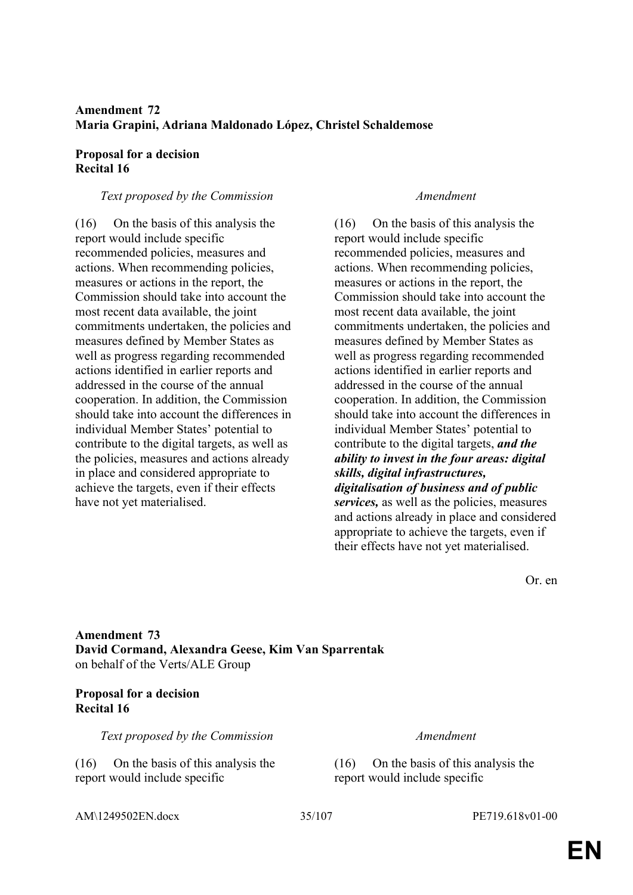**Amendment 72**
**Maria Grapini, Adriana Maldonado López, Christel Schaldemose**

**Proposal for a decision**
**Recital 16**

| *Text proposed by the Commission* | *Amendment* |
|---|---|
| (16) On the basis of this analysis the report would include specific recommended policies, measures and actions. When recommending policies, measures or actions in the report, the Commission should take into account the most recent data available, the joint commitments undertaken, the policies and measures defined by Member States as well as progress regarding recommended actions identified in earlier reports and addressed in the course of the annual cooperation. In addition, the Commission should take into account the differences in individual Member States' potential to contribute to the digital targets, as well as the policies, measures and actions already in place and considered appropriate to achieve the targets, even if their effects have not yet materialised. | (16) On the basis of this analysis the report would include specific recommended policies, measures and actions. When recommending policies, measures or actions in the report, the Commission should take into account the most recent data available, the joint commitments undertaken, the policies and measures defined by Member States as well as progress regarding recommended actions identified in earlier reports and addressed in the course of the annual cooperation. In addition, the Commission should take into account the differences in individual Member States' potential to contribute to the digital targets, ***and the ability to invest in the four areas: digital skills, digital infrastructures, digitalisation of business and of public services,*** as well as the policies, measures and actions already in place and considered appropriate to achieve the targets, even if their effects have not yet materialised. |

Or. en

**Amendment 73**
**David Cormand, Alexandra Geese, Kim Van Sparrentak**
on behalf of the Verts/ALE Group

**Proposal for a decision**
**Recital 16**

| *Text proposed by the Commission* | *Amendment* |
|---|---|
| (16) On the basis of this analysis the report would include specific | (16) On the basis of this analysis the report would include specific |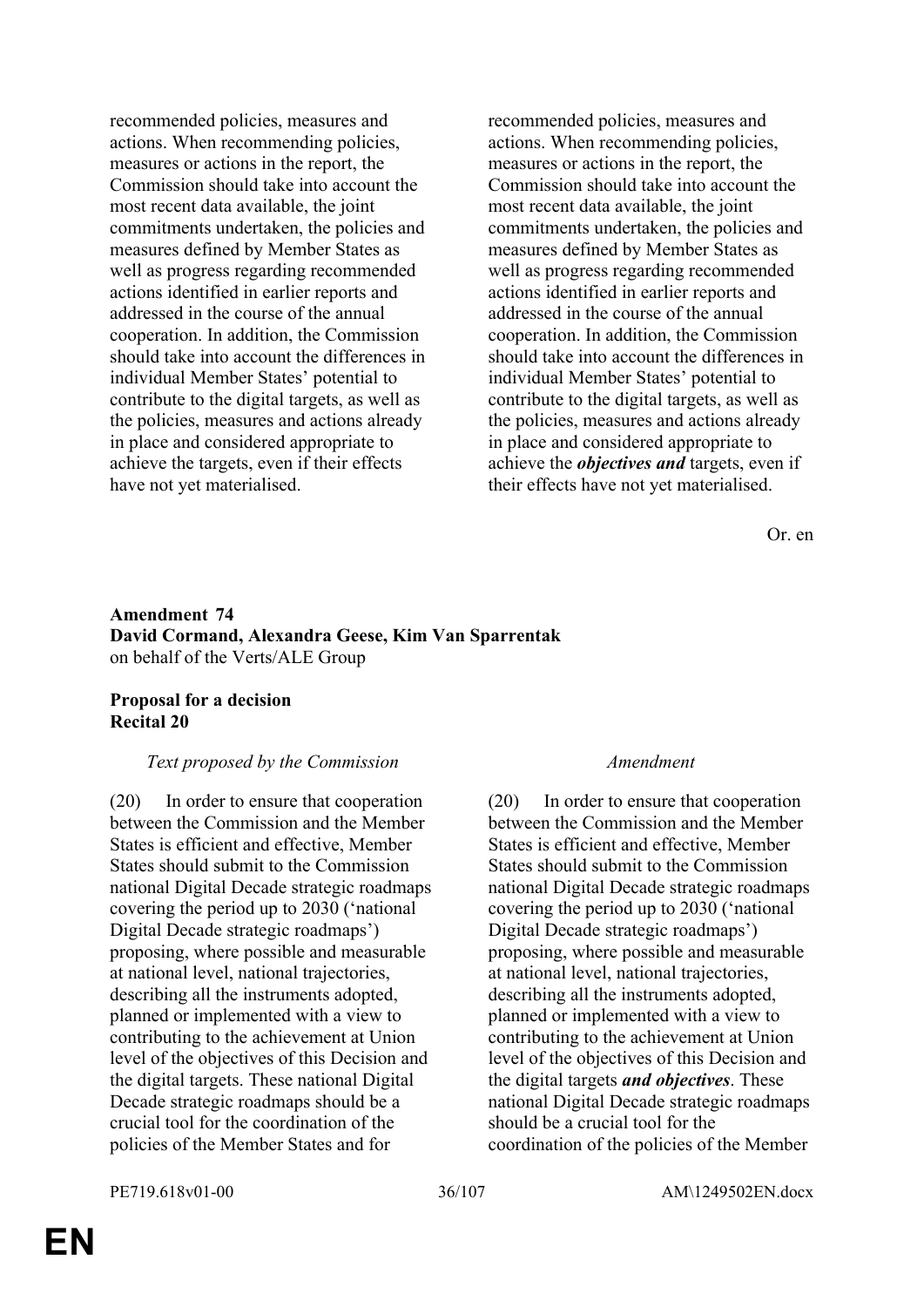| | |
|---|---|
| recommended policies, measures and actions. When recommending policies, measures or actions in the report, the Commission should take into account the most recent data available, the joint commitments undertaken, the policies and measures defined by Member States as well as progress regarding recommended actions identified in earlier reports and addressed in the course of the annual cooperation. In addition, the Commission should take into account the differences in individual Member States' potential to contribute to the digital targets, as well as the policies, measures and actions already in place and considered appropriate to achieve the targets, even if their effects have not yet materialised. | recommended policies, measures and actions. When recommending policies, measures or actions in the report, the Commission should take into account the most recent data available, the joint commitments undertaken, the policies and measures defined by Member States as well as progress regarding recommended actions identified in earlier reports and addressed in the course of the annual cooperation. In addition, the Commission should take into account the differences in individual Member States' potential to contribute to the digital targets, as well as the policies, measures and actions already in place and considered appropriate to achieve the ***objectives and*** targets, even if their effects have not yet materialised. |

Or. en

**Amendment 74**
**David Cormand, Alexandra Geese, Kim Van Sparrentak**
on behalf of the Verts/ALE Group

**Proposal for a decision**
**Recital 20**

| *Text proposed by the Commission* | *Amendment* |
|---|---|
| (20) In order to ensure that cooperation between the Commission and the Member States is efficient and effective, Member States should submit to the Commission national Digital Decade strategic roadmaps covering the period up to 2030 ('national Digital Decade strategic roadmaps') proposing, where possible and measurable at national level, national trajectories, describing all the instruments adopted, planned or implemented with a view to contributing to the achievement at Union level of the objectives of this Decision and the digital targets. These national Digital Decade strategic roadmaps should be a crucial tool for the coordination of the policies of the Member States and for | (20) In order to ensure that cooperation between the Commission and the Member States is efficient and effective, Member States should submit to the Commission national Digital Decade strategic roadmaps covering the period up to 2030 ('national Digital Decade strategic roadmaps') proposing, where possible and measurable at national level, national trajectories, describing all the instruments adopted, planned or implemented with a view to contributing to the achievement at Union level of the objectives of this Decision and the digital targets ***and objectives***. These national Digital Decade strategic roadmaps should be a crucial tool for the coordination of the policies of the Member |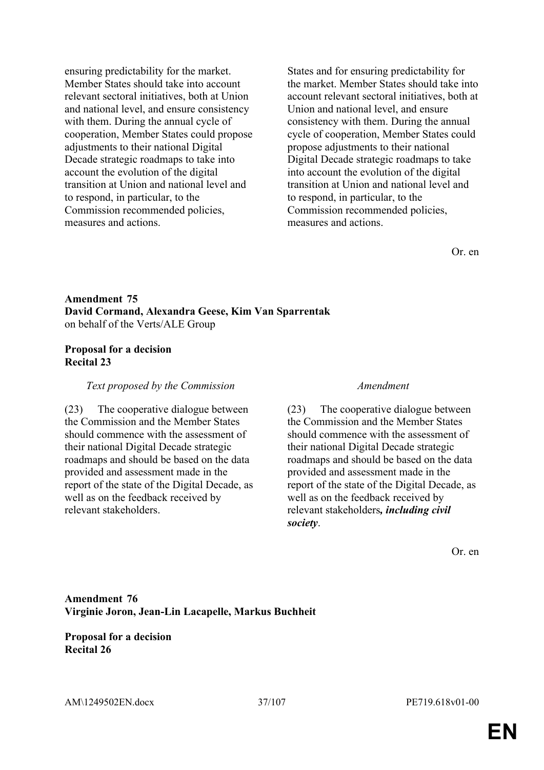| | |
|---|---|
| ensuring predictability for the market. Member States should take into account relevant sectoral initiatives, both at Union and national level, and ensure consistency with them. During the annual cycle of cooperation, Member States could propose adjustments to their national Digital Decade strategic roadmaps to take into account the evolution of the digital transition at Union and national level and to respond, in particular, to the Commission recommended policies, measures and actions. | States and for ensuring predictability for the market. Member States should take into account relevant sectoral initiatives, both at Union and national level, and ensure consistency with them. During the annual cycle of cooperation, Member States could propose adjustments to their national Digital Decade strategic roadmaps to take into account the evolution of the digital transition at Union and national level and to respond, in particular, to the Commission recommended policies, measures and actions. |

Or. en

**Amendment 75**
**David Cormand, Alexandra Geese, Kim Van Sparrentak**
on behalf of the Verts/ALE Group

**Proposal for a decision**
**Recital 23**

| *Text proposed by the Commission* | *Amendment* |
|---|---|
| (23) The cooperative dialogue between the Commission and the Member States should commence with the assessment of their national Digital Decade strategic roadmaps and should be based on the data provided and assessment made in the report of the state of the Digital Decade, as well as on the feedback received by relevant stakeholders. | (23) The cooperative dialogue between the Commission and the Member States should commence with the assessment of their national Digital Decade strategic roadmaps and should be based on the data provided and assessment made in the report of the state of the Digital Decade, as well as on the feedback received by relevant stakeholders***, including civil society***. |

Or. en

**Amendment 76**
**Virginie Joron, Jean-Lin Lacapelle, Markus Buchheit**

**Proposal for a decision**
**Recital 26**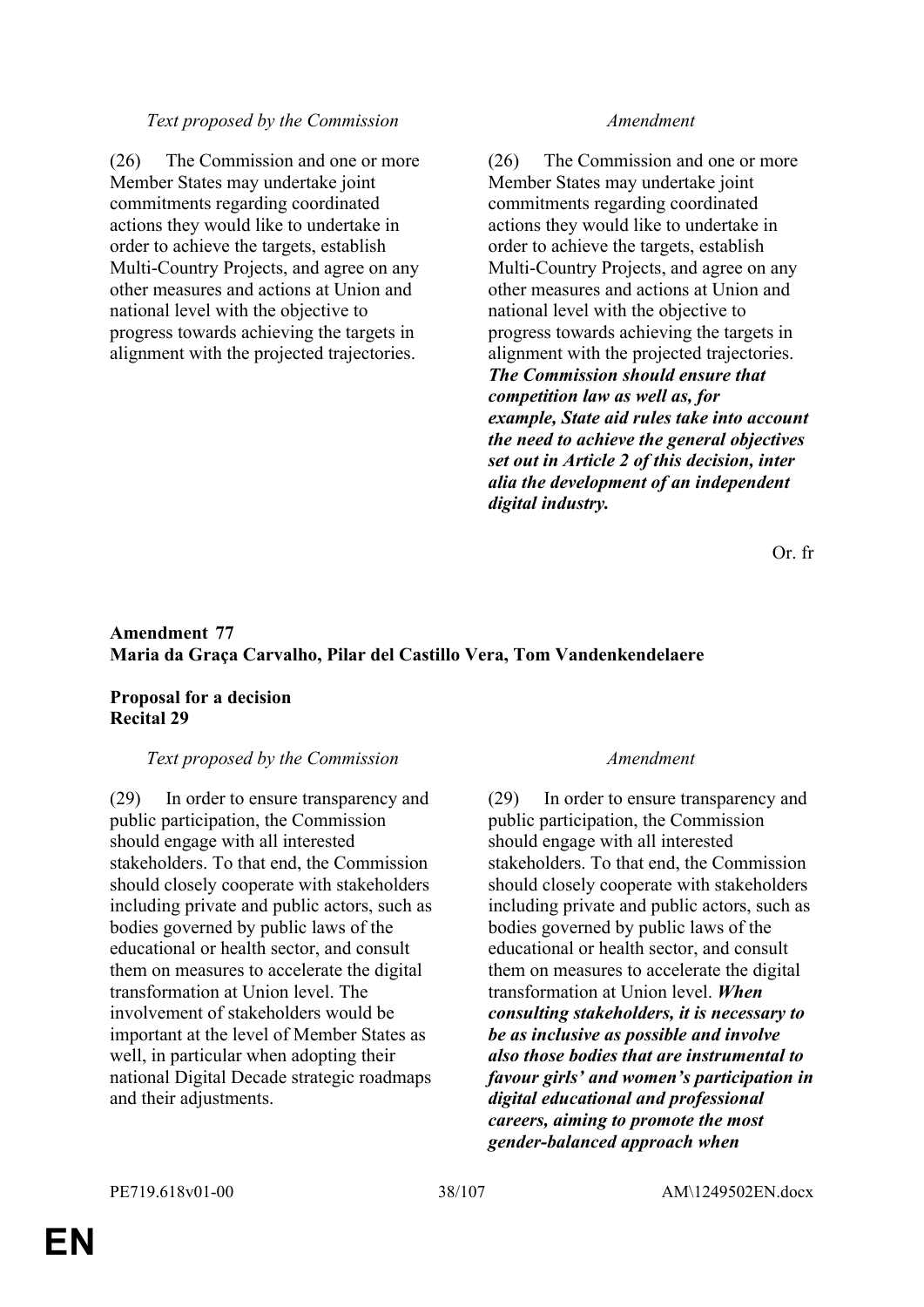| Text proposed by the Commission | Amendment |
|---|---|
| (26) The Commission and one or more Member States may undertake joint commitments regarding coordinated actions they would like to undertake in order to achieve the targets, establish Multi-Country Projects, and agree on any other measures and actions at Union and national level with the objective to progress towards achieving the targets in alignment with the projected trajectories. | (26) The Commission and one or more Member States may undertake joint commitments regarding coordinated actions they would like to undertake in order to achieve the targets, establish Multi-Country Projects, and agree on any other measures and actions at Union and national level with the objective to progress towards achieving the targets in alignment with the projected trajectories. ***The Commission should ensure that competition law as well as, for example, State aid rules take into account the need to achieve the general objectives set out in Article 2 of this decision, inter alia the development of an independent digital industry.*** |

Or. fr

**Amendment 77**
**Maria da Graça Carvalho, Pilar del Castillo Vera, Tom Vandenkendelaere**

**Proposal for a decision**
**Recital 29**

| Text proposed by the Commission | Amendment |
|---|---|
| (29) In order to ensure transparency and public participation, the Commission should engage with all interested stakeholders. To that end, the Commission should closely cooperate with stakeholders including private and public actors, such as bodies governed by public laws of the educational or health sector, and consult them on measures to accelerate the digital transformation at Union level. The involvement of stakeholders would be important at the level of Member States as well, in particular when adopting their national Digital Decade strategic roadmaps and their adjustments. | (29) In order to ensure transparency and public participation, the Commission should engage with all interested stakeholders. To that end, the Commission should closely cooperate with stakeholders including private and public actors, such as bodies governed by public laws of the educational or health sector, and consult them on measures to accelerate the digital transformation at Union level. ***When consulting stakeholders, it is necessary to be as inclusive as possible and involve also those bodies that are instrumental to favour girls' and women's participation in digital educational and professional careers, aiming to promote the most gender-balanced approach when*** |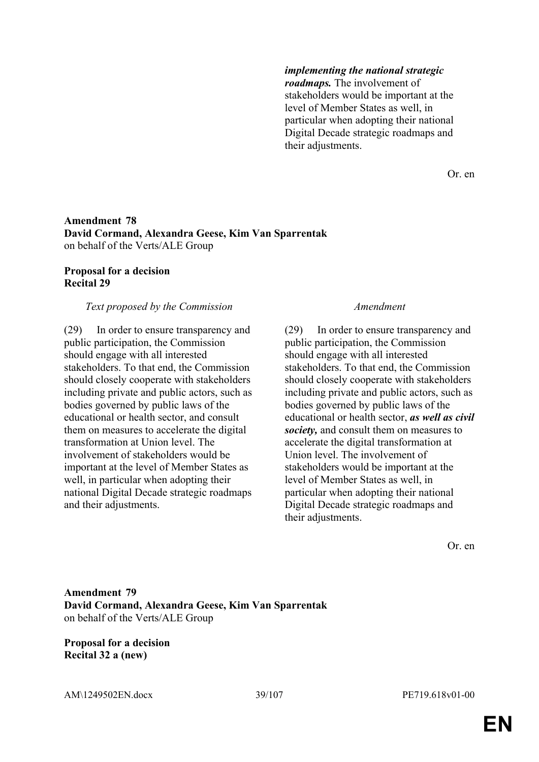| | |
|---|---|
| | ***implementing the national strategic roadmaps.*** The involvement of stakeholders would be important at the level of Member States as well, in particular when adopting their national Digital Decade strategic roadmaps and their adjustments. |

Or. en

**Amendment 78**
**David Cormand, Alexandra Geese, Kim Van Sparrentak**
on behalf of the Verts/ALE Group

**Proposal for a decision**
**Recital 29**

| *Text proposed by the Commission* | *Amendment* |
|---|---|
| (29) In order to ensure transparency and public participation, the Commission should engage with all interested stakeholders. To that end, the Commission should closely cooperate with stakeholders including private and public actors, such as bodies governed by public laws of the educational or health sector, and consult them on measures to accelerate the digital transformation at Union level. The involvement of stakeholders would be important at the level of Member States as well, in particular when adopting their national Digital Decade strategic roadmaps and their adjustments. | (29) In order to ensure transparency and public participation, the Commission should engage with all interested stakeholders. To that end, the Commission should closely cooperate with stakeholders including private and public actors, such as bodies governed by public laws of the educational or health sector, ***as well as civil society,*** and consult them on measures to accelerate the digital transformation at Union level. The involvement of stakeholders would be important at the level of Member States as well, in particular when adopting their national Digital Decade strategic roadmaps and their adjustments. |

Or. en

**Amendment 79**
**David Cormand, Alexandra Geese, Kim Van Sparrentak**
on behalf of the Verts/ALE Group

**Proposal for a decision**
**Recital 32 a (new)**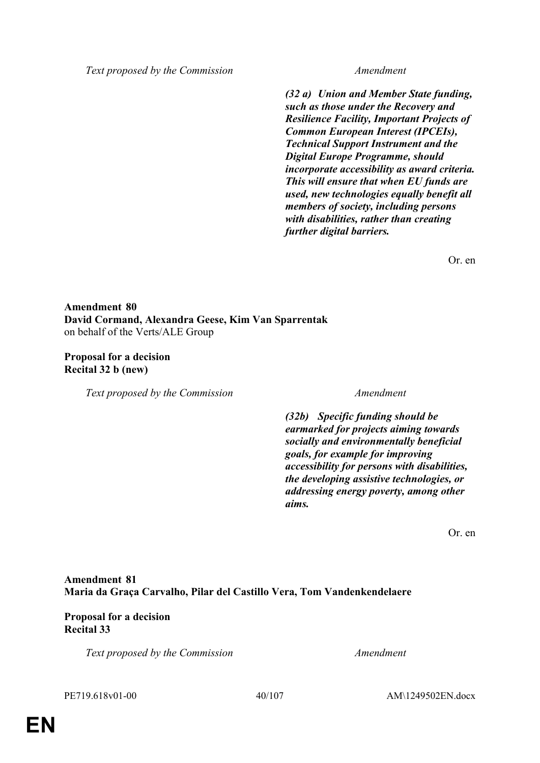| Text proposed by the Commission | Amendment |
|---|---|
| | ***(32 a) Union and Member State funding, such as those under the Recovery and Resilience Facility, Important Projects of Common European Interest (IPCEIs), Technical Support Instrument and the Digital Europe Programme, should incorporate accessibility as award criteria. This will ensure that when EU funds are used, new technologies equally benefit all members of society, including persons with disabilities, rather than creating further digital barriers.*** |

Or. en

**Amendment 80**
**David Cormand, Alexandra Geese, Kim Van Sparrentak**
on behalf of the Verts/ALE Group

**Proposal for a decision**
**Recital 32 b (new)**

| Text proposed by the Commission | Amendment |
|---|---|
| | ***(32b) Specific funding should be earmarked for projects aiming towards socially and environmentally beneficial goals, for example for improving accessibility for persons with disabilities, the developing assistive technologies, or addressing energy poverty, among other aims.*** |

Or. en

**Amendment 81**
**Maria da Graça Carvalho, Pilar del Castillo Vera, Tom Vandenkendelaere**

**Proposal for a decision**
**Recital 33**

| Text proposed by the Commission | Amendment |
|---|---|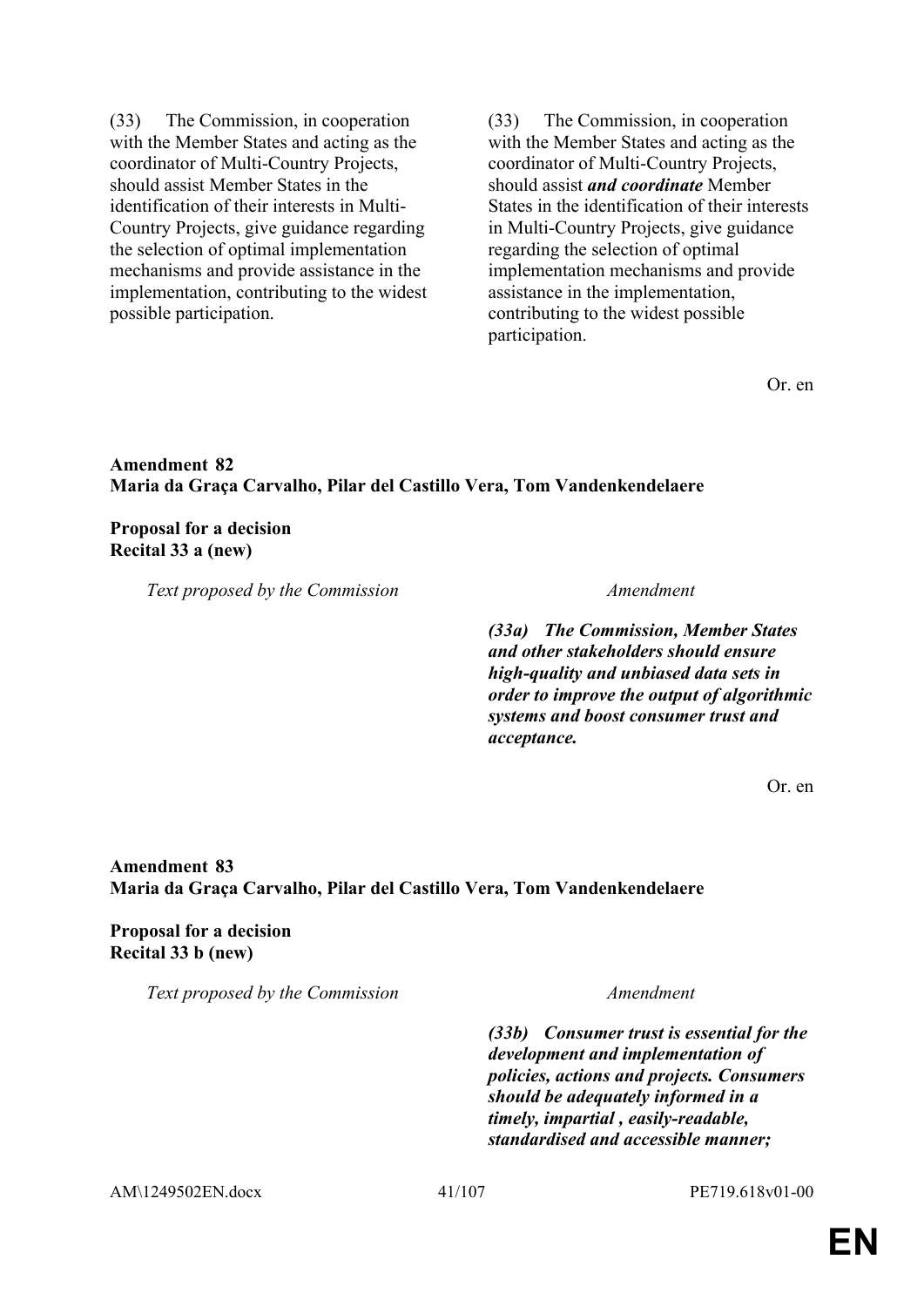| | |
|---|---|
| (33) The Commission, in cooperation with the Member States and acting as the coordinator of Multi-Country Projects, should assist Member States in the identification of their interests in Multi-Country Projects, give guidance regarding the selection of optimal implementation mechanisms and provide assistance in the implementation, contributing to the widest possible participation. | (33) The Commission, in cooperation with the Member States and acting as the coordinator of Multi-Country Projects, should assist ***and coordinate*** Member States in the identification of their interests in Multi-Country Projects, give guidance regarding the selection of optimal implementation mechanisms and provide assistance in the implementation, contributing to the widest possible participation. |

Or. en

**Amendment 82**
**Maria da Graça Carvalho, Pilar del Castillo Vera, Tom Vandenkendelaere**

**Proposal for a decision**
**Recital 33 a (new)**

| *Text proposed by the Commission* | *Amendment* |
|---|---|
| | ***(33a) The Commission, Member States and other stakeholders should ensure high-quality and unbiased data sets in order to improve the output of algorithmic systems and boost consumer trust and acceptance.*** |

Or. en

**Amendment 83**
**Maria da Graça Carvalho, Pilar del Castillo Vera, Tom Vandenkendelaere**

**Proposal for a decision**
**Recital 33 b (new)**

| *Text proposed by the Commission* | *Amendment* |
|---|---|
| | ***(33b) Consumer trust is essential for the development and implementation of policies, actions and projects. Consumers should be adequately informed in a timely, impartial , easily-readable, standardised and accessible manner;*** |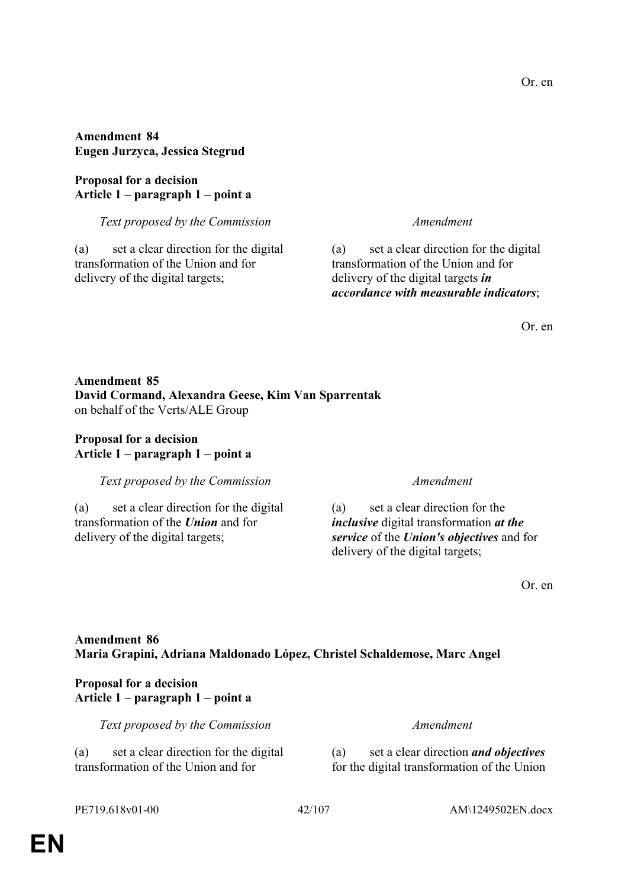Or. en

**Amendment 84**
**Eugen Jurzyca, Jessica Stegrud**

**Proposal for a decision**
**Article 1 – paragraph 1 – point a**

| *Text proposed by the Commission* | *Amendment* |
|---|---|
| (a) set a clear direction for the digital transformation of the Union and for delivery of the digital targets; | (a) set a clear direction for the digital transformation of the Union and for delivery of the digital targets ***in accordance with measurable indicators***; |

Or. en

**Amendment 85**
**David Cormand, Alexandra Geese, Kim Van Sparrentak**
on behalf of the Verts/ALE Group

**Proposal for a decision**
**Article 1 – paragraph 1 – point a**

| *Text proposed by the Commission* | *Amendment* |
|---|---|
| (a) set a clear direction for the digital transformation of the ***Union*** and for delivery of the digital targets; | (a) set a clear direction for the ***inclusive*** digital transformation ***at the service*** of the ***Union's objectives*** and for delivery of the digital targets; |

Or. en

**Amendment 86**
**Maria Grapini, Adriana Maldonado López, Christel Schaldemose, Marc Angel**

**Proposal for a decision**
**Article 1 – paragraph 1 – point a**

| *Text proposed by the Commission* | *Amendment* |
|---|---|
| (a) set a clear direction for the digital transformation of the Union and for | (a) set a clear direction ***and objectives*** for the digital transformation of the Union |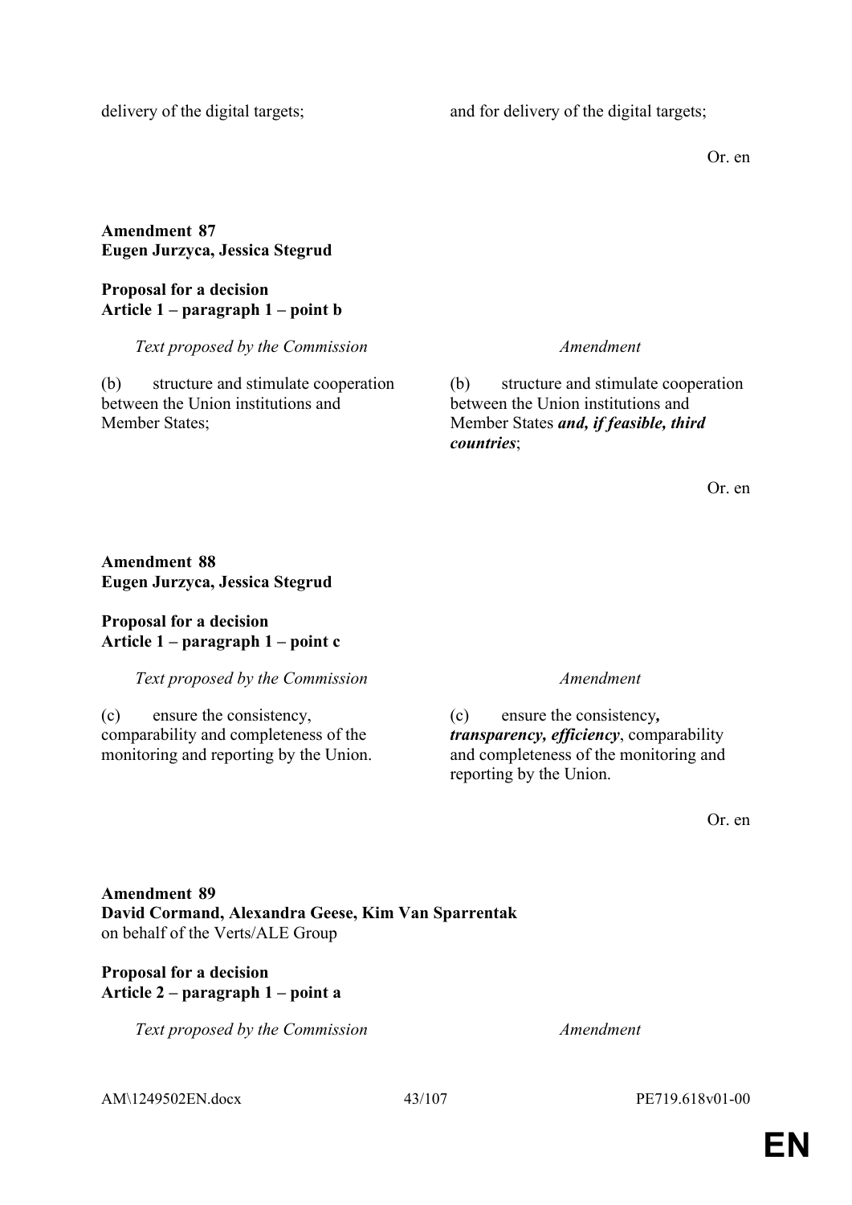| | |
|---|---|
| delivery of the digital targets; | and for delivery of the digital targets; |

Or. en

**Amendment 87**
**Eugen Jurzyca, Jessica Stegrud**

**Proposal for a decision**
**Article 1 – paragraph 1 – point b**

| *Text proposed by the Commission* | *Amendment* |
|---|---|
| (b) structure and stimulate cooperation between the Union institutions and Member States; | (b) structure and stimulate cooperation between the Union institutions and Member States ***and, if feasible, third countries***; |

Or. en

**Amendment 88**
**Eugen Jurzyca, Jessica Stegrud**

**Proposal for a decision**
**Article 1 – paragraph 1 – point c**

| *Text proposed by the Commission* | *Amendment* |
|---|---|
| (c) ensure the consistency, comparability and completeness of the monitoring and reporting by the Union. | (c) ensure the consistency***, transparency, efficiency***, comparability and completeness of the monitoring and reporting by the Union. |

Or. en

**Amendment 89**
**David Cormand, Alexandra Geese, Kim Van Sparrentak**
on behalf of the Verts/ALE Group

**Proposal for a decision**
**Article 2 – paragraph 1 – point a**

| *Text proposed by the Commission* | *Amendment* |
|---|---|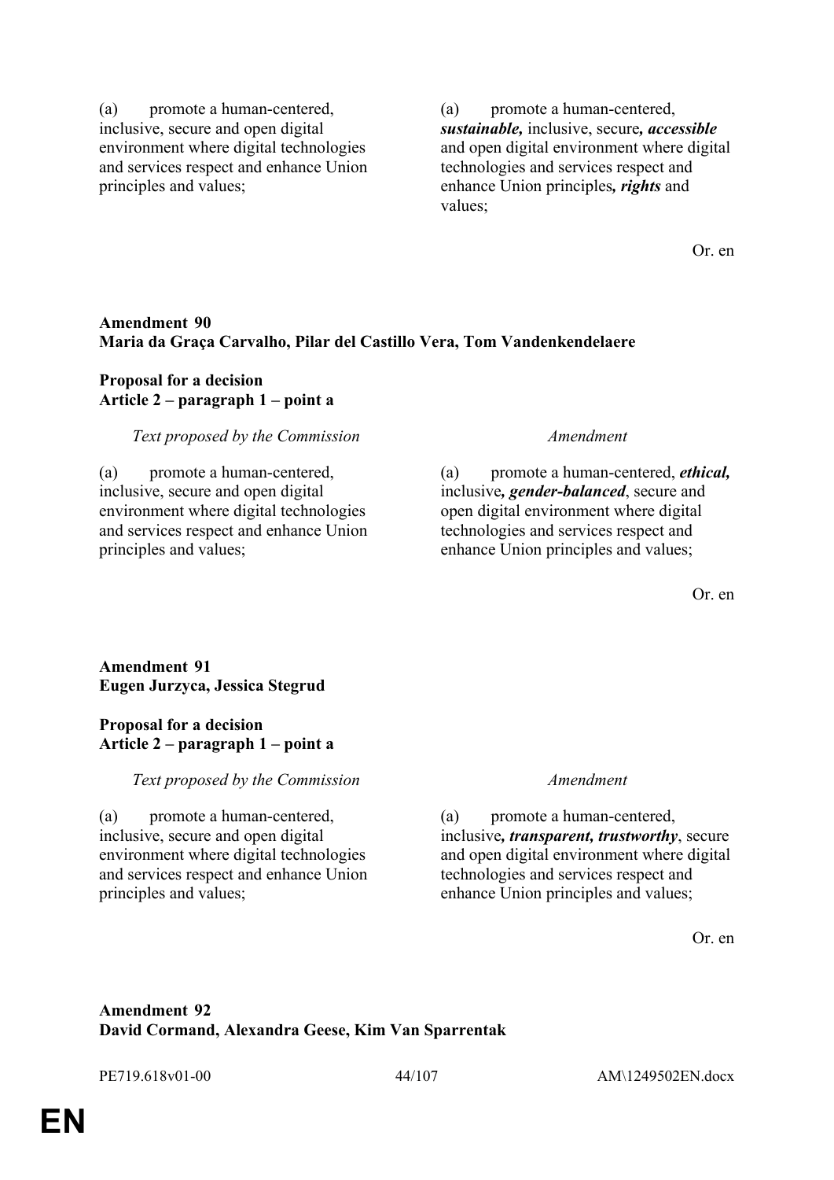| | |
|---|---|
| (a) promote a human-centered, inclusive, secure and open digital environment where digital technologies and services respect and enhance Union principles and values; | (a) promote a human-centered, ***sustainable,*** inclusive, secure***, accessible*** and open digital environment where digital technologies and services respect and enhance Union principles***, rights*** and values; |

Or. en

**Amendment 90**
**Maria da Graça Carvalho, Pilar del Castillo Vera, Tom Vandenkendelaere**

**Proposal for a decision**
**Article 2 – paragraph 1 – point a**

| *Text proposed by the Commission* | *Amendment* |
|---|---|
| (a) promote a human-centered, inclusive, secure and open digital environment where digital technologies and services respect and enhance Union principles and values; | (a) promote a human-centered, ***ethical,*** inclusive***, gender-balanced***, secure and open digital environment where digital technologies and services respect and enhance Union principles and values; |

Or. en

**Amendment 91**
**Eugen Jurzyca, Jessica Stegrud**

**Proposal for a decision**
**Article 2 – paragraph 1 – point a**

| *Text proposed by the Commission* | *Amendment* |
|---|---|
| (a) promote a human-centered, inclusive, secure and open digital environment where digital technologies and services respect and enhance Union principles and values; | (a) promote a human-centered, inclusive***, transparent, trustworthy***, secure and open digital environment where digital technologies and services respect and enhance Union principles and values; |

Or. en

**Amendment 92**
**David Cormand, Alexandra Geese, Kim Van Sparrentak**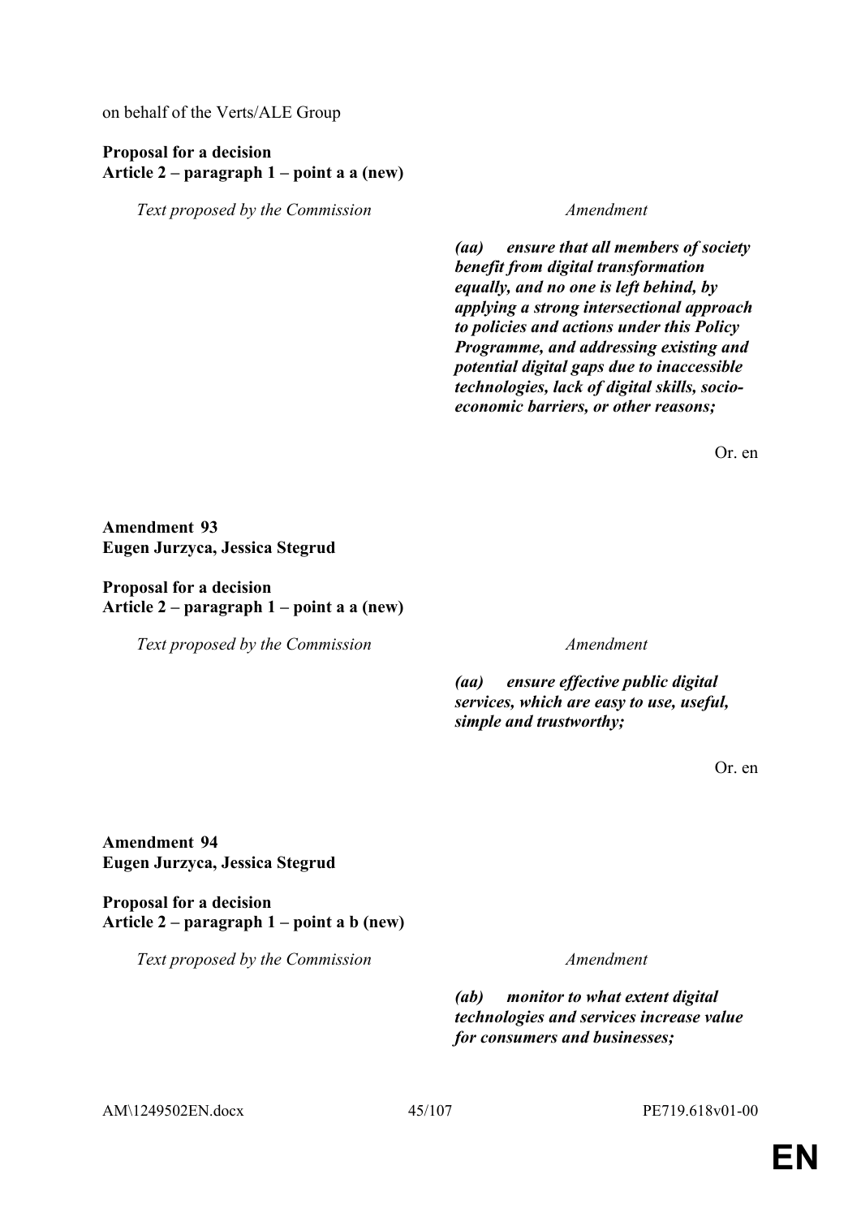on behalf of the Verts/ALE Group

**Proposal for a decision**
**Article 2 – paragraph 1 – point a a (new)**

| Text proposed by the Commission | Amendment |
|---|---|
| | ***(aa) ensure that all members of society benefit from digital transformation equally, and no one is left behind, by applying a strong intersectional approach to policies and actions under this Policy Programme, and addressing existing and potential digital gaps due to inaccessible technologies, lack of digital skills, socio-economic barriers, or other reasons;*** |

Or. en

**Amendment 93**
**Eugen Jurzyca, Jessica Stegrud**

**Proposal for a decision**
**Article 2 – paragraph 1 – point a a (new)**

| Text proposed by the Commission | Amendment |
|---|---|
| | ***(aa) ensure effective public digital services, which are easy to use, useful, simple and trustworthy;*** |

Or. en

**Amendment 94**
**Eugen Jurzyca, Jessica Stegrud**

**Proposal for a decision**
**Article 2 – paragraph 1 – point a b (new)**

| Text proposed by the Commission | Amendment |
|---|---|
| | ***(ab) monitor to what extent digital technologies and services increase value for consumers and businesses;*** |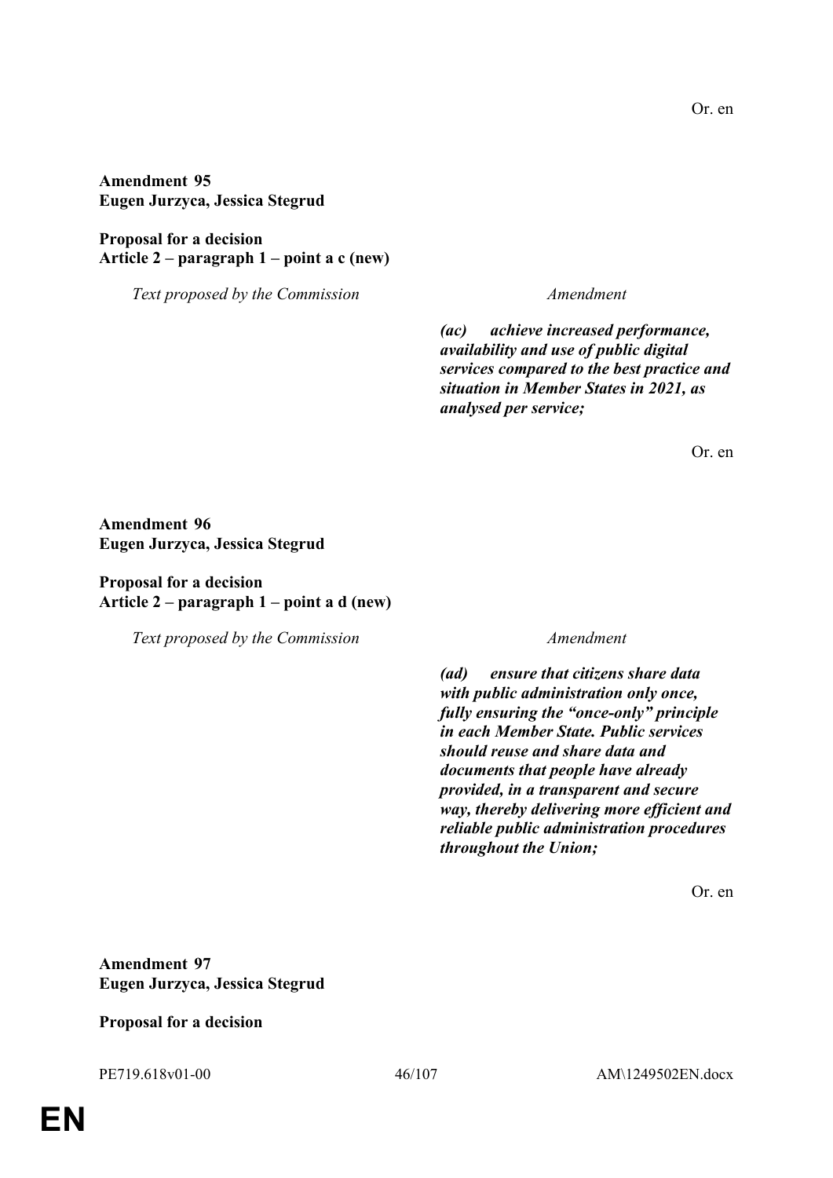Or. en

**Amendment 95**
**Eugen Jurzyca, Jessica Stegrud**

**Proposal for a decision**
**Article 2 – paragraph 1 – point a c (new)**

| *Text proposed by the Commission* | *Amendment* |
|---|---|
| | ***(ac) achieve increased performance, availability and use of public digital services compared to the best practice and situation in Member States in 2021, as analysed per service;*** |

Or. en

**Amendment 96**
**Eugen Jurzyca, Jessica Stegrud**

**Proposal for a decision**
**Article 2 – paragraph 1 – point a d (new)**

| *Text proposed by the Commission* | *Amendment* |
|---|---|
| | ***(ad) ensure that citizens share data with public administration only once, fully ensuring the "once-only" principle in each Member State. Public services should reuse and share data and documents that people have already provided, in a transparent and secure way, thereby delivering more efficient and reliable public administration procedures throughout the Union;*** |

Or. en

**Amendment 97**
**Eugen Jurzyca, Jessica Stegrud**

**Proposal for a decision**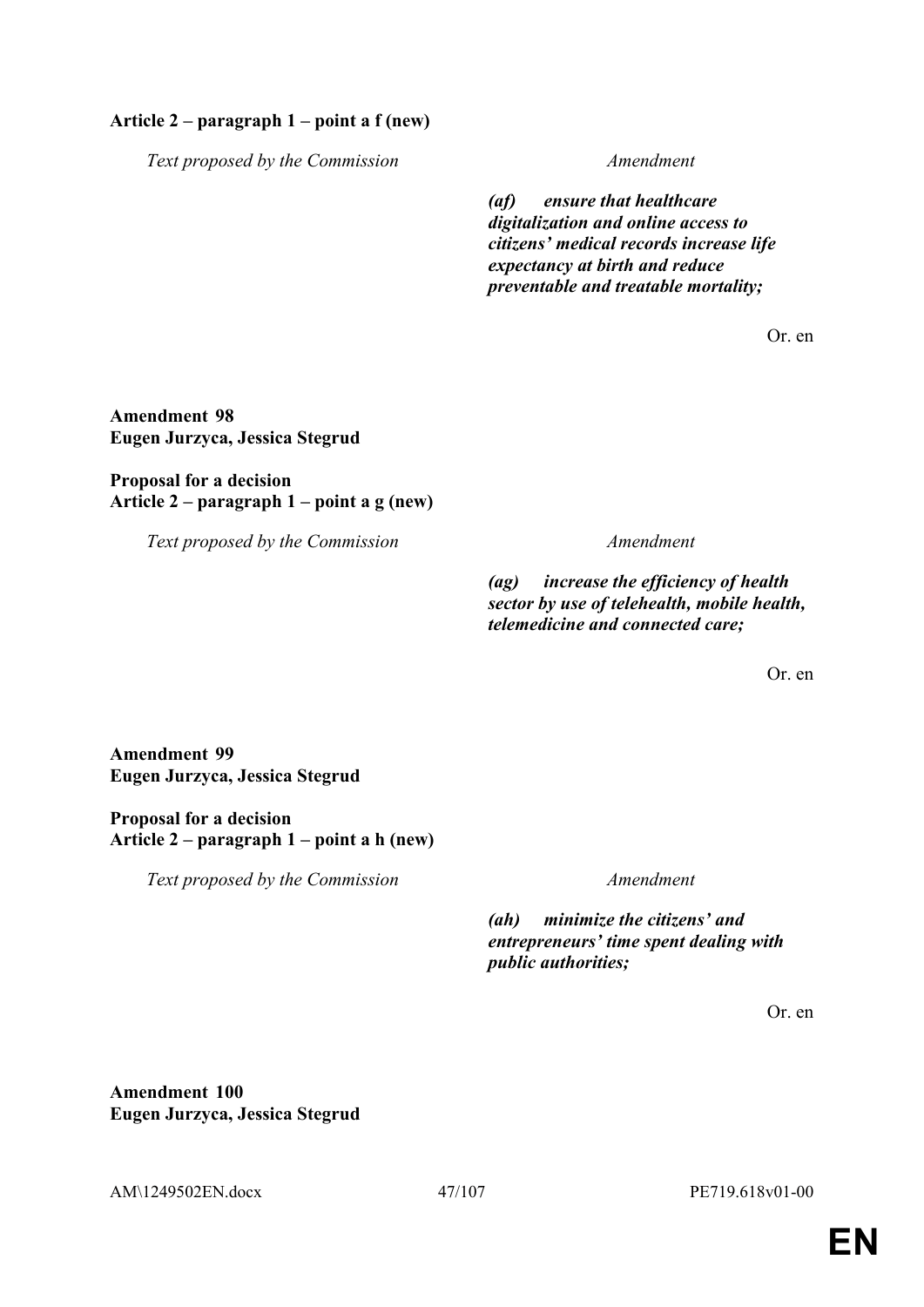**Article 2 – paragraph 1 – point a f (new)**

| Text proposed by the Commission | Amendment |
|---|---|
| | ***(af) ensure that healthcare digitalization and online access to citizens' medical records increase life expectancy at birth and reduce preventable and treatable mortality;*** |

Or. en

**Amendment 98**
**Eugen Jurzyca, Jessica Stegrud**

**Proposal for a decision**
**Article 2 – paragraph 1 – point a g (new)**

| Text proposed by the Commission | Amendment |
|---|---|
| | ***(ag) increase the efficiency of health sector by use of telehealth, mobile health, telemedicine and connected care;*** |

Or. en

**Amendment 99**
**Eugen Jurzyca, Jessica Stegrud**

**Proposal for a decision**
**Article 2 – paragraph 1 – point a h (new)**

| Text proposed by the Commission | Amendment |
|---|---|
| | ***(ah) minimize the citizens' and entrepreneurs' time spent dealing with public authorities;*** |

Or. en

**Amendment 100**
**Eugen Jurzyca, Jessica Stegrud**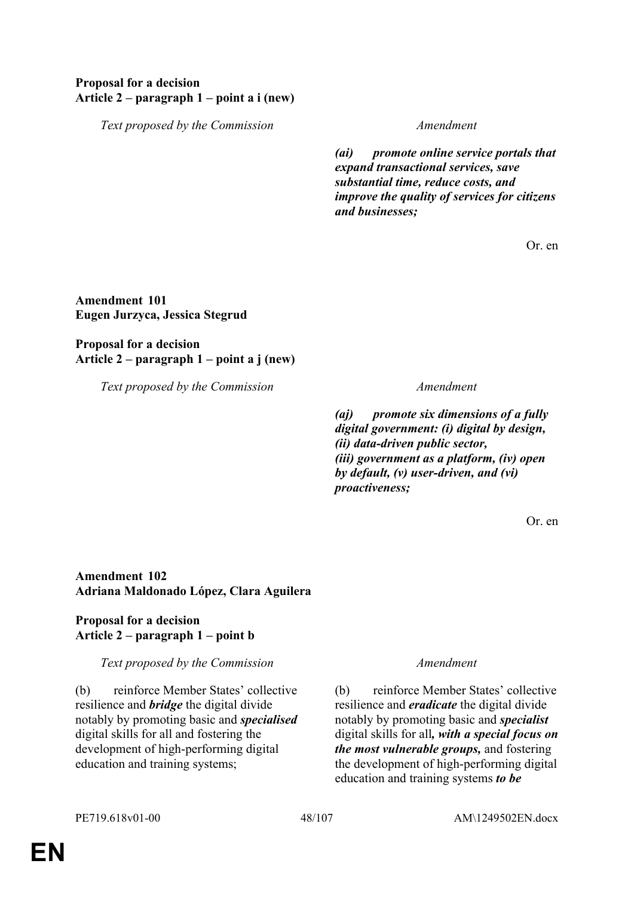**Proposal for a decision**
**Article 2 – paragraph 1 – point a i (new)**

| *Text proposed by the Commission* | *Amendment* |
|---|---|
| | ***(ai) promote online service portals that expand transactional services, save substantial time, reduce costs, and improve the quality of services for citizens and businesses;*** |

Or. en

**Amendment 101**
**Eugen Jurzyca, Jessica Stegrud**

**Proposal for a decision**
**Article 2 – paragraph 1 – point a j (new)**

| *Text proposed by the Commission* | *Amendment* |
|---|---|
| | ***(aj) promote six dimensions of a fully digital government: (i) digital by design, (ii) data-driven public sector, (iii) government as a platform, (iv) open by default, (v) user-driven, and (vi) proactiveness;*** |

Or. en

**Amendment 102**
**Adriana Maldonado López, Clara Aguilera**

**Proposal for a decision**
**Article 2 – paragraph 1 – point b**

| *Text proposed by the Commission* | *Amendment* |
|---|---|
| (b) reinforce Member States' collective resilience and ***bridge*** the digital divide notably by promoting basic and ***specialised*** digital skills for all and fostering the development of high-performing digital education and training systems; | (b) reinforce Member States' collective resilience and ***eradicate*** the digital divide notably by promoting basic and ***specialist*** digital skills for all***, with a special focus on the most vulnerable groups,*** and fostering the development of high-performing digital education and training systems ***to be*** |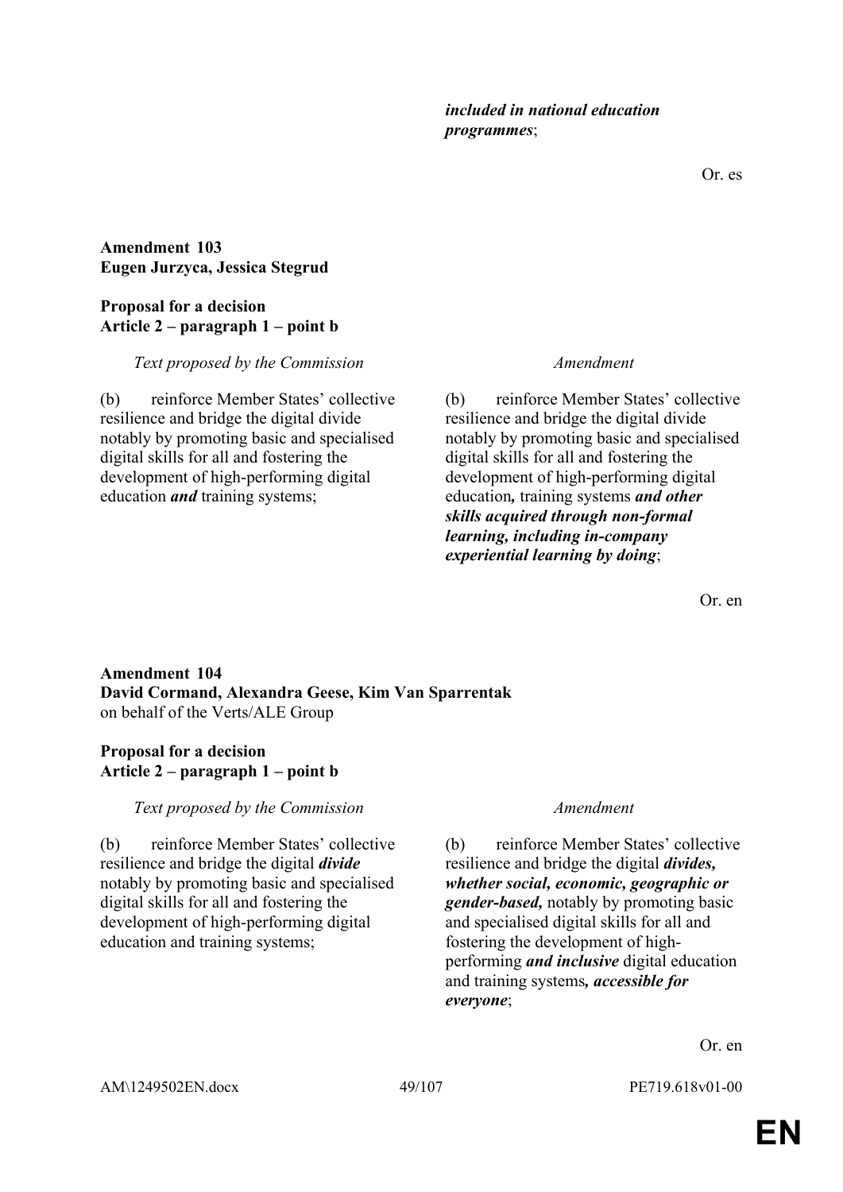*included in national education programmes*;

Or. es

**Amendment 103**
**Eugen Jurzyca, Jessica Stegrud**

**Proposal for a decision**
**Article 2 – paragraph 1 – point b**

| *Text proposed by the Commission* | *Amendment* |
|---|---|
| (b) reinforce Member States' collective resilience and bridge the digital divide notably by promoting basic and specialised digital skills for all and fostering the development of high-performing digital education ***and*** training systems; | (b) reinforce Member States' collective resilience and bridge the digital divide notably by promoting basic and specialised digital skills for all and fostering the development of high-performing digital education***,*** training systems ***and other skills acquired through non-formal learning, including in-company experiential learning by doing***; |

Or. en

**Amendment 104**
**David Cormand, Alexandra Geese, Kim Van Sparrentak**
on behalf of the Verts/ALE Group

**Proposal for a decision**
**Article 2 – paragraph 1 – point b**

| *Text proposed by the Commission* | *Amendment* |
|---|---|
| (b) reinforce Member States' collective resilience and bridge the digital ***divide*** notably by promoting basic and specialised digital skills for all and fostering the development of high-performing digital education and training systems; | (b) reinforce Member States' collective resilience and bridge the digital ***divides, whether social, economic, geographic or gender-based,*** notably by promoting basic and specialised digital skills for all and fostering the development of high-performing ***and inclusive*** digital education and training systems***, accessible for everyone***; |

Or. en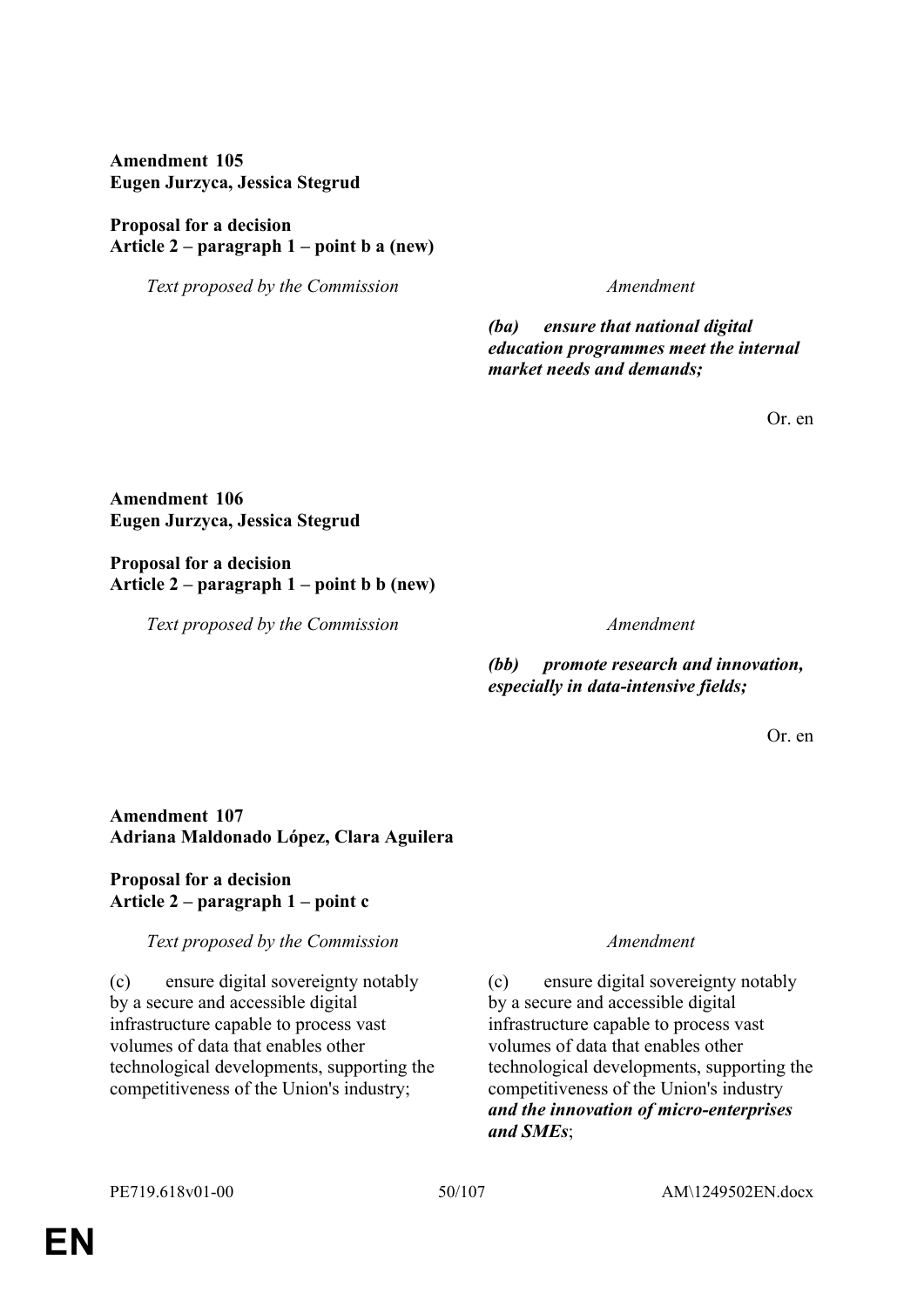**Amendment 105**
**Eugen Jurzyca, Jessica Stegrud**

**Proposal for a decision**
**Article 2 – paragraph 1 – point b a (new)**

| *Text proposed by the Commission* | *Amendment* |
|---|---|
| | ***(ba) ensure that national digital education programmes meet the internal market needs and demands;*** |

Or. en

**Amendment 106**
**Eugen Jurzyca, Jessica Stegrud**

**Proposal for a decision**
**Article 2 – paragraph 1 – point b b (new)**

| *Text proposed by the Commission* | *Amendment* |
|---|---|
| | ***(bb) promote research and innovation, especially in data-intensive fields;*** |

Or. en

**Amendment 107**
**Adriana Maldonado López, Clara Aguilera**

**Proposal for a decision**
**Article 2 – paragraph 1 – point c**

| *Text proposed by the Commission* | *Amendment* |
|---|---|
| (c) ensure digital sovereignty notably by a secure and accessible digital infrastructure capable to process vast volumes of data that enables other technological developments, supporting the competitiveness of the Union's industry; | (c) ensure digital sovereignty notably by a secure and accessible digital infrastructure capable to process vast volumes of data that enables other technological developments, supporting the competitiveness of the Union's industry ***and the innovation of micro-enterprises and SMEs***; |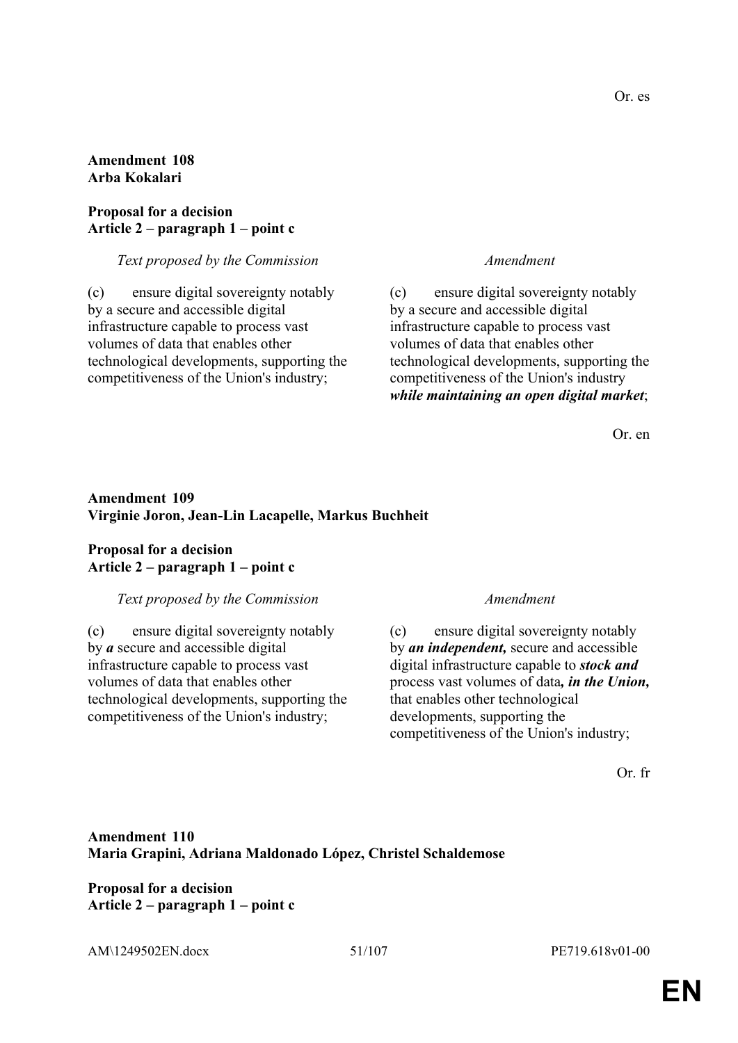Or. es

**Amendment 108**
**Arba Kokalari**

**Proposal for a decision**
**Article 2 – paragraph 1 – point c**

| *Text proposed by the Commission* | *Amendment* |
|---|---|
| (c) ensure digital sovereignty notably by a secure and accessible digital infrastructure capable to process vast volumes of data that enables other technological developments, supporting the competitiveness of the Union's industry; | (c) ensure digital sovereignty notably by a secure and accessible digital infrastructure capable to process vast volumes of data that enables other technological developments, supporting the competitiveness of the Union's industry ***while maintaining an open digital market***; |

Or. en

**Amendment 109**
**Virginie Joron, Jean-Lin Lacapelle, Markus Buchheit**

**Proposal for a decision**
**Article 2 – paragraph 1 – point c**

| *Text proposed by the Commission* | *Amendment* |
|---|---|
| (c) ensure digital sovereignty notably by ***a*** secure and accessible digital infrastructure capable to process vast volumes of data that enables other technological developments, supporting the competitiveness of the Union's industry; | (c) ensure digital sovereignty notably by ***an independent,*** secure and accessible digital infrastructure capable to ***stock and*** process vast volumes of data***, in the Union,*** that enables other technological developments, supporting the competitiveness of the Union's industry; |

Or. fr

**Amendment 110**
**Maria Grapini, Adriana Maldonado López, Christel Schaldemose**

**Proposal for a decision**
**Article 2 – paragraph 1 – point c**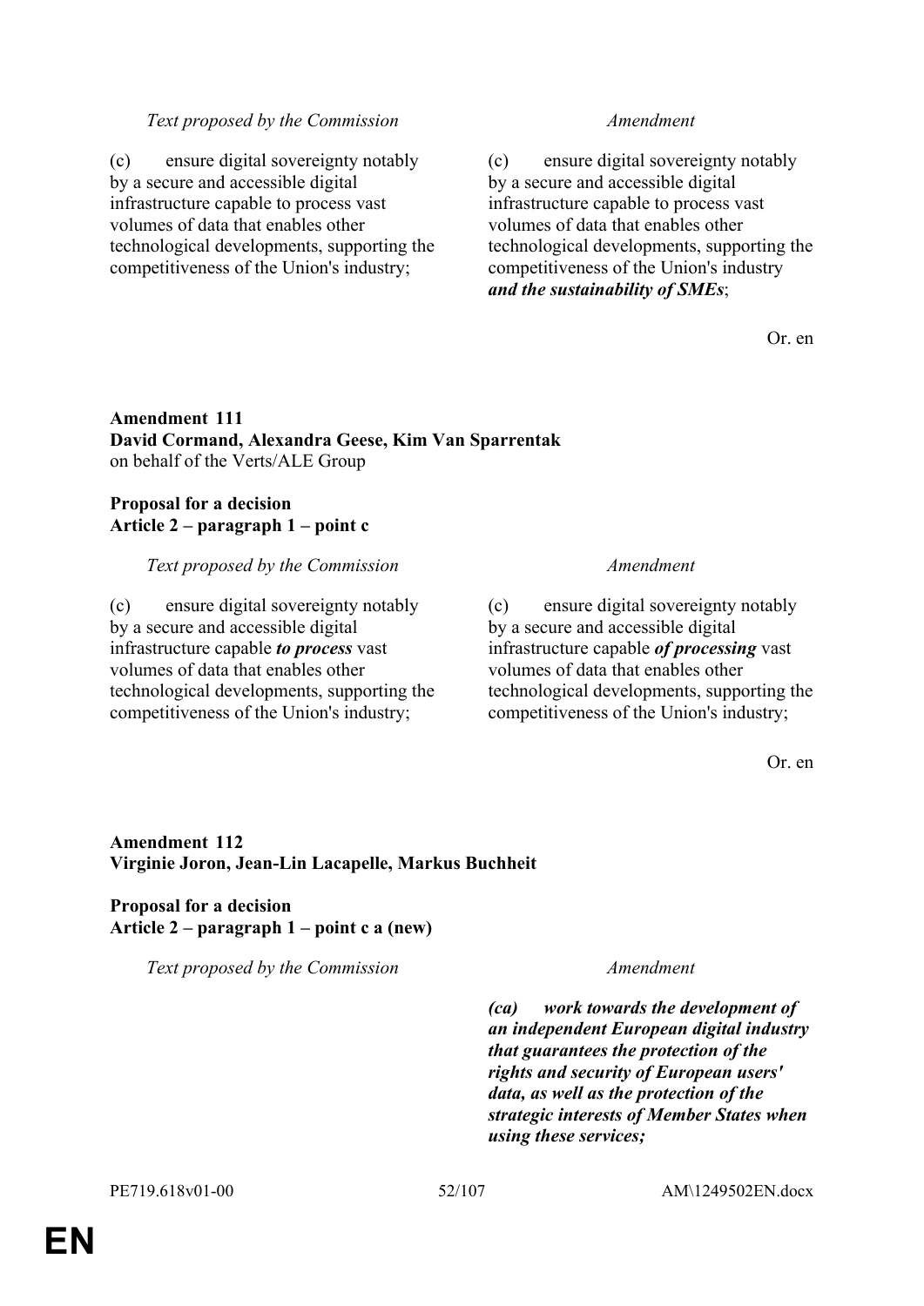| *Text proposed by the Commission* | *Amendment* |
|---|---|
| (c) ensure digital sovereignty notably by a secure and accessible digital infrastructure capable to process vast volumes of data that enables other technological developments, supporting the competitiveness of the Union's industry; | (c) ensure digital sovereignty notably by a secure and accessible digital infrastructure capable to process vast volumes of data that enables other technological developments, supporting the competitiveness of the Union's industry ***and the sustainability of SMEs***; |

Or. en

**Amendment 111**
**David Cormand, Alexandra Geese, Kim Van Sparrentak**
on behalf of the Verts/ALE Group

**Proposal for a decision**
**Article 2 – paragraph 1 – point c**

| *Text proposed by the Commission* | *Amendment* |
|---|---|
| (c) ensure digital sovereignty notably by a secure and accessible digital infrastructure capable ***to process*** vast volumes of data that enables other technological developments, supporting the competitiveness of the Union's industry; | (c) ensure digital sovereignty notably by a secure and accessible digital infrastructure capable ***of processing*** vast volumes of data that enables other technological developments, supporting the competitiveness of the Union's industry; |

Or. en

**Amendment 112**
**Virginie Joron, Jean-Lin Lacapelle, Markus Buchheit**

**Proposal for a decision**
**Article 2 – paragraph 1 – point c a (new)**

| *Text proposed by the Commission* | *Amendment* |
|---|---|
| | ***(ca) work towards the development of an independent European digital industry that guarantees the protection of the rights and security of European users' data, as well as the protection of the strategic interests of Member States when using these services;*** |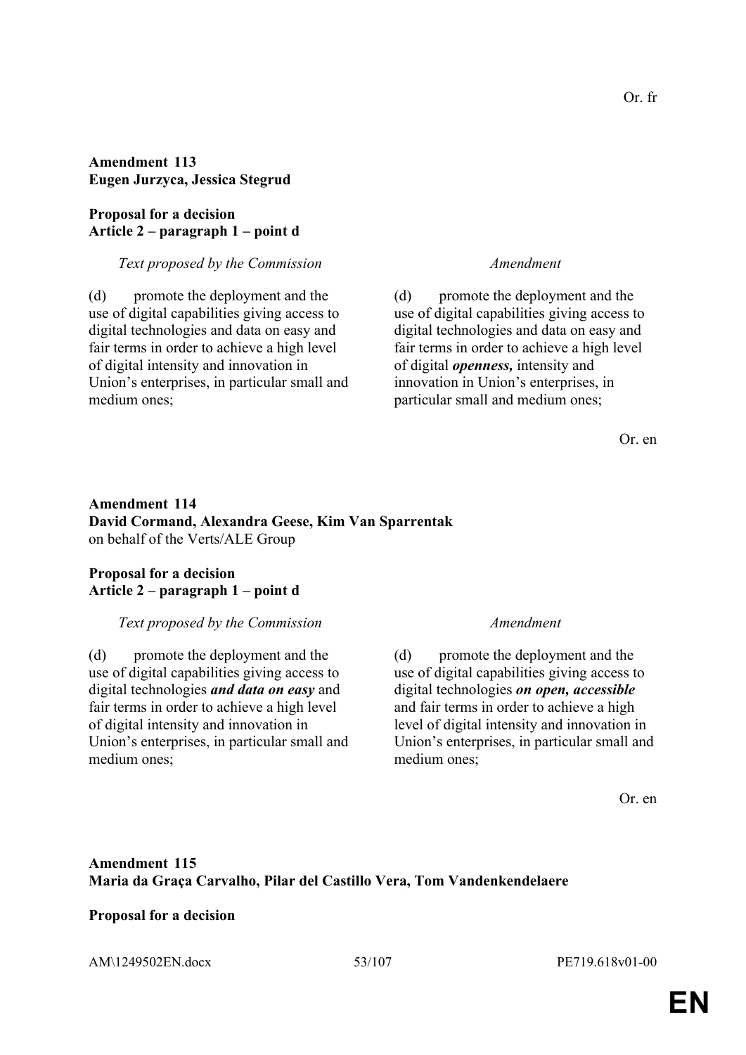Or. fr

**Amendment 113**
**Eugen Jurzyca, Jessica Stegrud**

**Proposal for a decision**
**Article 2 – paragraph 1 – point d**

| *Text proposed by the Commission* | *Amendment* |
|---|---|
| (d) promote the deployment and the use of digital capabilities giving access to digital technologies and data on easy and fair terms in order to achieve a high level of digital intensity and innovation in Union's enterprises, in particular small and medium ones; | (d) promote the deployment and the use of digital capabilities giving access to digital technologies and data on easy and fair terms in order to achieve a high level of digital ***openness,*** intensity and innovation in Union's enterprises, in particular small and medium ones; |

Or. en

**Amendment 114**
**David Cormand, Alexandra Geese, Kim Van Sparrentak**
on behalf of the Verts/ALE Group

**Proposal for a decision**
**Article 2 – paragraph 1 – point d**

| *Text proposed by the Commission* | *Amendment* |
|---|---|
| (d) promote the deployment and the use of digital capabilities giving access to digital technologies ***and data on easy*** and fair terms in order to achieve a high level of digital intensity and innovation in Union's enterprises, in particular small and medium ones; | (d) promote the deployment and the use of digital capabilities giving access to digital technologies ***on open, accessible*** and fair terms in order to achieve a high level of digital intensity and innovation in Union's enterprises, in particular small and medium ones; |

Or. en

**Amendment 115**
**Maria da Graça Carvalho, Pilar del Castillo Vera, Tom Vandenkendelaere**

**Proposal for a decision**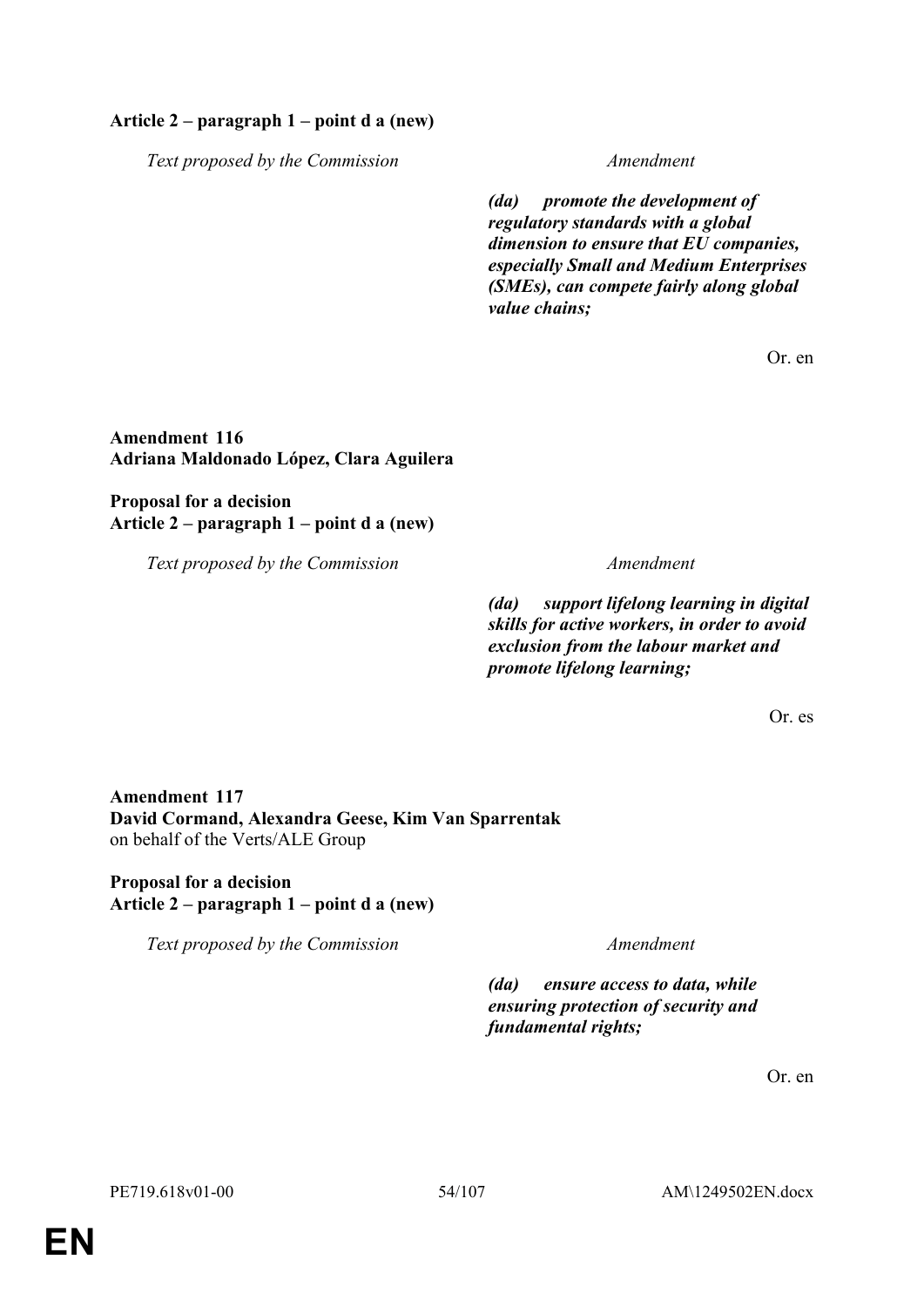**Article 2 – paragraph 1 – point d a (new)**

| *Text proposed by the Commission* | *Amendment* |
|---|---|
| | ***(da) promote the development of regulatory standards with a global dimension to ensure that EU companies, especially Small and Medium Enterprises (SMEs), can compete fairly along global value chains;*** |

Or. en

**Amendment 116**
**Adriana Maldonado López, Clara Aguilera**

**Proposal for a decision**
**Article 2 – paragraph 1 – point d a (new)**

| *Text proposed by the Commission* | *Amendment* |
|---|---|
| | ***(da) support lifelong learning in digital skills for active workers, in order to avoid exclusion from the labour market and promote lifelong learning;*** |

Or. es

**Amendment 117**
**David Cormand, Alexandra Geese, Kim Van Sparrentak**
on behalf of the Verts/ALE Group

**Proposal for a decision**
**Article 2 – paragraph 1 – point d a (new)**

| *Text proposed by the Commission* | *Amendment* |
|---|---|
| | ***(da) ensure access to data, while ensuring protection of security and fundamental rights;*** |

Or. en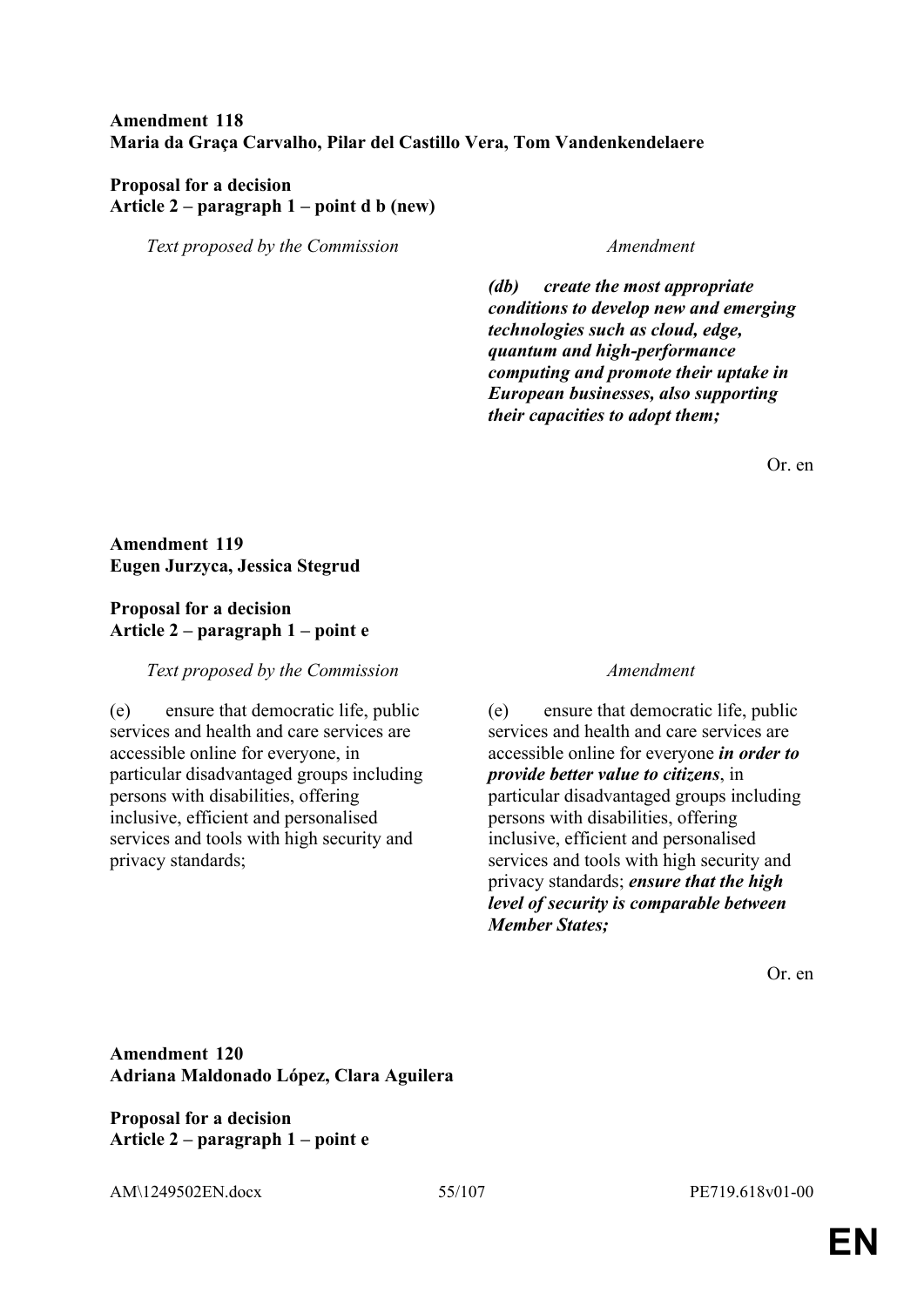**Amendment 118**
**Maria da Graça Carvalho, Pilar del Castillo Vera, Tom Vandenkendelaere**

**Proposal for a decision**
**Article 2 – paragraph 1 – point d b (new)**

| *Text proposed by the Commission* | *Amendment* |
|---|---|
| | ***(db) create the most appropriate conditions to develop new and emerging technologies such as cloud, edge, quantum and high-performance computing and promote their uptake in European businesses, also supporting their capacities to adopt them;*** |

Or. en

**Amendment 119**
**Eugen Jurzyca, Jessica Stegrud**

**Proposal for a decision**
**Article 2 – paragraph 1 – point e**

| *Text proposed by the Commission* | *Amendment* |
|---|---|
| (e) ensure that democratic life, public services and health and care services are accessible online for everyone, in particular disadvantaged groups including persons with disabilities, offering inclusive, efficient and personalised services and tools with high security and privacy standards; | (e) ensure that democratic life, public services and health and care services are accessible online for everyone ***in order to provide better value to citizens***, in particular disadvantaged groups including persons with disabilities, offering inclusive, efficient and personalised services and tools with high security and privacy standards; ***ensure that the high level of security is comparable between Member States;*** |

Or. en

**Amendment 120**
**Adriana Maldonado López, Clara Aguilera**

**Proposal for a decision**
**Article 2 – paragraph 1 – point e**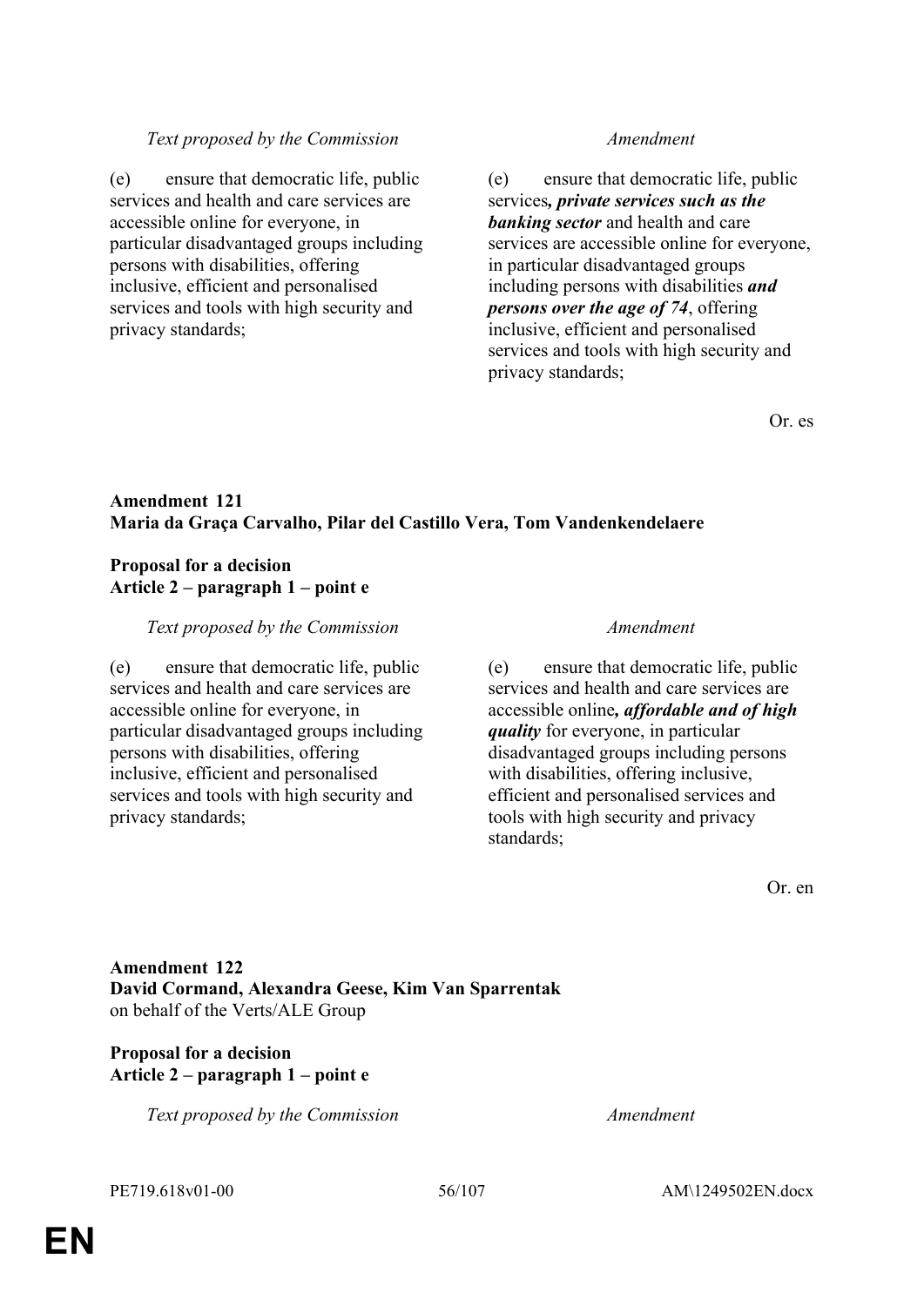| *Text proposed by the Commission* | *Amendment* |
|---|---|
| (e) ensure that democratic life, public services and health and care services are accessible online for everyone, in particular disadvantaged groups including persons with disabilities, offering inclusive, efficient and personalised services and tools with high security and privacy standards; | (e) ensure that democratic life, public services***, private services such as the banking sector*** and health and care services are accessible online for everyone, in particular disadvantaged groups including persons with disabilities ***and persons over the age of 74***, offering inclusive, efficient and personalised services and tools with high security and privacy standards; |

Or. es

**Amendment 121**
**Maria da Graça Carvalho, Pilar del Castillo Vera, Tom Vandenkendelaere**

**Proposal for a decision**
**Article 2 – paragraph 1 – point e**

| *Text proposed by the Commission* | *Amendment* |
|---|---|
| (e) ensure that democratic life, public services and health and care services are accessible online for everyone, in particular disadvantaged groups including persons with disabilities, offering inclusive, efficient and personalised services and tools with high security and privacy standards; | (e) ensure that democratic life, public services and health and care services are accessible online***, affordable and of high quality*** for everyone, in particular disadvantaged groups including persons with disabilities, offering inclusive, efficient and personalised services and tools with high security and privacy standards; |

Or. en

**Amendment 122**
**David Cormand, Alexandra Geese, Kim Van Sparrentak**
on behalf of the Verts/ALE Group

**Proposal for a decision**
**Article 2 – paragraph 1 – point e**

| *Text proposed by the Commission* | *Amendment* |
|---|---|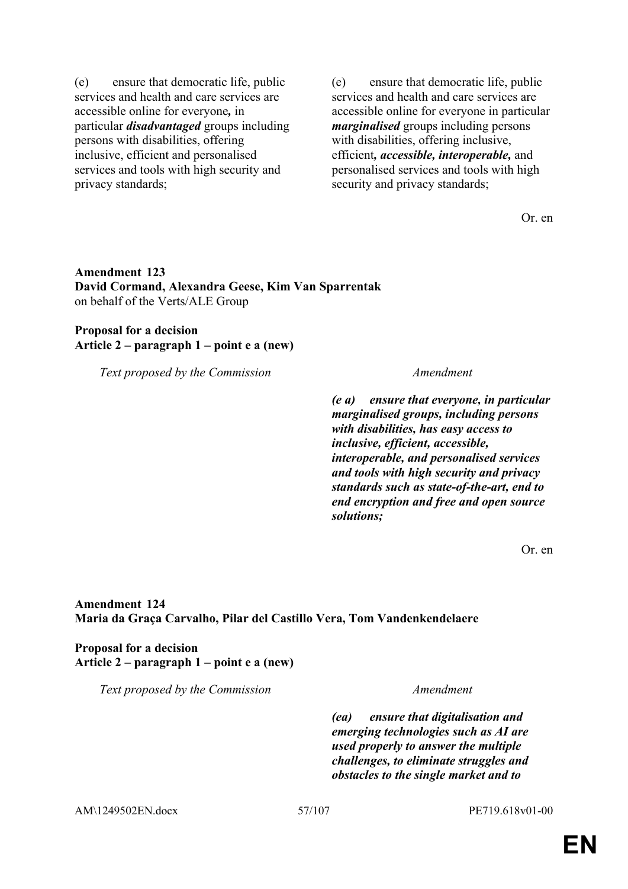| | |
|---|---|
| (e) ensure that democratic life, public services and health and care services are accessible online for everyone***,*** in particular ***disadvantaged*** groups including persons with disabilities, offering inclusive, efficient and personalised services and tools with high security and privacy standards; | (e) ensure that democratic life, public services and health and care services are accessible online for everyone in particular ***marginalised*** groups including persons with disabilities, offering inclusive, efficient***, accessible, interoperable,*** and personalised services and tools with high security and privacy standards; |

Or. en

**Amendment 123**
**David Cormand, Alexandra Geese, Kim Van Sparrentak**
on behalf of the Verts/ALE Group

**Proposal for a decision**
**Article 2 – paragraph 1 – point e a (new)**

| *Text proposed by the Commission* | *Amendment* |
|---|---|
| | ***(e a) ensure that everyone, in particular marginalised groups, including persons with disabilities, has easy access to inclusive, efficient, accessible, interoperable, and personalised services and tools with high security and privacy standards such as state-of-the-art, end to end encryption and free and open source solutions;*** |

Or. en

**Amendment 124**
**Maria da Graça Carvalho, Pilar del Castillo Vera, Tom Vandenkendelaere**

**Proposal for a decision**
**Article 2 – paragraph 1 – point e a (new)**

| *Text proposed by the Commission* | *Amendment* |
|---|---|
| | ***(ea) ensure that digitalisation and emerging technologies such as AI are used properly to answer the multiple challenges, to eliminate struggles and obstacles to the single market and to*** |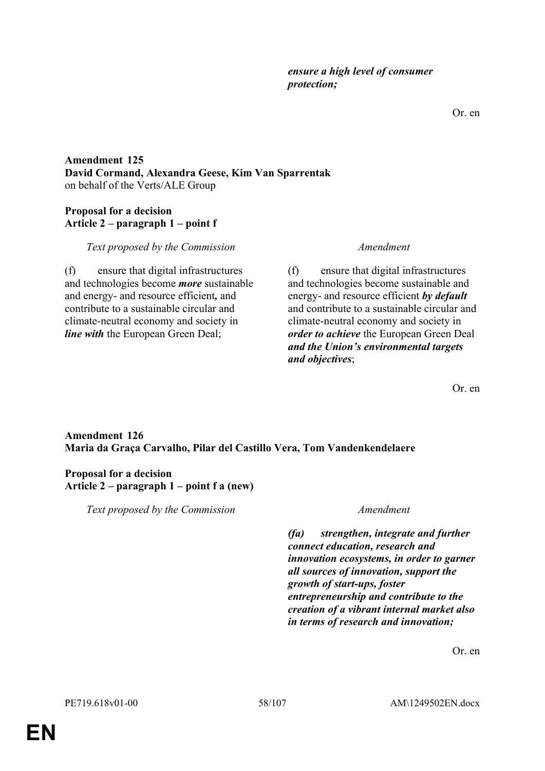| | |
|---|---|
| | ***ensure a high level of consumer protection;*** |

Or. en

**Amendment 125**
**David Cormand, Alexandra Geese, Kim Van Sparrentak**
on behalf of the Verts/ALE Group

**Proposal for a decision**
**Article 2 – paragraph 1 – point f**

| *Text proposed by the Commission* | *Amendment* |
|---|---|
| (f) ensure that digital infrastructures and technologies become ***more*** sustainable and energy- and resource efficient***,*** and contribute to a sustainable circular and climate-neutral economy and society in ***line with*** the European Green Deal; | (f) ensure that digital infrastructures and technologies become sustainable and energy- and resource efficient ***by default*** and contribute to a sustainable circular and climate-neutral economy and society in ***order to achieve*** the European Green Deal ***and the Union's environmental targets and objectives***; |

Or. en

**Amendment 126**
**Maria da Graça Carvalho, Pilar del Castillo Vera, Tom Vandenkendelaere**

**Proposal for a decision**
**Article 2 – paragraph 1 – point f a (new)**

| *Text proposed by the Commission* | *Amendment* |
|---|---|
| | ***(fa) strengthen, integrate and further connect education, research and innovation ecosystems, in order to garner all sources of innovation, support the growth of start-ups, foster entrepreneurship and contribute to the creation of a vibrant internal market also in terms of research and innovation;*** |

Or. en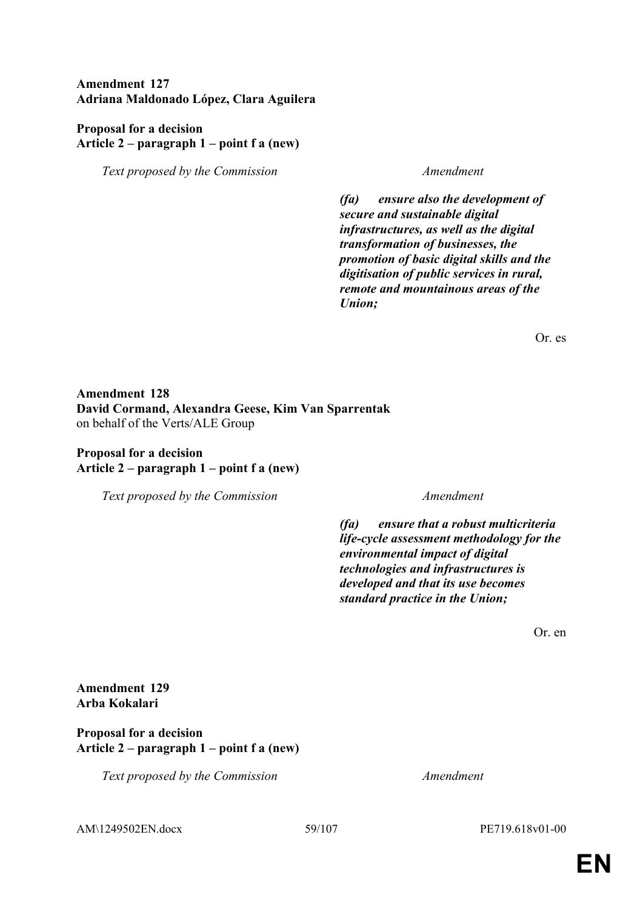**Amendment 127**
**Adriana Maldonado López, Clara Aguilera**

**Proposal for a decision**
**Article 2 – paragraph 1 – point f a (new)**

| *Text proposed by the Commission* | *Amendment* |
|---|---|
| | ***(fa) ensure also the development of secure and sustainable digital infrastructures, as well as the digital transformation of businesses, the promotion of basic digital skills and the digitisation of public services in rural, remote and mountainous areas of the Union;*** |

Or. es

**Amendment 128**
**David Cormand, Alexandra Geese, Kim Van Sparrentak**
on behalf of the Verts/ALE Group

**Proposal for a decision**
**Article 2 – paragraph 1 – point f a (new)**

| *Text proposed by the Commission* | *Amendment* |
|---|---|
| | ***(fa) ensure that a robust multicriteria life-cycle assessment methodology for the environmental impact of digital technologies and infrastructures is developed and that its use becomes standard practice in the Union;*** |

Or. en

**Amendment 129**
**Arba Kokalari**

**Proposal for a decision**
**Article 2 – paragraph 1 – point f a (new)**

| *Text proposed by the Commission* | *Amendment* |
|---|---|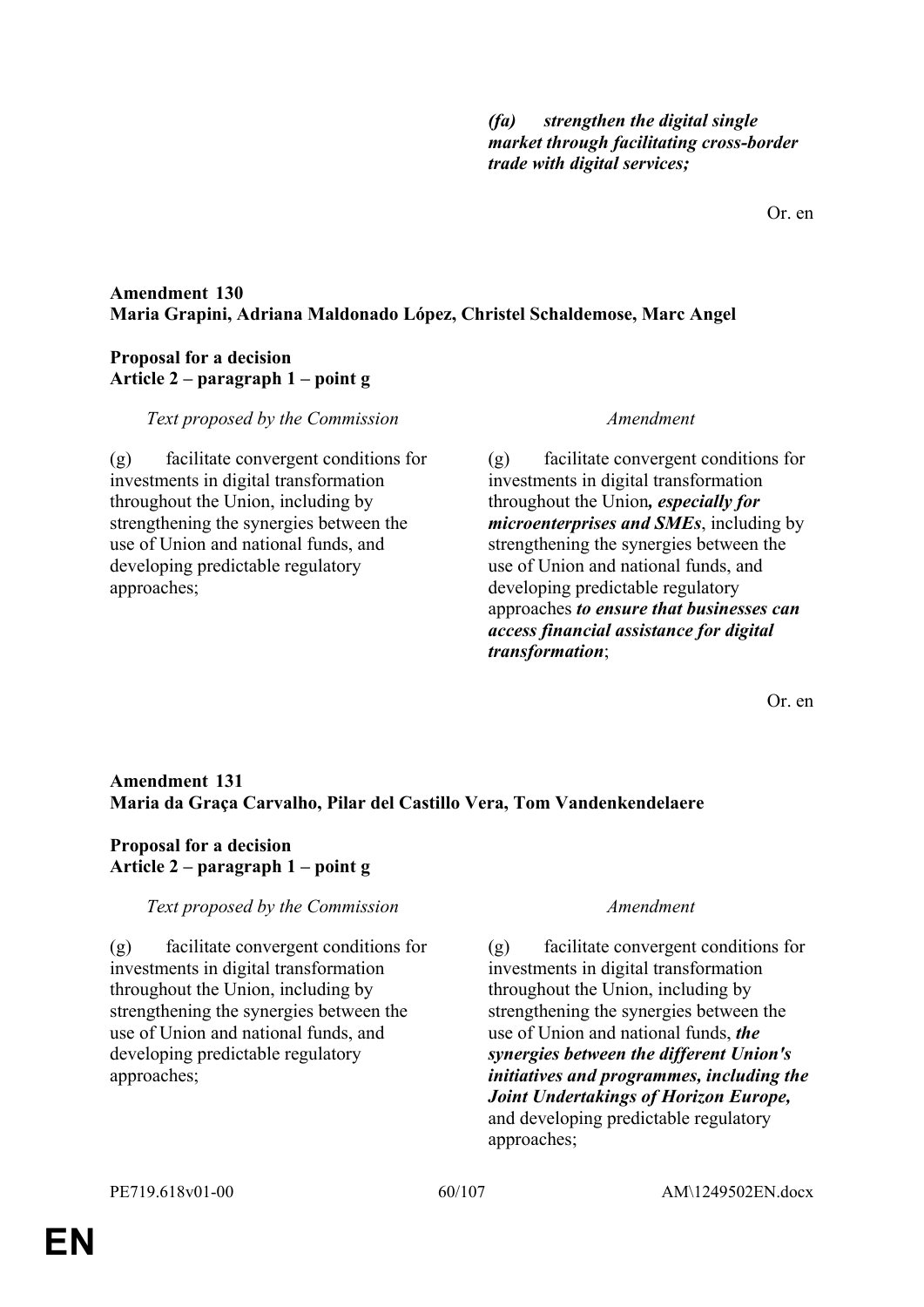| | |
|---|---|
| | ***(fa) strengthen the digital single market through facilitating cross-border trade with digital services;*** |

Or. en

**Amendment 130**
**Maria Grapini, Adriana Maldonado López, Christel Schaldemose, Marc Angel**

**Proposal for a decision**
**Article 2 – paragraph 1 – point g**

| *Text proposed by the Commission* | *Amendment* |
|---|---|
| (g) facilitate convergent conditions for investments in digital transformation throughout the Union, including by strengthening the synergies between the use of Union and national funds, and developing predictable regulatory approaches; | (g) facilitate convergent conditions for investments in digital transformation throughout the Union***, especially for microenterprises and SMEs***, including by strengthening the synergies between the use of Union and national funds, and developing predictable regulatory approaches ***to ensure that businesses can access financial assistance for digital transformation***; |

Or. en

**Amendment 131**
**Maria da Graça Carvalho, Pilar del Castillo Vera, Tom Vandenkendelaere**

**Proposal for a decision**
**Article 2 – paragraph 1 – point g**

| *Text proposed by the Commission* | *Amendment* |
|---|---|
| (g) facilitate convergent conditions for investments in digital transformation throughout the Union, including by strengthening the synergies between the use of Union and national funds, and developing predictable regulatory approaches; | (g) facilitate convergent conditions for investments in digital transformation throughout the Union, including by strengthening the synergies between the use of Union and national funds, ***the synergies between the different Union's initiatives and programmes, including the Joint Undertakings of Horizon Europe,*** and developing predictable regulatory approaches; |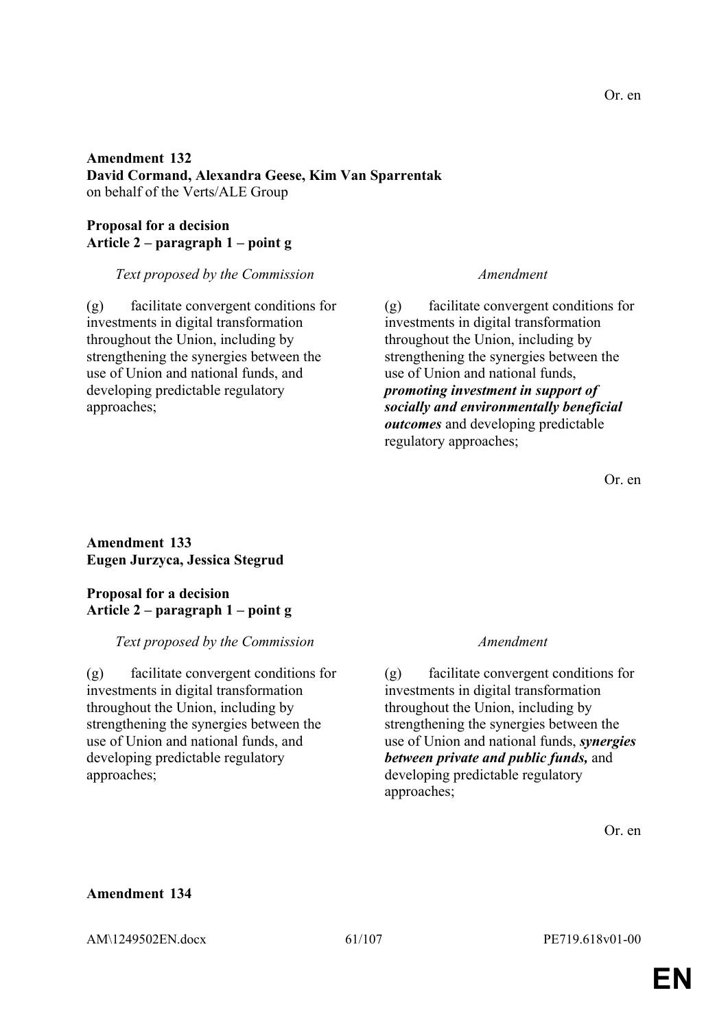Or. en

**Amendment 132**
**David Cormand, Alexandra Geese, Kim Van Sparrentak**
on behalf of the Verts/ALE Group

**Proposal for a decision**
**Article 2 – paragraph 1 – point g**

| *Text proposed by the Commission* | *Amendment* |
|---|---|
| (g) facilitate convergent conditions for investments in digital transformation throughout the Union, including by strengthening the synergies between the use of Union and national funds, and developing predictable regulatory approaches; | (g) facilitate convergent conditions for investments in digital transformation throughout the Union, including by strengthening the synergies between the use of Union and national funds, ***promoting investment in support of socially and environmentally beneficial outcomes*** and developing predictable regulatory approaches; |

Or. en

**Amendment 133**
**Eugen Jurzyca, Jessica Stegrud**

**Proposal for a decision**
**Article 2 – paragraph 1 – point g**

| *Text proposed by the Commission* | *Amendment* |
|---|---|
| (g) facilitate convergent conditions for investments in digital transformation throughout the Union, including by strengthening the synergies between the use of Union and national funds, and developing predictable regulatory approaches; | (g) facilitate convergent conditions for investments in digital transformation throughout the Union, including by strengthening the synergies between the use of Union and national funds, ***synergies between private and public funds,*** and developing predictable regulatory approaches; |

Or. en

**Amendment 134**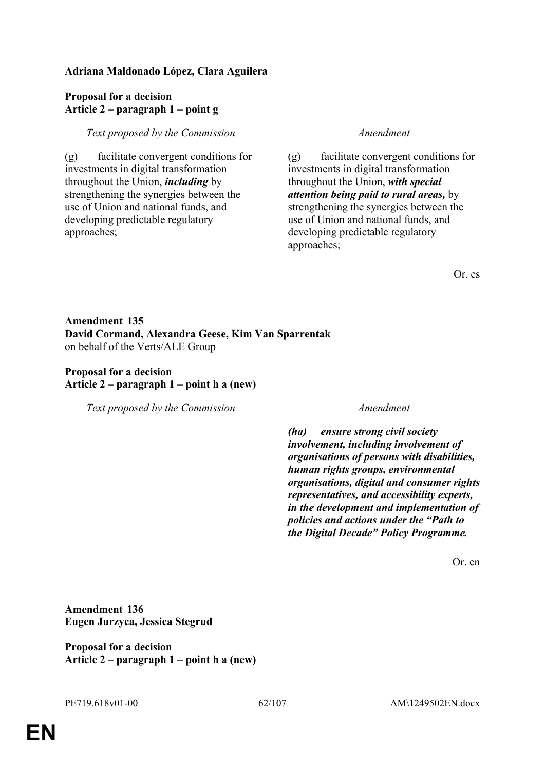**Adriana Maldonado López, Clara Aguilera**

**Proposal for a decision**
**Article 2 – paragraph 1 – point g**

| *Text proposed by the Commission* | *Amendment* |
|---|---|
| (g) facilitate convergent conditions for investments in digital transformation throughout the Union, ***including*** by strengthening the synergies between the use of Union and national funds, and developing predictable regulatory approaches; | (g) facilitate convergent conditions for investments in digital transformation throughout the Union, ***with special attention being paid to rural areas,*** by strengthening the synergies between the use of Union and national funds, and developing predictable regulatory approaches; |

Or. es

**Amendment 135**
**David Cormand, Alexandra Geese, Kim Van Sparrentak**
on behalf of the Verts/ALE Group

**Proposal for a decision**
**Article 2 – paragraph 1 – point h a (new)**

| *Text proposed by the Commission* | *Amendment* |
|---|---|
| | ***(ha) ensure strong civil society involvement, including involvement of organisations of persons with disabilities, human rights groups, environmental organisations, digital and consumer rights representatives, and accessibility experts, in the development and implementation of policies and actions under the "Path to the Digital Decade" Policy Programme.*** |

Or. en

**Amendment 136**
**Eugen Jurzyca, Jessica Stegrud**

**Proposal for a decision**
**Article 2 – paragraph 1 – point h a (new)**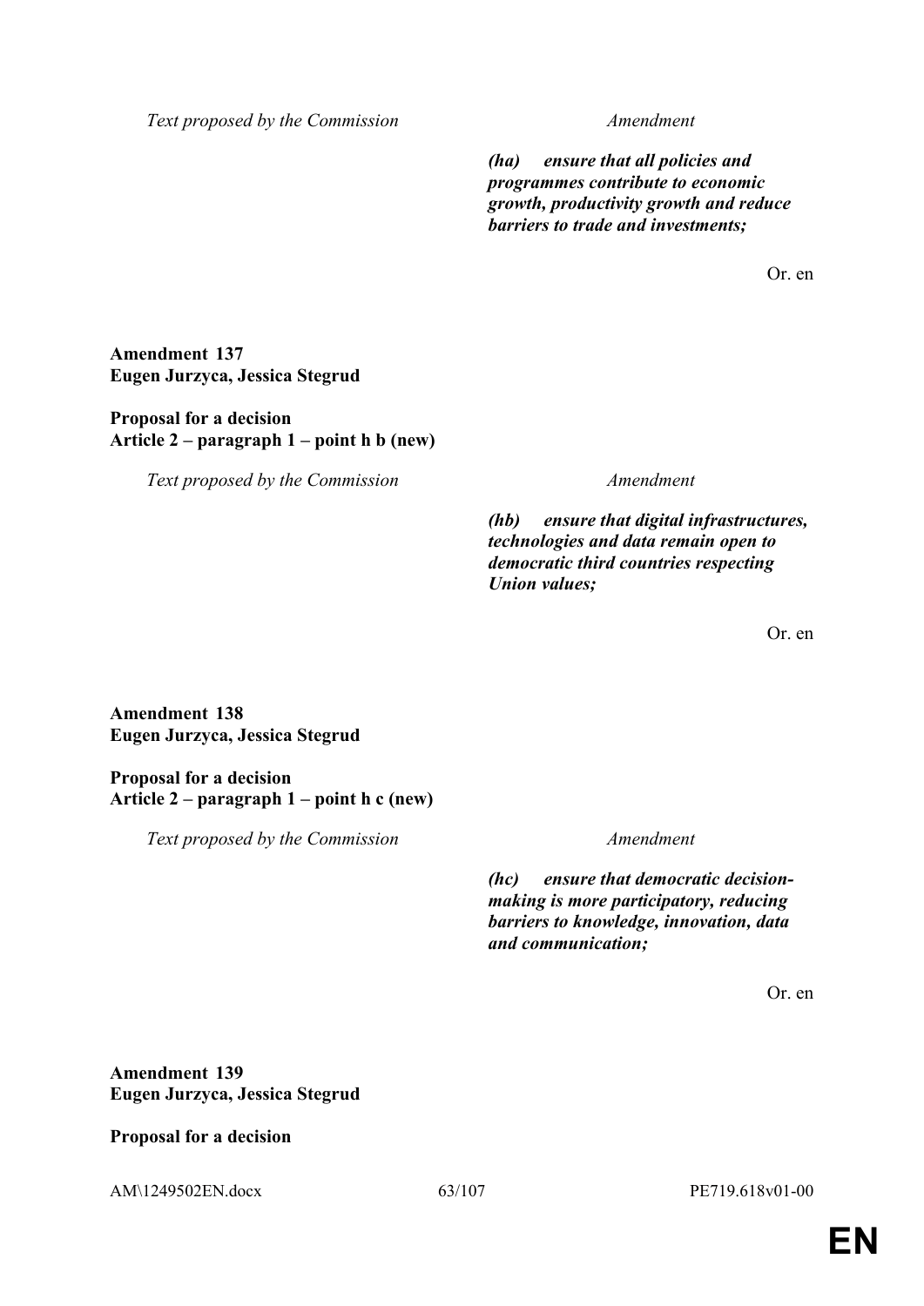| Text proposed by the Commission | Amendment |
|---|---|
| | ***(ha) ensure that all policies and programmes contribute to economic growth, productivity growth and reduce barriers to trade and investments;*** |

Or. en

**Amendment 137**
**Eugen Jurzyca, Jessica Stegrud**

**Proposal for a decision**
**Article 2 – paragraph 1 – point h b (new)**

| Text proposed by the Commission | Amendment |
|---|---|
| | ***(hb) ensure that digital infrastructures, technologies and data remain open to democratic third countries respecting Union values;*** |

Or. en

**Amendment 138**
**Eugen Jurzyca, Jessica Stegrud**

**Proposal for a decision**
**Article 2 – paragraph 1 – point h c (new)**

| Text proposed by the Commission | Amendment |
|---|---|
| | ***(hc) ensure that democratic decision-making is more participatory, reducing barriers to knowledge, innovation, data and communication;*** |

Or. en

**Amendment 139**
**Eugen Jurzyca, Jessica Stegrud**

**Proposal for a decision**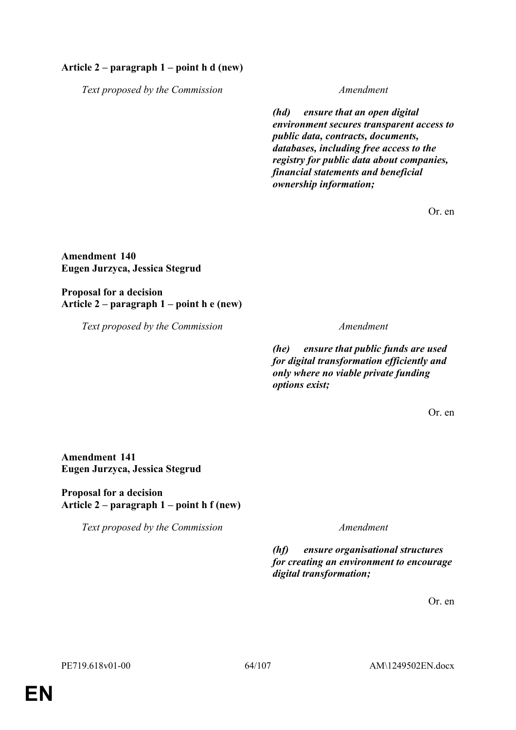**Article 2 – paragraph 1 – point h d (new)**

| Text proposed by the Commission | Amendment |
|---|---|
| | ***(hd) ensure that an open digital environment secures transparent access to public data, contracts, documents, databases, including free access to the registry for public data about companies, financial statements and beneficial ownership information;*** |

Or. en

**Amendment 140**
**Eugen Jurzyca, Jessica Stegrud**

**Proposal for a decision**
**Article 2 – paragraph 1 – point h e (new)**

| Text proposed by the Commission | Amendment |
|---|---|
| | ***(he) ensure that public funds are used for digital transformation efficiently and only where no viable private funding options exist;*** |

Or. en

**Amendment 141**
**Eugen Jurzyca, Jessica Stegrud**

**Proposal for a decision**
**Article 2 – paragraph 1 – point h f (new)**

| Text proposed by the Commission | Amendment |
|---|---|
| | ***(hf) ensure organisational structures for creating an environment to encourage digital transformation;*** |

Or. en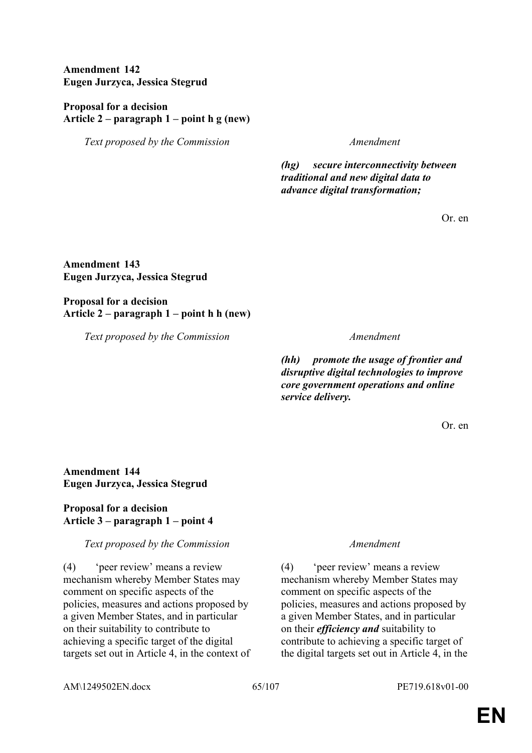**Amendment 142**
**Eugen Jurzyca, Jessica Stegrud**

**Proposal for a decision**
**Article 2 – paragraph 1 – point h g (new)**

| *Text proposed by the Commission* | *Amendment* |
|---|---|
| | ***(hg) secure interconnectivity between traditional and new digital data to advance digital transformation;*** |

Or. en

**Amendment 143**
**Eugen Jurzyca, Jessica Stegrud**

**Proposal for a decision**
**Article 2 – paragraph 1 – point h h (new)**

| *Text proposed by the Commission* | *Amendment* |
|---|---|
| | ***(hh) promote the usage of frontier and disruptive digital technologies to improve core government operations and online service delivery.*** |

Or. en

**Amendment 144**
**Eugen Jurzyca, Jessica Stegrud**

**Proposal for a decision**
**Article 3 – paragraph 1 – point 4**

| *Text proposed by the Commission* | *Amendment* |
|---|---|
| (4) 'peer review' means a review mechanism whereby Member States may comment on specific aspects of the policies, measures and actions proposed by a given Member States, and in particular on their suitability to contribute to achieving a specific target of the digital targets set out in Article 4, in the context of | (4) 'peer review' means a review mechanism whereby Member States may comment on specific aspects of the policies, measures and actions proposed by a given Member States, and in particular on their ***efficiency and*** suitability to contribute to achieving a specific target of the digital targets set out in Article 4, in the |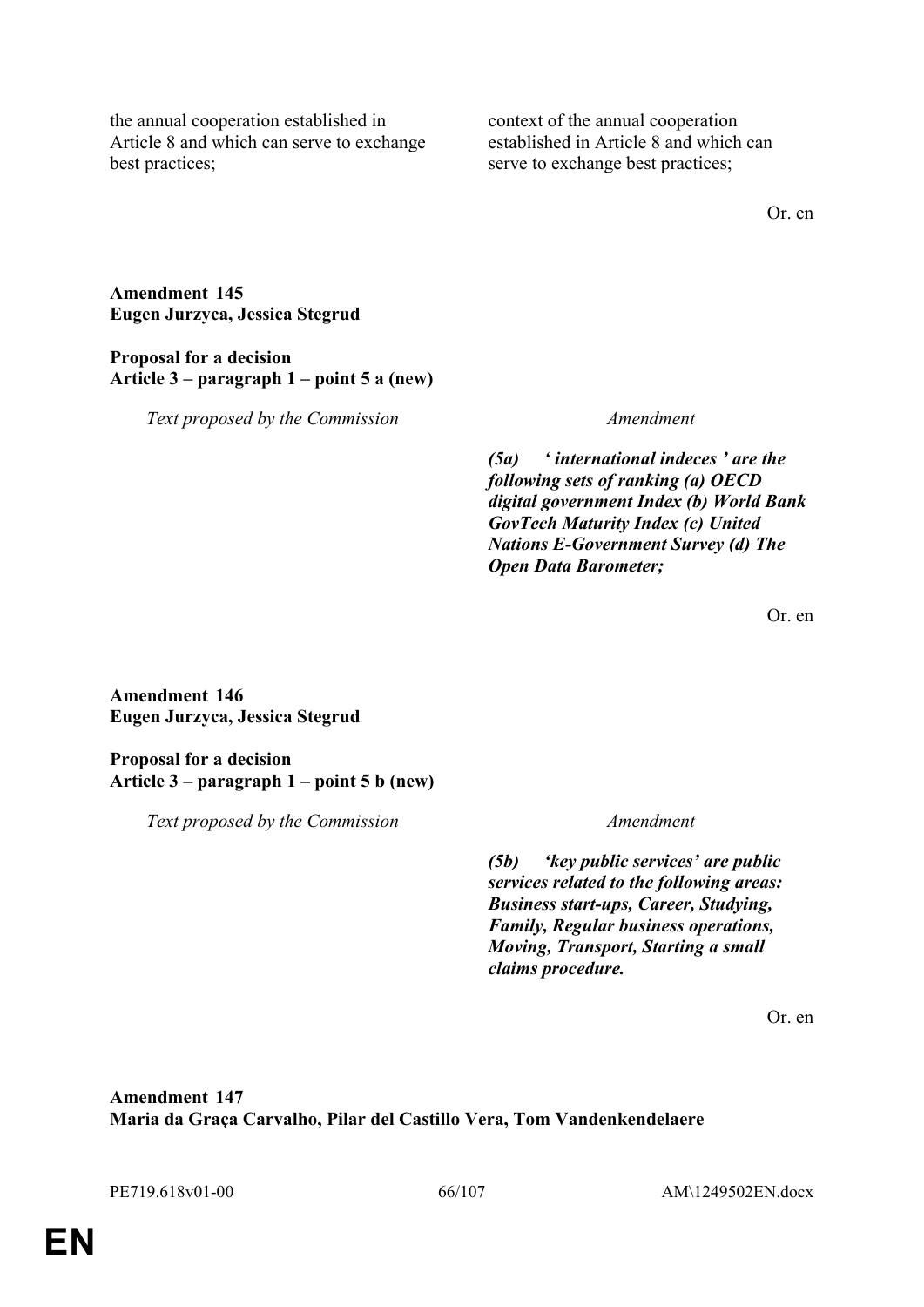| | |
|---|---|
| the annual cooperation established in Article 8 and which can serve to exchange best practices; | context of the annual cooperation established in Article 8 and which can serve to exchange best practices; |

Or. en

**Amendment 145**
**Eugen Jurzyca, Jessica Stegrud**

**Proposal for a decision**
**Article 3 – paragraph 1 – point 5 a (new)**

| *Text proposed by the Commission* | *Amendment* |
|---|---|
| | ***(5a) ' international indeces ' are the following sets of ranking (a) OECD digital government Index (b) World Bank GovTech Maturity Index (c) United Nations E-Government Survey (d) The Open Data Barometer;*** |

Or. en

**Amendment 146**
**Eugen Jurzyca, Jessica Stegrud**

**Proposal for a decision**
**Article 3 – paragraph 1 – point 5 b (new)**

| *Text proposed by the Commission* | *Amendment* |
|---|---|
| | ***(5b) 'key public services' are public services related to the following areas: Business start-ups, Career, Studying, Family, Regular business operations, Moving, Transport, Starting a small claims procedure.*** |

Or. en

**Amendment 147**
**Maria da Graça Carvalho, Pilar del Castillo Vera, Tom Vandenkendelaere**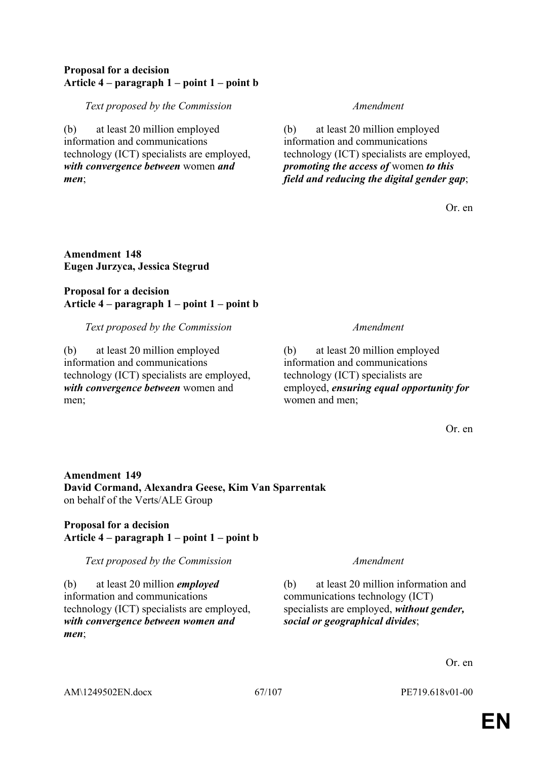**Proposal for a decision**
**Article 4 – paragraph 1 – point 1 – point b**

| *Text proposed by the Commission* | *Amendment* |
|---|---|
| (b) at least 20 million employed information and communications technology (ICT) specialists are employed, ***with convergence between*** women ***and men***; | (b) at least 20 million employed information and communications technology (ICT) specialists are employed, ***promoting the access of*** women ***to this field and reducing the digital gender gap***; |

Or. en

**Amendment 148**
**Eugen Jurzyca, Jessica Stegrud**

**Proposal for a decision**
**Article 4 – paragraph 1 – point 1 – point b**

| *Text proposed by the Commission* | *Amendment* |
|---|---|
| (b) at least 20 million employed information and communications technology (ICT) specialists are employed, ***with convergence between*** women and men; | (b) at least 20 million employed information and communications technology (ICT) specialists are employed, ***ensuring equal opportunity for*** women and men; |

Or. en

**Amendment 149**
**David Cormand, Alexandra Geese, Kim Van Sparrentak**
on behalf of the Verts/ALE Group

**Proposal for a decision**
**Article 4 – paragraph 1 – point 1 – point b**

| *Text proposed by the Commission* | *Amendment* |
|---|---|
| (b) at least 20 million ***employed*** information and communications technology (ICT) specialists are employed, ***with convergence between women and men***; | (b) at least 20 million information and communications technology (ICT) specialists are employed, ***without gender, social or geographical divides***; |

Or. en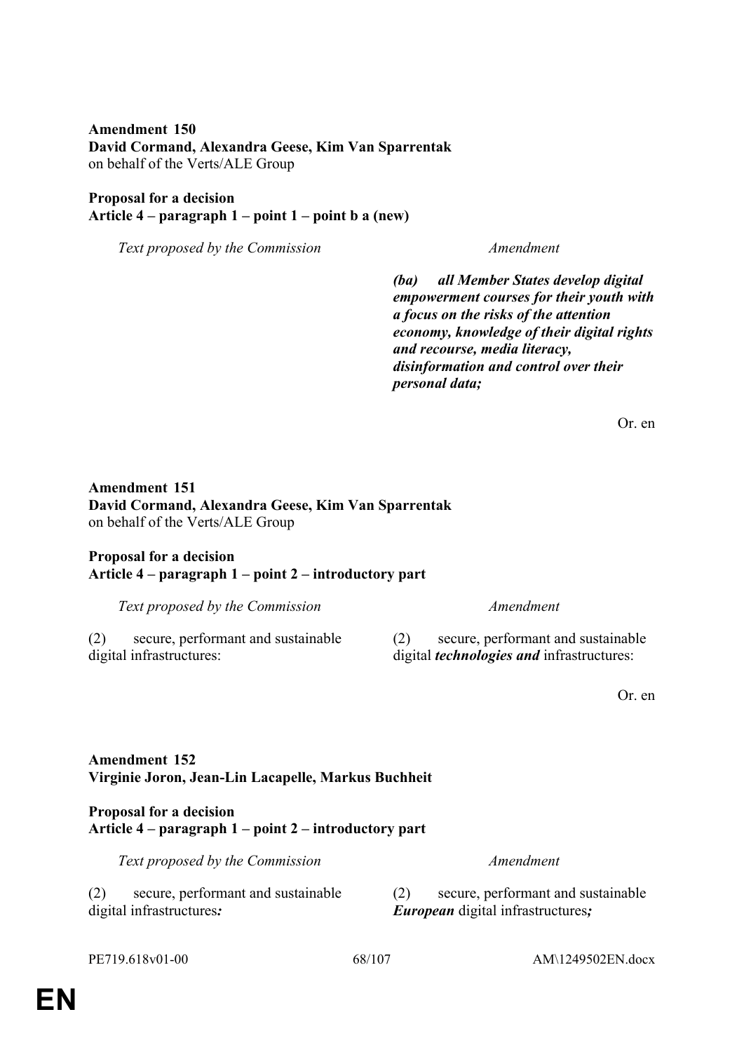**Amendment 150**
**David Cormand, Alexandra Geese, Kim Van Sparrentak**
on behalf of the Verts/ALE Group

**Proposal for a decision**
**Article 4 – paragraph 1 – point 1 – point b a (new)**

| *Text proposed by the Commission* | *Amendment* |
|---|---|
| | ***(ba) all Member States develop digital empowerment courses for their youth with a focus on the risks of the attention economy, knowledge of their digital rights and recourse, media literacy, disinformation and control over their personal data;*** |

Or. en

**Amendment 151**
**David Cormand, Alexandra Geese, Kim Van Sparrentak**
on behalf of the Verts/ALE Group

**Proposal for a decision**
**Article 4 – paragraph 1 – point 2 – introductory part**

| *Text proposed by the Commission* | *Amendment* |
|---|---|
| (2) secure, performant and sustainable digital infrastructures: | (2) secure, performant and sustainable digital ***technologies and*** infrastructures: |

Or. en

**Amendment 152**
**Virginie Joron, Jean-Lin Lacapelle, Markus Buchheit**

**Proposal for a decision**
**Article 4 – paragraph 1 – point 2 – introductory part**

| *Text proposed by the Commission* | *Amendment* |
|---|---|
| (2) secure, performant and sustainable digital infrastructures***:*** | (2) secure, performant and sustainable ***European*** digital infrastructures***;*** |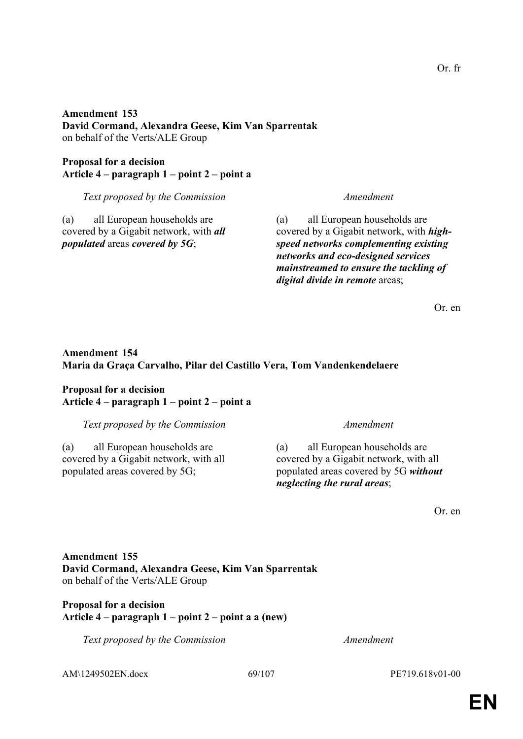Or. fr

**Amendment 153**
**David Cormand, Alexandra Geese, Kim Van Sparrentak**
on behalf of the Verts/ALE Group

**Proposal for a decision**
**Article 4 – paragraph 1 – point 2 – point a**

| *Text proposed by the Commission* | *Amendment* |
|---|---|
| (a) all European households are covered by a Gigabit network, with ***all populated*** areas ***covered by 5G***; | (a) all European households are covered by a Gigabit network, with ***high-speed networks complementing existing networks and eco-designed services mainstreamed to ensure the tackling of digital divide in remote*** areas; |

Or. en

**Amendment 154**
**Maria da Graça Carvalho, Pilar del Castillo Vera, Tom Vandenkendelaere**

**Proposal for a decision**
**Article 4 – paragraph 1 – point 2 – point a**

| *Text proposed by the Commission* | *Amendment* |
|---|---|
| (a) all European households are covered by a Gigabit network, with all populated areas covered by 5G; | (a) all European households are covered by a Gigabit network, with all populated areas covered by 5G ***without neglecting the rural areas***; |

Or. en

**Amendment 155**
**David Cormand, Alexandra Geese, Kim Van Sparrentak**
on behalf of the Verts/ALE Group

**Proposal for a decision**
**Article 4 – paragraph 1 – point 2 – point a a (new)**

| *Text proposed by the Commission* | *Amendment* |
|---|---|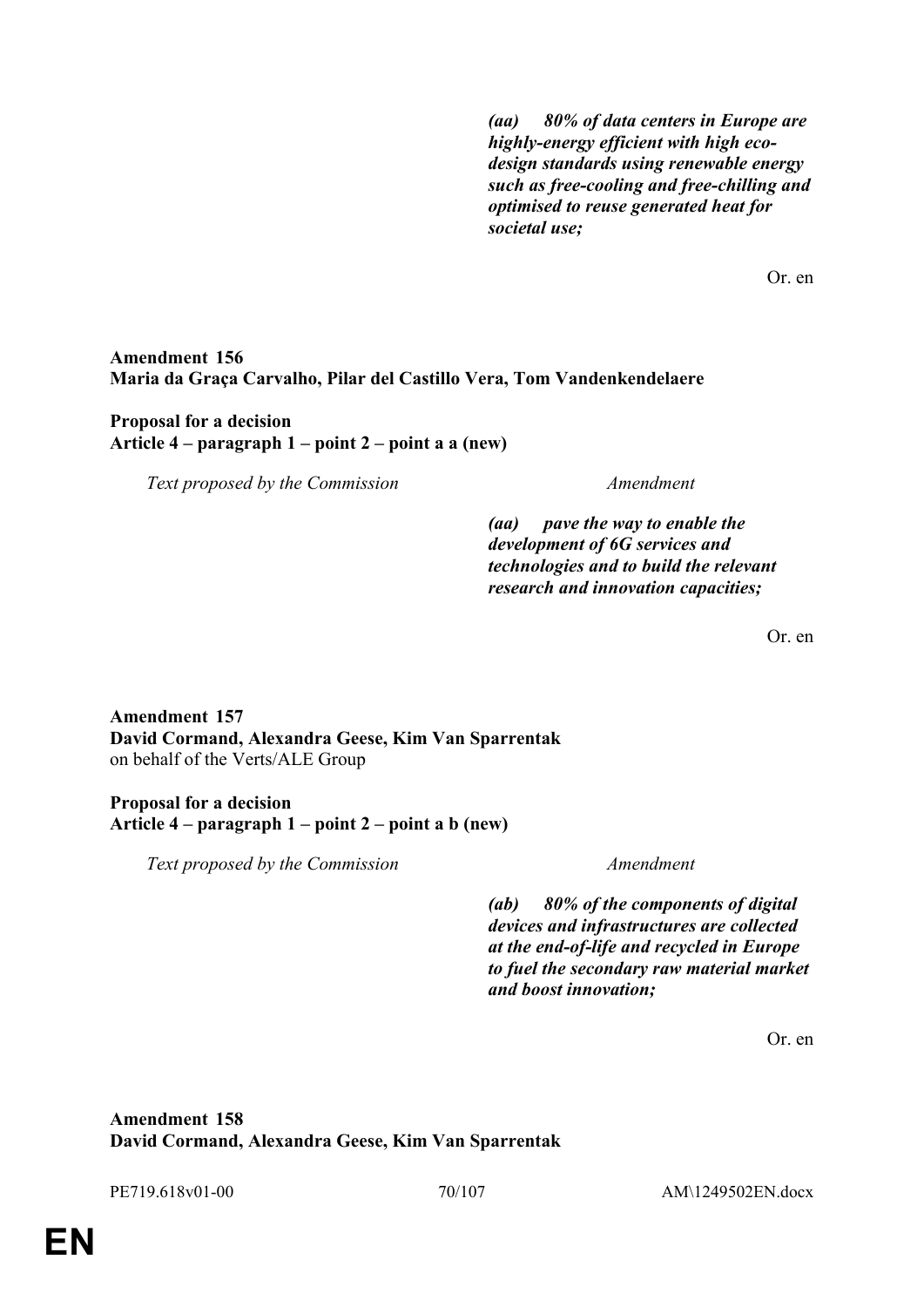| Text proposed by the Commission | Amendment |
|---|---|
| | ***(aa) 80% of data centers in Europe are highly-energy efficient with high eco-design standards using renewable energy such as free-cooling and free-chilling and optimised to reuse generated heat for societal use;*** |

Or. en

**Amendment 156**
**Maria da Graça Carvalho, Pilar del Castillo Vera, Tom Vandenkendelaere**

**Proposal for a decision**
**Article 4 – paragraph 1 – point 2 – point a a (new)**

| Text proposed by the Commission | Amendment |
|---|---|
| | ***(aa) pave the way to enable the development of 6G services and technologies and to build the relevant research and innovation capacities;*** |

Or. en

**Amendment 157**
**David Cormand, Alexandra Geese, Kim Van Sparrentak**
on behalf of the Verts/ALE Group

**Proposal for a decision**
**Article 4 – paragraph 1 – point 2 – point a b (new)**

| Text proposed by the Commission | Amendment |
|---|---|
| | ***(ab) 80% of the components of digital devices and infrastructures are collected at the end-of-life and recycled in Europe to fuel the secondary raw material market and boost innovation;*** |

Or. en

**Amendment 158**
**David Cormand, Alexandra Geese, Kim Van Sparrentak**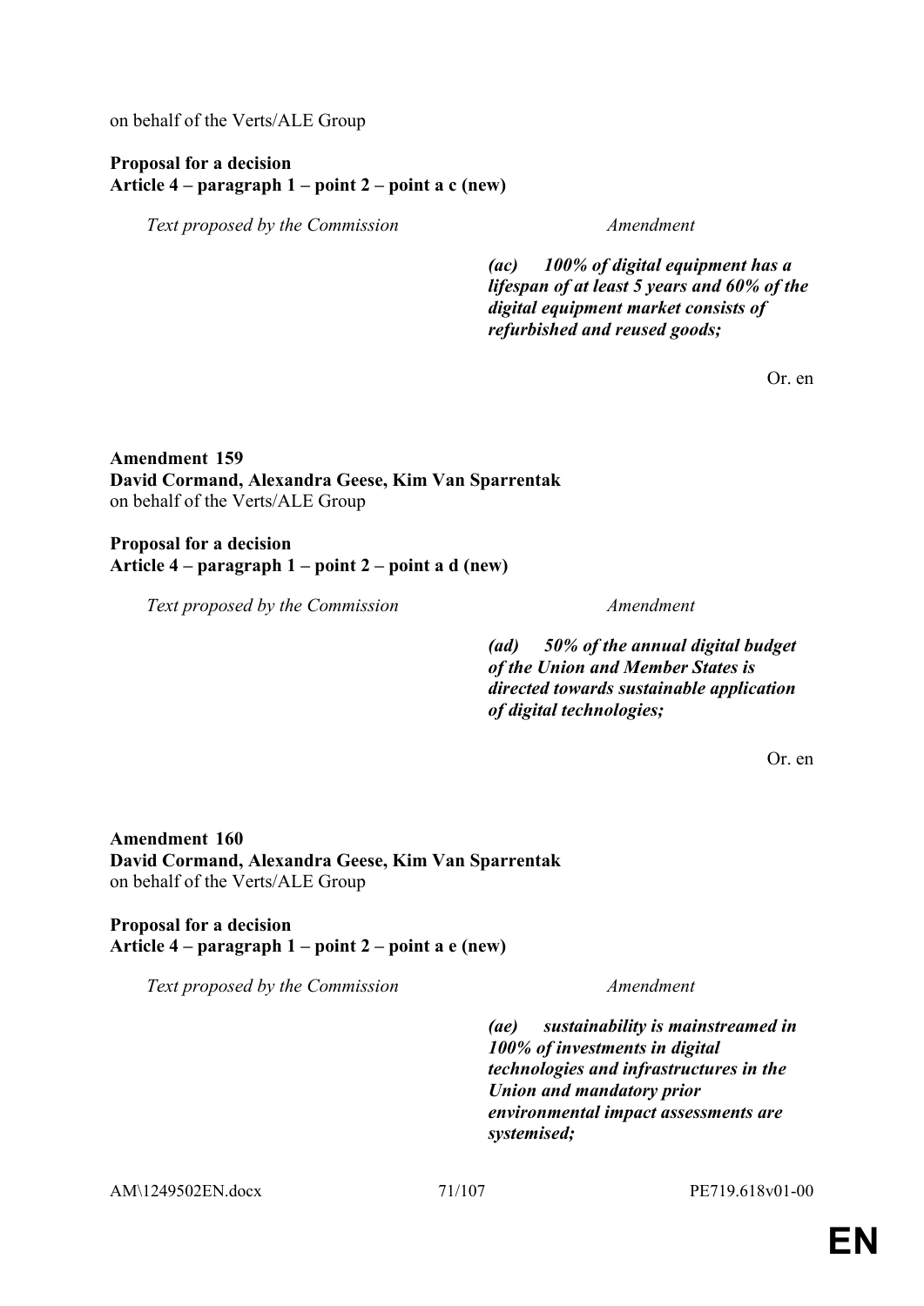on behalf of the Verts/ALE Group

**Proposal for a decision**
**Article 4 – paragraph 1 – point 2 – point a c (new)**

| *Text proposed by the Commission* | *Amendment* |
|---|---|
| | ***(ac) 100% of digital equipment has a lifespan of at least 5 years and 60% of the digital equipment market consists of refurbished and reused goods;*** |

Or. en

**Amendment 159**
**David Cormand, Alexandra Geese, Kim Van Sparrentak**
on behalf of the Verts/ALE Group

**Proposal for a decision**
**Article 4 – paragraph 1 – point 2 – point a d (new)**

| *Text proposed by the Commission* | *Amendment* |
|---|---|
| | ***(ad) 50% of the annual digital budget of the Union and Member States is directed towards sustainable application of digital technologies;*** |

Or. en

**Amendment 160**
**David Cormand, Alexandra Geese, Kim Van Sparrentak**
on behalf of the Verts/ALE Group

**Proposal for a decision**
**Article 4 – paragraph 1 – point 2 – point a e (new)**

| *Text proposed by the Commission* | *Amendment* |
|---|---|
| | ***(ae) sustainability is mainstreamed in 100% of investments in digital technologies and infrastructures in the Union and mandatory prior environmental impact assessments are systemised;*** |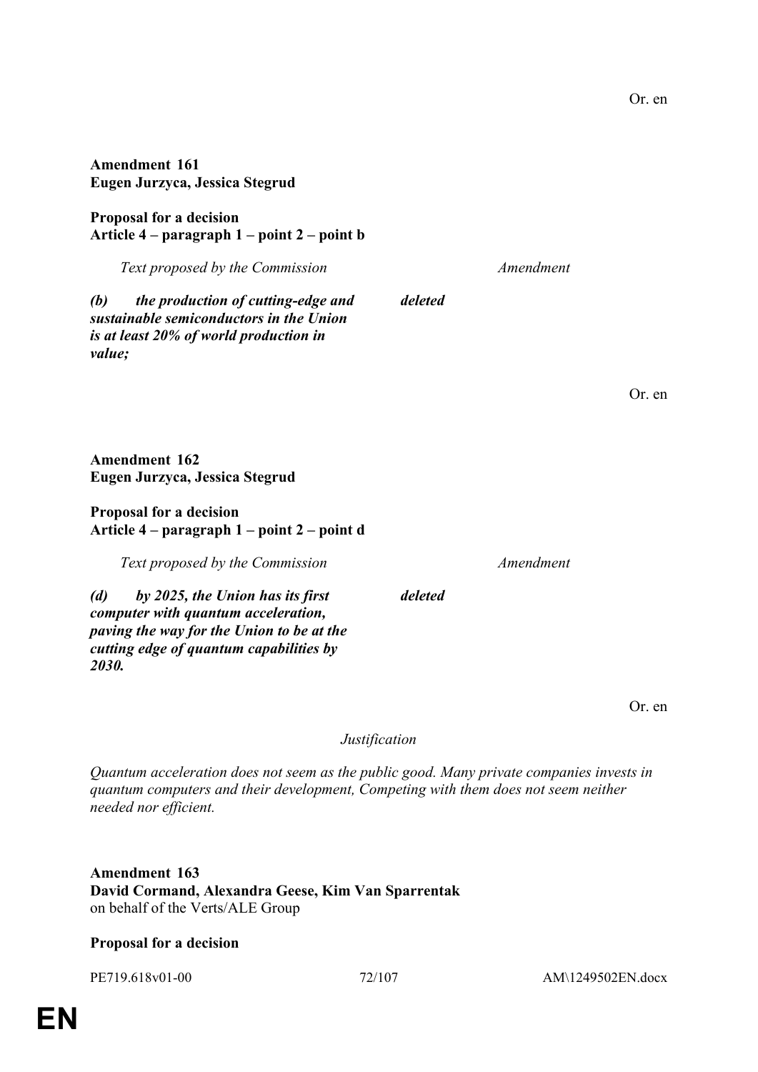Or. en

**Amendment 161**
**Eugen Jurzyca, Jessica Stegrud**

**Proposal for a decision**
**Article 4 – paragraph 1 – point 2 – point b**

| *Text proposed by the Commission* | *Amendment* |
|---|---|
| ***(b) the production of cutting-edge and sustainable semiconductors in the Union is at least 20% of world production in value;*** | ***deleted*** |

Or. en

**Amendment 162**
**Eugen Jurzyca, Jessica Stegrud**

**Proposal for a decision**
**Article 4 – paragraph 1 – point 2 – point d**

| *Text proposed by the Commission* | *Amendment* |
|---|---|
| ***(d) by 2025, the Union has its first computer with quantum acceleration, paving the way for the Union to be at the cutting edge of quantum capabilities by 2030.*** | ***deleted*** |

Or. en

*Justification*

*Quantum acceleration does not seem as the public good. Many private companies invests in quantum computers and their development, Competing with them does not seem neither needed nor efficient.*

**Amendment 163**
**David Cormand, Alexandra Geese, Kim Van Sparrentak**
on behalf of the Verts/ALE Group

**Proposal for a decision**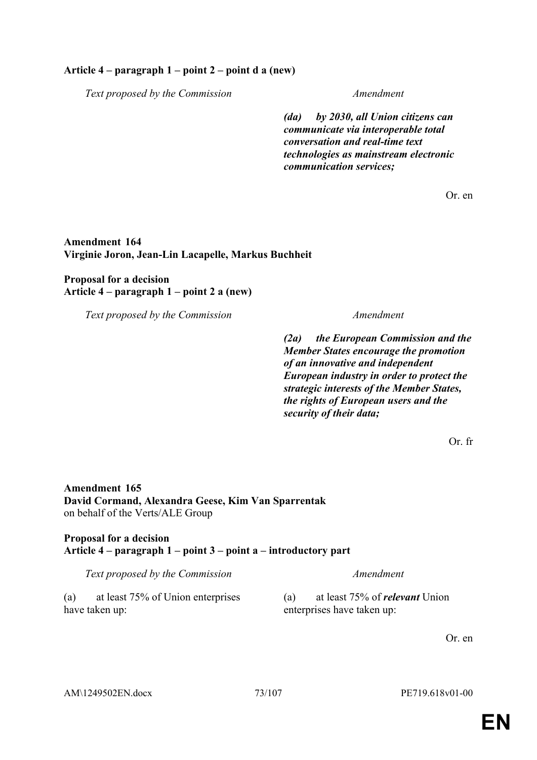**Article 4 – paragraph 1 – point 2 – point d a (new)**

| Text proposed by the Commission | Amendment |
|---|---|
| | ***(da) by 2030, all Union citizens can communicate via interoperable total conversation and real-time text technologies as mainstream electronic communication services;*** |

Or. en

**Amendment 164**
**Virginie Joron, Jean-Lin Lacapelle, Markus Buchheit**

**Proposal for a decision**
**Article 4 – paragraph 1 – point 2 a (new)**

| Text proposed by the Commission | Amendment |
|---|---|
| | ***(2a) the European Commission and the Member States encourage the promotion of an innovative and independent European industry in order to protect the strategic interests of the Member States, the rights of European users and the security of their data;*** |

Or. fr

**Amendment 165**
**David Cormand, Alexandra Geese, Kim Van Sparrentak**
on behalf of the Verts/ALE Group

**Proposal for a decision**
**Article 4 – paragraph 1 – point 3 – point a – introductory part**

| Text proposed by the Commission | Amendment |
|---|---|
| (a) at least 75% of Union enterprises have taken up: | (a) at least 75% of ***relevant*** Union enterprises have taken up: |

Or. en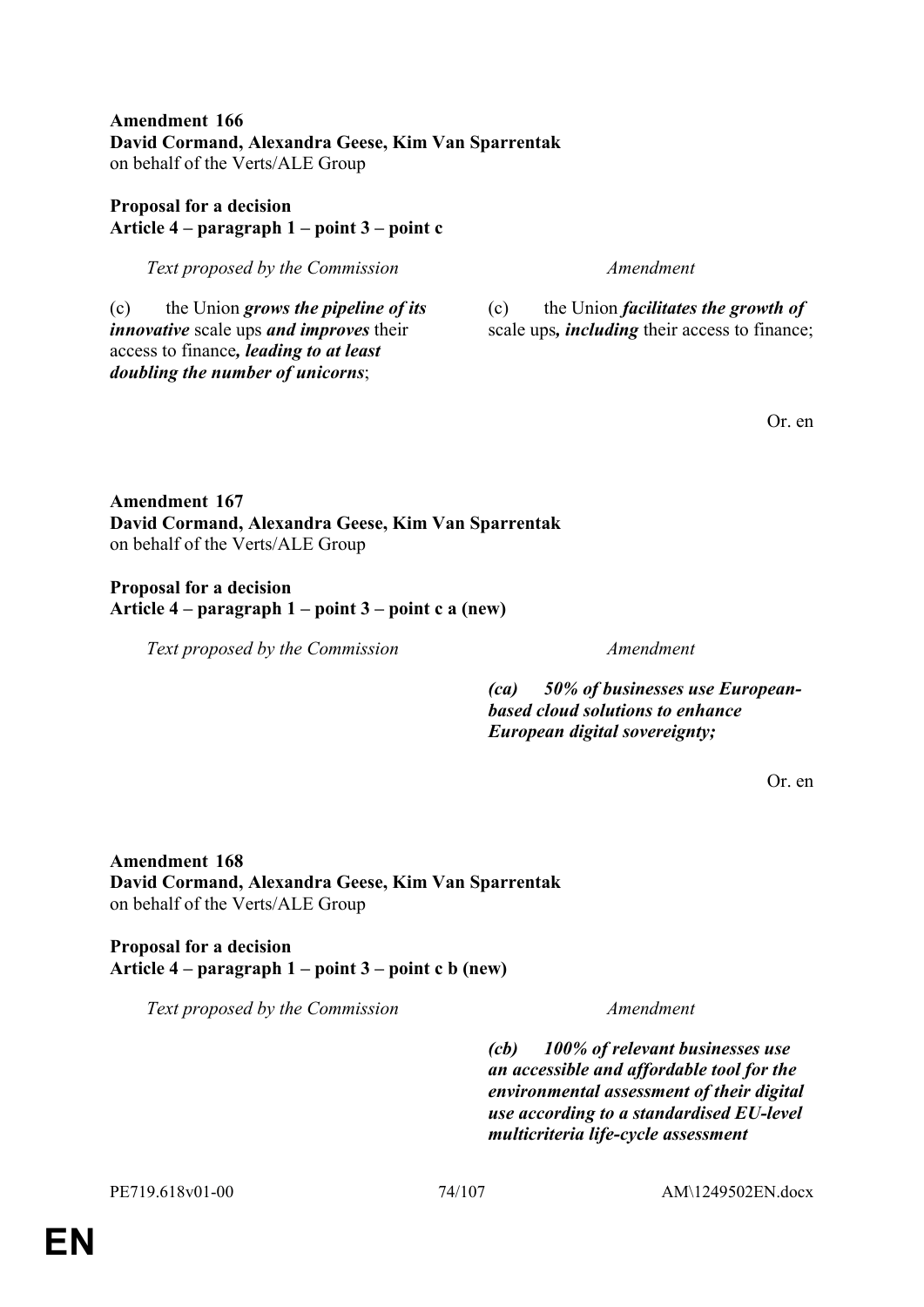**Amendment 166**
**David Cormand, Alexandra Geese, Kim Van Sparrentak**
on behalf of the Verts/ALE Group

**Proposal for a decision**
**Article 4 – paragraph 1 – point 3 – point c**

| *Text proposed by the Commission* | *Amendment* |
| --- | --- |
| (c) the Union ***grows the pipeline of its innovative*** scale ups ***and improves*** their access to finance***, leading to at least doubling the number of unicorns***; | (c) the Union ***facilitates the growth of*** scale ups***, including*** their access to finance; |

Or. en

**Amendment 167**
**David Cormand, Alexandra Geese, Kim Van Sparrentak**
on behalf of the Verts/ALE Group

**Proposal for a decision**
**Article 4 – paragraph 1 – point 3 – point c a (new)**

| *Text proposed by the Commission* | *Amendment* |
| --- | --- |
| | ***(ca) 50% of businesses use European-based cloud solutions to enhance European digital sovereignty;*** |

Or. en

**Amendment 168**
**David Cormand, Alexandra Geese, Kim Van Sparrentak**
on behalf of the Verts/ALE Group

**Proposal for a decision**
**Article 4 – paragraph 1 – point 3 – point c b (new)**

| *Text proposed by the Commission* | *Amendment* |
| --- | --- |
| | ***(cb) 100% of relevant businesses use an accessible and affordable tool for the environmental assessment of their digital use according to a standardised EU-level multicriteria life-cycle assessment*** |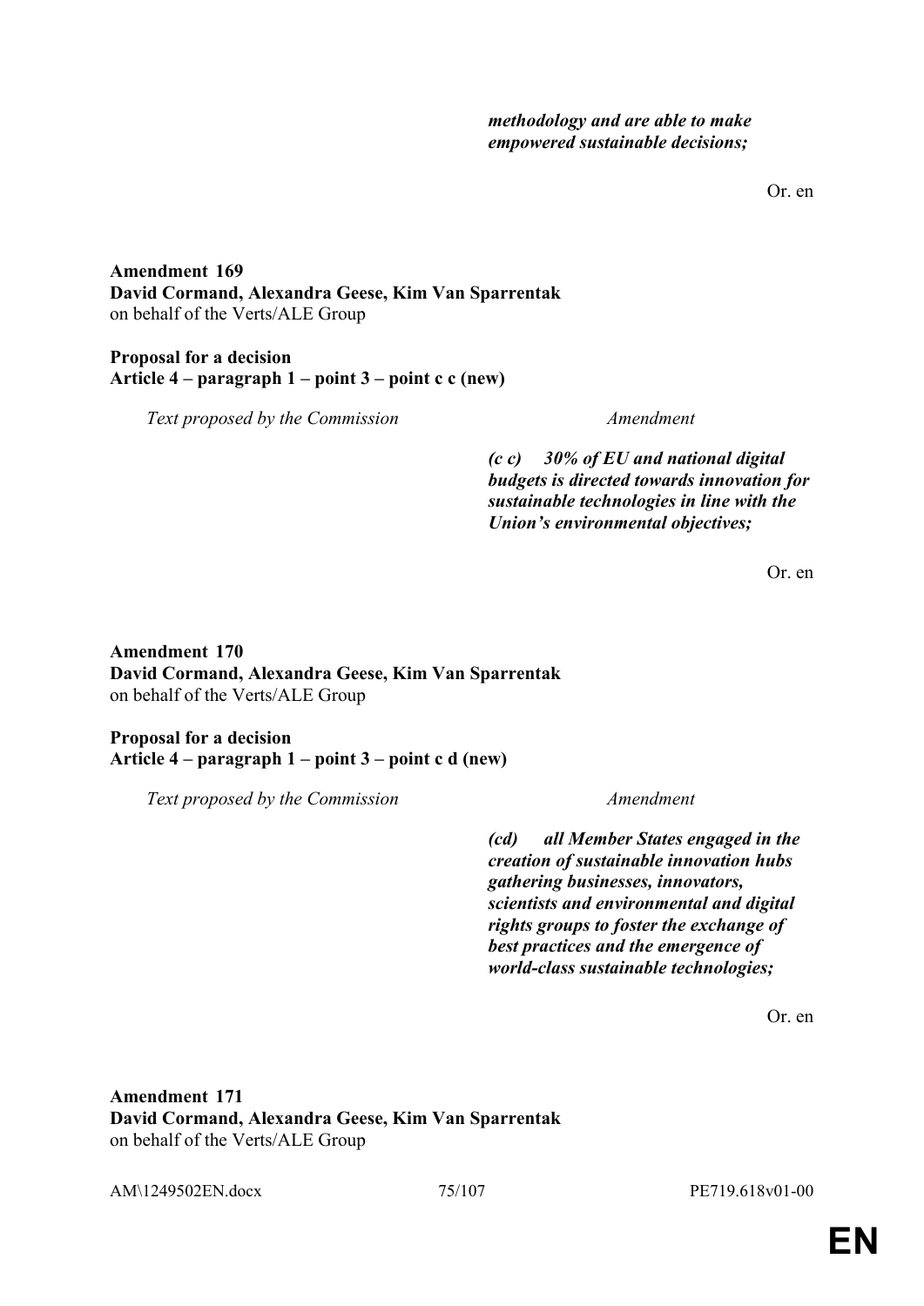| | |
|---|---|
| | ***methodology and are able to make empowered sustainable decisions;*** |

Or. en

**Amendment 169**
**David Cormand, Alexandra Geese, Kim Van Sparrentak**
on behalf of the Verts/ALE Group

**Proposal for a decision**
**Article 4 – paragraph 1 – point 3 – point c c (new)**

| *Text proposed by the Commission* | *Amendment* |
|---|---|
| | ***(c c) 30% of EU and national digital budgets is directed towards innovation for sustainable technologies in line with the Union's environmental objectives;*** |

Or. en

**Amendment 170**
**David Cormand, Alexandra Geese, Kim Van Sparrentak**
on behalf of the Verts/ALE Group

**Proposal for a decision**
**Article 4 – paragraph 1 – point 3 – point c d (new)**

| *Text proposed by the Commission* | *Amendment* |
|---|---|
| | ***(cd) all Member States engaged in the creation of sustainable innovation hubs gathering businesses, innovators, scientists and environmental and digital rights groups to foster the exchange of best practices and the emergence of world-class sustainable technologies;*** |

Or. en

**Amendment 171**
**David Cormand, Alexandra Geese, Kim Van Sparrentak**
on behalf of the Verts/ALE Group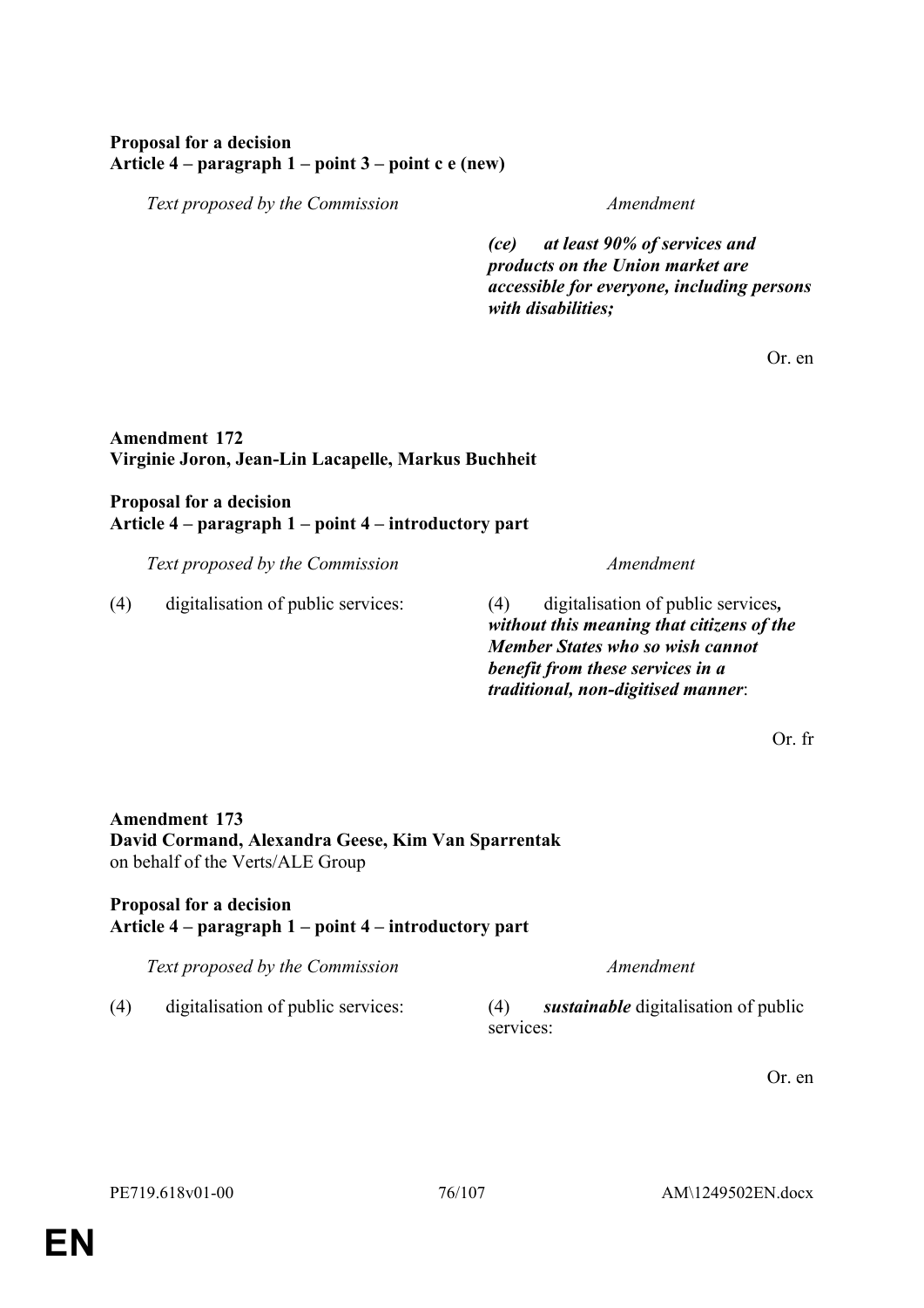**Proposal for a decision**
**Article 4 – paragraph 1 – point 3 – point c e (new)**

| *Text proposed by the Commission* | *Amendment* |
|---|---|
| | ***(ce) at least 90% of services and products on the Union market are accessible for everyone, including persons with disabilities;*** |

Or. en

**Amendment 172**
**Virginie Joron, Jean-Lin Lacapelle, Markus Buchheit**

**Proposal for a decision**
**Article 4 – paragraph 1 – point 4 – introductory part**

| *Text proposed by the Commission* | *Amendment* |
|---|---|
| (4) digitalisation of public services: | (4) digitalisation of public services***, without this meaning that citizens of the Member States who so wish cannot benefit from these services in a traditional, non-digitised manner***: |

Or. fr

**Amendment 173**
**David Cormand, Alexandra Geese, Kim Van Sparrentak**
on behalf of the Verts/ALE Group

**Proposal for a decision**
**Article 4 – paragraph 1 – point 4 – introductory part**

| *Text proposed by the Commission* | *Amendment* |
|---|---|
| (4) digitalisation of public services: | (4) ***sustainable*** digitalisation of public services: |

Or. en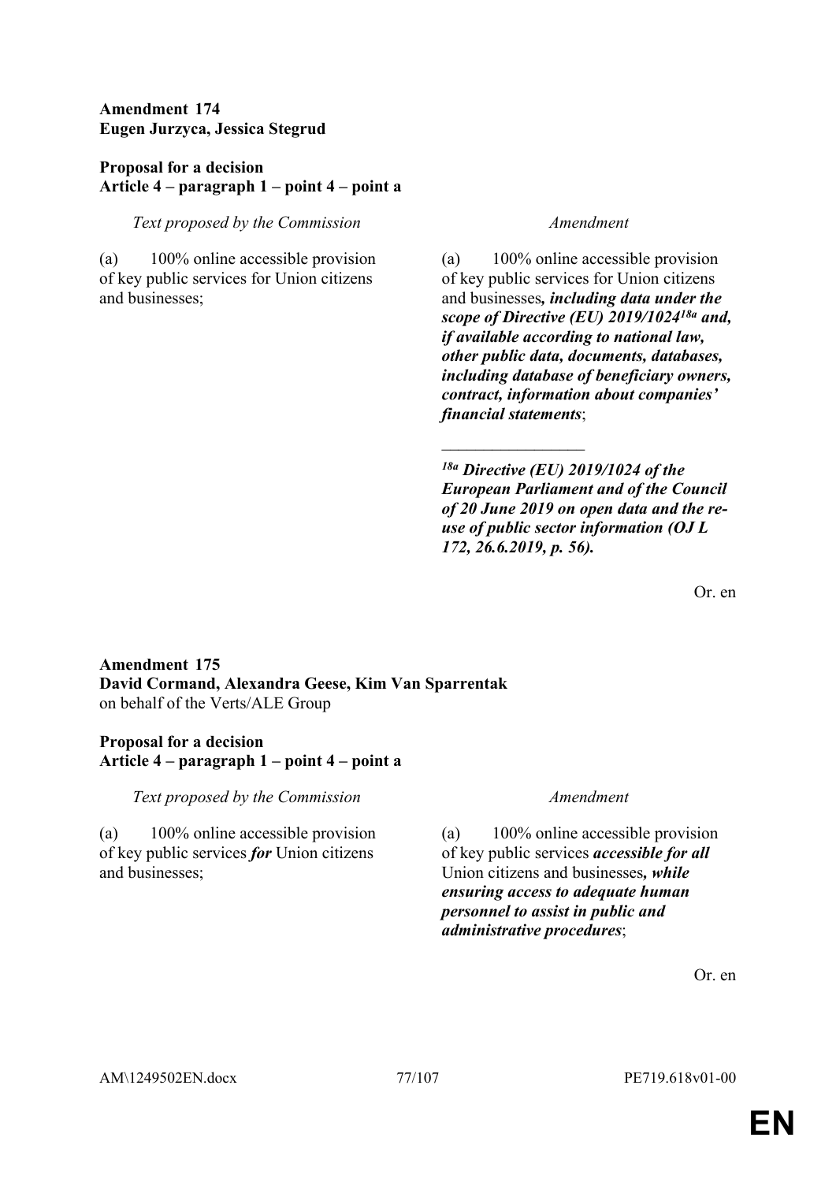**Amendment 174**
**Eugen Jurzyca, Jessica Stegrud**

**Proposal for a decision**
**Article 4 – paragraph 1 – point 4 – point a**

| *Text proposed by the Commission* | *Amendment* |
|---|---|
| (a) 100% online accessible provision of key public services for Union citizens and businesses; | (a) 100% online accessible provision of key public services for Union citizens and businesses***, including data under the scope of Directive (EU) 2019/1024[18a] and, if available according to national law, other public data, documents, databases, including database of beneficiary owners, contract, information about companies' financial statements***; |
| | ***[18a] Directive (EU) 2019/1024 of the European Parliament and of the Council of 20 June 2019 on open data and the re-use of public sector information (OJ L 172, 26.6.2019, p. 56).*** |

Or. en

**Amendment 175**
**David Cormand, Alexandra Geese, Kim Van Sparrentak**
on behalf of the Verts/ALE Group

**Proposal for a decision**
**Article 4 – paragraph 1 – point 4 – point a**

| *Text proposed by the Commission* | *Amendment* |
|---|---|
| (a) 100% online accessible provision of key public services ***for*** Union citizens and businesses; | (a) 100% online accessible provision of key public services ***accessible for all*** Union citizens and businesses***, while ensuring access to adequate human personnel to assist in public and administrative procedures***; |

Or. en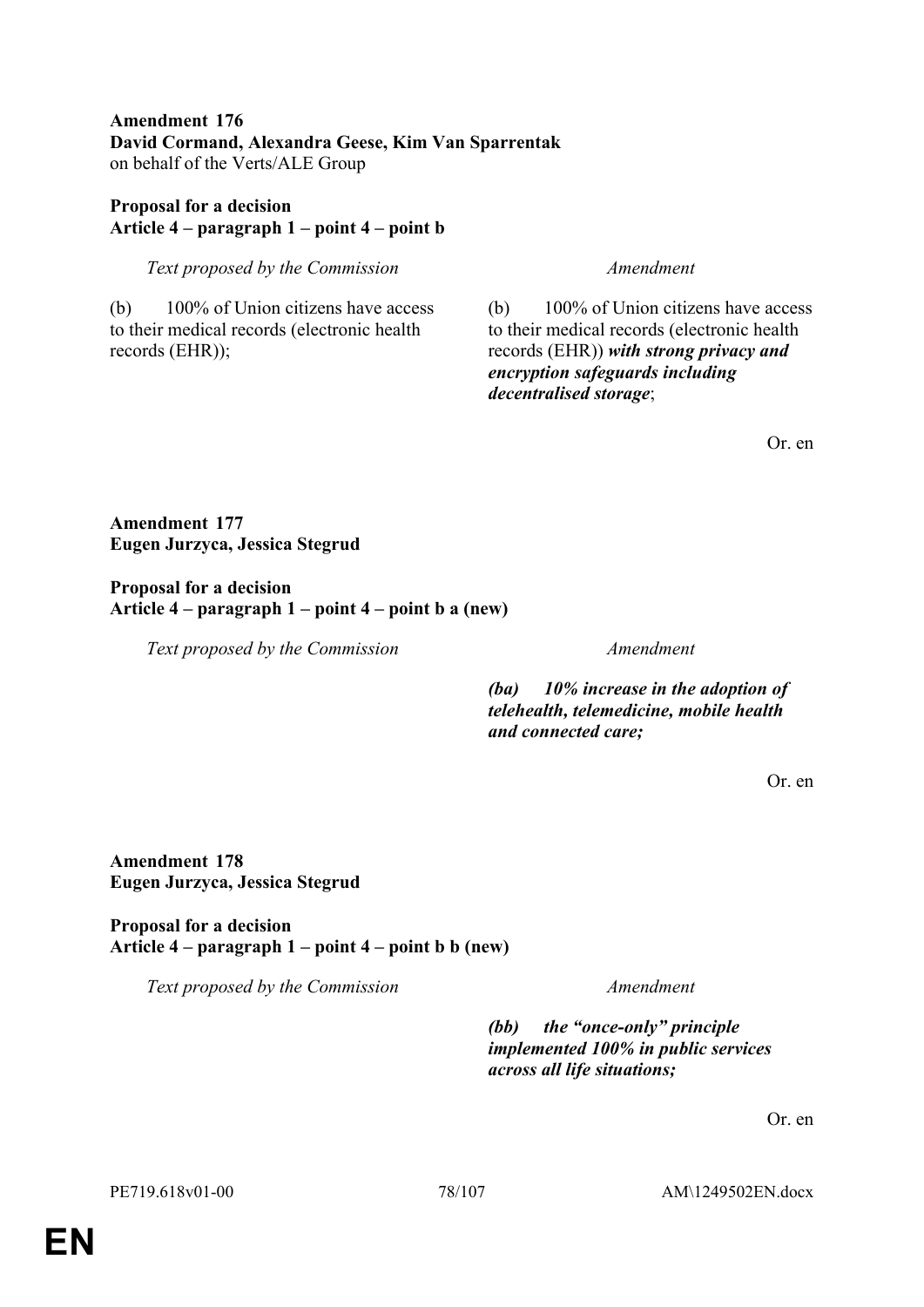**Amendment 176**
**David Cormand, Alexandra Geese, Kim Van Sparrentak**
on behalf of the Verts/ALE Group

**Proposal for a decision**
**Article 4 – paragraph 1 – point 4 – point b**

| *Text proposed by the Commission* | *Amendment* |
|---|---|
| (b) 100% of Union citizens have access to their medical records (electronic health records (EHR)); | (b) 100% of Union citizens have access to their medical records (electronic health records (EHR)) ***with strong privacy and encryption safeguards including decentralised storage***; |

Or. en

**Amendment 177**
**Eugen Jurzyca, Jessica Stegrud**

**Proposal for a decision**
**Article 4 – paragraph 1 – point 4 – point b a (new)**

| *Text proposed by the Commission* | *Amendment* |
|---|---|
| | ***(ba) 10% increase in the adoption of telehealth, telemedicine, mobile health and connected care;*** |

Or. en

**Amendment 178**
**Eugen Jurzyca, Jessica Stegrud**

**Proposal for a decision**
**Article 4 – paragraph 1 – point 4 – point b b (new)**

| *Text proposed by the Commission* | *Amendment* |
|---|---|
| | ***(bb) the "once-only" principle implemented 100% in public services across all life situations;*** |

Or. en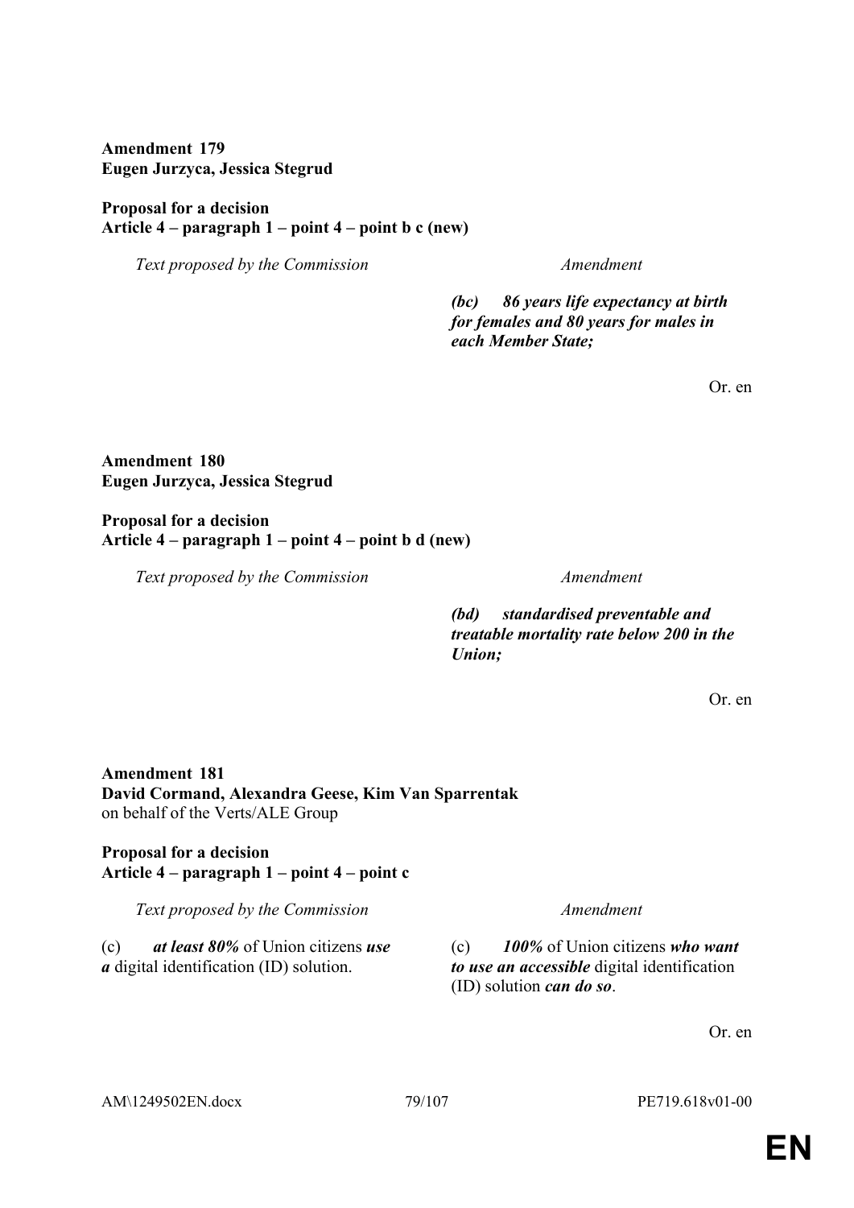**Amendment 179**
**Eugen Jurzyca, Jessica Stegrud**

**Proposal for a decision**
**Article 4 – paragraph 1 – point 4 – point b c (new)**

| *Text proposed by the Commission* | *Amendment* |
|---|---|
| | ***(bc) 86 years life expectancy at birth for females and 80 years for males in each Member State;*** |

Or. en

**Amendment 180**
**Eugen Jurzyca, Jessica Stegrud**

**Proposal for a decision**
**Article 4 – paragraph 1 – point 4 – point b d (new)**

| *Text proposed by the Commission* | *Amendment* |
|---|---|
| | ***(bd) standardised preventable and treatable mortality rate below 200 in the Union;*** |

Or. en

**Amendment 181**
**David Cormand, Alexandra Geese, Kim Van Sparrentak**
on behalf of the Verts/ALE Group

**Proposal for a decision**
**Article 4 – paragraph 1 – point 4 – point c**

| *Text proposed by the Commission* | *Amendment* |
|---|---|
| (c) ***at least 80%*** of Union citizens ***use a*** digital identification (ID) solution. | (c) ***100%*** of Union citizens ***who want to use an accessible*** digital identification (ID) solution ***can do so***. |

Or. en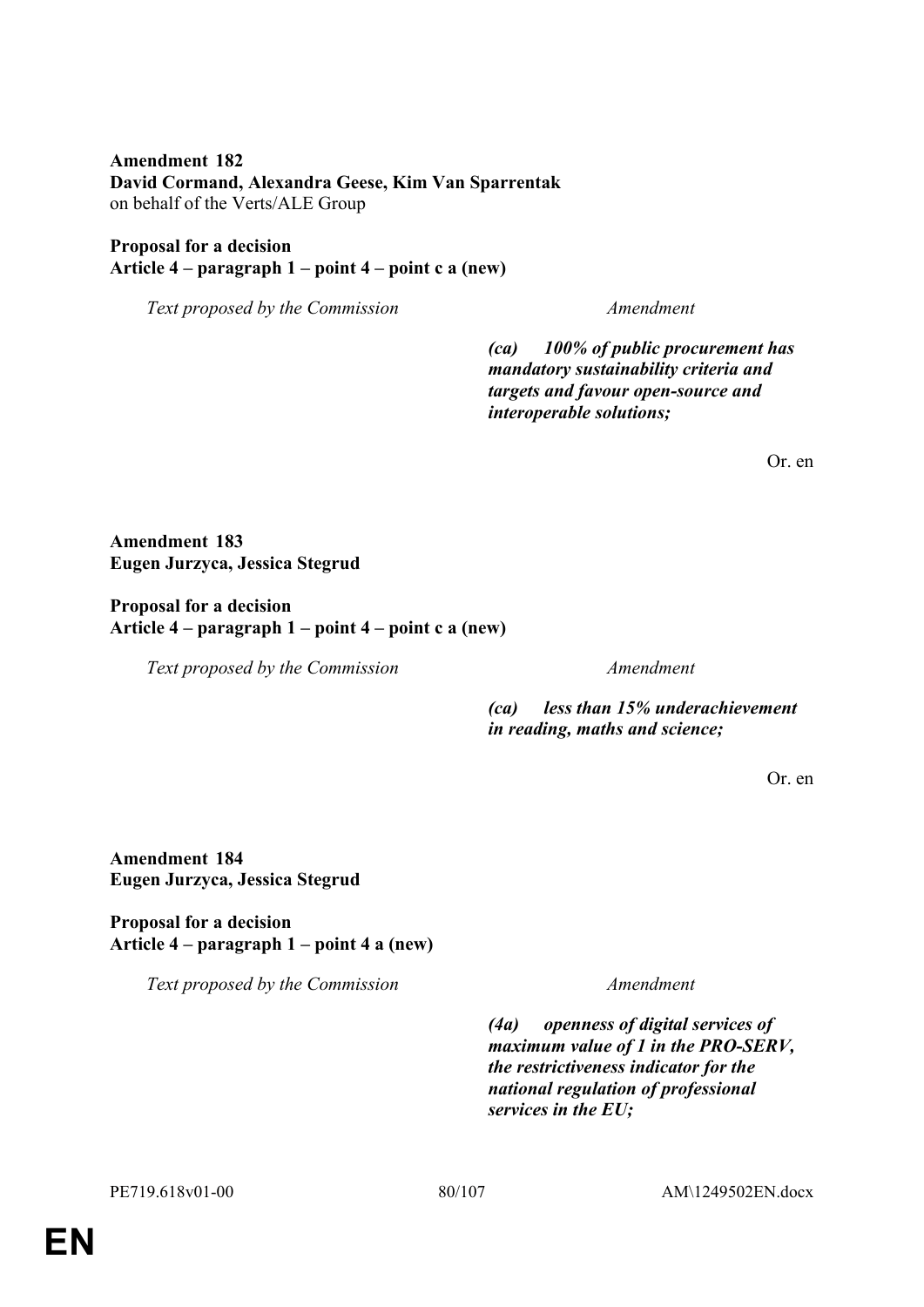**Amendment 182**
**David Cormand, Alexandra Geese, Kim Van Sparrentak**
on behalf of the Verts/ALE Group

**Proposal for a decision**
**Article 4 – paragraph 1 – point 4 – point c a (new)**

| *Text proposed by the Commission* | *Amendment* |
|---|---|
| | ***(ca) 100% of public procurement has mandatory sustainability criteria and targets and favour open-source and interoperable solutions;*** |

Or. en

**Amendment 183**
**Eugen Jurzyca, Jessica Stegrud**

**Proposal for a decision**
**Article 4 – paragraph 1 – point 4 – point c a (new)**

| *Text proposed by the Commission* | *Amendment* |
|---|---|
| | ***(ca) less than 15% underachievement in reading, maths and science;*** |

Or. en

**Amendment 184**
**Eugen Jurzyca, Jessica Stegrud**

**Proposal for a decision**
**Article 4 – paragraph 1 – point 4 a (new)**

| *Text proposed by the Commission* | *Amendment* |
|---|---|
| | ***(4a) openness of digital services of maximum value of 1 in the PRO-SERV, the restrictiveness indicator for the national regulation of professional services in the EU;*** |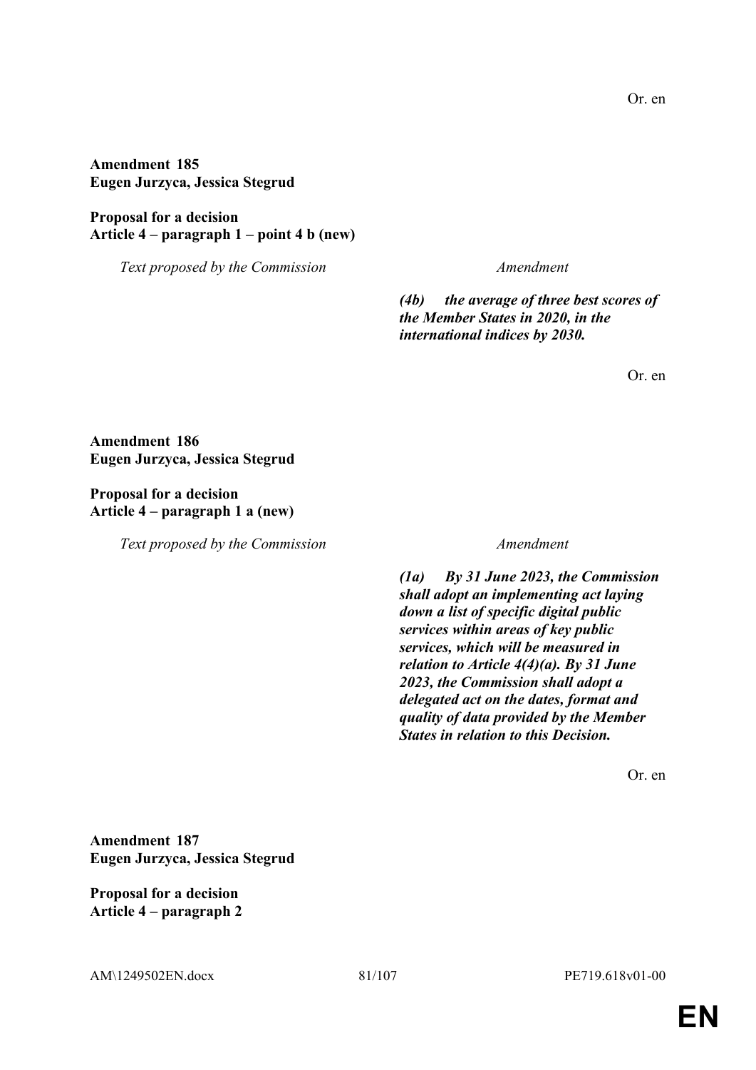Or. en

**Amendment 185**
**Eugen Jurzyca, Jessica Stegrud**

**Proposal for a decision**
**Article 4 – paragraph 1 – point 4 b (new)**

| *Text proposed by the Commission* | *Amendment* |
| --- | --- |
| | ***(4b) the average of three best scores of the Member States in 2020, in the international indices by 2030.*** |

Or. en

**Amendment 186**
**Eugen Jurzyca, Jessica Stegrud**

**Proposal for a decision**
**Article 4 – paragraph 1 a (new)**

| *Text proposed by the Commission* | *Amendment* |
| --- | --- |
| | ***(1a) By 31 June 2023, the Commission shall adopt an implementing act laying down a list of specific digital public services within areas of key public services, which will be measured in relation to Article 4(4)(a). By 31 June 2023, the Commission shall adopt a delegated act on the dates, format and quality of data provided by the Member States in relation to this Decision.*** |

Or. en

**Amendment 187**
**Eugen Jurzyca, Jessica Stegrud**

**Proposal for a decision**
**Article 4 – paragraph 2**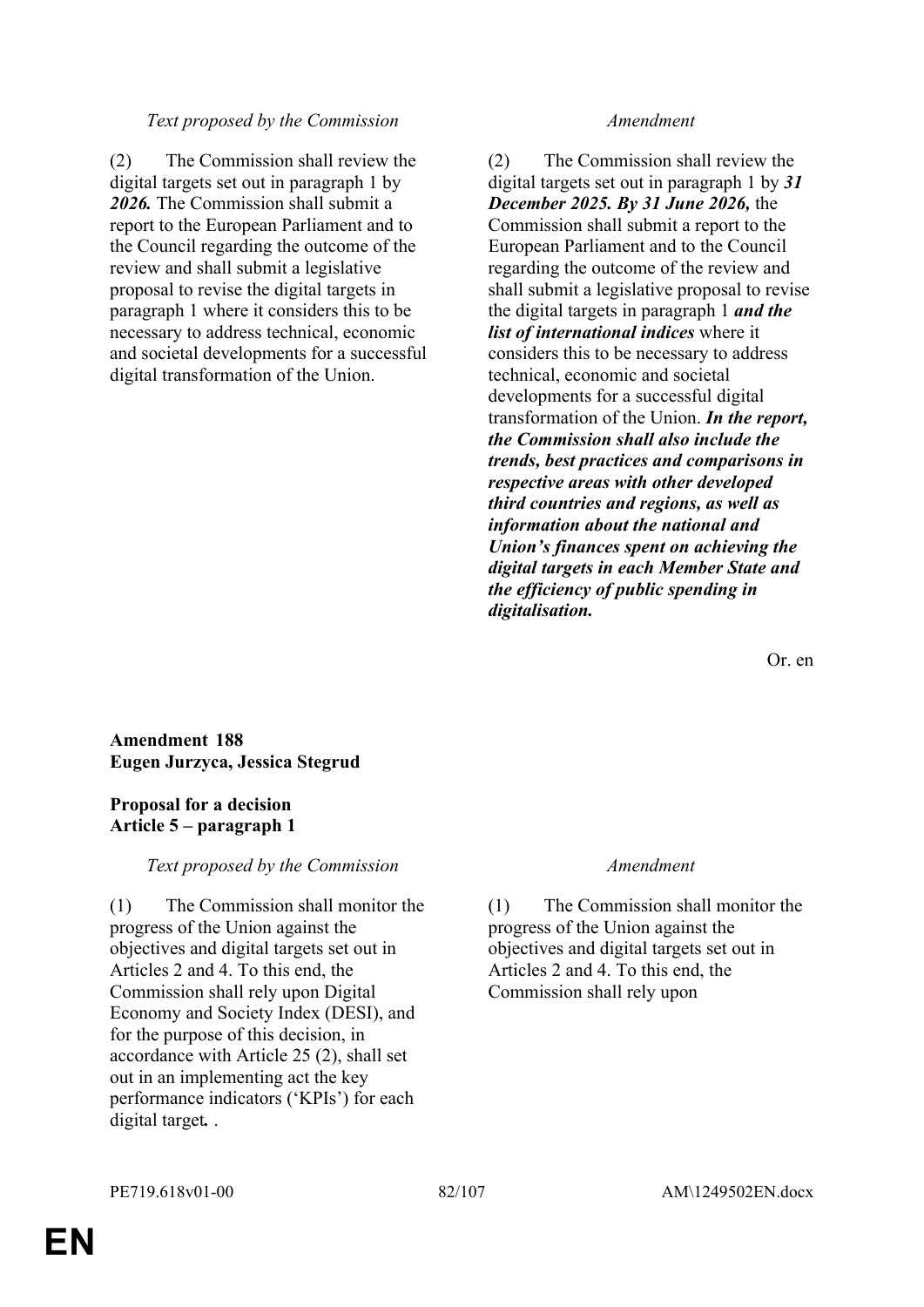| *Text proposed by the Commission* | *Amendment* |
|---|---|
| (2) The Commission shall review the digital targets set out in paragraph 1 by ***2026.*** The Commission shall submit a report to the European Parliament and to the Council regarding the outcome of the review and shall submit a legislative proposal to revise the digital targets in paragraph 1 where it considers this to be necessary to address technical, economic and societal developments for a successful digital transformation of the Union. | (2) The Commission shall review the digital targets set out in paragraph 1 by ***31 December 2025. By 31 June 2026,*** the Commission shall submit a report to the European Parliament and to the Council regarding the outcome of the review and shall submit a legislative proposal to revise the digital targets in paragraph 1 ***and the list of international indices*** where it considers this to be necessary to address technical, economic and societal developments for a successful digital transformation of the Union. ***In the report, the Commission shall also include the trends, best practices and comparisons in respective areas with other developed third countries and regions, as well as information about the national and Union's finances spent on achieving the digital targets in each Member State and the efficiency of public spending in digitalisation.*** |

Or. en

**Amendment 188**
**Eugen Jurzyca, Jessica Stegrud**

**Proposal for a decision**
**Article 5 – paragraph 1**

| *Text proposed by the Commission* | *Amendment* |
|---|---|
| (1) The Commission shall monitor the progress of the Union against the objectives and digital targets set out in Articles 2 and 4. To this end, the Commission shall rely upon Digital Economy and Society Index (DESI), and for the purpose of this decision, in accordance with Article 25 (2), shall set out in an implementing act the key performance indicators ('KPIs') for each digital target***.*** . | (1) The Commission shall monitor the progress of the Union against the objectives and digital targets set out in Articles 2 and 4. To this end, the Commission shall rely upon |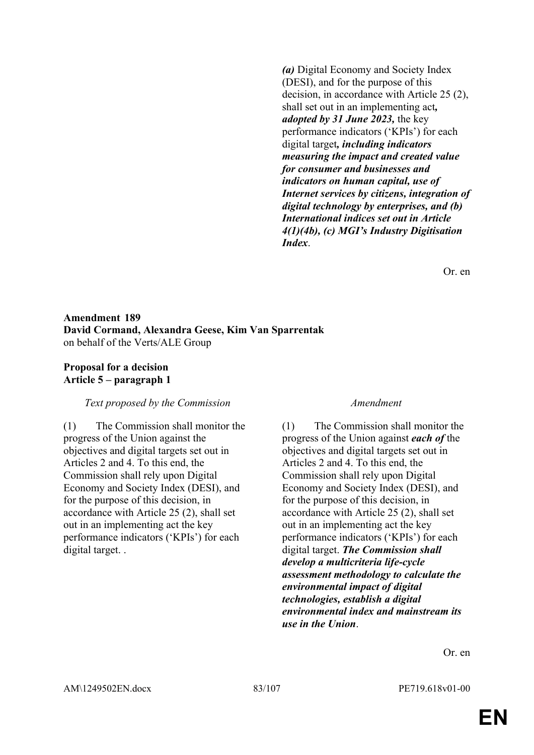| | |
|---|---|
| | ***(a)*** Digital Economy and Society Index (DESI), and for the purpose of this decision, in accordance with Article 25 (2), shall set out in an implementing act***, adopted by 31 June 2023,*** the key performance indicators ('KPIs') for each digital target***, including indicators measuring the impact and created value for consumer and businesses and indicators on human capital, use of Internet services by citizens, integration of digital technology by enterprises, and (b) International indices set out in Article 4(1)(4b), (c) MGI's Industry Digitisation Index***. |

Or. en

**Amendment 189**
**David Cormand, Alexandra Geese, Kim Van Sparrentak**
on behalf of the Verts/ALE Group

**Proposal for a decision**
**Article 5 – paragraph 1**

| *Text proposed by the Commission* | *Amendment* |
|---|---|
| (1) The Commission shall monitor the progress of the Union against the objectives and digital targets set out in Articles 2 and 4. To this end, the Commission shall rely upon Digital Economy and Society Index (DESI), and for the purpose of this decision, in accordance with Article 25 (2), shall set out in an implementing act the key performance indicators ('KPIs') for each digital target. . | (1) The Commission shall monitor the progress of the Union against ***each of*** the objectives and digital targets set out in Articles 2 and 4. To this end, the Commission shall rely upon Digital Economy and Society Index (DESI), and for the purpose of this decision, in accordance with Article 25 (2), shall set out in an implementing act the key performance indicators ('KPIs') for each digital target. ***The Commission shall develop a multicriteria life-cycle assessment methodology to calculate the environmental impact of digital technologies, establish a digital environmental index and mainstream its use in the Union***. |

Or. en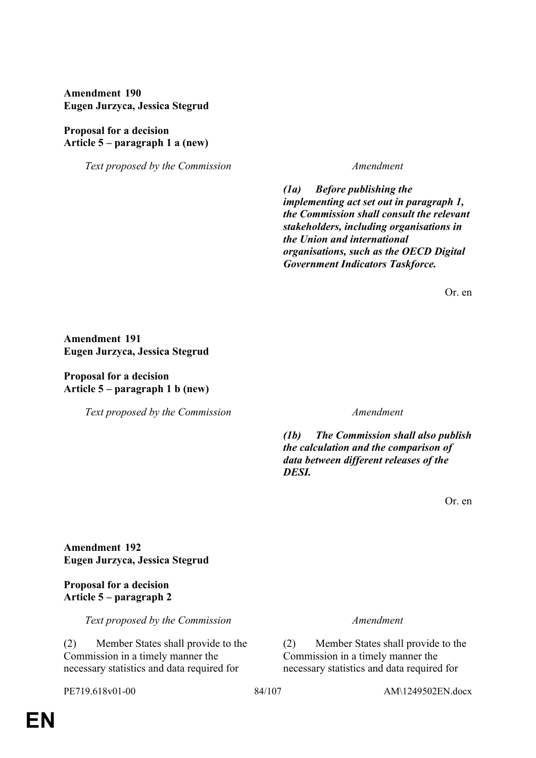**Amendment 190**
**Eugen Jurzyca, Jessica Stegrud**

**Proposal for a decision**
**Article 5 – paragraph 1 a (new)**

| *Text proposed by the Commission* | *Amendment* |
| --- | --- |
| | ***(1a) Before publishing the implementing act set out in paragraph 1, the Commission shall consult the relevant stakeholders, including organisations in the Union and international organisations, such as the OECD Digital Government Indicators Taskforce.*** |

Or. en

**Amendment 191**
**Eugen Jurzyca, Jessica Stegrud**

**Proposal for a decision**
**Article 5 – paragraph 1 b (new)**

| *Text proposed by the Commission* | *Amendment* |
| --- | --- |
| | ***(1b) The Commission shall also publish the calculation and the comparison of data between different releases of the DESI.*** |

Or. en

**Amendment 192**
**Eugen Jurzyca, Jessica Stegrud**

**Proposal for a decision**
**Article 5 – paragraph 2**

| *Text proposed by the Commission* | *Amendment* |
| --- | --- |
| (2) Member States shall provide to the Commission in a timely manner the necessary statistics and data required for | (2) Member States shall provide to the Commission in a timely manner the necessary statistics and data required for |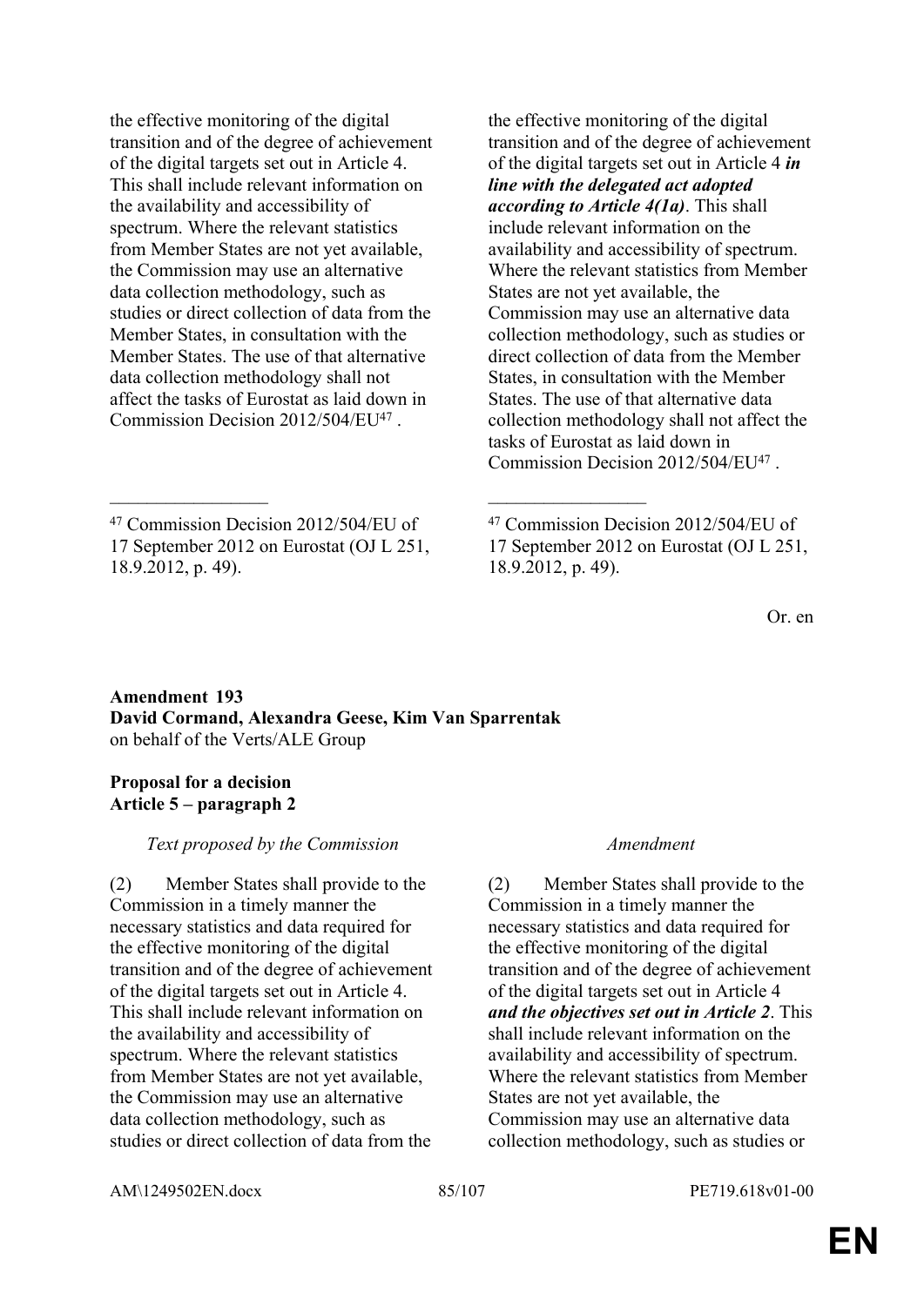| | |
|---|---|
| the effective monitoring of the digital transition and of the degree of achievement of the digital targets set out in Article 4. This shall include relevant information on the availability and accessibility of spectrum. Where the relevant statistics from Member States are not yet available, the Commission may use an alternative data collection methodology, such as studies or direct collection of data from the Member States, in consultation with the Member States. The use of that alternative data collection methodology shall not affect the tasks of Eurostat as laid down in Commission Decision 2012/504/EU[47] . | the effective monitoring of the digital transition and of the degree of achievement of the digital targets set out in Article 4 ***in line with the delegated act adopted according to Article 4(1a)***. This shall include relevant information on the availability and accessibility of spectrum. Where the relevant statistics from Member States are not yet available, the Commission may use an alternative data collection methodology, such as studies or direct collection of data from the Member States, in consultation with the Member States. The use of that alternative data collection methodology shall not affect the tasks of Eurostat as laid down in Commission Decision 2012/504/EU[47] . |
| _________________ | _________________ |
| [47] Commission Decision 2012/504/EU of 17 September 2012 on Eurostat (OJ L 251, 18.9.2012, p. 49). | [47] Commission Decision 2012/504/EU of 17 September 2012 on Eurostat (OJ L 251, 18.9.2012, p. 49). |

Or. en

**Amendment 193**
**David Cormand, Alexandra Geese, Kim Van Sparrentak**
on behalf of the Verts/ALE Group

**Proposal for a decision**
**Article 5 – paragraph 2**

| *Text proposed by the Commission* | *Amendment* |
|---|---|
| (2) Member States shall provide to the Commission in a timely manner the necessary statistics and data required for the effective monitoring of the digital transition and of the degree of achievement of the digital targets set out in Article 4. This shall include relevant information on the availability and accessibility of spectrum. Where the relevant statistics from Member States are not yet available, the Commission may use an alternative data collection methodology, such as studies or direct collection of data from the | (2) Member States shall provide to the Commission in a timely manner the necessary statistics and data required for the effective monitoring of the digital transition and of the degree of achievement of the digital targets set out in Article 4 ***and the objectives set out in Article 2***. This shall include relevant information on the availability and accessibility of spectrum. Where the relevant statistics from Member States are not yet available, the Commission may use an alternative data collection methodology, such as studies or |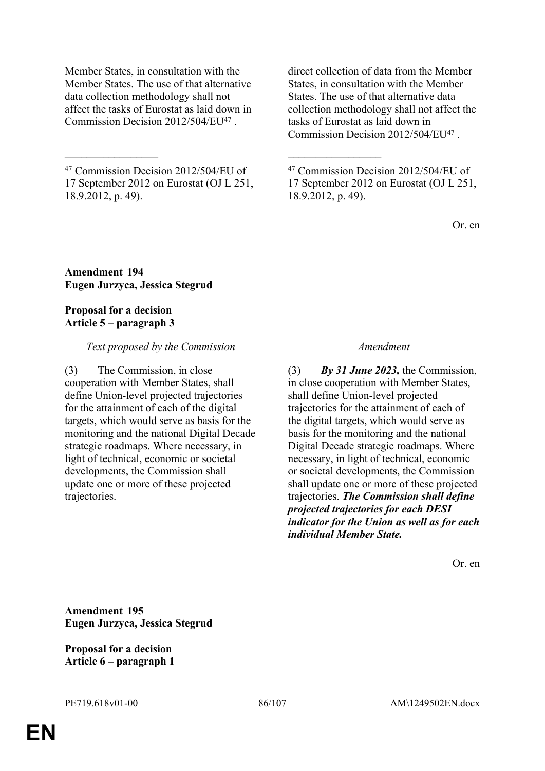| Text proposed by the Commission | Amendment |
|---|---|
| Member States, in consultation with the Member States. The use of that alternative data collection methodology shall not affect the tasks of Eurostat as laid down in Commission Decision 2012/504/EU[47] . | direct collection of data from the Member States, in consultation with the Member States. The use of that alternative data collection methodology shall not affect the tasks of Eurostat as laid down in Commission Decision 2012/504/EU[47] . |
| ___ | ___ |
| [47] Commission Decision 2012/504/EU of 17 September 2012 on Eurostat (OJ L 251, 18.9.2012, p. 49). | [47] Commission Decision 2012/504/EU of 17 September 2012 on Eurostat (OJ L 251, 18.9.2012, p. 49). |

Or. en

**Amendment 194**
**Eugen Jurzyca, Jessica Stegrud**

**Proposal for a decision**
**Article 5 – paragraph 3**

| *Text proposed by the Commission* | *Amendment* |
|---|---|
| (3) The Commission, in close cooperation with Member States, shall define Union-level projected trajectories for the attainment of each of the digital targets, which would serve as basis for the monitoring and the national Digital Decade strategic roadmaps. Where necessary, in light of technical, economic or societal developments, the Commission shall update one or more of these projected trajectories. | (3) ***By 31 June 2023,*** the Commission, in close cooperation with Member States, shall define Union-level projected trajectories for the attainment of each of the digital targets, which would serve as basis for the monitoring and the national Digital Decade strategic roadmaps. Where necessary, in light of technical, economic or societal developments, the Commission shall update one or more of these projected trajectories. ***The Commission shall define projected trajectories for each DESI indicator for the Union as well as for each individual Member State.*** |

Or. en

**Amendment 195**
**Eugen Jurzyca, Jessica Stegrud**

**Proposal for a decision**
**Article 6 – paragraph 1**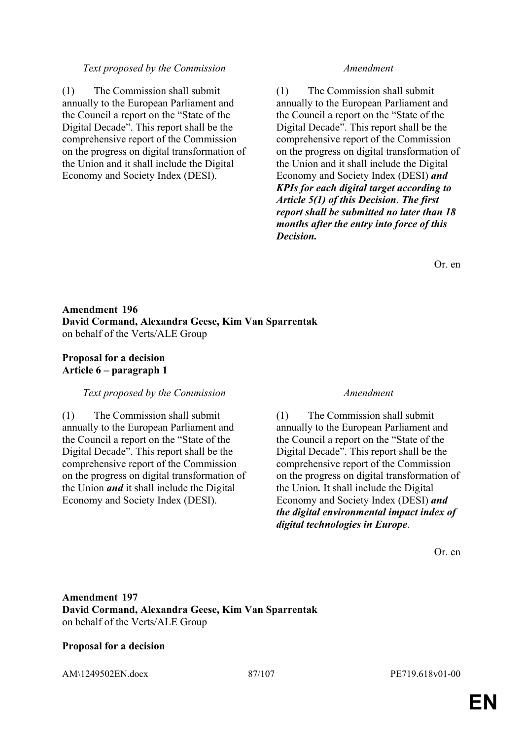| *Text proposed by the Commission* | *Amendment* |
|---|---|
| (1) The Commission shall submit annually to the European Parliament and the Council a report on the "State of the Digital Decade". This report shall be the comprehensive report of the Commission on the progress on digital transformation of the Union and it shall include the Digital Economy and Society Index (DESI). | (1) The Commission shall submit annually to the European Parliament and the Council a report on the "State of the Digital Decade". This report shall be the comprehensive report of the Commission on the progress on digital transformation of the Union and it shall include the Digital Economy and Society Index (DESI) ***and KPIs for each digital target according to Article 5(1) of this Decision***. ***The first report shall be submitted no later than 18 months after the entry into force of this Decision.*** |

Or. en

**Amendment 196**
**David Cormand, Alexandra Geese, Kim Van Sparrentak**
on behalf of the Verts/ALE Group

**Proposal for a decision**
**Article 6 – paragraph 1**

| *Text proposed by the Commission* | *Amendment* |
|---|---|
| (1) The Commission shall submit annually to the European Parliament and the Council a report on the "State of the Digital Decade". This report shall be the comprehensive report of the Commission on the progress on digital transformation of the Union ***and*** it shall include the Digital Economy and Society Index (DESI). | (1) The Commission shall submit annually to the European Parliament and the Council a report on the "State of the Digital Decade". This report shall be the comprehensive report of the Commission on the progress on digital transformation of the Union***.*** It shall include the Digital Economy and Society Index (DESI) ***and the digital environmental impact index of digital technologies in Europe***. |

Or. en

**Amendment 197**
**David Cormand, Alexandra Geese, Kim Van Sparrentak**
on behalf of the Verts/ALE Group

**Proposal for a decision**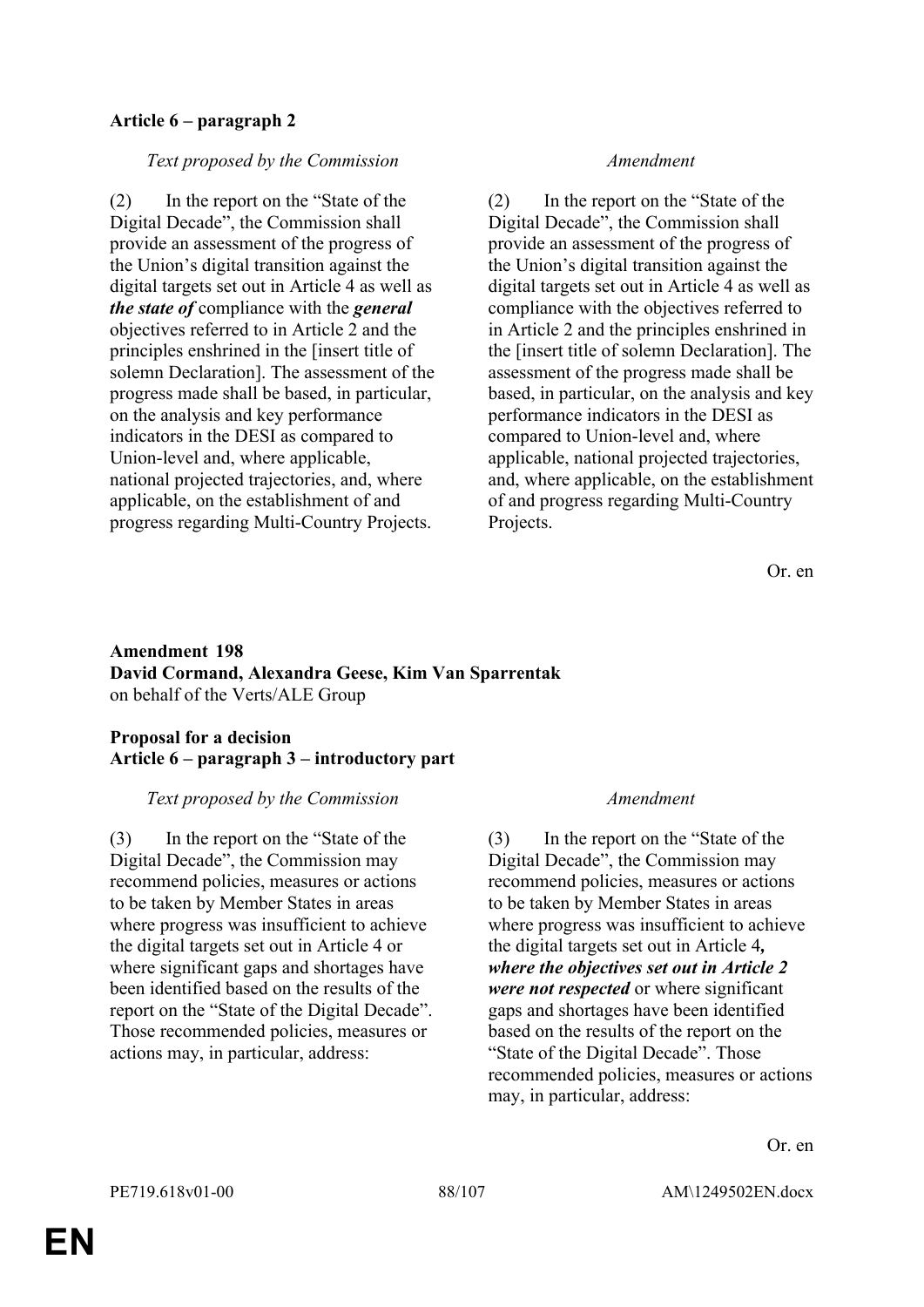**Article 6 – paragraph 2**

| *Text proposed by the Commission* | *Amendment* |
|---|---|
| (2) In the report on the "State of the Digital Decade", the Commission shall provide an assessment of the progress of the Union's digital transition against the digital targets set out in Article 4 as well as ***the state of*** compliance with the ***general*** objectives referred to in Article 2 and the principles enshrined in the [insert title of solemn Declaration]. The assessment of the progress made shall be based, in particular, on the analysis and key performance indicators in the DESI as compared to Union-level and, where applicable, national projected trajectories, and, where applicable, on the establishment of and progress regarding Multi-Country Projects. | (2) In the report on the "State of the Digital Decade", the Commission shall provide an assessment of the progress of the Union's digital transition against the digital targets set out in Article 4 as well as compliance with the objectives referred to in Article 2 and the principles enshrined in the [insert title of solemn Declaration]. The assessment of the progress made shall be based, in particular, on the analysis and key performance indicators in the DESI as compared to Union-level and, where applicable, national projected trajectories, and, where applicable, on the establishment of and progress regarding Multi-Country Projects. |

Or. en

**Amendment 198**
**David Cormand, Alexandra Geese, Kim Van Sparrentak**
on behalf of the Verts/ALE Group

**Proposal for a decision**
**Article 6 – paragraph 3 – introductory part**

| *Text proposed by the Commission* | *Amendment* |
|---|---|
| (3) In the report on the "State of the Digital Decade", the Commission may recommend policies, measures or actions to be taken by Member States in areas where progress was insufficient to achieve the digital targets set out in Article 4 or where significant gaps and shortages have been identified based on the results of the report on the "State of the Digital Decade". Those recommended policies, measures or actions may, in particular, address: | (3) In the report on the "State of the Digital Decade", the Commission may recommend policies, measures or actions to be taken by Member States in areas where progress was insufficient to achieve the digital targets set out in Article 4***, where the objectives set out in Article 2 were not respected*** or where significant gaps and shortages have been identified based on the results of the report on the "State of the Digital Decade". Those recommended policies, measures or actions may, in particular, address: |

Or. en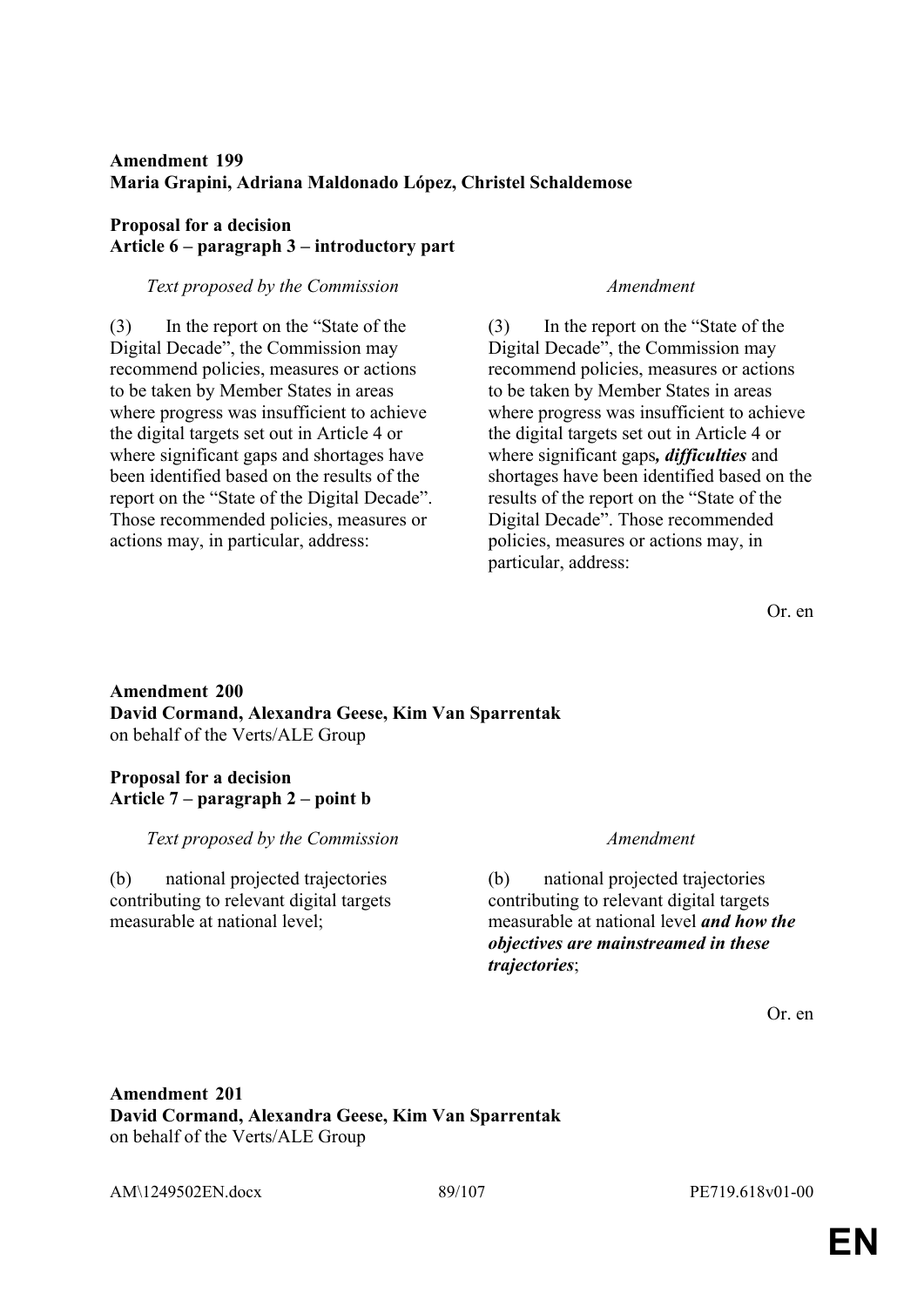**Amendment 199**
**Maria Grapini, Adriana Maldonado López, Christel Schaldemose**

**Proposal for a decision**
**Article 6 – paragraph 3 – introductory part**

| *Text proposed by the Commission* | *Amendment* |
|---|---|
| (3) In the report on the "State of the Digital Decade", the Commission may recommend policies, measures or actions to be taken by Member States in areas where progress was insufficient to achieve the digital targets set out in Article 4 or where significant gaps and shortages have been identified based on the results of the report on the "State of the Digital Decade". Those recommended policies, measures or actions may, in particular, address: | (3) In the report on the "State of the Digital Decade", the Commission may recommend policies, measures or actions to be taken by Member States in areas where progress was insufficient to achieve the digital targets set out in Article 4 or where significant gaps***, difficulties*** and shortages have been identified based on the results of the report on the "State of the Digital Decade". Those recommended policies, measures or actions may, in particular, address: |

Or. en

**Amendment 200**
**David Cormand, Alexandra Geese, Kim Van Sparrentak**
on behalf of the Verts/ALE Group

**Proposal for a decision**
**Article 7 – paragraph 2 – point b**

| *Text proposed by the Commission* | *Amendment* |
|---|---|
| (b) national projected trajectories contributing to relevant digital targets measurable at national level; | (b) national projected trajectories contributing to relevant digital targets measurable at national level ***and how the objectives are mainstreamed in these trajectories***; |

Or. en

**Amendment 201**
**David Cormand, Alexandra Geese, Kim Van Sparrentak**
on behalf of the Verts/ALE Group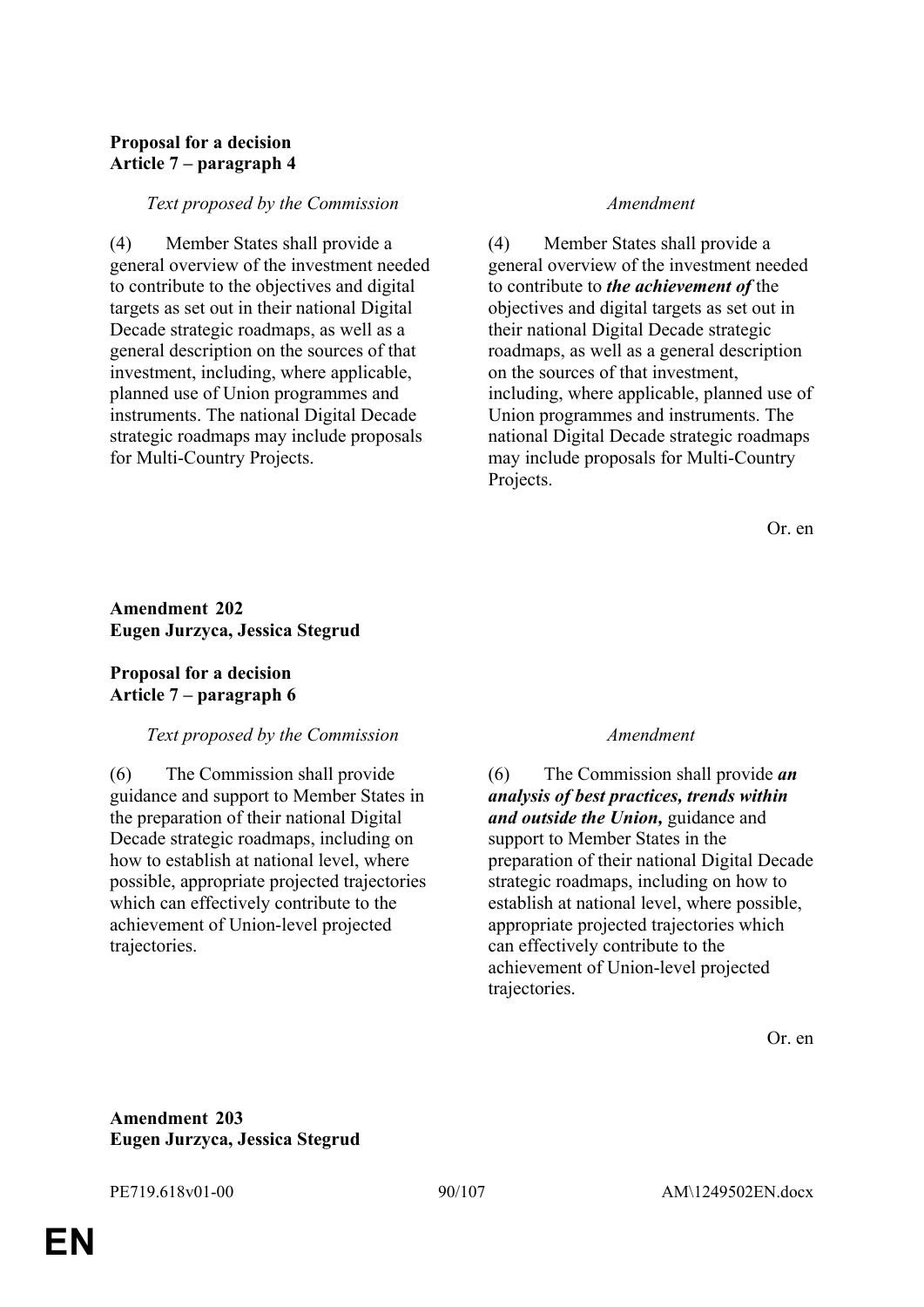**Proposal for a decision**
**Article 7 – paragraph 4**

| *Text proposed by the Commission* | *Amendment* |
|---|---|
| (4) Member States shall provide a general overview of the investment needed to contribute to the objectives and digital targets as set out in their national Digital Decade strategic roadmaps, as well as a general description on the sources of that investment, including, where applicable, planned use of Union programmes and instruments. The national Digital Decade strategic roadmaps may include proposals for Multi-Country Projects. | (4) Member States shall provide a general overview of the investment needed to contribute to ***the achievement of*** the objectives and digital targets as set out in their national Digital Decade strategic roadmaps, as well as a general description on the sources of that investment, including, where applicable, planned use of Union programmes and instruments. The national Digital Decade strategic roadmaps may include proposals for Multi-Country Projects. |

Or. en

**Amendment 202**
**Eugen Jurzyca, Jessica Stegrud**

**Proposal for a decision**
**Article 7 – paragraph 6**

| *Text proposed by the Commission* | *Amendment* |
|---|---|
| (6) The Commission shall provide guidance and support to Member States in the preparation of their national Digital Decade strategic roadmaps, including on how to establish at national level, where possible, appropriate projected trajectories which can effectively contribute to the achievement of Union-level projected trajectories. | (6) The Commission shall provide ***an analysis of best practices, trends within and outside the Union,*** guidance and support to Member States in the preparation of their national Digital Decade strategic roadmaps, including on how to establish at national level, where possible, appropriate projected trajectories which can effectively contribute to the achievement of Union-level projected trajectories. |

Or. en

**Amendment 203**
**Eugen Jurzyca, Jessica Stegrud**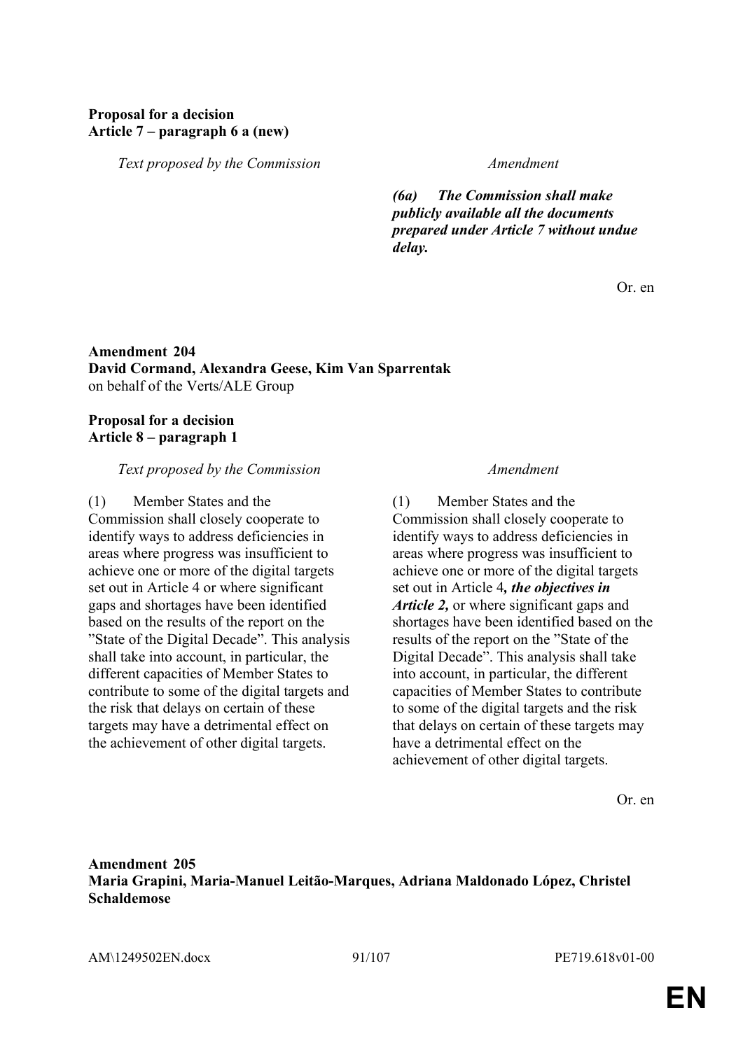**Proposal for a decision**
**Article 7 – paragraph 6 a (new)**

| *Text proposed by the Commission* | *Amendment* |
|---|---|
| | ***(6a) The Commission shall make publicly available all the documents prepared under Article 7 without undue delay.*** |

Or. en

**Amendment 204**
**David Cormand, Alexandra Geese, Kim Van Sparrentak**
on behalf of the Verts/ALE Group

**Proposal for a decision**
**Article 8 – paragraph 1**

| *Text proposed by the Commission* | *Amendment* |
|---|---|
| (1) Member States and the Commission shall closely cooperate to identify ways to address deficiencies in areas where progress was insufficient to achieve one or more of the digital targets set out in Article 4 or where significant gaps and shortages have been identified based on the results of the report on the "State of the Digital Decade". This analysis shall take into account, in particular, the different capacities of Member States to contribute to some of the digital targets and the risk that delays on certain of these targets may have a detrimental effect on the achievement of other digital targets. | (1) Member States and the Commission shall closely cooperate to identify ways to address deficiencies in areas where progress was insufficient to achieve one or more of the digital targets set out in Article 4***, the objectives in Article 2,*** or where significant gaps and shortages have been identified based on the results of the report on the "State of the Digital Decade". This analysis shall take into account, in particular, the different capacities of Member States to contribute to some of the digital targets and the risk that delays on certain of these targets may have a detrimental effect on the achievement of other digital targets. |

Or. en

**Amendment 205**
**Maria Grapini, Maria-Manuel Leitão-Marques, Adriana Maldonado López, Christel Schaldemose**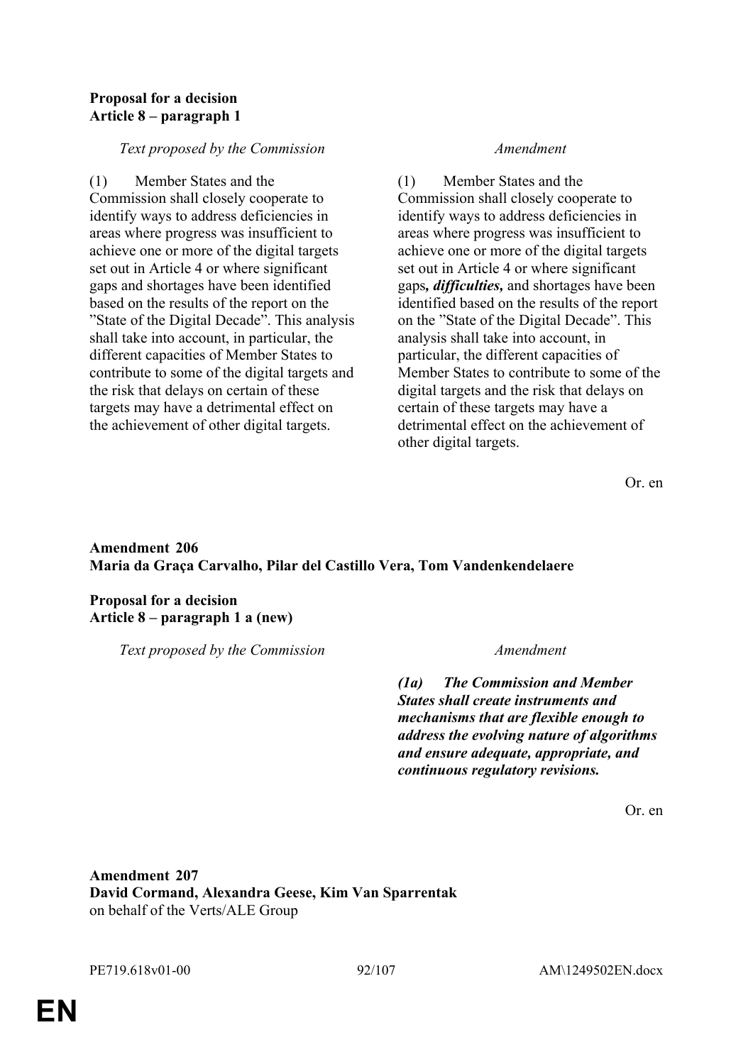**Proposal for a decision**
**Article 8 – paragraph 1**

| *Text proposed by the Commission* | *Amendment* |
|---|---|
| (1) Member States and the Commission shall closely cooperate to identify ways to address deficiencies in areas where progress was insufficient to achieve one or more of the digital targets set out in Article 4 or where significant gaps and shortages have been identified based on the results of the report on the "State of the Digital Decade". This analysis shall take into account, in particular, the different capacities of Member States to contribute to some of the digital targets and the risk that delays on certain of these targets may have a detrimental effect on the achievement of other digital targets. | (1) Member States and the Commission shall closely cooperate to identify ways to address deficiencies in areas where progress was insufficient to achieve one or more of the digital targets set out in Article 4 or where significant gaps***, difficulties,*** and shortages have been identified based on the results of the report on the "State of the Digital Decade". This analysis shall take into account, in particular, the different capacities of Member States to contribute to some of the digital targets and the risk that delays on certain of these targets may have a detrimental effect on the achievement of other digital targets. |

Or. en

**Amendment 206**
**Maria da Graça Carvalho, Pilar del Castillo Vera, Tom Vandenkendelaere**

**Proposal for a decision**
**Article 8 – paragraph 1 a (new)**

| *Text proposed by the Commission* | *Amendment* |
|---|---|
| | ***(1a) The Commission and Member States shall create instruments and mechanisms that are flexible enough to address the evolving nature of algorithms and ensure adequate, appropriate, and continuous regulatory revisions.*** |

Or. en

**Amendment 207**
**David Cormand, Alexandra Geese, Kim Van Sparrentak**
on behalf of the Verts/ALE Group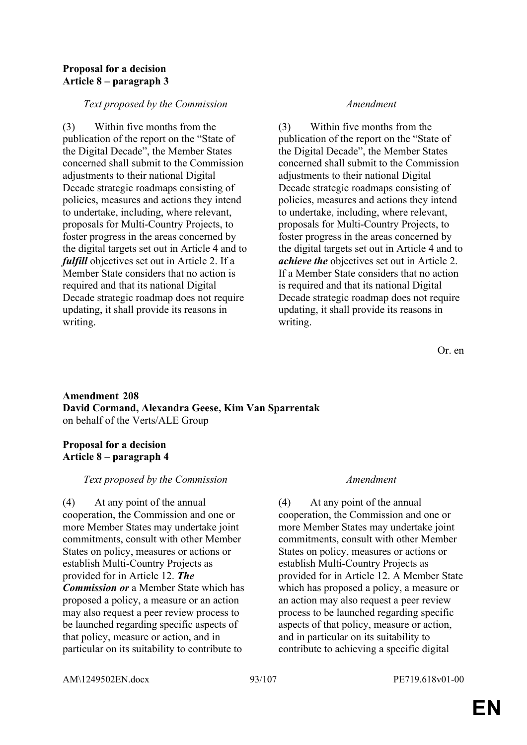**Proposal for a decision**
**Article 8 – paragraph 3**

| *Text proposed by the Commission* | *Amendment* |
|---|---|
| (3) Within five months from the publication of the report on the "State of the Digital Decade", the Member States concerned shall submit to the Commission adjustments to their national Digital Decade strategic roadmaps consisting of policies, measures and actions they intend to undertake, including, where relevant, proposals for Multi-Country Projects, to foster progress in the areas concerned by the digital targets set out in Article 4 and to ***fulfill*** objectives set out in Article 2. If a Member State considers that no action is required and that its national Digital Decade strategic roadmap does not require updating, it shall provide its reasons in writing. | (3) Within five months from the publication of the report on the "State of the Digital Decade", the Member States concerned shall submit to the Commission adjustments to their national Digital Decade strategic roadmaps consisting of policies, measures and actions they intend to undertake, including, where relevant, proposals for Multi-Country Projects, to foster progress in the areas concerned by the digital targets set out in Article 4 and to ***achieve the*** objectives set out in Article 2. If a Member State considers that no action is required and that its national Digital Decade strategic roadmap does not require updating, it shall provide its reasons in writing. |

Or. en

**Amendment 208**
**David Cormand, Alexandra Geese, Kim Van Sparrentak**
on behalf of the Verts/ALE Group

**Proposal for a decision**
**Article 8 – paragraph 4**

| *Text proposed by the Commission* | *Amendment* |
|---|---|
| (4) At any point of the annual cooperation, the Commission and one or more Member States may undertake joint commitments, consult with other Member States on policy, measures or actions or establish Multi-Country Projects as provided for in Article 12. ***The Commission or*** a Member State which has proposed a policy, a measure or an action may also request a peer review process to be launched regarding specific aspects of that policy, measure or action, and in particular on its suitability to contribute to | (4) At any point of the annual cooperation, the Commission and one or more Member States may undertake joint commitments, consult with other Member States on policy, measures or actions or establish Multi-Country Projects as provided for in Article 12. A Member State which has proposed a policy, a measure or an action may also request a peer review process to be launched regarding specific aspects of that policy, measure or action, and in particular on its suitability to contribute to achieving a specific digital |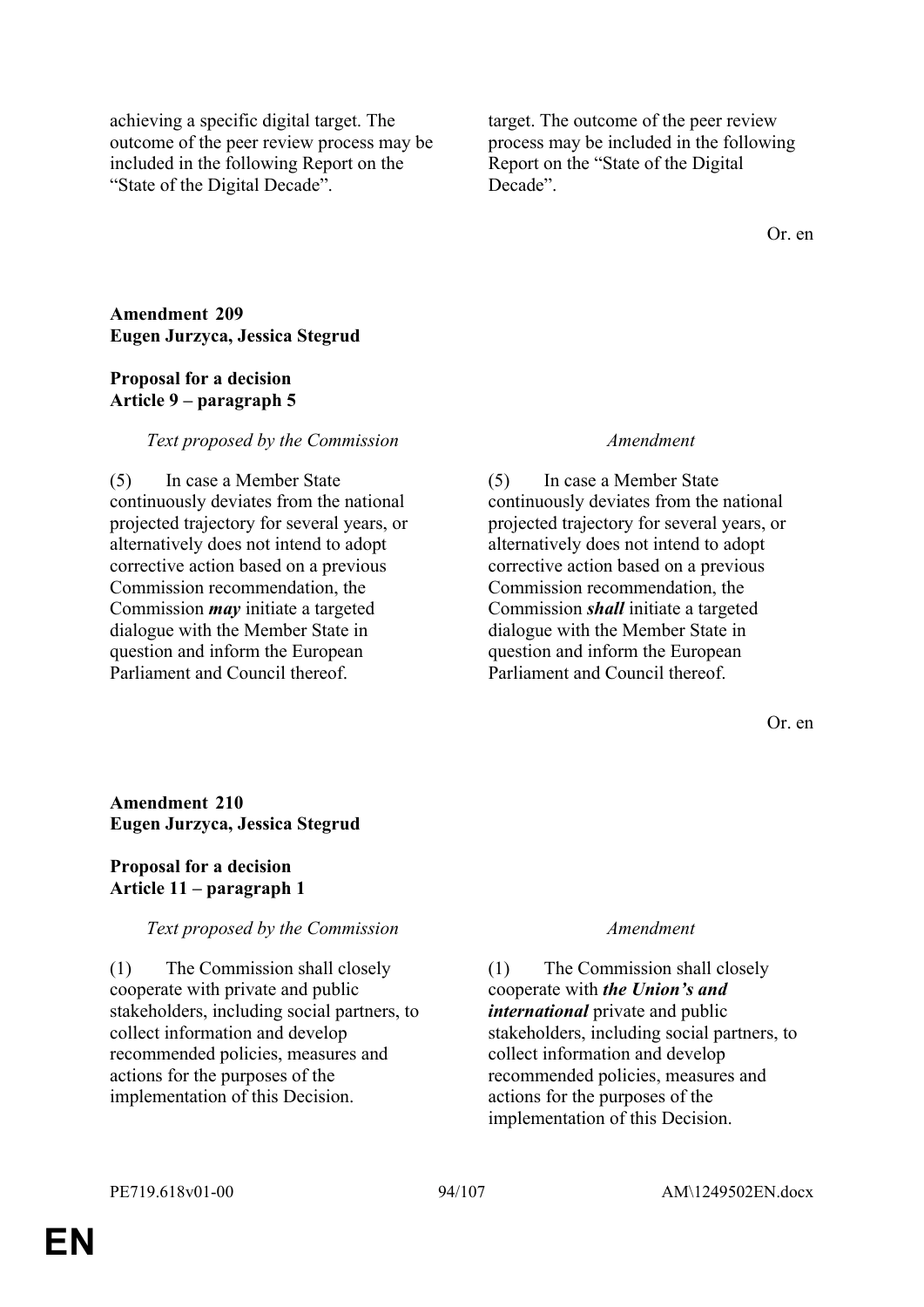| | |
|---|---|
| achieving a specific digital target. The outcome of the peer review process may be included in the following Report on the "State of the Digital Decade". | target. The outcome of the peer review process may be included in the following Report on the "State of the Digital Decade". |

Or. en

**Amendment 209**
**Eugen Jurzyca, Jessica Stegrud**

**Proposal for a decision**
**Article 9 – paragraph 5**

| *Text proposed by the Commission* | *Amendment* |
|---|---|
| (5) In case a Member State continuously deviates from the national projected trajectory for several years, or alternatively does not intend to adopt corrective action based on a previous Commission recommendation, the Commission ***may*** initiate a targeted dialogue with the Member State in question and inform the European Parliament and Council thereof. | (5) In case a Member State continuously deviates from the national projected trajectory for several years, or alternatively does not intend to adopt corrective action based on a previous Commission recommendation, the Commission ***shall*** initiate a targeted dialogue with the Member State in question and inform the European Parliament and Council thereof. |

Or. en

**Amendment 210**
**Eugen Jurzyca, Jessica Stegrud**

**Proposal for a decision**
**Article 11 – paragraph 1**

| *Text proposed by the Commission* | *Amendment* |
|---|---|
| (1) The Commission shall closely cooperate with private and public stakeholders, including social partners, to collect information and develop recommended policies, measures and actions for the purposes of the implementation of this Decision. | (1) The Commission shall closely cooperate with ***the Union's and international*** private and public stakeholders, including social partners, to collect information and develop recommended policies, measures and actions for the purposes of the implementation of this Decision. |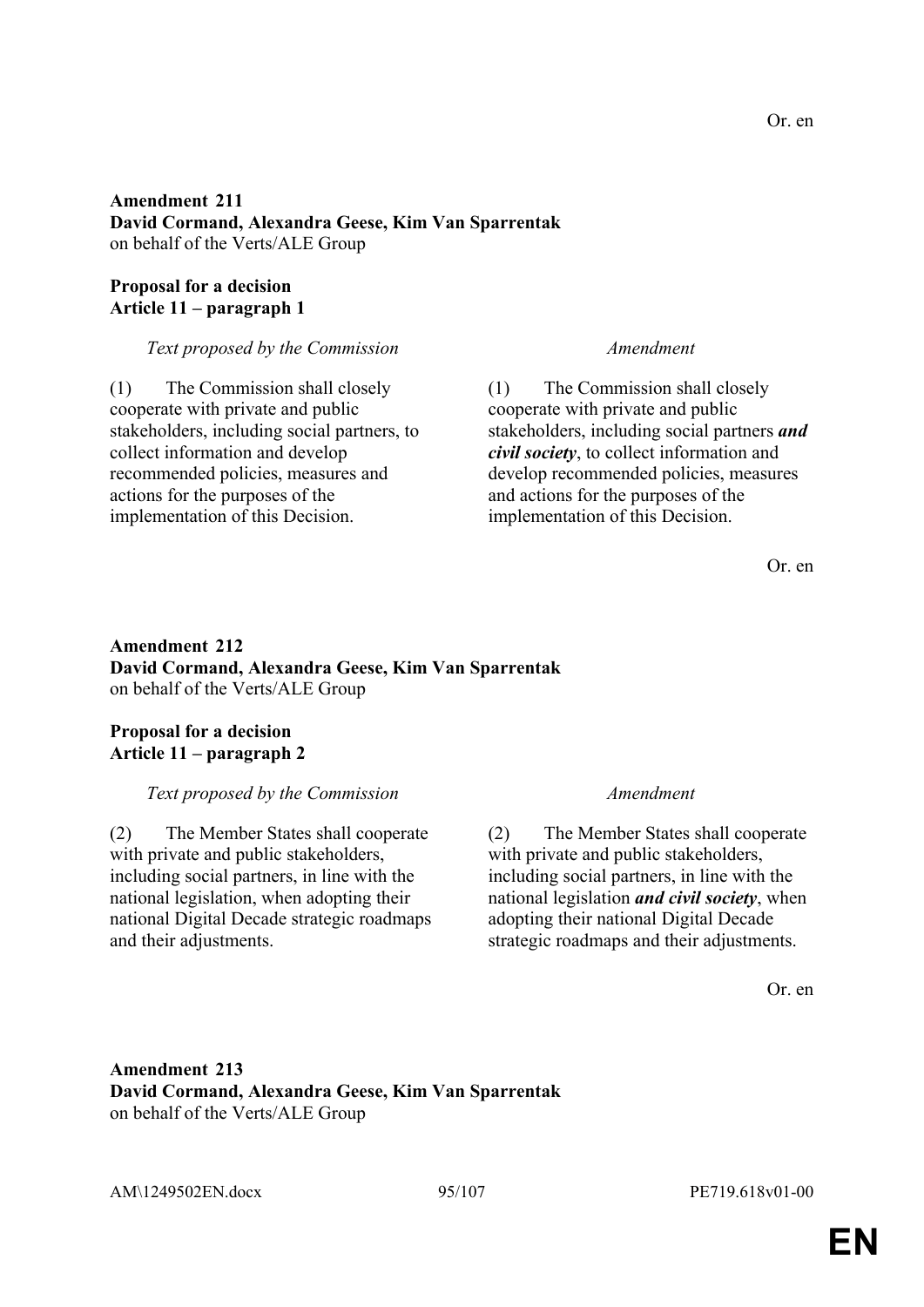Or. en

**Amendment 211**
**David Cormand, Alexandra Geese, Kim Van Sparrentak**
on behalf of the Verts/ALE Group

**Proposal for a decision**
**Article 11 – paragraph 1**

| *Text proposed by the Commission* | *Amendment* |
| --- | --- |
| (1) The Commission shall closely cooperate with private and public stakeholders, including social partners, to collect information and develop recommended policies, measures and actions for the purposes of the implementation of this Decision. | (1) The Commission shall closely cooperate with private and public stakeholders, including social partners ***and civil society***, to collect information and develop recommended policies, measures and actions for the purposes of the implementation of this Decision. |

Or. en

**Amendment 212**
**David Cormand, Alexandra Geese, Kim Van Sparrentak**
on behalf of the Verts/ALE Group

**Proposal for a decision**
**Article 11 – paragraph 2**

| *Text proposed by the Commission* | *Amendment* |
| --- | --- |
| (2) The Member States shall cooperate with private and public stakeholders, including social partners, in line with the national legislation, when adopting their national Digital Decade strategic roadmaps and their adjustments. | (2) The Member States shall cooperate with private and public stakeholders, including social partners, in line with the national legislation ***and civil society***, when adopting their national Digital Decade strategic roadmaps and their adjustments. |

Or. en

**Amendment 213**
**David Cormand, Alexandra Geese, Kim Van Sparrentak**
on behalf of the Verts/ALE Group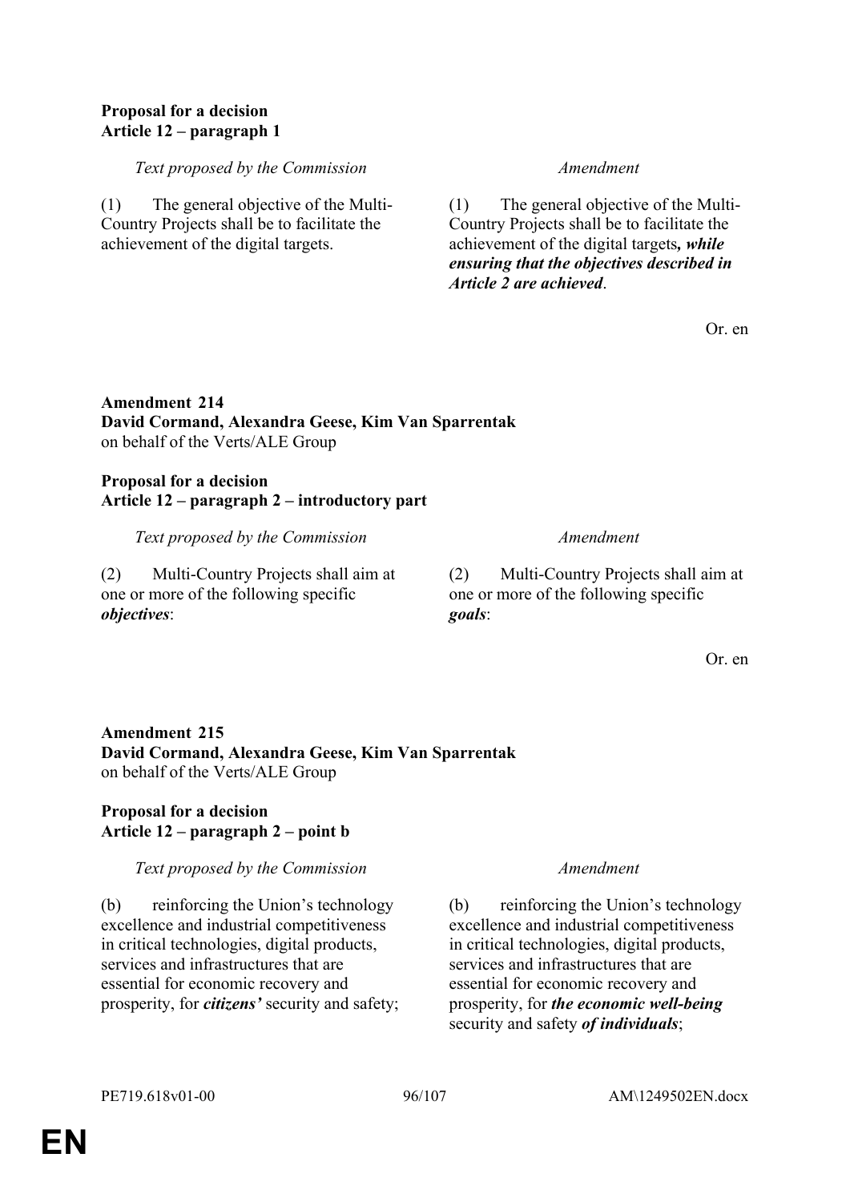**Proposal for a decision**
**Article 12 – paragraph 1**

| *Text proposed by the Commission* | *Amendment* |
|---|---|
| (1) The general objective of the Multi-Country Projects shall be to facilitate the achievement of the digital targets. | (1) The general objective of the Multi-Country Projects shall be to facilitate the achievement of the digital targets***, while ensuring that the objectives described in Article 2 are achieved***. |

Or. en

**Amendment 214**
**David Cormand, Alexandra Geese, Kim Van Sparrentak**
on behalf of the Verts/ALE Group

**Proposal for a decision**
**Article 12 – paragraph 2 – introductory part**

| *Text proposed by the Commission* | *Amendment* |
|---|---|
| (2) Multi-Country Projects shall aim at one or more of the following specific ***objectives***: | (2) Multi-Country Projects shall aim at one or more of the following specific ***goals***: |

Or. en

**Amendment 215**
**David Cormand, Alexandra Geese, Kim Van Sparrentak**
on behalf of the Verts/ALE Group

**Proposal for a decision**
**Article 12 – paragraph 2 – point b**

| *Text proposed by the Commission* | *Amendment* |
|---|---|
| (b) reinforcing the Union's technology excellence and industrial competitiveness in critical technologies, digital products, services and infrastructures that are essential for economic recovery and prosperity, for ***citizens'*** security and safety; | (b) reinforcing the Union's technology excellence and industrial competitiveness in critical technologies, digital products, services and infrastructures that are essential for economic recovery and prosperity, for ***the economic well-being*** security and safety ***of individuals***; |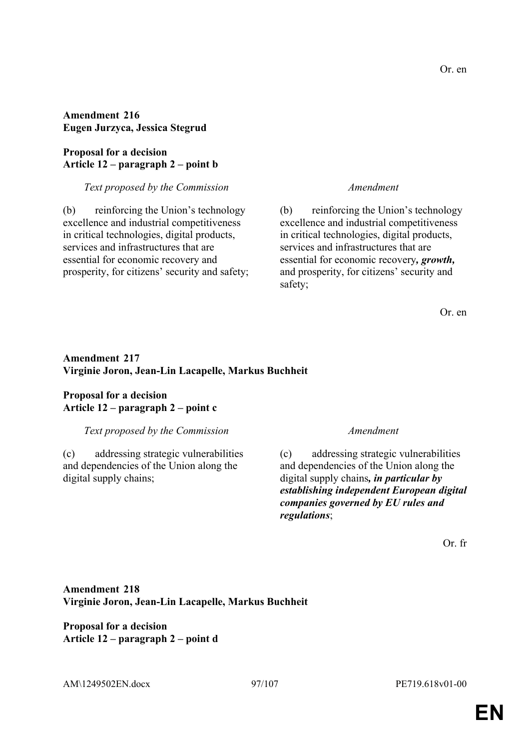Or. en

**Amendment 216**
**Eugen Jurzyca, Jessica Stegrud**

**Proposal for a decision**
**Article 12 – paragraph 2 – point b**

| *Text proposed by the Commission* | *Amendment* |
|---|---|
| (b) reinforcing the Union's technology excellence and industrial competitiveness in critical technologies, digital products, services and infrastructures that are essential for economic recovery and prosperity, for citizens' security and safety; | (b) reinforcing the Union's technology excellence and industrial competitiveness in critical technologies, digital products, services and infrastructures that are essential for economic recovery***, growth,*** and prosperity, for citizens' security and safety; |

Or. en

**Amendment 217**
**Virginie Joron, Jean-Lin Lacapelle, Markus Buchheit**

**Proposal for a decision**
**Article 12 – paragraph 2 – point c**

| *Text proposed by the Commission* | *Amendment* |
|---|---|
| (c) addressing strategic vulnerabilities and dependencies of the Union along the digital supply chains; | (c) addressing strategic vulnerabilities and dependencies of the Union along the digital supply chains***, in particular by establishing independent European digital companies governed by EU rules and regulations***; |

Or. fr

**Amendment 218**
**Virginie Joron, Jean-Lin Lacapelle, Markus Buchheit**

**Proposal for a decision**
**Article 12 – paragraph 2 – point d**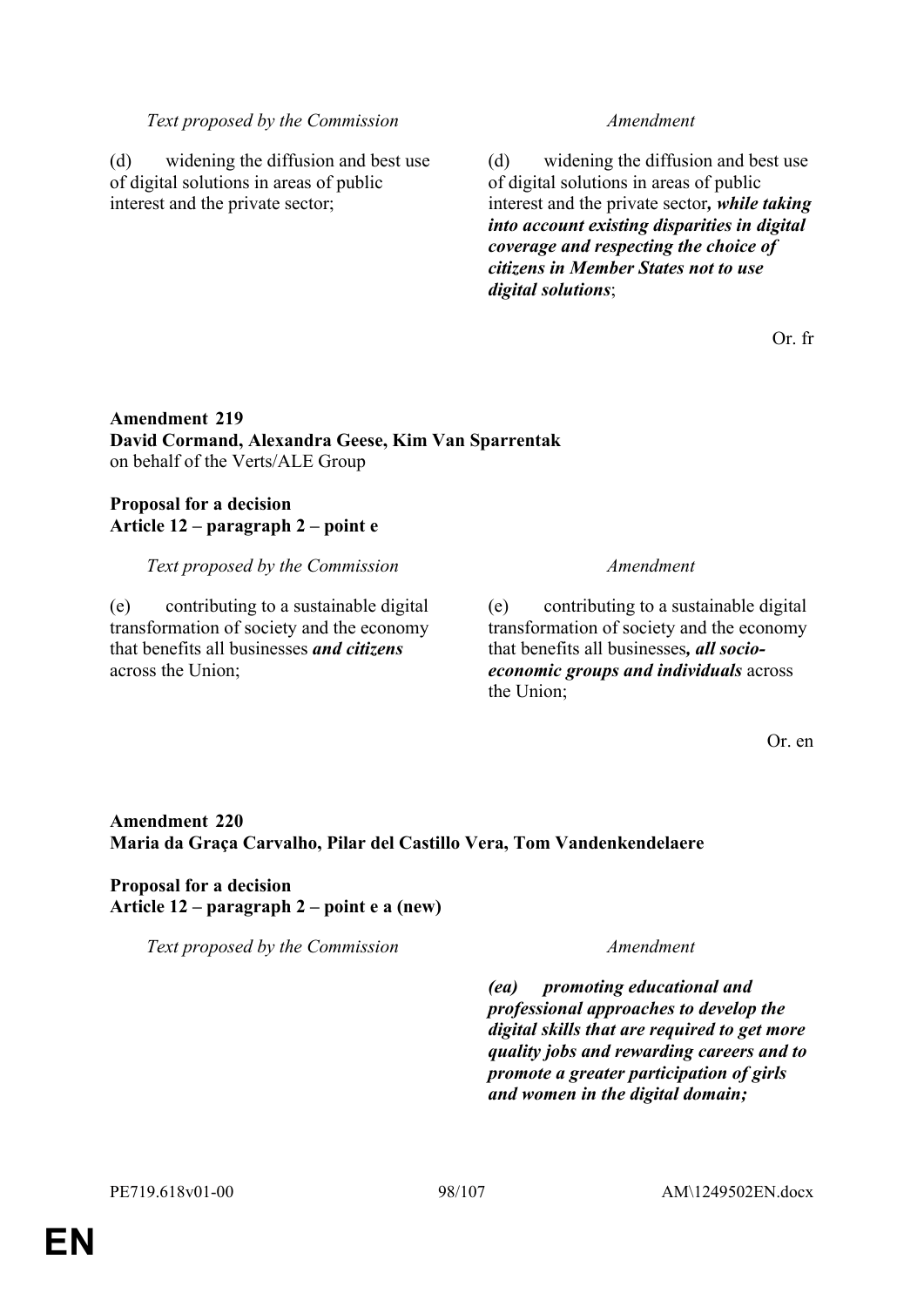| Text proposed by the Commission | Amendment |
|---|---|
| (d) widening the diffusion and best use of digital solutions in areas of public interest and the private sector; | (d) widening the diffusion and best use of digital solutions in areas of public interest and the private sector***, while taking into account existing disparities in digital coverage and respecting the choice of citizens in Member States not to use digital solutions***; |

Or. fr

**Amendment 219**
**David Cormand, Alexandra Geese, Kim Van Sparrentak**
on behalf of the Verts/ALE Group

**Proposal for a decision**
**Article 12 – paragraph 2 – point e**

| Text proposed by the Commission | Amendment |
|---|---|
| (e) contributing to a sustainable digital transformation of society and the economy that benefits all businesses ***and citizens*** across the Union; | (e) contributing to a sustainable digital transformation of society and the economy that benefits all businesses***, all socio-economic groups and individuals*** across the Union; |

Or. en

**Amendment 220**
**Maria da Graça Carvalho, Pilar del Castillo Vera, Tom Vandenkendelaere**

**Proposal for a decision**
**Article 12 – paragraph 2 – point e a (new)**

| Text proposed by the Commission | Amendment |
|---|---|
| | ***(ea) promoting educational and professional approaches to develop the digital skills that are required to get more quality jobs and rewarding careers and to promote a greater participation of girls and women in the digital domain;*** |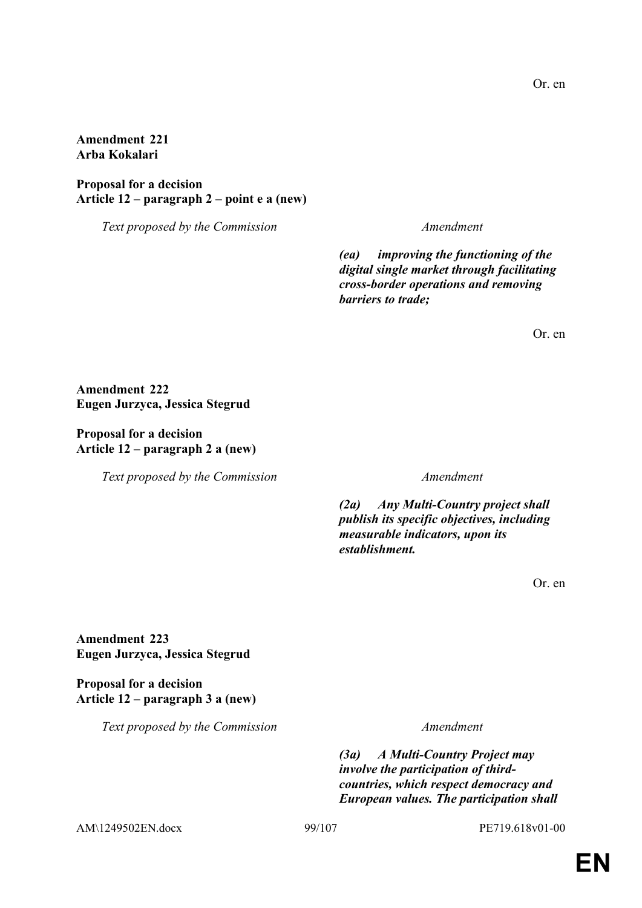Or. en

**Amendment 221**
**Arba Kokalari**

**Proposal for a decision**
**Article 12 – paragraph 2 – point e a (new)**

| *Text proposed by the Commission* | *Amendment* |
|---|---|
| | ***(ea) improving the functioning of the digital single market through facilitating cross-border operations and removing barriers to trade;*** |

Or. en

**Amendment 222**
**Eugen Jurzyca, Jessica Stegrud**

**Proposal for a decision**
**Article 12 – paragraph 2 a (new)**

| *Text proposed by the Commission* | *Amendment* |
|---|---|
| | ***(2a) Any Multi-Country project shall publish its specific objectives, including measurable indicators, upon its establishment.*** |

Or. en

**Amendment 223**
**Eugen Jurzyca, Jessica Stegrud**

**Proposal for a decision**
**Article 12 – paragraph 3 a (new)**

| *Text proposed by the Commission* | *Amendment* |
|---|---|
| | ***(3a) A Multi-Country Project may involve the participation of third-countries, which respect democracy and European values. The participation shall*** |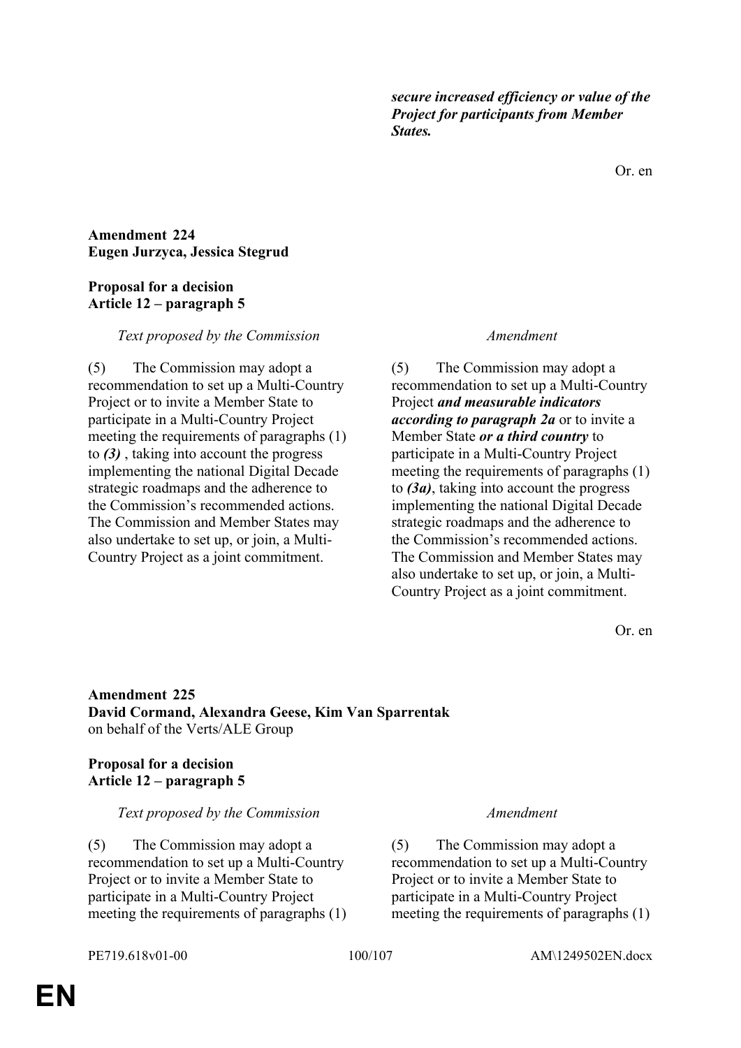| | |
|---|---|
| | ***secure increased efficiency or value of the Project for participants from Member States.*** |

Or. en

**Amendment 224**
**Eugen Jurzyca, Jessica Stegrud**

**Proposal for a decision**
**Article 12 – paragraph 5**

| *Text proposed by the Commission* | *Amendment* |
|---|---|
| (5) The Commission may adopt a recommendation to set up a Multi-Country Project or to invite a Member State to participate in a Multi-Country Project meeting the requirements of paragraphs (1) to ***(3)*** , taking into account the progress implementing the national Digital Decade strategic roadmaps and the adherence to the Commission's recommended actions. The Commission and Member States may also undertake to set up, or join, a Multi-Country Project as a joint commitment. | (5) The Commission may adopt a recommendation to set up a Multi-Country Project ***and measurable indicators according to paragraph 2a*** or to invite a Member State ***or a third country*** to participate in a Multi-Country Project meeting the requirements of paragraphs (1) to ***(3a)***, taking into account the progress implementing the national Digital Decade strategic roadmaps and the adherence to the Commission's recommended actions. The Commission and Member States may also undertake to set up, or join, a Multi-Country Project as a joint commitment. |

Or. en

**Amendment 225**
**David Cormand, Alexandra Geese, Kim Van Sparrentak**
on behalf of the Verts/ALE Group

**Proposal for a decision**
**Article 12 – paragraph 5**

| *Text proposed by the Commission* | *Amendment* |
|---|---|
| (5) The Commission may adopt a recommendation to set up a Multi-Country Project or to invite a Member State to participate in a Multi-Country Project meeting the requirements of paragraphs (1) | (5) The Commission may adopt a recommendation to set up a Multi-Country Project or to invite a Member State to participate in a Multi-Country Project meeting the requirements of paragraphs (1) |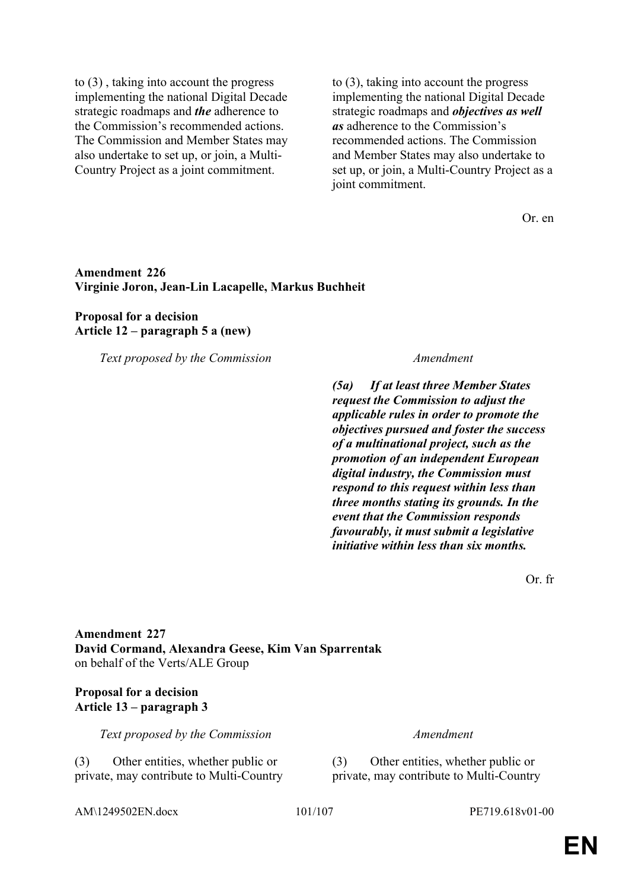| | |
|---|---|
| to (3) , taking into account the progress implementing the national Digital Decade strategic roadmaps and ***the*** adherence to the Commission's recommended actions. The Commission and Member States may also undertake to set up, or join, a Multi-Country Project as a joint commitment. | to (3), taking into account the progress implementing the national Digital Decade strategic roadmaps and ***objectives as well as*** adherence to the Commission's recommended actions. The Commission and Member States may also undertake to set up, or join, a Multi-Country Project as a joint commitment. |

Or. en

**Amendment 226**
**Virginie Joron, Jean-Lin Lacapelle, Markus Buchheit**

**Proposal for a decision**
**Article 12 – paragraph 5 a (new)**

| *Text proposed by the Commission* | *Amendment* |
|---|---|
| | ***(5a) If at least three Member States request the Commission to adjust the applicable rules in order to promote the objectives pursued and foster the success of a multinational project, such as the promotion of an independent European digital industry, the Commission must respond to this request within less than three months stating its grounds. In the event that the Commission responds favourably, it must submit a legislative initiative within less than six months.*** |

Or. fr

**Amendment 227**
**David Cormand, Alexandra Geese, Kim Van Sparrentak**
on behalf of the Verts/ALE Group

**Proposal for a decision**
**Article 13 – paragraph 3**

| *Text proposed by the Commission* | *Amendment* |
|---|---|
| (3) Other entities, whether public or private, may contribute to Multi-Country | (3) Other entities, whether public or private, may contribute to Multi-Country |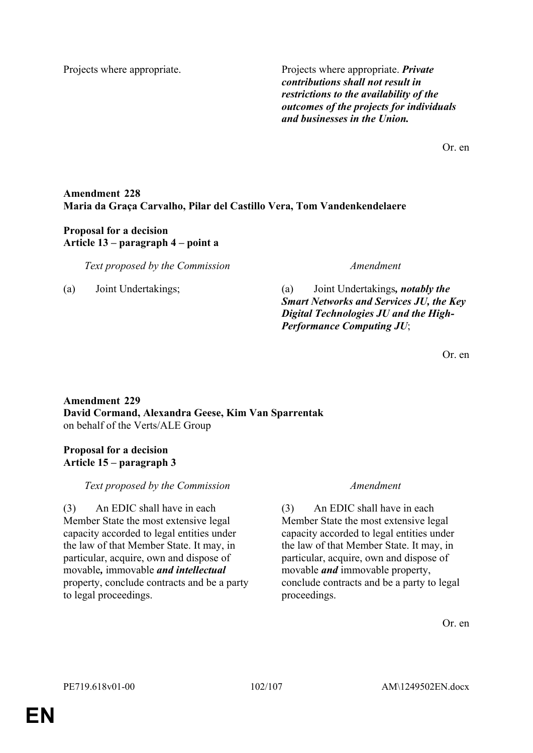| | |
|---|---|
| Projects where appropriate. | Projects where appropriate. ***Private contributions shall not result in restrictions to the availability of the outcomes of the projects for individuals and businesses in the Union.*** |

Or. en

**Amendment 228**
**Maria da Graça Carvalho, Pilar del Castillo Vera, Tom Vandenkendelaere**

**Proposal for a decision**
**Article 13 – paragraph 4 – point a**

| *Text proposed by the Commission* | *Amendment* |
|---|---|
| (a) Joint Undertakings; | (a) Joint Undertakings***, notably the Smart Networks and Services JU, the Key Digital Technologies JU and the High-Performance Computing JU***; |

Or. en

**Amendment 229**
**David Cormand, Alexandra Geese, Kim Van Sparrentak**
on behalf of the Verts/ALE Group

**Proposal for a decision**
**Article 15 – paragraph 3**

| *Text proposed by the Commission* | *Amendment* |
|---|---|
| (3) An EDIC shall have in each Member State the most extensive legal capacity accorded to legal entities under the law of that Member State. It may, in particular, acquire, own and dispose of movable***,*** immovable ***and intellectual*** property, conclude contracts and be a party to legal proceedings. | (3) An EDIC shall have in each Member State the most extensive legal capacity accorded to legal entities under the law of that Member State. It may, in particular, acquire, own and dispose of movable ***and*** immovable property, conclude contracts and be a party to legal proceedings. |

Or. en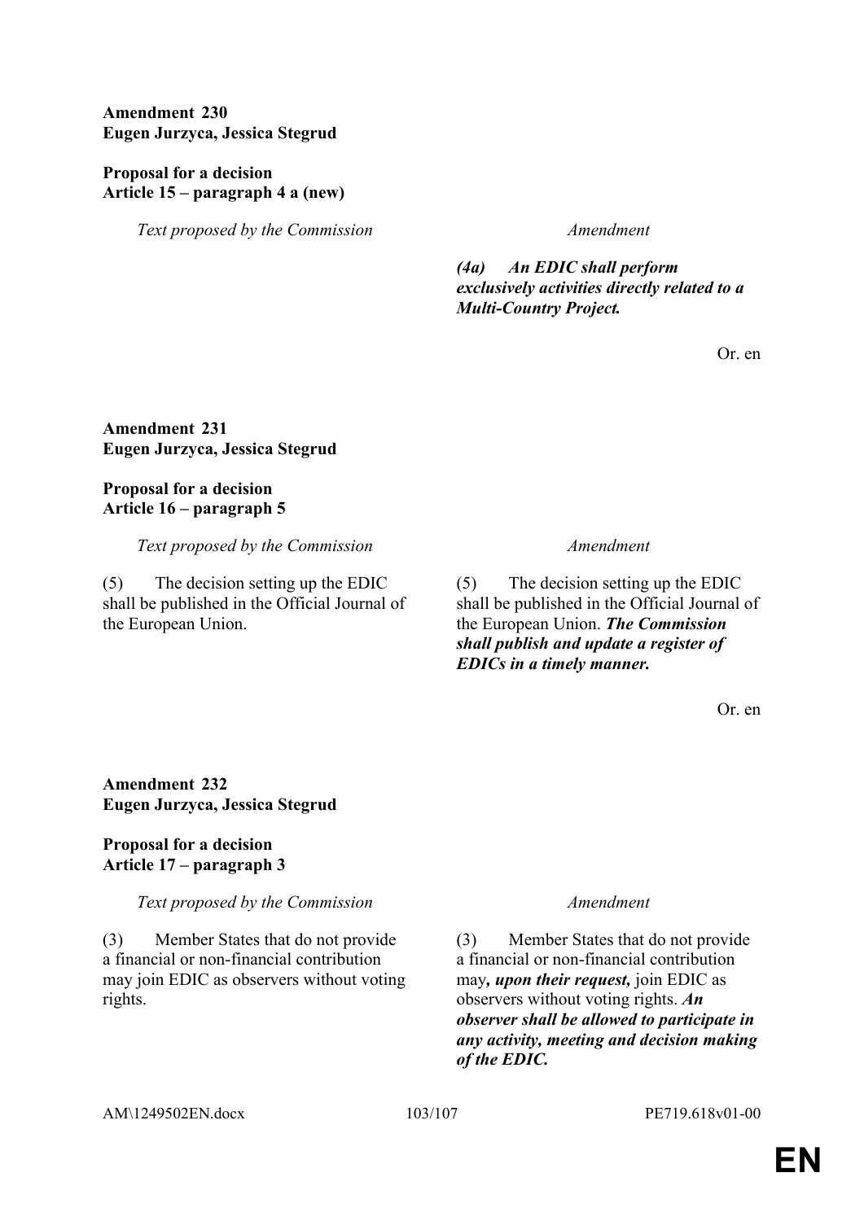**Amendment 230**
**Eugen Jurzyca, Jessica Stegrud**

**Proposal for a decision**
**Article 15 – paragraph 4 a (new)**

| *Text proposed by the Commission* | *Amendment* |
|---|---|
| | ***(4a) An EDIC shall perform exclusively activities directly related to a Multi-Country Project.*** |

Or. en

**Amendment 231**
**Eugen Jurzyca, Jessica Stegrud**

**Proposal for a decision**
**Article 16 – paragraph 5**

| *Text proposed by the Commission* | *Amendment* |
|---|---|
| (5) The decision setting up the EDIC shall be published in the Official Journal of the European Union. | (5) The decision setting up the EDIC shall be published in the Official Journal of the European Union. ***The Commission shall publish and update a register of EDICs in a timely manner.*** |

Or. en

**Amendment 232**
**Eugen Jurzyca, Jessica Stegrud**

**Proposal for a decision**
**Article 17 – paragraph 3**

| *Text proposed by the Commission* | *Amendment* |
|---|---|
| (3) Member States that do not provide a financial or non-financial contribution may join EDIC as observers without voting rights. | (3) Member States that do not provide a financial or non-financial contribution may***, upon their request,*** join EDIC as observers without voting rights. ***An observer shall be allowed to participate in any activity, meeting and decision making of the EDIC.*** |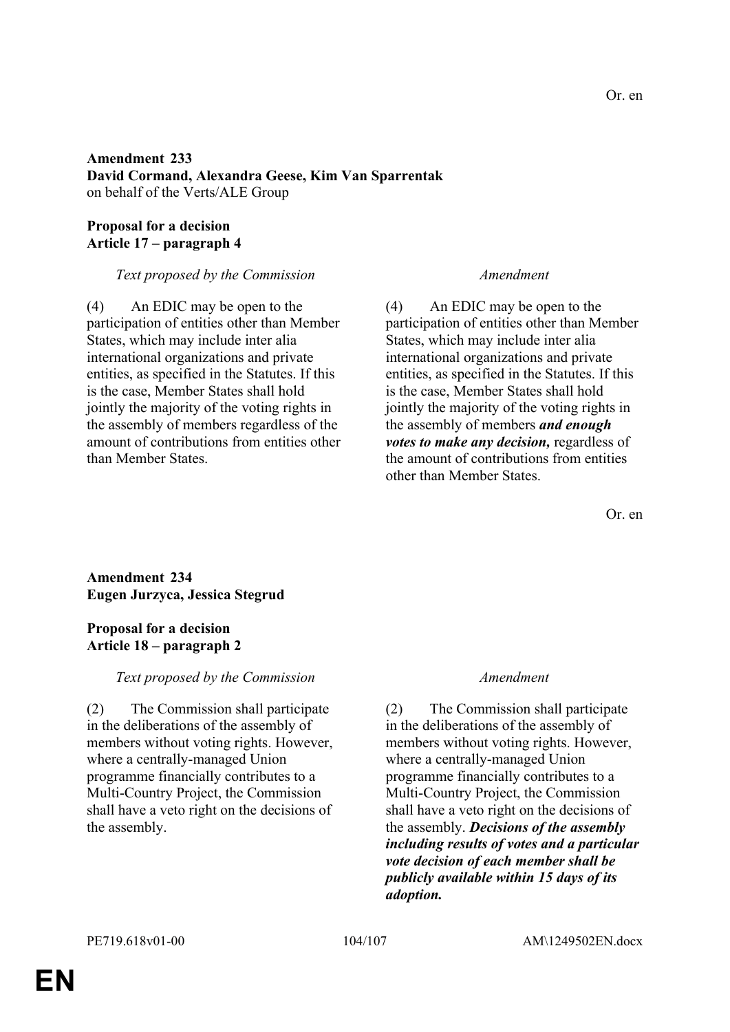Or. en

**Amendment 233**
**David Cormand, Alexandra Geese, Kim Van Sparrentak**
on behalf of the Verts/ALE Group

**Proposal for a decision**
**Article 17 – paragraph 4**

| *Text proposed by the Commission* | *Amendment* |
|---|---|
| (4) An EDIC may be open to the participation of entities other than Member States, which may include inter alia international organizations and private entities, as specified in the Statutes. If this is the case, Member States shall hold jointly the majority of the voting rights in the assembly of members regardless of the amount of contributions from entities other than Member States. | (4) An EDIC may be open to the participation of entities other than Member States, which may include inter alia international organizations and private entities, as specified in the Statutes. If this is the case, Member States shall hold jointly the majority of the voting rights in the assembly of members ***and enough votes to make any decision,*** regardless of the amount of contributions from entities other than Member States. |

Or. en

**Amendment 234**
**Eugen Jurzyca, Jessica Stegrud**

**Proposal for a decision**
**Article 18 – paragraph 2**

| *Text proposed by the Commission* | *Amendment* |
|---|---|
| (2) The Commission shall participate in the deliberations of the assembly of members without voting rights. However, where a centrally-managed Union programme financially contributes to a Multi-Country Project, the Commission shall have a veto right on the decisions of the assembly. | (2) The Commission shall participate in the deliberations of the assembly of members without voting rights. However, where a centrally-managed Union programme financially contributes to a Multi-Country Project, the Commission shall have a veto right on the decisions of the assembly. ***Decisions of the assembly including results of votes and a particular vote decision of each member shall be publicly available within 15 days of its adoption.*** |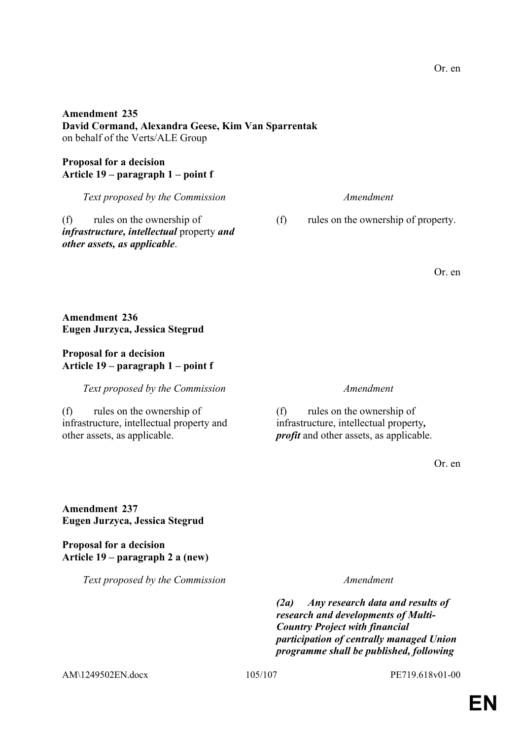Or. en

**Amendment 235**
**David Cormand, Alexandra Geese, Kim Van Sparrentak**
on behalf of the Verts/ALE Group

**Proposal for a decision**
**Article 19 – paragraph 1 – point f**

| *Text proposed by the Commission* | *Amendment* |
|---|---|
| (f) rules on the ownership of ***infrastructure, intellectual*** property ***and other assets, as applicable***. | (f) rules on the ownership of property. |

Or. en

**Amendment 236**
**Eugen Jurzyca, Jessica Stegrud**

**Proposal for a decision**
**Article 19 – paragraph 1 – point f**

| *Text proposed by the Commission* | *Amendment* |
|---|---|
| (f) rules on the ownership of infrastructure, intellectual property and other assets, as applicable. | (f) rules on the ownership of infrastructure, intellectual property***, profit*** and other assets, as applicable. |

Or. en

**Amendment 237**
**Eugen Jurzyca, Jessica Stegrud**

**Proposal for a decision**
**Article 19 – paragraph 2 a (new)**

| *Text proposed by the Commission* | *Amendment* |
|---|---|
| | ***(2a) Any research data and results of research and developments of Multi-Country Project with financial participation of centrally managed Union programme shall be published, following*** |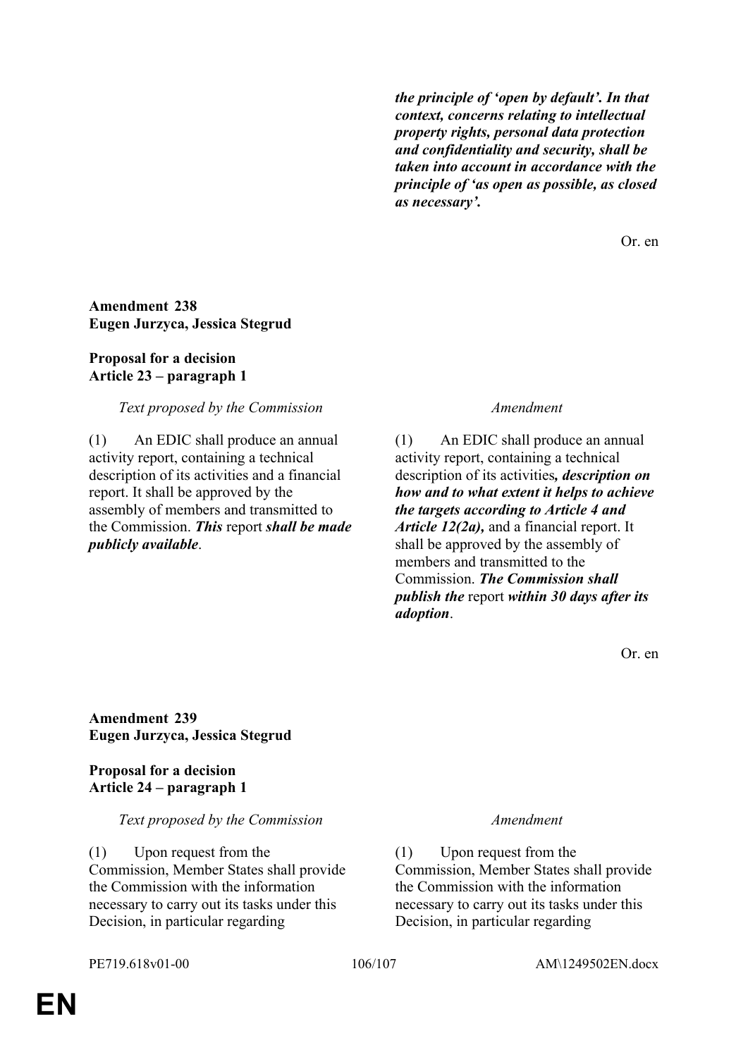| | |
|---|---|
| | ***the principle of 'open by default'. In that context, concerns relating to intellectual property rights, personal data protection and confidentiality and security, shall be taken into account in accordance with the principle of 'as open as possible, as closed as necessary'.*** |

Or. en

**Amendment 238**
**Eugen Jurzyca, Jessica Stegrud**

**Proposal for a decision**
**Article 23 – paragraph 1**

| *Text proposed by the Commission* | *Amendment* |
|---|---|
| (1) An EDIC shall produce an annual activity report, containing a technical description of its activities and a financial report. It shall be approved by the assembly of members and transmitted to the Commission. ***This*** report ***shall be made publicly available***. | (1) An EDIC shall produce an annual activity report, containing a technical description of its activities***, description on how and to what extent it helps to achieve the targets according to Article 4 and Article 12(2a),*** and a financial report. It shall be approved by the assembly of members and transmitted to the Commission. ***The Commission shall publish the*** report ***within 30 days after its adoption***. |

Or. en

**Amendment 239**
**Eugen Jurzyca, Jessica Stegrud**

**Proposal for a decision**
**Article 24 – paragraph 1**

| *Text proposed by the Commission* | *Amendment* |
|---|---|
| (1) Upon request from the Commission, Member States shall provide the Commission with the information necessary to carry out its tasks under this Decision, in particular regarding | (1) Upon request from the Commission, Member States shall provide the Commission with the information necessary to carry out its tasks under this Decision, in particular regarding |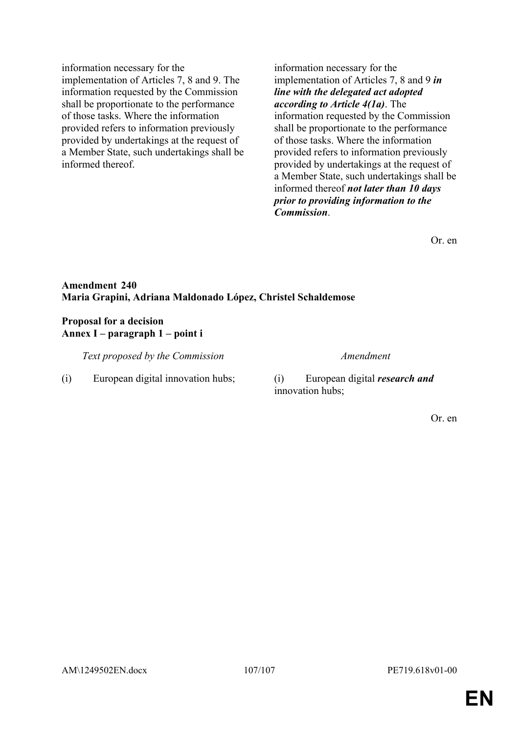| Text proposed by the Commission | Amendment |
|---|---|
| information necessary for the implementation of Articles 7, 8 and 9. The information requested by the Commission shall be proportionate to the performance of those tasks. Where the information provided refers to information previously provided by undertakings at the request of a Member State, such undertakings shall be informed thereof. | information necessary for the implementation of Articles 7, 8 and 9 ***in line with the delegated act adopted according to Article 4(1a)***. The information requested by the Commission shall be proportionate to the performance of those tasks. Where the information provided refers to information previously provided by undertakings at the request of a Member State, such undertakings shall be informed thereof ***not later than 10 days prior to providing information to the Commission***. |

Or. en

**Amendment 240**
**Maria Grapini, Adriana Maldonado López, Christel Schaldemose**

**Proposal for a decision**
**Annex I – paragraph 1 – point i**

| *Text proposed by the Commission* | *Amendment* |
|---|---|
| (i) European digital innovation hubs; | (i) European digital ***research and*** innovation hubs; |

Or. en